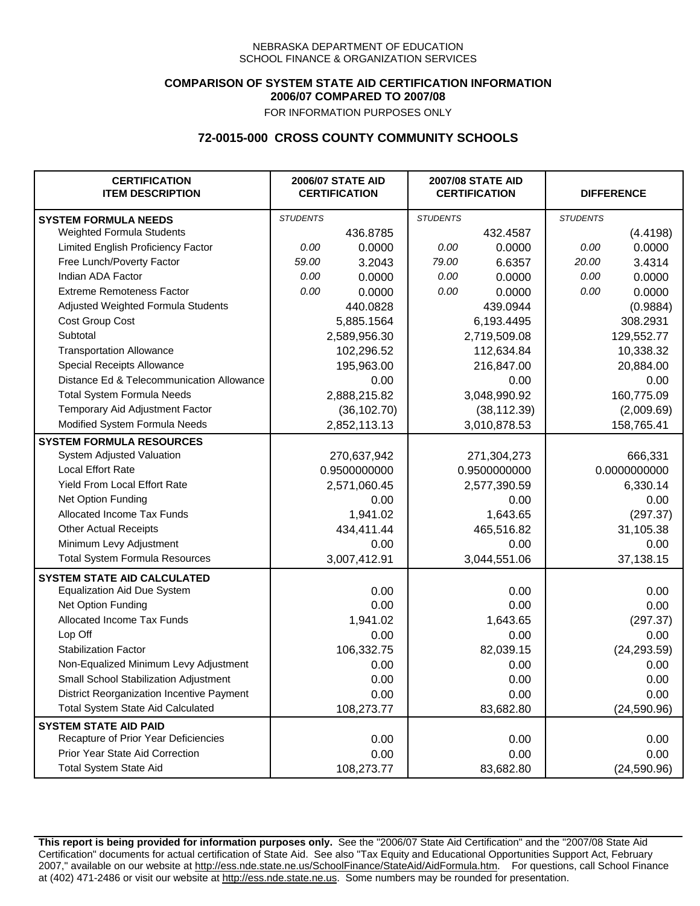NEBRASKA DEPARTMENT OF EDUCATION
SCHOOL FINANCE & ORGANIZATION SERVICES

**COMPARISON OF SYSTEM STATE AID CERTIFICATION INFORMATION**
**2006/07 COMPARED TO 2007/08**

FOR INFORMATION PURPOSES ONLY

## 72-0015-000 CROSS COUNTY COMMUNITY SCHOOLS

| CERTIFICATION ITEM DESCRIPTION | 2006/07 STATE AID CERTIFICATION | | 2007/08 STATE AID CERTIFICATION | | DIFFERENCE | |
|---|---|---|---|---|---|---|
| **SYSTEM FORMULA NEEDS** | *STUDENTS* | | *STUDENTS* | | *STUDENTS* | |
| Weighted Formula Students | | 436.8785 | | 432.4587 | | (4.4198) |
| Limited English Proficiency Factor | *0.00* | 0.0000 | *0.00* | 0.0000 | *0.00* | 0.0000 |
| Free Lunch/Poverty Factor | *59.00* | 3.2043 | *79.00* | 6.6357 | *20.00* | 3.4314 |
| Indian ADA Factor | *0.00* | 0.0000 | *0.00* | 0.0000 | *0.00* | 0.0000 |
| Extreme Remoteness Factor | *0.00* | 0.0000 | *0.00* | 0.0000 | *0.00* | 0.0000 |
| Adjusted Weighted Formula Students | | 440.0828 | | 439.0944 | | (0.9884) |
| Cost Group Cost | | 5,885.1564 | | 6,193.4495 | | 308.2931 |
| Subtotal | | 2,589,956.30 | | 2,719,509.08 | | 129,552.77 |
| Transportation Allowance | | 102,296.52 | | 112,634.84 | | 10,338.32 |
| Special Receipts Allowance | | 195,963.00 | | 216,847.00 | | 20,884.00 |
| Distance Ed & Telecommunication Allowance | | 0.00 | | 0.00 | | 0.00 |
| Total System Formula Needs | | 2,888,215.82 | | 3,048,990.92 | | 160,775.09 |
| Temporary Aid Adjustment Factor | | (36,102.70) | | (38,112.39) | | (2,009.69) |
| Modified System Formula Needs | | 2,852,113.13 | | 3,010,878.53 | | 158,765.41 |
| **SYSTEM FORMULA RESOURCES** | | | | | | |
| System Adjusted Valuation | | 270,637,942 | | 271,304,273 | | 666,331 |
| Local Effort Rate | | 0.9500000000 | | 0.9500000000 | | 0.0000000000 |
| Yield From Local Effort Rate | | 2,571,060.45 | | 2,577,390.59 | | 6,330.14 |
| Net Option Funding | | 0.00 | | 0.00 | | 0.00 |
| Allocated Income Tax Funds | | 1,941.02 | | 1,643.65 | | (297.37) |
| Other Actual Receipts | | 434,411.44 | | 465,516.82 | | 31,105.38 |
| Minimum Levy Adjustment | | 0.00 | | 0.00 | | 0.00 |
| Total System Formula Resources | | 3,007,412.91 | | 3,044,551.06 | | 37,138.15 |
| **SYSTEM STATE AID CALCULATED** | | | | | | |
| Equalization Aid Due System | | 0.00 | | 0.00 | | 0.00 |
| Net Option Funding | | 0.00 | | 0.00 | | 0.00 |
| Allocated Income Tax Funds | | 1,941.02 | | 1,643.65 | | (297.37) |
| Lop Off | | 0.00 | | 0.00 | | 0.00 |
| Stabilization Factor | | 106,332.75 | | 82,039.15 | | (24,293.59) |
| Non-Equalized Minimum Levy Adjustment | | 0.00 | | 0.00 | | 0.00 |
| Small School Stabilization Adjustment | | 0.00 | | 0.00 | | 0.00 |
| District Reorganization Incentive Payment | | 0.00 | | 0.00 | | 0.00 |
| Total System State Aid Calculated | | 108,273.77 | | 83,682.80 | | (24,590.96) |
| **SYSTEM STATE AID PAID** | | | | | | |
| Recapture of Prior Year Deficiencies | | 0.00 | | 0.00 | | 0.00 |
| Prior Year State Aid Correction | | 0.00 | | 0.00 | | 0.00 |
| Total System State Aid | | 108,273.77 | | 83,682.80 | | (24,590.96) |

**This report is being provided for information purposes only.** See the "2006/07 State Aid Certification" and the "2007/08 State Aid Certification" documents for actual certification of State Aid. See also "Tax Equity and Educational Opportunities Support Act, February 2007," available on our website at http://ess.nde.state.ne.us/SchoolFinance/StateAid/AidFormula.htm. For questions, call School Finance at (402) 471-2486 or visit our website at http://ess.nde.state.ne.us. Some numbers may be rounded for presentation.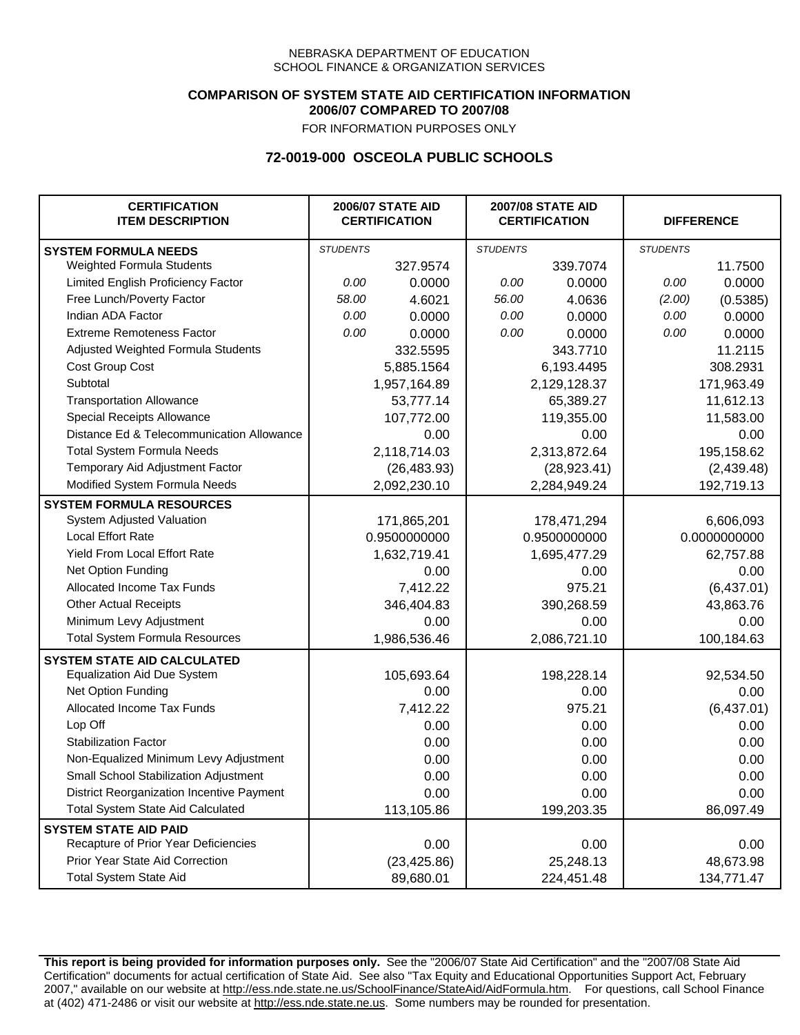NEBRASKA DEPARTMENT OF EDUCATION
SCHOOL FINANCE & ORGANIZATION SERVICES

**COMPARISON OF SYSTEM STATE AID CERTIFICATION INFORMATION**
**2006/07 COMPARED TO 2007/08**
FOR INFORMATION PURPOSES ONLY

## 72-0019-000 OSCEOLA PUBLIC SCHOOLS

| CERTIFICATION ITEM DESCRIPTION | 2006/07 STATE AID CERTIFICATION | | 2007/08 STATE AID CERTIFICATION | | DIFFERENCE | |
|---|---|---|---|---|---|---|
| **SYSTEM FORMULA NEEDS** | *STUDENTS* | | *STUDENTS* | | *STUDENTS* | |
| Weighted Formula Students | | 327.9574 | | 339.7074 | | 11.7500 |
| Limited English Proficiency Factor | *0.00* | 0.0000 | *0.00* | 0.0000 | *0.00* | 0.0000 |
| Free Lunch/Poverty Factor | *58.00* | 4.6021 | *56.00* | 4.0636 | *(2.00)* | (0.5385) |
| Indian ADA Factor | *0.00* | 0.0000 | *0.00* | 0.0000 | *0.00* | 0.0000 |
| Extreme Remoteness Factor | *0.00* | 0.0000 | *0.00* | 0.0000 | *0.00* | 0.0000 |
| Adjusted Weighted Formula Students | | 332.5595 | | 343.7710 | | 11.2115 |
| Cost Group Cost | | 5,885.1564 | | 6,193.4495 | | 308.2931 |
| Subtotal | | 1,957,164.89 | | 2,129,128.37 | | 171,963.49 |
| Transportation Allowance | | 53,777.14 | | 65,389.27 | | 11,612.13 |
| Special Receipts Allowance | | 107,772.00 | | 119,355.00 | | 11,583.00 |
| Distance Ed & Telecommunication Allowance | | 0.00 | | 0.00 | | 0.00 |
| Total System Formula Needs | | 2,118,714.03 | | 2,313,872.64 | | 195,158.62 |
| Temporary Aid Adjustment Factor | | (26,483.93) | | (28,923.41) | | (2,439.48) |
| Modified System Formula Needs | | 2,092,230.10 | | 2,284,949.24 | | 192,719.13 |
| **SYSTEM FORMULA RESOURCES** | | | | | | |
| System Adjusted Valuation | | 171,865,201 | | 178,471,294 | | 6,606,093 |
| Local Effort Rate | | 0.9500000000 | | 0.9500000000 | | 0.0000000000 |
| Yield From Local Effort Rate | | 1,632,719.41 | | 1,695,477.29 | | 62,757.88 |
| Net Option Funding | | 0.00 | | 0.00 | | 0.00 |
| Allocated Income Tax Funds | | 7,412.22 | | 975.21 | | (6,437.01) |
| Other Actual Receipts | | 346,404.83 | | 390,268.59 | | 43,863.76 |
| Minimum Levy Adjustment | | 0.00 | | 0.00 | | 0.00 |
| Total System Formula Resources | | 1,986,536.46 | | 2,086,721.10 | | 100,184.63 |
| **SYSTEM STATE AID CALCULATED** | | | | | | |
| Equalization Aid Due System | | 105,693.64 | | 198,228.14 | | 92,534.50 |
| Net Option Funding | | 0.00 | | 0.00 | | 0.00 |
| Allocated Income Tax Funds | | 7,412.22 | | 975.21 | | (6,437.01) |
| Lop Off | | 0.00 | | 0.00 | | 0.00 |
| Stabilization Factor | | 0.00 | | 0.00 | | 0.00 |
| Non-Equalized Minimum Levy Adjustment | | 0.00 | | 0.00 | | 0.00 |
| Small School Stabilization Adjustment | | 0.00 | | 0.00 | | 0.00 |
| District Reorganization Incentive Payment | | 0.00 | | 0.00 | | 0.00 |
| Total System State Aid Calculated | | 113,105.86 | | 199,203.35 | | 86,097.49 |
| **SYSTEM STATE AID PAID** | | | | | | |
| Recapture of Prior Year Deficiencies | | 0.00 | | 0.00 | | 0.00 |
| Prior Year State Aid Correction | | (23,425.86) | | 25,248.13 | | 48,673.98 |
| Total System State Aid | | 89,680.01 | | 224,451.48 | | 134,771.47 |

**This report is being provided for information purposes only.** See the "2006/07 State Aid Certification" and the "2007/08 State Aid Certification" documents for actual certification of State Aid. See also "Tax Equity and Educational Opportunities Support Act, February 2007," available on our website at http://ess.nde.state.ne.us/SchoolFinance/StateAid/AidFormula.htm. For questions, call School Finance at (402) 471-2486 or visit our website at http://ess.nde.state.ne.us. Some numbers may be rounded for presentation.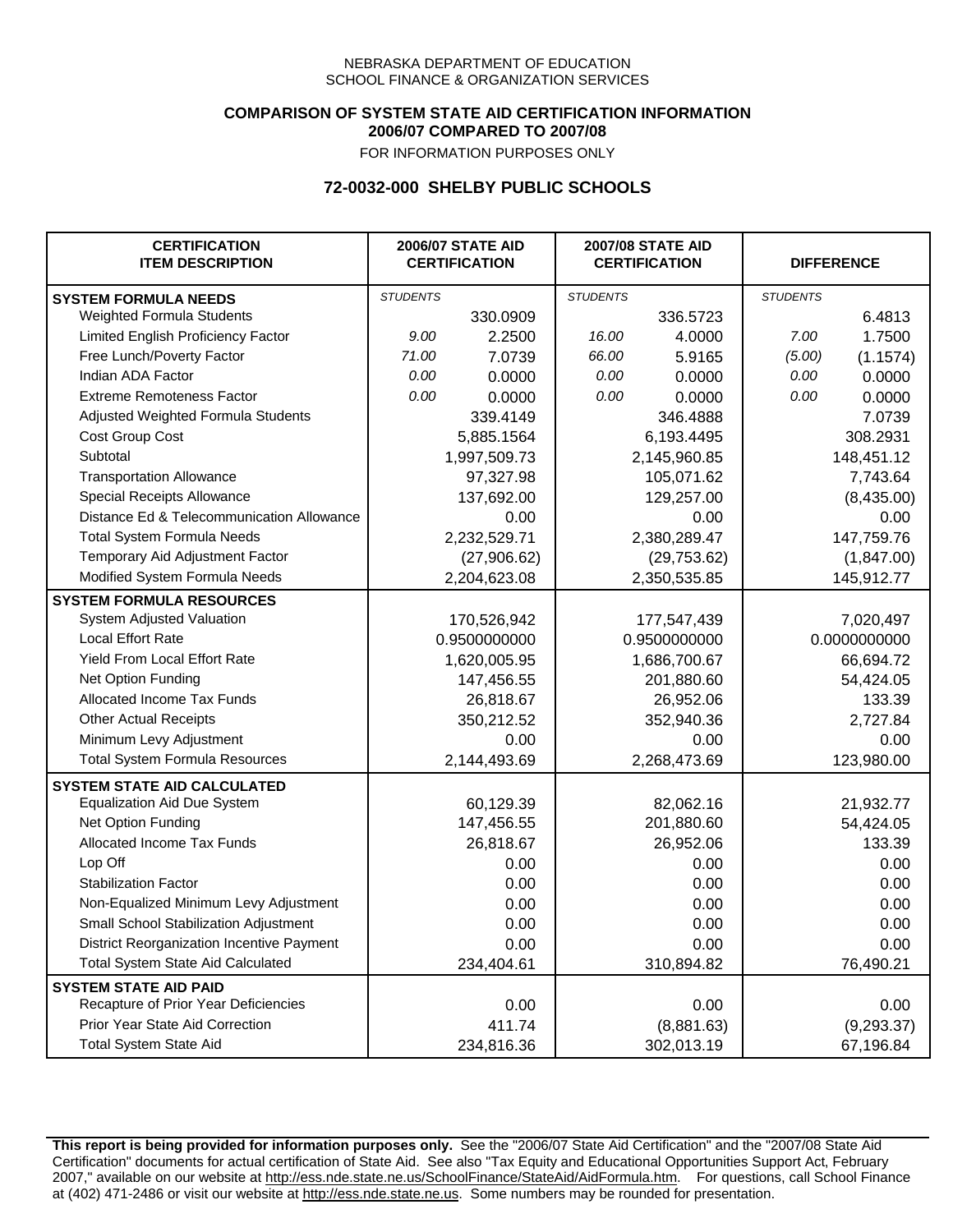NEBRASKA DEPARTMENT OF EDUCATION
SCHOOL FINANCE & ORGANIZATION SERVICES

**COMPARISON OF SYSTEM STATE AID CERTIFICATION INFORMATION**
**2006/07 COMPARED TO 2007/08**
FOR INFORMATION PURPOSES ONLY

## 72-0032-000 SHELBY PUBLIC SCHOOLS

| CERTIFICATION ITEM DESCRIPTION | 2006/07 STATE AID CERTIFICATION | | 2007/08 STATE AID CERTIFICATION | | DIFFERENCE | |
|---|---|---|---|---|---|---|
| **SYSTEM FORMULA NEEDS** | *STUDENTS* | | *STUDENTS* | | *STUDENTS* | |
| Weighted Formula Students | | 330.0909 | | 336.5723 | | 6.4813 |
| Limited English Proficiency Factor | *9.00* | 2.2500 | *16.00* | 4.0000 | *7.00* | 1.7500 |
| Free Lunch/Poverty Factor | *71.00* | 7.0739 | *66.00* | 5.9165 | *(5.00)* | (1.1574) |
| Indian ADA Factor | *0.00* | 0.0000 | *0.00* | 0.0000 | *0.00* | 0.0000 |
| Extreme Remoteness Factor | *0.00* | 0.0000 | *0.00* | 0.0000 | *0.00* | 0.0000 |
| Adjusted Weighted Formula Students | | 339.4149 | | 346.4888 | | 7.0739 |
| Cost Group Cost | | 5,885.1564 | | 6,193.4495 | | 308.2931 |
| Subtotal | | 1,997,509.73 | | 2,145,960.85 | | 148,451.12 |
| Transportation Allowance | | 97,327.98 | | 105,071.62 | | 7,743.64 |
| Special Receipts Allowance | | 137,692.00 | | 129,257.00 | | (8,435.00) |
| Distance Ed & Telecommunication Allowance | | 0.00 | | 0.00 | | 0.00 |
| Total System Formula Needs | | 2,232,529.71 | | 2,380,289.47 | | 147,759.76 |
| Temporary Aid Adjustment Factor | | (27,906.62) | | (29,753.62) | | (1,847.00) |
| Modified System Formula Needs | | 2,204,623.08 | | 2,350,535.85 | | 145,912.77 |
| **SYSTEM FORMULA RESOURCES** | | | | | | |
| System Adjusted Valuation | | 170,526,942 | | 177,547,439 | | 7,020,497 |
| Local Effort Rate | | 0.9500000000 | | 0.9500000000 | | 0.0000000000 |
| Yield From Local Effort Rate | | 1,620,005.95 | | 1,686,700.67 | | 66,694.72 |
| Net Option Funding | | 147,456.55 | | 201,880.60 | | 54,424.05 |
| Allocated Income Tax Funds | | 26,818.67 | | 26,952.06 | | 133.39 |
| Other Actual Receipts | | 350,212.52 | | 352,940.36 | | 2,727.84 |
| Minimum Levy Adjustment | | 0.00 | | 0.00 | | 0.00 |
| Total System Formula Resources | | 2,144,493.69 | | 2,268,473.69 | | 123,980.00 |
| **SYSTEM STATE AID CALCULATED** | | | | | | |
| Equalization Aid Due System | | 60,129.39 | | 82,062.16 | | 21,932.77 |
| Net Option Funding | | 147,456.55 | | 201,880.60 | | 54,424.05 |
| Allocated Income Tax Funds | | 26,818.67 | | 26,952.06 | | 133.39 |
| Lop Off | | 0.00 | | 0.00 | | 0.00 |
| Stabilization Factor | | 0.00 | | 0.00 | | 0.00 |
| Non-Equalized Minimum Levy Adjustment | | 0.00 | | 0.00 | | 0.00 |
| Small School Stabilization Adjustment | | 0.00 | | 0.00 | | 0.00 |
| District Reorganization Incentive Payment | | 0.00 | | 0.00 | | 0.00 |
| Total System State Aid Calculated | | 234,404.61 | | 310,894.82 | | 76,490.21 |
| **SYSTEM STATE AID PAID** | | | | | | |
| Recapture of Prior Year Deficiencies | | 0.00 | | 0.00 | | 0.00 |
| Prior Year State Aid Correction | | 411.74 | | (8,881.63) | | (9,293.37) |
| Total System State Aid | | 234,816.36 | | 302,013.19 | | 67,196.84 |

**This report is being provided for information purposes only.** See the "2006/07 State Aid Certification" and the "2007/08 State Aid Certification" documents for actual certification of State Aid. See also "Tax Equity and Educational Opportunities Support Act, February 2007," available on our website at http://ess.nde.state.ne.us/SchoolFinance/StateAid/AidFormula.htm. For questions, call School Finance at (402) 471-2486 or visit our website at http://ess.nde.state.ne.us. Some numbers may be rounded for presentation.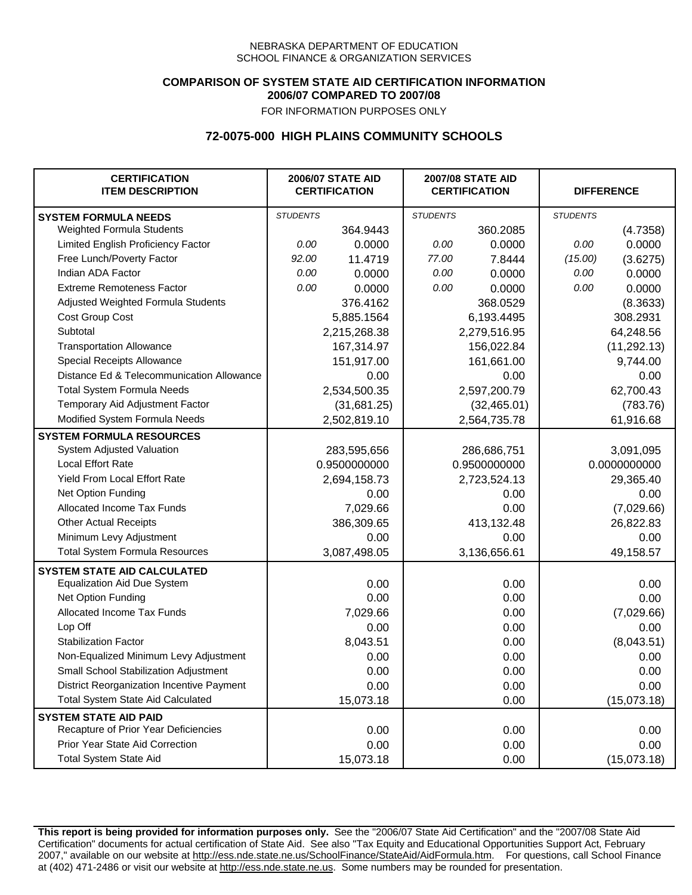NEBRASKA DEPARTMENT OF EDUCATION
SCHOOL FINANCE & ORGANIZATION SERVICES

**COMPARISON OF SYSTEM STATE AID CERTIFICATION INFORMATION**
**2006/07 COMPARED TO 2007/08**
FOR INFORMATION PURPOSES ONLY

## 72-0075-000 HIGH PLAINS COMMUNITY SCHOOLS

| CERTIFICATION ITEM DESCRIPTION | 2006/07 STATE AID CERTIFICATION | | 2007/08 STATE AID CERTIFICATION | | DIFFERENCE | |
|---|---|---|---|---|---|---|
| **SYSTEM FORMULA NEEDS** | *STUDENTS* | | *STUDENTS* | | *STUDENTS* | |
| Weighted Formula Students | | 364.9443 | | 360.2085 | | (4.7358) |
| Limited English Proficiency Factor | *0.00* | 0.0000 | *0.00* | 0.0000 | *0.00* | 0.0000 |
| Free Lunch/Poverty Factor | *92.00* | 11.4719 | *77.00* | 7.8444 | *(15.00)* | (3.6275) |
| Indian ADA Factor | *0.00* | 0.0000 | *0.00* | 0.0000 | *0.00* | 0.0000 |
| Extreme Remoteness Factor | *0.00* | 0.0000 | *0.00* | 0.0000 | *0.00* | 0.0000 |
| Adjusted Weighted Formula Students | | 376.4162 | | 368.0529 | | (8.3633) |
| Cost Group Cost | | 5,885.1564 | | 6,193.4495 | | 308.2931 |
| Subtotal | | 2,215,268.38 | | 2,279,516.95 | | 64,248.56 |
| Transportation Allowance | | 167,314.97 | | 156,022.84 | | (11,292.13) |
| Special Receipts Allowance | | 151,917.00 | | 161,661.00 | | 9,744.00 |
| Distance Ed & Telecommunication Allowance | | 0.00 | | 0.00 | | 0.00 |
| Total System Formula Needs | | 2,534,500.35 | | 2,597,200.79 | | 62,700.43 |
| Temporary Aid Adjustment Factor | | (31,681.25) | | (32,465.01) | | (783.76) |
| Modified System Formula Needs | | 2,502,819.10 | | 2,564,735.78 | | 61,916.68 |
| **SYSTEM FORMULA RESOURCES** | | | | | | |
| System Adjusted Valuation | | 283,595,656 | | 286,686,751 | | 3,091,095 |
| Local Effort Rate | | 0.9500000000 | | 0.9500000000 | | 0.0000000000 |
| Yield From Local Effort Rate | | 2,694,158.73 | | 2,723,524.13 | | 29,365.40 |
| Net Option Funding | | 0.00 | | 0.00 | | 0.00 |
| Allocated Income Tax Funds | | 7,029.66 | | 0.00 | | (7,029.66) |
| Other Actual Receipts | | 386,309.65 | | 413,132.48 | | 26,822.83 |
| Minimum Levy Adjustment | | 0.00 | | 0.00 | | 0.00 |
| Total System Formula Resources | | 3,087,498.05 | | 3,136,656.61 | | 49,158.57 |
| **SYSTEM STATE AID CALCULATED** | | | | | | |
| Equalization Aid Due System | | 0.00 | | 0.00 | | 0.00 |
| Net Option Funding | | 0.00 | | 0.00 | | 0.00 |
| Allocated Income Tax Funds | | 7,029.66 | | 0.00 | | (7,029.66) |
| Lop Off | | 0.00 | | 0.00 | | 0.00 |
| Stabilization Factor | | 8,043.51 | | 0.00 | | (8,043.51) |
| Non-Equalized Minimum Levy Adjustment | | 0.00 | | 0.00 | | 0.00 |
| Small School Stabilization Adjustment | | 0.00 | | 0.00 | | 0.00 |
| District Reorganization Incentive Payment | | 0.00 | | 0.00 | | 0.00 |
| Total System State Aid Calculated | | 15,073.18 | | 0.00 | | (15,073.18) |
| **SYSTEM STATE AID PAID** | | | | | | |
| Recapture of Prior Year Deficiencies | | 0.00 | | 0.00 | | 0.00 |
| Prior Year State Aid Correction | | 0.00 | | 0.00 | | 0.00 |
| Total System State Aid | | 15,073.18 | | 0.00 | | (15,073.18) |

**This report is being provided for information purposes only.** See the "2006/07 State Aid Certification" and the "2007/08 State Aid Certification" documents for actual certification of State Aid. See also "Tax Equity and Educational Opportunities Support Act, February 2007," available on our website at http://ess.nde.state.ne.us/SchoolFinance/StateAid/AidFormula.htm. For questions, call School Finance at (402) 471-2486 or visit our website at http://ess.nde.state.ne.us. Some numbers may be rounded for presentation.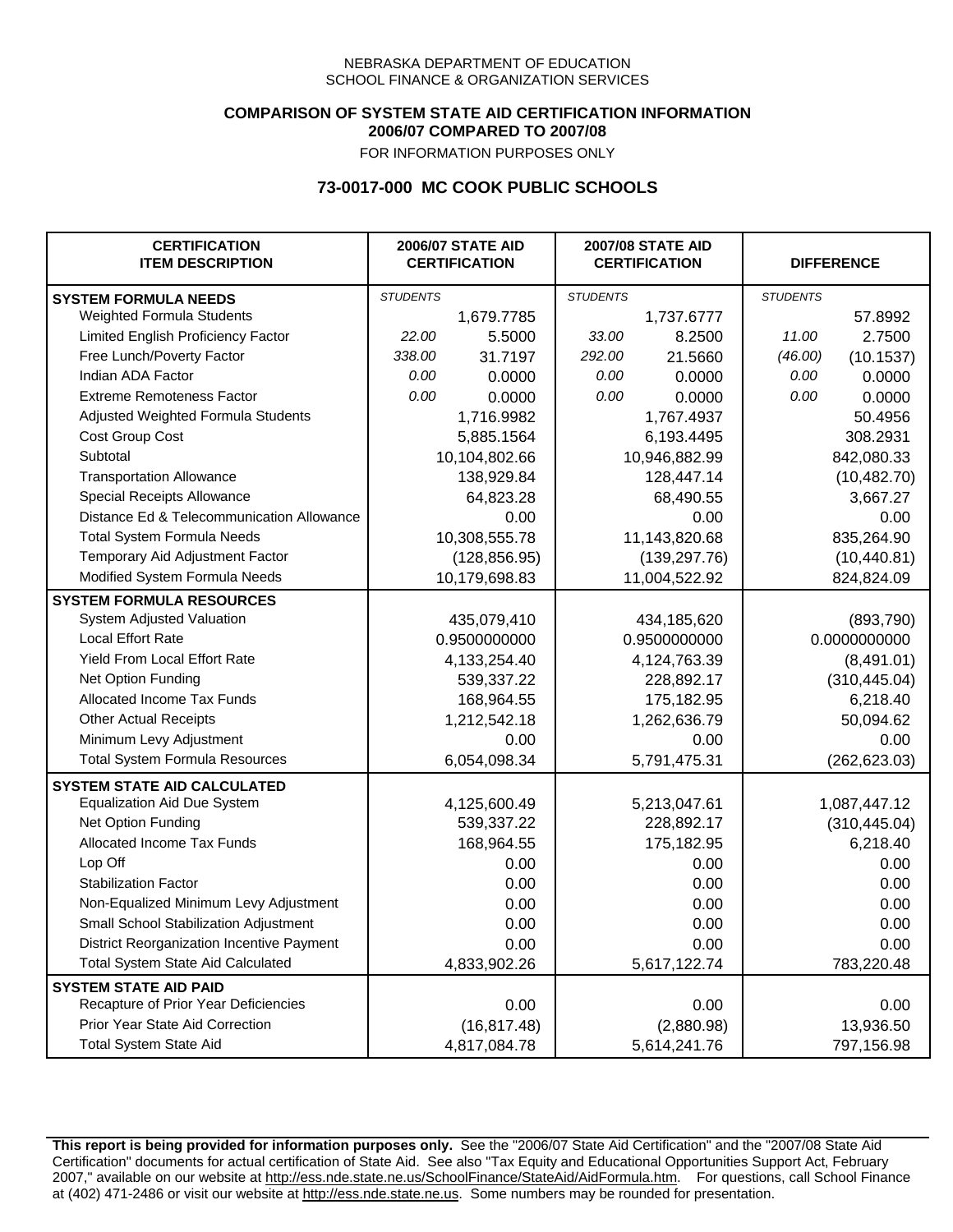NEBRASKA DEPARTMENT OF EDUCATION
SCHOOL FINANCE & ORGANIZATION SERVICES

**COMPARISON OF SYSTEM STATE AID CERTIFICATION INFORMATION**
**2006/07 COMPARED TO 2007/08**
FOR INFORMATION PURPOSES ONLY

## 73-0017-000 MC COOK PUBLIC SCHOOLS

| CERTIFICATION ITEM DESCRIPTION | 2006/07 STATE AID CERTIFICATION | | 2007/08 STATE AID CERTIFICATION | | DIFFERENCE | |
|---|---|---|---|---|---|---|
| **SYSTEM FORMULA NEEDS** | *STUDENTS* | | *STUDENTS* | | *STUDENTS* | |
| Weighted Formula Students | | 1,679.7785 | | 1,737.6777 | | 57.8992 |
| Limited English Proficiency Factor | *22.00* | 5.5000 | *33.00* | 8.2500 | *11.00* | 2.7500 |
| Free Lunch/Poverty Factor | *338.00* | 31.7197 | *292.00* | 21.5660 | *(46.00)* | (10.1537) |
| Indian ADA Factor | *0.00* | 0.0000 | *0.00* | 0.0000 | *0.00* | 0.0000 |
| Extreme Remoteness Factor | *0.00* | 0.0000 | *0.00* | 0.0000 | *0.00* | 0.0000 |
| Adjusted Weighted Formula Students | | 1,716.9982 | | 1,767.4937 | | 50.4956 |
| Cost Group Cost | | 5,885.1564 | | 6,193.4495 | | 308.2931 |
| Subtotal | | 10,104,802.66 | | 10,946,882.99 | | 842,080.33 |
| Transportation Allowance | | 138,929.84 | | 128,447.14 | | (10,482.70) |
| Special Receipts Allowance | | 64,823.28 | | 68,490.55 | | 3,667.27 |
| Distance Ed & Telecommunication Allowance | | 0.00 | | 0.00 | | 0.00 |
| Total System Formula Needs | | 10,308,555.78 | | 11,143,820.68 | | 835,264.90 |
| Temporary Aid Adjustment Factor | | (128,856.95) | | (139,297.76) | | (10,440.81) |
| Modified System Formula Needs | | 10,179,698.83 | | 11,004,522.92 | | 824,824.09 |
| **SYSTEM FORMULA RESOURCES** | | | | | | |
| System Adjusted Valuation | | 435,079,410 | | 434,185,620 | | (893,790) |
| Local Effort Rate | | 0.9500000000 | | 0.9500000000 | | 0.0000000000 |
| Yield From Local Effort Rate | | 4,133,254.40 | | 4,124,763.39 | | (8,491.01) |
| Net Option Funding | | 539,337.22 | | 228,892.17 | | (310,445.04) |
| Allocated Income Tax Funds | | 168,964.55 | | 175,182.95 | | 6,218.40 |
| Other Actual Receipts | | 1,212,542.18 | | 1,262,636.79 | | 50,094.62 |
| Minimum Levy Adjustment | | 0.00 | | 0.00 | | 0.00 |
| Total System Formula Resources | | 6,054,098.34 | | 5,791,475.31 | | (262,623.03) |
| **SYSTEM STATE AID CALCULATED** | | | | | | |
| Equalization Aid Due System | | 4,125,600.49 | | 5,213,047.61 | | 1,087,447.12 |
| Net Option Funding | | 539,337.22 | | 228,892.17 | | (310,445.04) |
| Allocated Income Tax Funds | | 168,964.55 | | 175,182.95 | | 6,218.40 |
| Lop Off | | 0.00 | | 0.00 | | 0.00 |
| Stabilization Factor | | 0.00 | | 0.00 | | 0.00 |
| Non-Equalized Minimum Levy Adjustment | | 0.00 | | 0.00 | | 0.00 |
| Small School Stabilization Adjustment | | 0.00 | | 0.00 | | 0.00 |
| District Reorganization Incentive Payment | | 0.00 | | 0.00 | | 0.00 |
| Total System State Aid Calculated | | 4,833,902.26 | | 5,617,122.74 | | 783,220.48 |
| **SYSTEM STATE AID PAID** | | | | | | |
| Recapture of Prior Year Deficiencies | | 0.00 | | 0.00 | | 0.00 |
| Prior Year State Aid Correction | | (16,817.48) | | (2,880.98) | | 13,936.50 |
| Total System State Aid | | 4,817,084.78 | | 5,614,241.76 | | 797,156.98 |

**This report is being provided for information purposes only.** See the "2006/07 State Aid Certification" and the "2007/08 State Aid Certification" documents for actual certification of State Aid. See also "Tax Equity and Educational Opportunities Support Act, February 2007," available on our website at http://ess.nde.state.ne.us/SchoolFinance/StateAid/AidFormula.htm. For questions, call School Finance at (402) 471-2486 or visit our website at http://ess.nde.state.ne.us. Some numbers may be rounded for presentation.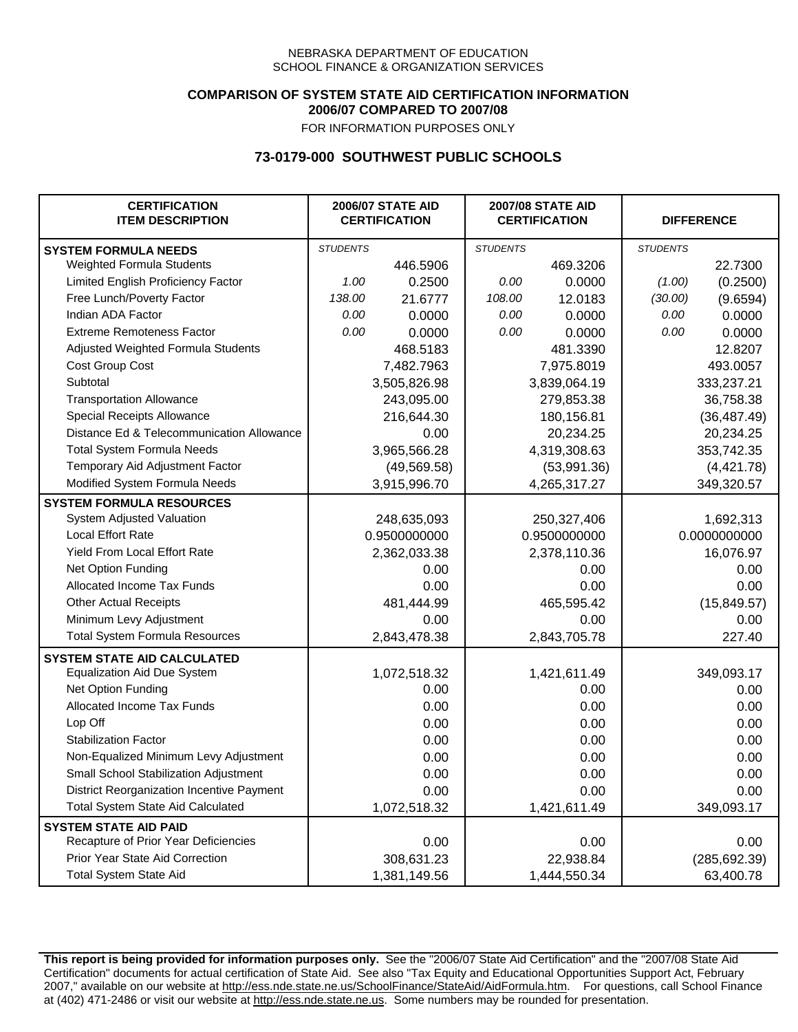NEBRASKA DEPARTMENT OF EDUCATION
SCHOOL FINANCE & ORGANIZATION SERVICES

**COMPARISON OF SYSTEM STATE AID CERTIFICATION INFORMATION**
**2006/07 COMPARED TO 2007/08**
FOR INFORMATION PURPOSES ONLY

## 73-0179-000 SOUTHWEST PUBLIC SCHOOLS

| CERTIFICATION ITEM DESCRIPTION | 2006/07 STATE AID CERTIFICATION | | 2007/08 STATE AID CERTIFICATION | | DIFFERENCE | |
|---|---|---|---|---|---|---|
| **SYSTEM FORMULA NEEDS** | *STUDENTS* | | *STUDENTS* | | *STUDENTS* | |
| Weighted Formula Students | | 446.5906 | | 469.3206 | | 22.7300 |
| Limited English Proficiency Factor | *1.00* | 0.2500 | *0.00* | 0.0000 | *(1.00)* | (0.2500) |
| Free Lunch/Poverty Factor | *138.00* | 21.6777 | *108.00* | 12.0183 | *(30.00)* | (9.6594) |
| Indian ADA Factor | *0.00* | 0.0000 | *0.00* | 0.0000 | *0.00* | 0.0000 |
| Extreme Remoteness Factor | *0.00* | 0.0000 | *0.00* | 0.0000 | *0.00* | 0.0000 |
| Adjusted Weighted Formula Students | | 468.5183 | | 481.3390 | | 12.8207 |
| Cost Group Cost | | 7,482.7963 | | 7,975.8019 | | 493.0057 |
| Subtotal | | 3,505,826.98 | | 3,839,064.19 | | 333,237.21 |
| Transportation Allowance | | 243,095.00 | | 279,853.38 | | 36,758.38 |
| Special Receipts Allowance | | 216,644.30 | | 180,156.81 | | (36,487.49) |
| Distance Ed & Telecommunication Allowance | | 0.00 | | 20,234.25 | | 20,234.25 |
| Total System Formula Needs | | 3,965,566.28 | | 4,319,308.63 | | 353,742.35 |
| Temporary Aid Adjustment Factor | | (49,569.58) | | (53,991.36) | | (4,421.78) |
| Modified System Formula Needs | | 3,915,996.70 | | 4,265,317.27 | | 349,320.57 |
| **SYSTEM FORMULA RESOURCES** | | | | | | |
| System Adjusted Valuation | | 248,635,093 | | 250,327,406 | | 1,692,313 |
| Local Effort Rate | | 0.9500000000 | | 0.9500000000 | | 0.0000000000 |
| Yield From Local Effort Rate | | 2,362,033.38 | | 2,378,110.36 | | 16,076.97 |
| Net Option Funding | | 0.00 | | 0.00 | | 0.00 |
| Allocated Income Tax Funds | | 0.00 | | 0.00 | | 0.00 |
| Other Actual Receipts | | 481,444.99 | | 465,595.42 | | (15,849.57) |
| Minimum Levy Adjustment | | 0.00 | | 0.00 | | 0.00 |
| Total System Formula Resources | | 2,843,478.38 | | 2,843,705.78 | | 227.40 |
| **SYSTEM STATE AID CALCULATED** | | | | | | |
| Equalization Aid Due System | | 1,072,518.32 | | 1,421,611.49 | | 349,093.17 |
| Net Option Funding | | 0.00 | | 0.00 | | 0.00 |
| Allocated Income Tax Funds | | 0.00 | | 0.00 | | 0.00 |
| Lop Off | | 0.00 | | 0.00 | | 0.00 |
| Stabilization Factor | | 0.00 | | 0.00 | | 0.00 |
| Non-Equalized Minimum Levy Adjustment | | 0.00 | | 0.00 | | 0.00 |
| Small School Stabilization Adjustment | | 0.00 | | 0.00 | | 0.00 |
| District Reorganization Incentive Payment | | 0.00 | | 0.00 | | 0.00 |
| Total System State Aid Calculated | | 1,072,518.32 | | 1,421,611.49 | | 349,093.17 |
| **SYSTEM STATE AID PAID** | | | | | | |
| Recapture of Prior Year Deficiencies | | 0.00 | | 0.00 | | 0.00 |
| Prior Year State Aid Correction | | 308,631.23 | | 22,938.84 | | (285,692.39) |
| Total System State Aid | | 1,381,149.56 | | 1,444,550.34 | | 63,400.78 |

**This report is being provided for information purposes only.** See the "2006/07 State Aid Certification" and the "2007/08 State Aid Certification" documents for actual certification of State Aid. See also "Tax Equity and Educational Opportunities Support Act, February 2007," available on our website at http://ess.nde.state.ne.us/SchoolFinance/StateAid/AidFormula.htm. For questions, call School Finance at (402) 471-2486 or visit our website at http://ess.nde.state.ne.us. Some numbers may be rounded for presentation.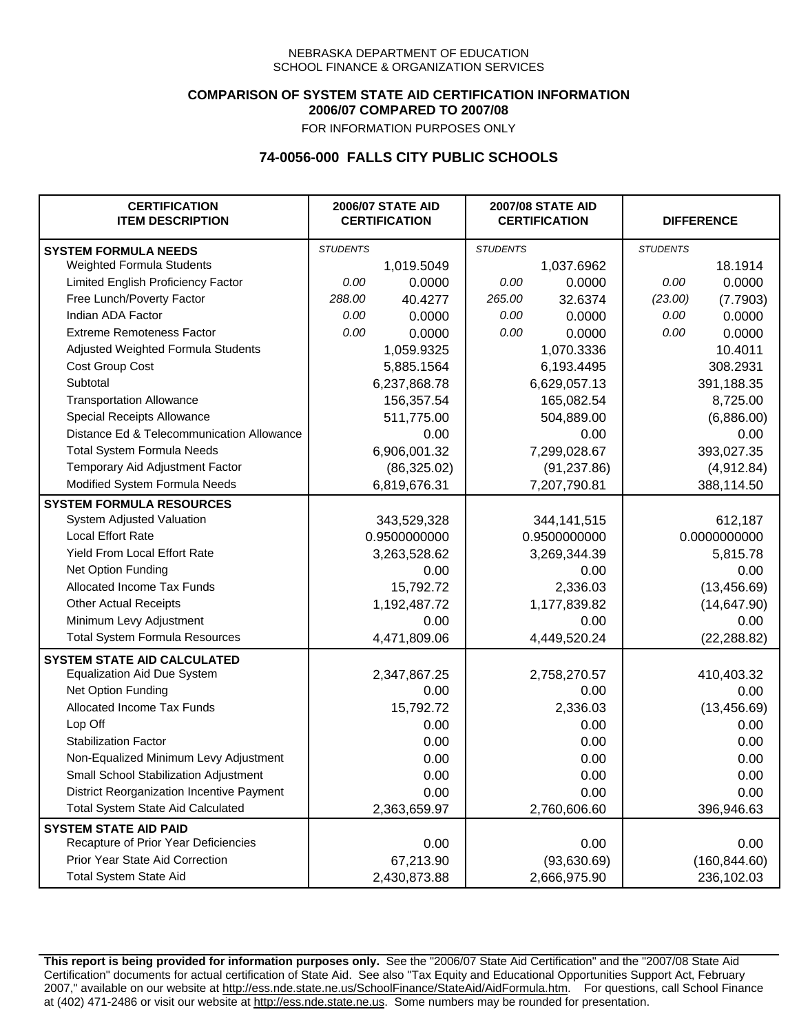NEBRASKA DEPARTMENT OF EDUCATION
SCHOOL FINANCE & ORGANIZATION SERVICES

**COMPARISON OF SYSTEM STATE AID CERTIFICATION INFORMATION**
**2006/07 COMPARED TO 2007/08**
FOR INFORMATION PURPOSES ONLY

## 74-0056-000 FALLS CITY PUBLIC SCHOOLS

| CERTIFICATION ITEM DESCRIPTION | 2006/07 STATE AID CERTIFICATION | | 2007/08 STATE AID CERTIFICATION | | DIFFERENCE | |
|---|---|---|---|---|---|---|
| **SYSTEM FORMULA NEEDS** | *STUDENTS* | | *STUDENTS* | | *STUDENTS* | |
| Weighted Formula Students | | 1,019.5049 | | 1,037.6962 | | 18.1914 |
| Limited English Proficiency Factor | *0.00* | 0.0000 | *0.00* | 0.0000 | *0.00* | 0.0000 |
| Free Lunch/Poverty Factor | *288.00* | 40.4277 | *265.00* | 32.6374 | *(23.00)* | (7.7903) |
| Indian ADA Factor | *0.00* | 0.0000 | *0.00* | 0.0000 | *0.00* | 0.0000 |
| Extreme Remoteness Factor | *0.00* | 0.0000 | *0.00* | 0.0000 | *0.00* | 0.0000 |
| Adjusted Weighted Formula Students | | 1,059.9325 | | 1,070.3336 | | 10.4011 |
| Cost Group Cost | | 5,885.1564 | | 6,193.4495 | | 308.2931 |
| Subtotal | | 6,237,868.78 | | 6,629,057.13 | | 391,188.35 |
| Transportation Allowance | | 156,357.54 | | 165,082.54 | | 8,725.00 |
| Special Receipts Allowance | | 511,775.00 | | 504,889.00 | | (6,886.00) |
| Distance Ed & Telecommunication Allowance | | 0.00 | | 0.00 | | 0.00 |
| Total System Formula Needs | | 6,906,001.32 | | 7,299,028.67 | | 393,027.35 |
| Temporary Aid Adjustment Factor | | (86,325.02) | | (91,237.86) | | (4,912.84) |
| Modified System Formula Needs | | 6,819,676.31 | | 7,207,790.81 | | 388,114.50 |
| **SYSTEM FORMULA RESOURCES** | | | | | | |
| System Adjusted Valuation | | 343,529,328 | | 344,141,515 | | 612,187 |
| Local Effort Rate | | 0.9500000000 | | 0.9500000000 | | 0.0000000000 |
| Yield From Local Effort Rate | | 3,263,528.62 | | 3,269,344.39 | | 5,815.78 |
| Net Option Funding | | 0.00 | | 0.00 | | 0.00 |
| Allocated Income Tax Funds | | 15,792.72 | | 2,336.03 | | (13,456.69) |
| Other Actual Receipts | | 1,192,487.72 | | 1,177,839.82 | | (14,647.90) |
| Minimum Levy Adjustment | | 0.00 | | 0.00 | | 0.00 |
| Total System Formula Resources | | 4,471,809.06 | | 4,449,520.24 | | (22,288.82) |
| **SYSTEM STATE AID CALCULATED** | | | | | | |
| Equalization Aid Due System | | 2,347,867.25 | | 2,758,270.57 | | 410,403.32 |
| Net Option Funding | | 0.00 | | 0.00 | | 0.00 |
| Allocated Income Tax Funds | | 15,792.72 | | 2,336.03 | | (13,456.69) |
| Lop Off | | 0.00 | | 0.00 | | 0.00 |
| Stabilization Factor | | 0.00 | | 0.00 | | 0.00 |
| Non-Equalized Minimum Levy Adjustment | | 0.00 | | 0.00 | | 0.00 |
| Small School Stabilization Adjustment | | 0.00 | | 0.00 | | 0.00 |
| District Reorganization Incentive Payment | | 0.00 | | 0.00 | | 0.00 |
| Total System State Aid Calculated | | 2,363,659.97 | | 2,760,606.60 | | 396,946.63 |
| **SYSTEM STATE AID PAID** | | | | | | |
| Recapture of Prior Year Deficiencies | | 0.00 | | 0.00 | | 0.00 |
| Prior Year State Aid Correction | | 67,213.90 | | (93,630.69) | | (160,844.60) |
| Total System State Aid | | 2,430,873.88 | | 2,666,975.90 | | 236,102.03 |

**This report is being provided for information purposes only.** See the "2006/07 State Aid Certification" and the "2007/08 State Aid Certification" documents for actual certification of State Aid. See also "Tax Equity and Educational Opportunities Support Act, February 2007," available on our website at http://ess.nde.state.ne.us/SchoolFinance/StateAid/AidFormula.htm. For questions, call School Finance at (402) 471-2486 or visit our website at http://ess.nde.state.ne.us. Some numbers may be rounded for presentation.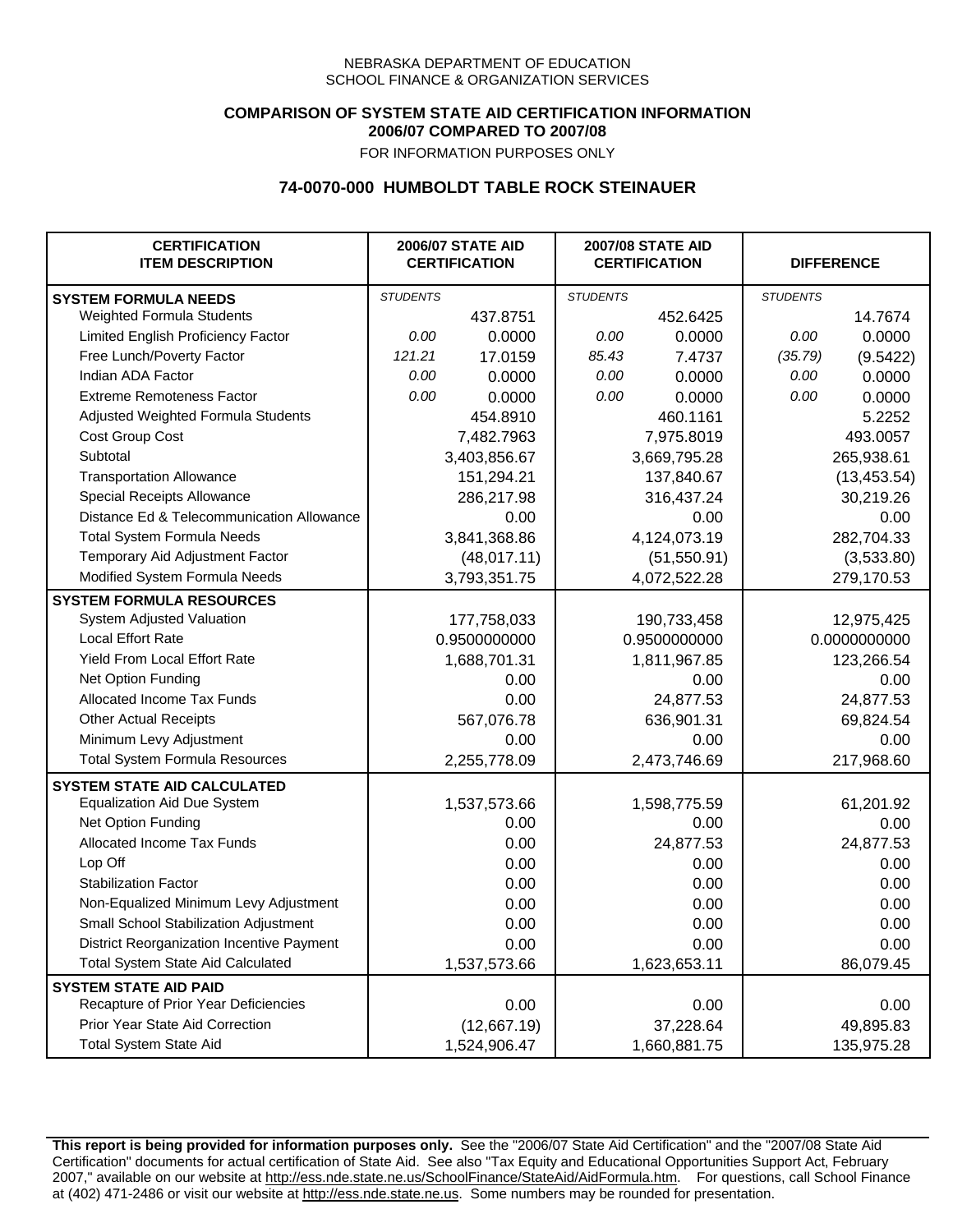NEBRASKA DEPARTMENT OF EDUCATION
SCHOOL FINANCE & ORGANIZATION SERVICES

**COMPARISON OF SYSTEM STATE AID CERTIFICATION INFORMATION**
**2006/07 COMPARED TO 2007/08**
FOR INFORMATION PURPOSES ONLY

## 74-0070-000 HUMBOLDT TABLE ROCK STEINAUER

| CERTIFICATION ITEM DESCRIPTION | 2006/07 STATE AID CERTIFICATION | | 2007/08 STATE AID CERTIFICATION | | DIFFERENCE | |
|---|---|---|---|---|---|---|
| **SYSTEM FORMULA NEEDS** | *STUDENTS* | | *STUDENTS* | | *STUDENTS* | |
| Weighted Formula Students | | 437.8751 | | 452.6425 | | 14.7674 |
| Limited English Proficiency Factor | *0.00* | 0.0000 | *0.00* | 0.0000 | *0.00* | 0.0000 |
| Free Lunch/Poverty Factor | *121.21* | 17.0159 | *85.43* | 7.4737 | *(35.79)* | (9.5422) |
| Indian ADA Factor | *0.00* | 0.0000 | *0.00* | 0.0000 | *0.00* | 0.0000 |
| Extreme Remoteness Factor | *0.00* | 0.0000 | *0.00* | 0.0000 | *0.00* | 0.0000 |
| Adjusted Weighted Formula Students | | 454.8910 | | 460.1161 | | 5.2252 |
| Cost Group Cost | | 7,482.7963 | | 7,975.8019 | | 493.0057 |
| Subtotal | | 3,403,856.67 | | 3,669,795.28 | | 265,938.61 |
| Transportation Allowance | | 151,294.21 | | 137,840.67 | | (13,453.54) |
| Special Receipts Allowance | | 286,217.98 | | 316,437.24 | | 30,219.26 |
| Distance Ed & Telecommunication Allowance | | 0.00 | | 0.00 | | 0.00 |
| Total System Formula Needs | | 3,841,368.86 | | 4,124,073.19 | | 282,704.33 |
| Temporary Aid Adjustment Factor | | (48,017.11) | | (51,550.91) | | (3,533.80) |
| Modified System Formula Needs | | 3,793,351.75 | | 4,072,522.28 | | 279,170.53 |
| **SYSTEM FORMULA RESOURCES** | | | | | | |
| System Adjusted Valuation | | 177,758,033 | | 190,733,458 | | 12,975,425 |
| Local Effort Rate | | 0.9500000000 | | 0.9500000000 | | 0.0000000000 |
| Yield From Local Effort Rate | | 1,688,701.31 | | 1,811,967.85 | | 123,266.54 |
| Net Option Funding | | 0.00 | | 0.00 | | 0.00 |
| Allocated Income Tax Funds | | 0.00 | | 24,877.53 | | 24,877.53 |
| Other Actual Receipts | | 567,076.78 | | 636,901.31 | | 69,824.54 |
| Minimum Levy Adjustment | | 0.00 | | 0.00 | | 0.00 |
| Total System Formula Resources | | 2,255,778.09 | | 2,473,746.69 | | 217,968.60 |
| **SYSTEM STATE AID CALCULATED** | | | | | | |
| Equalization Aid Due System | | 1,537,573.66 | | 1,598,775.59 | | 61,201.92 |
| Net Option Funding | | 0.00 | | 0.00 | | 0.00 |
| Allocated Income Tax Funds | | 0.00 | | 24,877.53 | | 24,877.53 |
| Lop Off | | 0.00 | | 0.00 | | 0.00 |
| Stabilization Factor | | 0.00 | | 0.00 | | 0.00 |
| Non-Equalized Minimum Levy Adjustment | | 0.00 | | 0.00 | | 0.00 |
| Small School Stabilization Adjustment | | 0.00 | | 0.00 | | 0.00 |
| District Reorganization Incentive Payment | | 0.00 | | 0.00 | | 0.00 |
| Total System State Aid Calculated | | 1,537,573.66 | | 1,623,653.11 | | 86,079.45 |
| **SYSTEM STATE AID PAID** | | | | | | |
| Recapture of Prior Year Deficiencies | | 0.00 | | 0.00 | | 0.00 |
| Prior Year State Aid Correction | | (12,667.19) | | 37,228.64 | | 49,895.83 |
| Total System State Aid | | 1,524,906.47 | | 1,660,881.75 | | 135,975.28 |

**This report is being provided for information purposes only.** See the "2006/07 State Aid Certification" and the "2007/08 State Aid Certification" documents for actual certification of State Aid. See also "Tax Equity and Educational Opportunities Support Act, February 2007," available on our website at http://ess.nde.state.ne.us/SchoolFinance/StateAid/AidFormula.htm. For questions, call School Finance at (402) 471-2486 or visit our website at http://ess.nde.state.ne.us. Some numbers may be rounded for presentation.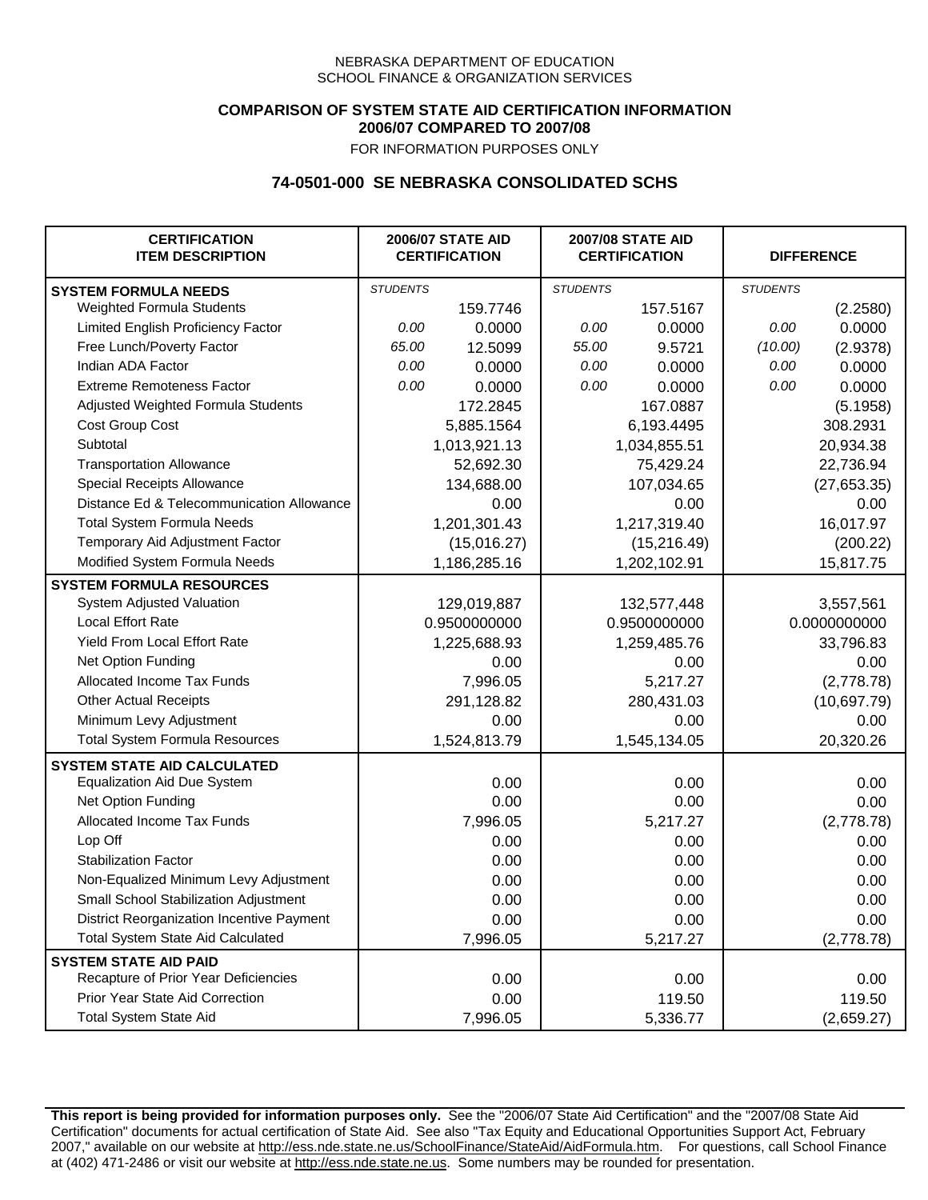NEBRASKA DEPARTMENT OF EDUCATION
SCHOOL FINANCE & ORGANIZATION SERVICES

**COMPARISON OF SYSTEM STATE AID CERTIFICATION INFORMATION**
**2006/07 COMPARED TO 2007/08**
FOR INFORMATION PURPOSES ONLY

## 74-0501-000 SE NEBRASKA CONSOLIDATED SCHS

| CERTIFICATION ITEM DESCRIPTION | 2006/07 STATE AID CERTIFICATION | | 2007/08 STATE AID CERTIFICATION | | DIFFERENCE | |
|---|---|---|---|---|---|---|
| **SYSTEM FORMULA NEEDS** | *STUDENTS* | | *STUDENTS* | | *STUDENTS* | |
| Weighted Formula Students | | 159.7746 | | 157.5167 | | (2.2580) |
| Limited English Proficiency Factor | *0.00* | 0.0000 | *0.00* | 0.0000 | *0.00* | 0.0000 |
| Free Lunch/Poverty Factor | *65.00* | 12.5099 | *55.00* | 9.5721 | *(10.00)* | (2.9378) |
| Indian ADA Factor | *0.00* | 0.0000 | *0.00* | 0.0000 | *0.00* | 0.0000 |
| Extreme Remoteness Factor | *0.00* | 0.0000 | *0.00* | 0.0000 | *0.00* | 0.0000 |
| Adjusted Weighted Formula Students | | 172.2845 | | 167.0887 | | (5.1958) |
| Cost Group Cost | | 5,885.1564 | | 6,193.4495 | | 308.2931 |
| Subtotal | | 1,013,921.13 | | 1,034,855.51 | | 20,934.38 |
| Transportation Allowance | | 52,692.30 | | 75,429.24 | | 22,736.94 |
| Special Receipts Allowance | | 134,688.00 | | 107,034.65 | | (27,653.35) |
| Distance Ed & Telecommunication Allowance | | 0.00 | | 0.00 | | 0.00 |
| Total System Formula Needs | | 1,201,301.43 | | 1,217,319.40 | | 16,017.97 |
| Temporary Aid Adjustment Factor | | (15,016.27) | | (15,216.49) | | (200.22) |
| Modified System Formula Needs | | 1,186,285.16 | | 1,202,102.91 | | 15,817.75 |
| **SYSTEM FORMULA RESOURCES** | | | | | | |
| System Adjusted Valuation | | 129,019,887 | | 132,577,448 | | 3,557,561 |
| Local Effort Rate | | 0.9500000000 | | 0.9500000000 | | 0.0000000000 |
| Yield From Local Effort Rate | | 1,225,688.93 | | 1,259,485.76 | | 33,796.83 |
| Net Option Funding | | 0.00 | | 0.00 | | 0.00 |
| Allocated Income Tax Funds | | 7,996.05 | | 5,217.27 | | (2,778.78) |
| Other Actual Receipts | | 291,128.82 | | 280,431.03 | | (10,697.79) |
| Minimum Levy Adjustment | | 0.00 | | 0.00 | | 0.00 |
| Total System Formula Resources | | 1,524,813.79 | | 1,545,134.05 | | 20,320.26 |
| **SYSTEM STATE AID CALCULATED** | | | | | | |
| Equalization Aid Due System | | 0.00 | | 0.00 | | 0.00 |
| Net Option Funding | | 0.00 | | 0.00 | | 0.00 |
| Allocated Income Tax Funds | | 7,996.05 | | 5,217.27 | | (2,778.78) |
| Lop Off | | 0.00 | | 0.00 | | 0.00 |
| Stabilization Factor | | 0.00 | | 0.00 | | 0.00 |
| Non-Equalized Minimum Levy Adjustment | | 0.00 | | 0.00 | | 0.00 |
| Small School Stabilization Adjustment | | 0.00 | | 0.00 | | 0.00 |
| District Reorganization Incentive Payment | | 0.00 | | 0.00 | | 0.00 |
| Total System State Aid Calculated | | 7,996.05 | | 5,217.27 | | (2,778.78) |
| **SYSTEM STATE AID PAID** | | | | | | |
| Recapture of Prior Year Deficiencies | | 0.00 | | 0.00 | | 0.00 |
| Prior Year State Aid Correction | | 0.00 | | 119.50 | | 119.50 |
| Total System State Aid | | 7,996.05 | | 5,336.77 | | (2,659.27) |

**This report is being provided for information purposes only.** See the "2006/07 State Aid Certification" and the "2007/08 State Aid Certification" documents for actual certification of State Aid. See also "Tax Equity and Educational Opportunities Support Act, February 2007," available on our website at http://ess.nde.state.ne.us/SchoolFinance/StateAid/AidFormula.htm. For questions, call School Finance at (402) 471-2486 or visit our website at http://ess.nde.state.ne.us. Some numbers may be rounded for presentation.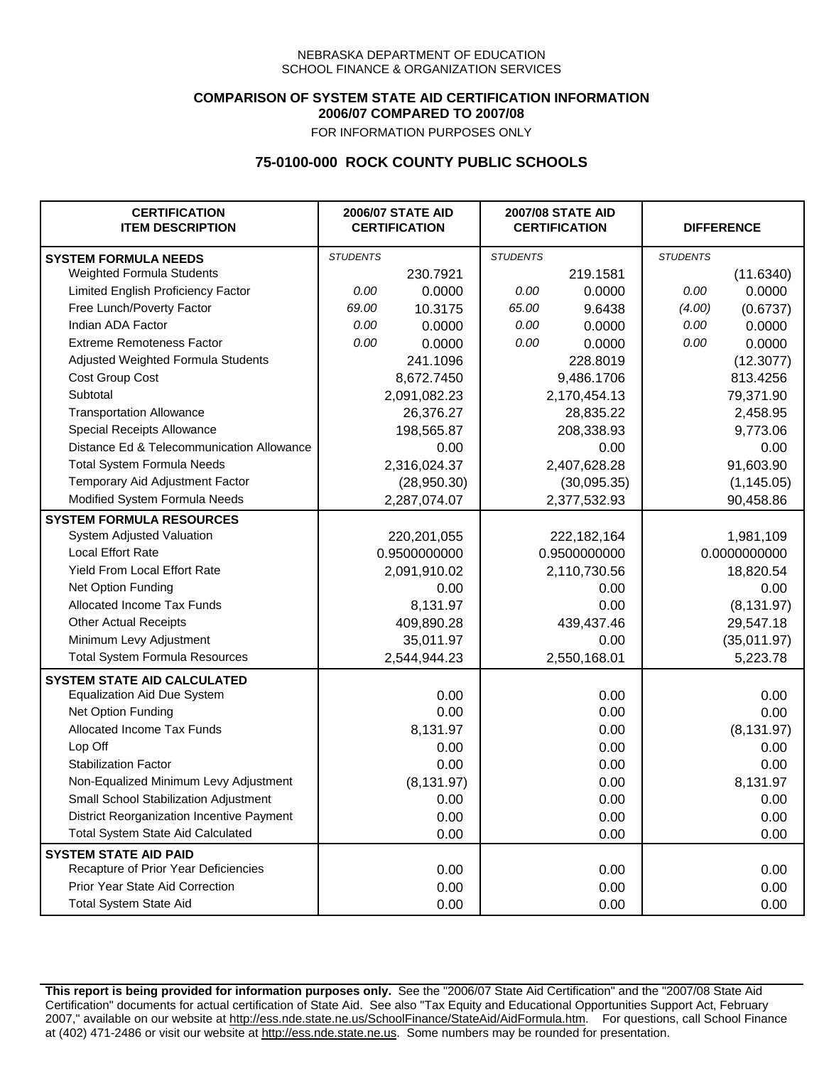NEBRASKA DEPARTMENT OF EDUCATION
SCHOOL FINANCE & ORGANIZATION SERVICES

**COMPARISON OF SYSTEM STATE AID CERTIFICATION INFORMATION**
**2006/07 COMPARED TO 2007/08**
FOR INFORMATION PURPOSES ONLY

## 75-0100-000 ROCK COUNTY PUBLIC SCHOOLS

| CERTIFICATION ITEM DESCRIPTION | 2006/07 STATE AID CERTIFICATION | | 2007/08 STATE AID CERTIFICATION | | DIFFERENCE | |
|---|---|---|---|---|---|---|
| **SYSTEM FORMULA NEEDS** | *STUDENTS* | | *STUDENTS* | | *STUDENTS* | |
| Weighted Formula Students | | 230.7921 | | 219.1581 | | (11.6340) |
| Limited English Proficiency Factor | *0.00* | 0.0000 | *0.00* | 0.0000 | *0.00* | 0.0000 |
| Free Lunch/Poverty Factor | *69.00* | 10.3175 | *65.00* | 9.6438 | *(4.00)* | (0.6737) |
| Indian ADA Factor | *0.00* | 0.0000 | *0.00* | 0.0000 | *0.00* | 0.0000 |
| Extreme Remoteness Factor | *0.00* | 0.0000 | *0.00* | 0.0000 | *0.00* | 0.0000 |
| Adjusted Weighted Formula Students | | 241.1096 | | 228.8019 | | (12.3077) |
| Cost Group Cost | | 8,672.7450 | | 9,486.1706 | | 813.4256 |
| Subtotal | | 2,091,082.23 | | 2,170,454.13 | | 79,371.90 |
| Transportation Allowance | | 26,376.27 | | 28,835.22 | | 2,458.95 |
| Special Receipts Allowance | | 198,565.87 | | 208,338.93 | | 9,773.06 |
| Distance Ed & Telecommunication Allowance | | 0.00 | | 0.00 | | 0.00 |
| Total System Formula Needs | | 2,316,024.37 | | 2,407,628.28 | | 91,603.90 |
| Temporary Aid Adjustment Factor | | (28,950.30) | | (30,095.35) | | (1,145.05) |
| Modified System Formula Needs | | 2,287,074.07 | | 2,377,532.93 | | 90,458.86 |
| **SYSTEM FORMULA RESOURCES** | | | | | | |
| System Adjusted Valuation | | 220,201,055 | | 222,182,164 | | 1,981,109 |
| Local Effort Rate | | 0.9500000000 | | 0.9500000000 | | 0.0000000000 |
| Yield From Local Effort Rate | | 2,091,910.02 | | 2,110,730.56 | | 18,820.54 |
| Net Option Funding | | 0.00 | | 0.00 | | 0.00 |
| Allocated Income Tax Funds | | 8,131.97 | | 0.00 | | (8,131.97) |
| Other Actual Receipts | | 409,890.28 | | 439,437.46 | | 29,547.18 |
| Minimum Levy Adjustment | | 35,011.97 | | 0.00 | | (35,011.97) |
| Total System Formula Resources | | 2,544,944.23 | | 2,550,168.01 | | 5,223.78 |
| **SYSTEM STATE AID CALCULATED** | | | | | | |
| Equalization Aid Due System | | 0.00 | | 0.00 | | 0.00 |
| Net Option Funding | | 0.00 | | 0.00 | | 0.00 |
| Allocated Income Tax Funds | | 8,131.97 | | 0.00 | | (8,131.97) |
| Lop Off | | 0.00 | | 0.00 | | 0.00 |
| Stabilization Factor | | 0.00 | | 0.00 | | 0.00 |
| Non-Equalized Minimum Levy Adjustment | | (8,131.97) | | 0.00 | | 8,131.97 |
| Small School Stabilization Adjustment | | 0.00 | | 0.00 | | 0.00 |
| District Reorganization Incentive Payment | | 0.00 | | 0.00 | | 0.00 |
| Total System State Aid Calculated | | 0.00 | | 0.00 | | 0.00 |
| **SYSTEM STATE AID PAID** | | | | | | |
| Recapture of Prior Year Deficiencies | | 0.00 | | 0.00 | | 0.00 |
| Prior Year State Aid Correction | | 0.00 | | 0.00 | | 0.00 |
| Total System State Aid | | 0.00 | | 0.00 | | 0.00 |

**This report is being provided for information purposes only.** See the "2006/07 State Aid Certification" and the "2007/08 State Aid Certification" documents for actual certification of State Aid. See also "Tax Equity and Educational Opportunities Support Act, February 2007," available on our website at http://ess.nde.state.ne.us/SchoolFinance/StateAid/AidFormula.htm. For questions, call School Finance at (402) 471-2486 or visit our website at http://ess.nde.state.ne.us. Some numbers may be rounded for presentation.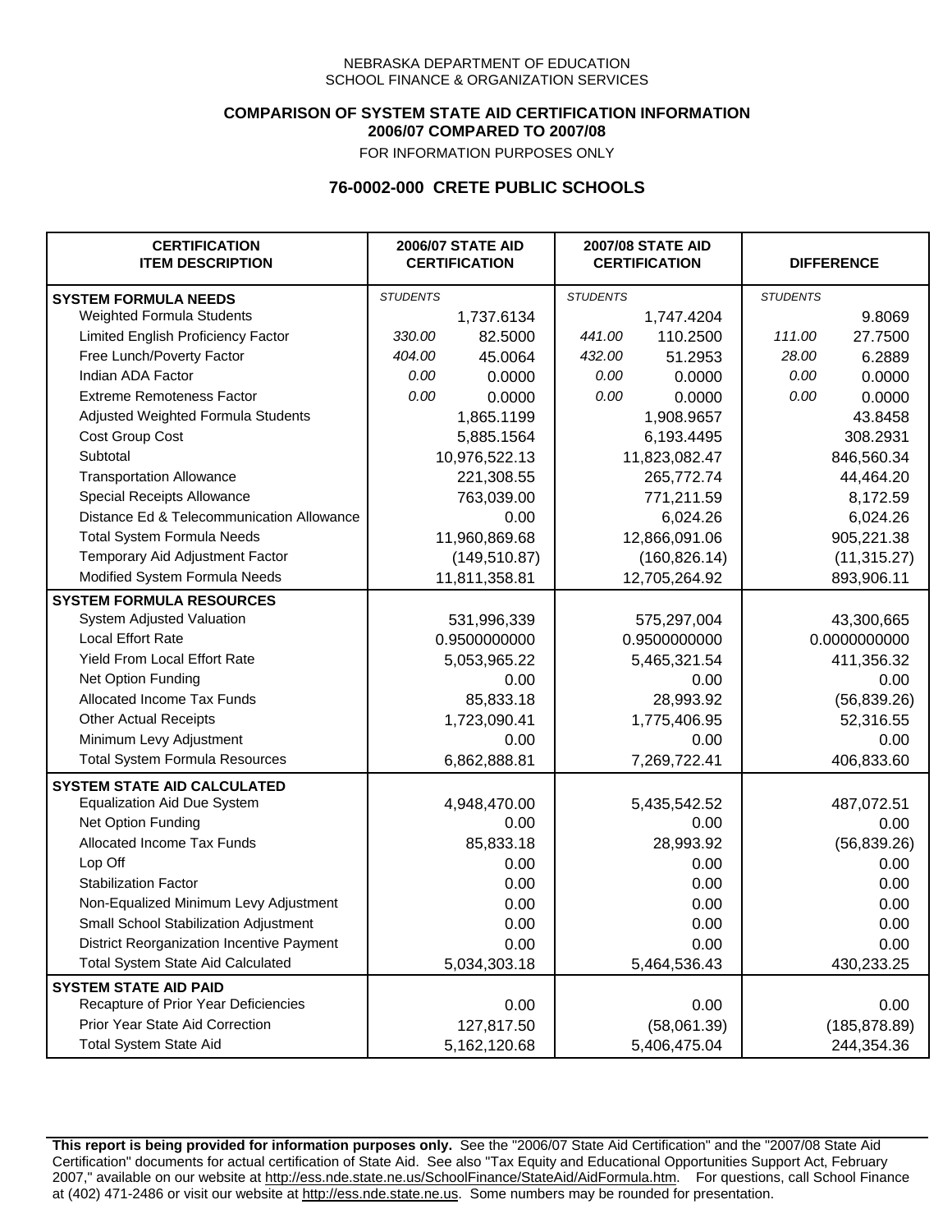NEBRASKA DEPARTMENT OF EDUCATION
SCHOOL FINANCE & ORGANIZATION SERVICES

**COMPARISON OF SYSTEM STATE AID CERTIFICATION INFORMATION**
**2006/07 COMPARED TO 2007/08**
FOR INFORMATION PURPOSES ONLY

## 76-0002-000 CRETE PUBLIC SCHOOLS

| CERTIFICATION ITEM DESCRIPTION | 2006/07 STATE AID CERTIFICATION | | 2007/08 STATE AID CERTIFICATION | | DIFFERENCE | |
|---|---|---|---|---|---|---|
| **SYSTEM FORMULA NEEDS** | *STUDENTS* | | *STUDENTS* | | *STUDENTS* | |
| Weighted Formula Students | | 1,737.6134 | | 1,747.4204 | | 9.8069 |
| Limited English Proficiency Factor | *330.00* | 82.5000 | *441.00* | 110.2500 | *111.00* | 27.7500 |
| Free Lunch/Poverty Factor | *404.00* | 45.0064 | *432.00* | 51.2953 | *28.00* | 6.2889 |
| Indian ADA Factor | *0.00* | 0.0000 | *0.00* | 0.0000 | *0.00* | 0.0000 |
| Extreme Remoteness Factor | *0.00* | 0.0000 | *0.00* | 0.0000 | *0.00* | 0.0000 |
| Adjusted Weighted Formula Students | | 1,865.1199 | | 1,908.9657 | | 43.8458 |
| Cost Group Cost | | 5,885.1564 | | 6,193.4495 | | 308.2931 |
| Subtotal | | 10,976,522.13 | | 11,823,082.47 | | 846,560.34 |
| Transportation Allowance | | 221,308.55 | | 265,772.74 | | 44,464.20 |
| Special Receipts Allowance | | 763,039.00 | | 771,211.59 | | 8,172.59 |
| Distance Ed & Telecommunication Allowance | | 0.00 | | 6,024.26 | | 6,024.26 |
| Total System Formula Needs | | 11,960,869.68 | | 12,866,091.06 | | 905,221.38 |
| Temporary Aid Adjustment Factor | | (149,510.87) | | (160,826.14) | | (11,315.27) |
| Modified System Formula Needs | | 11,811,358.81 | | 12,705,264.92 | | 893,906.11 |
| **SYSTEM FORMULA RESOURCES** | | | | | | |
| System Adjusted Valuation | | 531,996,339 | | 575,297,004 | | 43,300,665 |
| Local Effort Rate | | 0.9500000000 | | 0.9500000000 | | 0.0000000000 |
| Yield From Local Effort Rate | | 5,053,965.22 | | 5,465,321.54 | | 411,356.32 |
| Net Option Funding | | 0.00 | | 0.00 | | 0.00 |
| Allocated Income Tax Funds | | 85,833.18 | | 28,993.92 | | (56,839.26) |
| Other Actual Receipts | | 1,723,090.41 | | 1,775,406.95 | | 52,316.55 |
| Minimum Levy Adjustment | | 0.00 | | 0.00 | | 0.00 |
| Total System Formula Resources | | 6,862,888.81 | | 7,269,722.41 | | 406,833.60 |
| **SYSTEM STATE AID CALCULATED** | | | | | | |
| Equalization Aid Due System | | 4,948,470.00 | | 5,435,542.52 | | 487,072.51 |
| Net Option Funding | | 0.00 | | 0.00 | | 0.00 |
| Allocated Income Tax Funds | | 85,833.18 | | 28,993.92 | | (56,839.26) |
| Lop Off | | 0.00 | | 0.00 | | 0.00 |
| Stabilization Factor | | 0.00 | | 0.00 | | 0.00 |
| Non-Equalized Minimum Levy Adjustment | | 0.00 | | 0.00 | | 0.00 |
| Small School Stabilization Adjustment | | 0.00 | | 0.00 | | 0.00 |
| District Reorganization Incentive Payment | | 0.00 | | 0.00 | | 0.00 |
| Total System State Aid Calculated | | 5,034,303.18 | | 5,464,536.43 | | 430,233.25 |
| **SYSTEM STATE AID PAID** | | | | | | |
| Recapture of Prior Year Deficiencies | | 0.00 | | 0.00 | | 0.00 |
| Prior Year State Aid Correction | | 127,817.50 | | (58,061.39) | | (185,878.89) |
| Total System State Aid | | 5,162,120.68 | | 5,406,475.04 | | 244,354.36 |

**This report is being provided for information purposes only.** See the "2006/07 State Aid Certification" and the "2007/08 State Aid Certification" documents for actual certification of State Aid. See also "Tax Equity and Educational Opportunities Support Act, February 2007," available on our website at http://ess.nde.state.ne.us/SchoolFinance/StateAid/AidFormula.htm. For questions, call School Finance at (402) 471-2486 or visit our website at http://ess.nde.state.ne.us. Some numbers may be rounded for presentation.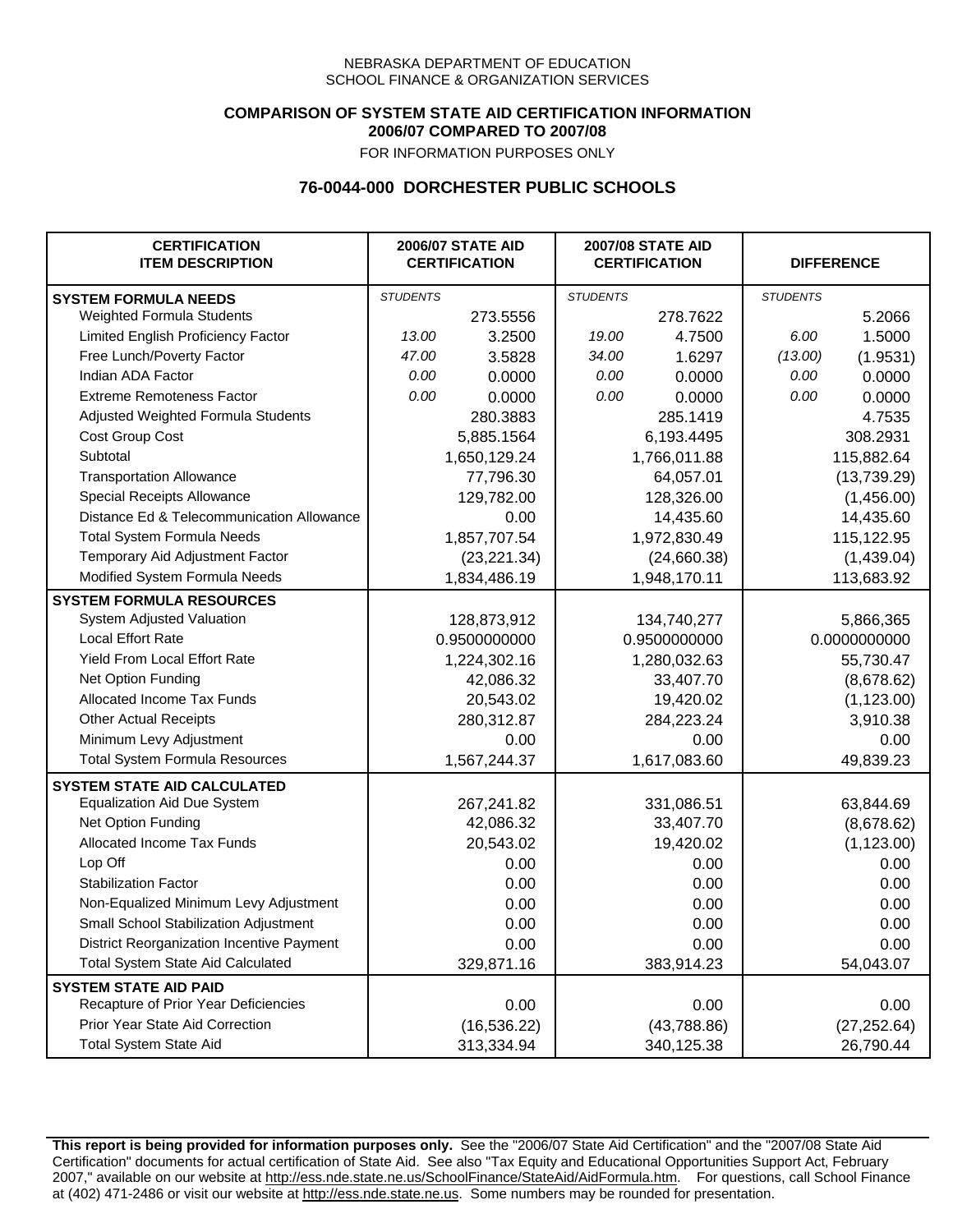NEBRASKA DEPARTMENT OF EDUCATION
SCHOOL FINANCE & ORGANIZATION SERVICES

**COMPARISON OF SYSTEM STATE AID CERTIFICATION INFORMATION**
**2006/07 COMPARED TO 2007/08**
FOR INFORMATION PURPOSES ONLY

## 76-0044-000 DORCHESTER PUBLIC SCHOOLS

| CERTIFICATION ITEM DESCRIPTION | 2006/07 STATE AID CERTIFICATION | | 2007/08 STATE AID CERTIFICATION | | DIFFERENCE | |
|---|---|---|---|---|---|---|
| **SYSTEM FORMULA NEEDS** | *STUDENTS* | | *STUDENTS* | | *STUDENTS* | |
| Weighted Formula Students | | 273.5556 | | 278.7622 | | 5.2066 |
| Limited English Proficiency Factor | *13.00* | 3.2500 | *19.00* | 4.7500 | *6.00* | 1.5000 |
| Free Lunch/Poverty Factor | *47.00* | 3.5828 | *34.00* | 1.6297 | *(13.00)* | (1.9531) |
| Indian ADA Factor | *0.00* | 0.0000 | *0.00* | 0.0000 | *0.00* | 0.0000 |
| Extreme Remoteness Factor | *0.00* | 0.0000 | *0.00* | 0.0000 | *0.00* | 0.0000 |
| Adjusted Weighted Formula Students | | 280.3883 | | 285.1419 | | 4.7535 |
| Cost Group Cost | | 5,885.1564 | | 6,193.4495 | | 308.2931 |
| Subtotal | | 1,650,129.24 | | 1,766,011.88 | | 115,882.64 |
| Transportation Allowance | | 77,796.30 | | 64,057.01 | | (13,739.29) |
| Special Receipts Allowance | | 129,782.00 | | 128,326.00 | | (1,456.00) |
| Distance Ed & Telecommunication Allowance | | 0.00 | | 14,435.60 | | 14,435.60 |
| Total System Formula Needs | | 1,857,707.54 | | 1,972,830.49 | | 115,122.95 |
| Temporary Aid Adjustment Factor | | (23,221.34) | | (24,660.38) | | (1,439.04) |
| Modified System Formula Needs | | 1,834,486.19 | | 1,948,170.11 | | 113,683.92 |
| **SYSTEM FORMULA RESOURCES** | | | | | | |
| System Adjusted Valuation | | 128,873,912 | | 134,740,277 | | 5,866,365 |
| Local Effort Rate | | 0.9500000000 | | 0.9500000000 | | 0.0000000000 |
| Yield From Local Effort Rate | | 1,224,302.16 | | 1,280,032.63 | | 55,730.47 |
| Net Option Funding | | 42,086.32 | | 33,407.70 | | (8,678.62) |
| Allocated Income Tax Funds | | 20,543.02 | | 19,420.02 | | (1,123.00) |
| Other Actual Receipts | | 280,312.87 | | 284,223.24 | | 3,910.38 |
| Minimum Levy Adjustment | | 0.00 | | 0.00 | | 0.00 |
| Total System Formula Resources | | 1,567,244.37 | | 1,617,083.60 | | 49,839.23 |
| **SYSTEM STATE AID CALCULATED** | | | | | | |
| Equalization Aid Due System | | 267,241.82 | | 331,086.51 | | 63,844.69 |
| Net Option Funding | | 42,086.32 | | 33,407.70 | | (8,678.62) |
| Allocated Income Tax Funds | | 20,543.02 | | 19,420.02 | | (1,123.00) |
| Lop Off | | 0.00 | | 0.00 | | 0.00 |
| Stabilization Factor | | 0.00 | | 0.00 | | 0.00 |
| Non-Equalized Minimum Levy Adjustment | | 0.00 | | 0.00 | | 0.00 |
| Small School Stabilization Adjustment | | 0.00 | | 0.00 | | 0.00 |
| District Reorganization Incentive Payment | | 0.00 | | 0.00 | | 0.00 |
| Total System State Aid Calculated | | 329,871.16 | | 383,914.23 | | 54,043.07 |
| **SYSTEM STATE AID PAID** | | | | | | |
| Recapture of Prior Year Deficiencies | | 0.00 | | 0.00 | | 0.00 |
| Prior Year State Aid Correction | | (16,536.22) | | (43,788.86) | | (27,252.64) |
| Total System State Aid | | 313,334.94 | | 340,125.38 | | 26,790.44 |

**This report is being provided for information purposes only.** See the "2006/07 State Aid Certification" and the "2007/08 State Aid Certification" documents for actual certification of State Aid. See also "Tax Equity and Educational Opportunities Support Act, February 2007," available on our website at http://ess.nde.state.ne.us/SchoolFinance/StateAid/AidFormula.htm. For questions, call School Finance at (402) 471-2486 or visit our website at http://ess.nde.state.ne.us. Some numbers may be rounded for presentation.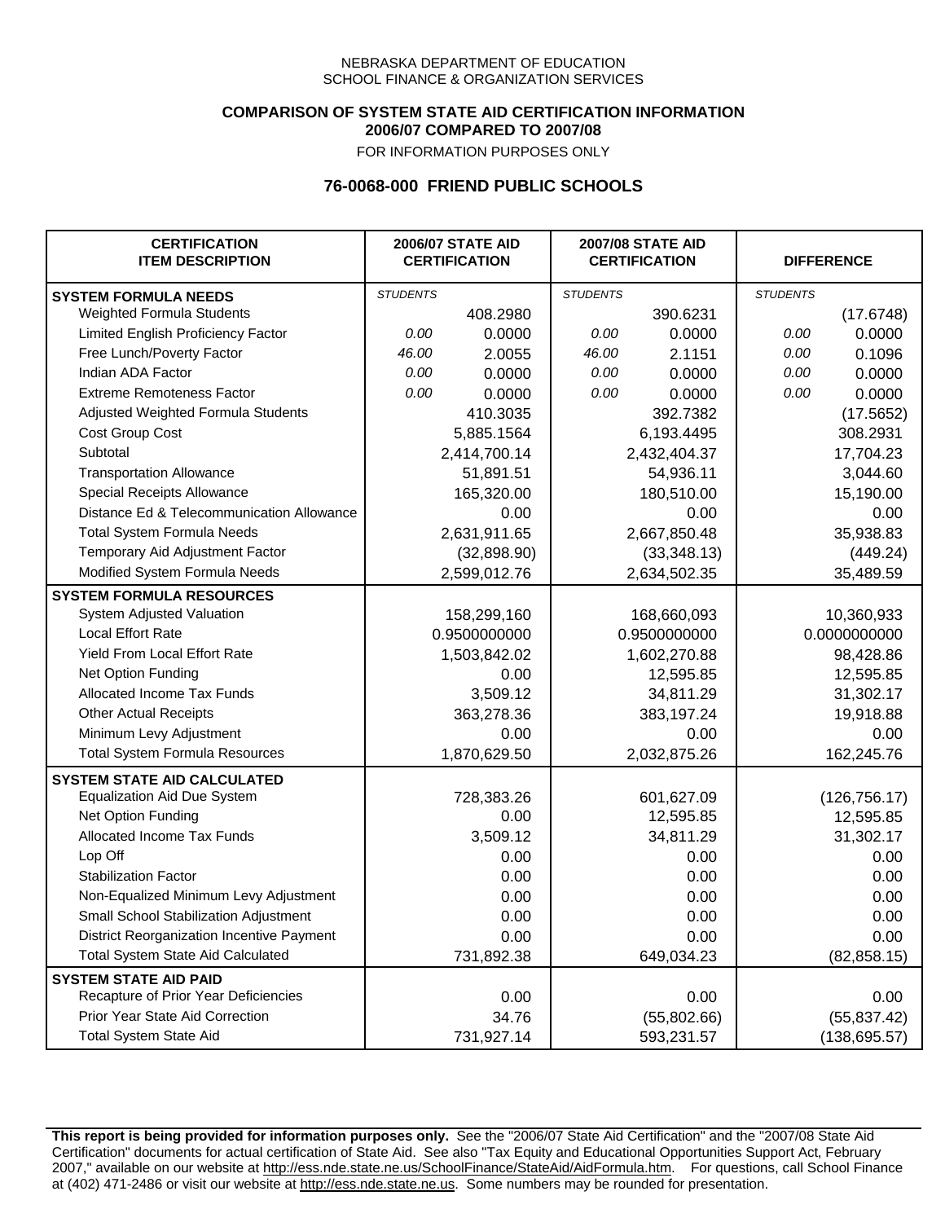NEBRASKA DEPARTMENT OF EDUCATION
SCHOOL FINANCE & ORGANIZATION SERVICES

**COMPARISON OF SYSTEM STATE AID CERTIFICATION INFORMATION**
**2006/07 COMPARED TO 2007/08**
FOR INFORMATION PURPOSES ONLY

## 76-0068-000 FRIEND PUBLIC SCHOOLS

| CERTIFICATION ITEM DESCRIPTION | 2006/07 STATE AID CERTIFICATION | | 2007/08 STATE AID CERTIFICATION | | DIFFERENCE | |
|---|---|---|---|---|---|---|
| **SYSTEM FORMULA NEEDS** | *STUDENTS* | | *STUDENTS* | | *STUDENTS* | |
| Weighted Formula Students | | 408.2980 | | 390.6231 | | (17.6748) |
| Limited English Proficiency Factor | 0.00 | 0.0000 | 0.00 | 0.0000 | 0.00 | 0.0000 |
| Free Lunch/Poverty Factor | 46.00 | 2.0055 | 46.00 | 2.1151 | 0.00 | 0.1096 |
| Indian ADA Factor | 0.00 | 0.0000 | 0.00 | 0.0000 | 0.00 | 0.0000 |
| Extreme Remoteness Factor | 0.00 | 0.0000 | 0.00 | 0.0000 | 0.00 | 0.0000 |
| Adjusted Weighted Formula Students | | 410.3035 | | 392.7382 | | (17.5652) |
| Cost Group Cost | | 5,885.1564 | | 6,193.4495 | | 308.2931 |
| Subtotal | | 2,414,700.14 | | 2,432,404.37 | | 17,704.23 |
| Transportation Allowance | | 51,891.51 | | 54,936.11 | | 3,044.60 |
| Special Receipts Allowance | | 165,320.00 | | 180,510.00 | | 15,190.00 |
| Distance Ed & Telecommunication Allowance | | 0.00 | | 0.00 | | 0.00 |
| Total System Formula Needs | | 2,631,911.65 | | 2,667,850.48 | | 35,938.83 |
| Temporary Aid Adjustment Factor | | (32,898.90) | | (33,348.13) | | (449.24) |
| Modified System Formula Needs | | 2,599,012.76 | | 2,634,502.35 | | 35,489.59 |
| **SYSTEM FORMULA RESOURCES** | | | | | | |
| System Adjusted Valuation | | 158,299,160 | | 168,660,093 | | 10,360,933 |
| Local Effort Rate | | 0.9500000000 | | 0.9500000000 | | 0.0000000000 |
| Yield From Local Effort Rate | | 1,503,842.02 | | 1,602,270.88 | | 98,428.86 |
| Net Option Funding | | 0.00 | | 12,595.85 | | 12,595.85 |
| Allocated Income Tax Funds | | 3,509.12 | | 34,811.29 | | 31,302.17 |
| Other Actual Receipts | | 363,278.36 | | 383,197.24 | | 19,918.88 |
| Minimum Levy Adjustment | | 0.00 | | 0.00 | | 0.00 |
| Total System Formula Resources | | 1,870,629.50 | | 2,032,875.26 | | 162,245.76 |
| **SYSTEM STATE AID CALCULATED** | | | | | | |
| Equalization Aid Due System | | 728,383.26 | | 601,627.09 | | (126,756.17) |
| Net Option Funding | | 0.00 | | 12,595.85 | | 12,595.85 |
| Allocated Income Tax Funds | | 3,509.12 | | 34,811.29 | | 31,302.17 |
| Lop Off | | 0.00 | | 0.00 | | 0.00 |
| Stabilization Factor | | 0.00 | | 0.00 | | 0.00 |
| Non-Equalized Minimum Levy Adjustment | | 0.00 | | 0.00 | | 0.00 |
| Small School Stabilization Adjustment | | 0.00 | | 0.00 | | 0.00 |
| District Reorganization Incentive Payment | | 0.00 | | 0.00 | | 0.00 |
| Total System State Aid Calculated | | 731,892.38 | | 649,034.23 | | (82,858.15) |
| **SYSTEM STATE AID PAID** | | | | | | |
| Recapture of Prior Year Deficiencies | | 0.00 | | 0.00 | | 0.00 |
| Prior Year State Aid Correction | | 34.76 | | (55,802.66) | | (55,837.42) |
| Total System State Aid | | 731,927.14 | | 593,231.57 | | (138,695.57) |

**This report is being provided for information purposes only.** See the "2006/07 State Aid Certification" and the "2007/08 State Aid Certification" documents for actual certification of State Aid. See also "Tax Equity and Educational Opportunities Support Act, February 2007," available on our website at http://ess.nde.state.ne.us/SchoolFinance/StateAid/AidFormula.htm. For questions, call School Finance at (402) 471-2486 or visit our website at http://ess.nde.state.ne.us. Some numbers may be rounded for presentation.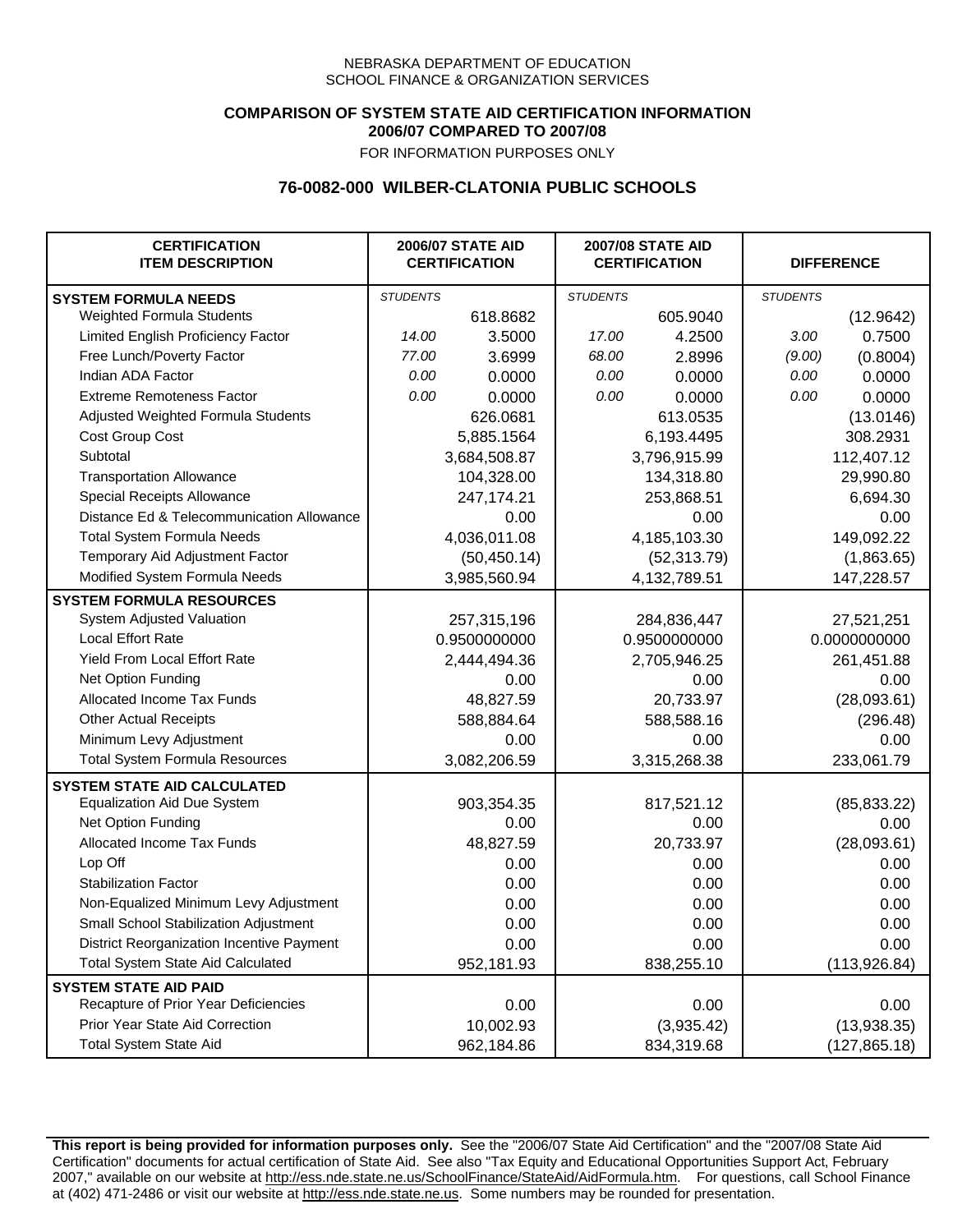NEBRASKA DEPARTMENT OF EDUCATION
SCHOOL FINANCE & ORGANIZATION SERVICES

**COMPARISON OF SYSTEM STATE AID CERTIFICATION INFORMATION**
**2006/07 COMPARED TO 2007/08**
FOR INFORMATION PURPOSES ONLY

## 76-0082-000 WILBER-CLATONIA PUBLIC SCHOOLS

| CERTIFICATION ITEM DESCRIPTION | 2006/07 STATE AID CERTIFICATION | | 2007/08 STATE AID CERTIFICATION | | DIFFERENCE | |
|---|---|---|---|---|---|---|
| **SYSTEM FORMULA NEEDS** | *STUDENTS* | | *STUDENTS* | | *STUDENTS* | |
| Weighted Formula Students | | 618.8682 | | 605.9040 | | (12.9642) |
| Limited English Proficiency Factor | *14.00* | 3.5000 | *17.00* | 4.2500 | *3.00* | 0.7500 |
| Free Lunch/Poverty Factor | *77.00* | 3.6999 | *68.00* | 2.8996 | *(9.00)* | (0.8004) |
| Indian ADA Factor | *0.00* | 0.0000 | *0.00* | 0.0000 | *0.00* | 0.0000 |
| Extreme Remoteness Factor | *0.00* | 0.0000 | *0.00* | 0.0000 | *0.00* | 0.0000 |
| Adjusted Weighted Formula Students | | 626.0681 | | 613.0535 | | (13.0146) |
| Cost Group Cost | | 5,885.1564 | | 6,193.4495 | | 308.2931 |
| Subtotal | | 3,684,508.87 | | 3,796,915.99 | | 112,407.12 |
| Transportation Allowance | | 104,328.00 | | 134,318.80 | | 29,990.80 |
| Special Receipts Allowance | | 247,174.21 | | 253,868.51 | | 6,694.30 |
| Distance Ed & Telecommunication Allowance | | 0.00 | | 0.00 | | 0.00 |
| Total System Formula Needs | | 4,036,011.08 | | 4,185,103.30 | | 149,092.22 |
| Temporary Aid Adjustment Factor | | (50,450.14) | | (52,313.79) | | (1,863.65) |
| Modified System Formula Needs | | 3,985,560.94 | | 4,132,789.51 | | 147,228.57 |
| **SYSTEM FORMULA RESOURCES** | | | | | | |
| System Adjusted Valuation | | 257,315,196 | | 284,836,447 | | 27,521,251 |
| Local Effort Rate | | 0.9500000000 | | 0.9500000000 | | 0.0000000000 |
| Yield From Local Effort Rate | | 2,444,494.36 | | 2,705,946.25 | | 261,451.88 |
| Net Option Funding | | 0.00 | | 0.00 | | 0.00 |
| Allocated Income Tax Funds | | 48,827.59 | | 20,733.97 | | (28,093.61) |
| Other Actual Receipts | | 588,884.64 | | 588,588.16 | | (296.48) |
| Minimum Levy Adjustment | | 0.00 | | 0.00 | | 0.00 |
| Total System Formula Resources | | 3,082,206.59 | | 3,315,268.38 | | 233,061.79 |
| **SYSTEM STATE AID CALCULATED** | | | | | | |
| Equalization Aid Due System | | 903,354.35 | | 817,521.12 | | (85,833.22) |
| Net Option Funding | | 0.00 | | 0.00 | | 0.00 |
| Allocated Income Tax Funds | | 48,827.59 | | 20,733.97 | | (28,093.61) |
| Lop Off | | 0.00 | | 0.00 | | 0.00 |
| Stabilization Factor | | 0.00 | | 0.00 | | 0.00 |
| Non-Equalized Minimum Levy Adjustment | | 0.00 | | 0.00 | | 0.00 |
| Small School Stabilization Adjustment | | 0.00 | | 0.00 | | 0.00 |
| District Reorganization Incentive Payment | | 0.00 | | 0.00 | | 0.00 |
| Total System State Aid Calculated | | 952,181.93 | | 838,255.10 | | (113,926.84) |
| **SYSTEM STATE AID PAID** | | | | | | |
| Recapture of Prior Year Deficiencies | | 0.00 | | 0.00 | | 0.00 |
| Prior Year State Aid Correction | | 10,002.93 | | (3,935.42) | | (13,938.35) |
| Total System State Aid | | 962,184.86 | | 834,319.68 | | (127,865.18) |

**This report is being provided for information purposes only.** See the "2006/07 State Aid Certification" and the "2007/08 State Aid Certification" documents for actual certification of State Aid. See also "Tax Equity and Educational Opportunities Support Act, February 2007," available on our website at http://ess.nde.state.ne.us/SchoolFinance/StateAid/AidFormula.htm. For questions, call School Finance at (402) 471-2486 or visit our website at http://ess.nde.state.ne.us. Some numbers may be rounded for presentation.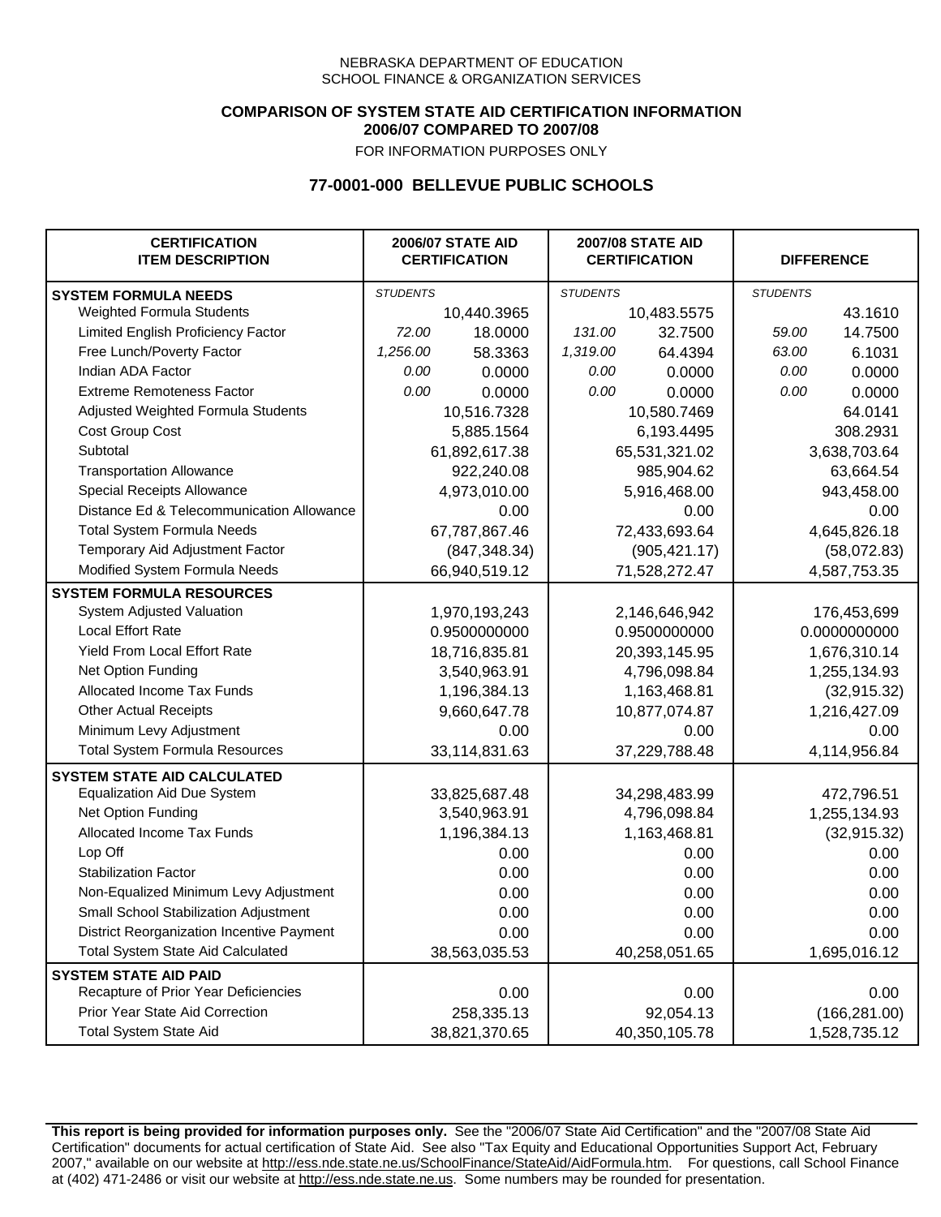NEBRASKA DEPARTMENT OF EDUCATION
SCHOOL FINANCE & ORGANIZATION SERVICES

**COMPARISON OF SYSTEM STATE AID CERTIFICATION INFORMATION**
**2006/07 COMPARED TO 2007/08**
FOR INFORMATION PURPOSES ONLY

## 77-0001-000 BELLEVUE PUBLIC SCHOOLS

| CERTIFICATION ITEM DESCRIPTION | 2006/07 STATE AID CERTIFICATION | | 2007/08 STATE AID CERTIFICATION | | DIFFERENCE | |
|---|---|---|---|---|---|---|
| **SYSTEM FORMULA NEEDS** | *STUDENTS* | | *STUDENTS* | | *STUDENTS* | |
| Weighted Formula Students | | 10,440.3965 | | 10,483.5575 | | 43.1610 |
| Limited English Proficiency Factor | *72.00* | 18.0000 | *131.00* | 32.7500 | *59.00* | 14.7500 |
| Free Lunch/Poverty Factor | *1,256.00* | 58.3363 | *1,319.00* | 64.4394 | *63.00* | 6.1031 |
| Indian ADA Factor | *0.00* | 0.0000 | *0.00* | 0.0000 | *0.00* | 0.0000 |
| Extreme Remoteness Factor | *0.00* | 0.0000 | *0.00* | 0.0000 | *0.00* | 0.0000 |
| Adjusted Weighted Formula Students | | 10,516.7328 | | 10,580.7469 | | 64.0141 |
| Cost Group Cost | | 5,885.1564 | | 6,193.4495 | | 308.2931 |
| Subtotal | | 61,892,617.38 | | 65,531,321.02 | | 3,638,703.64 |
| Transportation Allowance | | 922,240.08 | | 985,904.62 | | 63,664.54 |
| Special Receipts Allowance | | 4,973,010.00 | | 5,916,468.00 | | 943,458.00 |
| Distance Ed & Telecommunication Allowance | | 0.00 | | 0.00 | | 0.00 |
| Total System Formula Needs | | 67,787,867.46 | | 72,433,693.64 | | 4,645,826.18 |
| Temporary Aid Adjustment Factor | | (847,348.34) | | (905,421.17) | | (58,072.83) |
| Modified System Formula Needs | | 66,940,519.12 | | 71,528,272.47 | | 4,587,753.35 |
| **SYSTEM FORMULA RESOURCES** | | | | | | |
| System Adjusted Valuation | | 1,970,193,243 | | 2,146,646,942 | | 176,453,699 |
| Local Effort Rate | | 0.9500000000 | | 0.9500000000 | | 0.0000000000 |
| Yield From Local Effort Rate | | 18,716,835.81 | | 20,393,145.95 | | 1,676,310.14 |
| Net Option Funding | | 3,540,963.91 | | 4,796,098.84 | | 1,255,134.93 |
| Allocated Income Tax Funds | | 1,196,384.13 | | 1,163,468.81 | | (32,915.32) |
| Other Actual Receipts | | 9,660,647.78 | | 10,877,074.87 | | 1,216,427.09 |
| Minimum Levy Adjustment | | 0.00 | | 0.00 | | 0.00 |
| Total System Formula Resources | | 33,114,831.63 | | 37,229,788.48 | | 4,114,956.84 |
| **SYSTEM STATE AID CALCULATED** | | | | | | |
| Equalization Aid Due System | | 33,825,687.48 | | 34,298,483.99 | | 472,796.51 |
| Net Option Funding | | 3,540,963.91 | | 4,796,098.84 | | 1,255,134.93 |
| Allocated Income Tax Funds | | 1,196,384.13 | | 1,163,468.81 | | (32,915.32) |
| Lop Off | | 0.00 | | 0.00 | | 0.00 |
| Stabilization Factor | | 0.00 | | 0.00 | | 0.00 |
| Non-Equalized Minimum Levy Adjustment | | 0.00 | | 0.00 | | 0.00 |
| Small School Stabilization Adjustment | | 0.00 | | 0.00 | | 0.00 |
| District Reorganization Incentive Payment | | 0.00 | | 0.00 | | 0.00 |
| Total System State Aid Calculated | | 38,563,035.53 | | 40,258,051.65 | | 1,695,016.12 |
| **SYSTEM STATE AID PAID** | | | | | | |
| Recapture of Prior Year Deficiencies | | 0.00 | | 0.00 | | 0.00 |
| Prior Year State Aid Correction | | 258,335.13 | | 92,054.13 | | (166,281.00) |
| Total System State Aid | | 38,821,370.65 | | 40,350,105.78 | | 1,528,735.12 |

**This report is being provided for information purposes only.** See the "2006/07 State Aid Certification" and the "2007/08 State Aid Certification" documents for actual certification of State Aid. See also "Tax Equity and Educational Opportunities Support Act, February 2007," available on our website at http://ess.nde.state.ne.us/SchoolFinance/StateAid/AidFormula.htm. For questions, call School Finance at (402) 471-2486 or visit our website at http://ess.nde.state.ne.us. Some numbers may be rounded for presentation.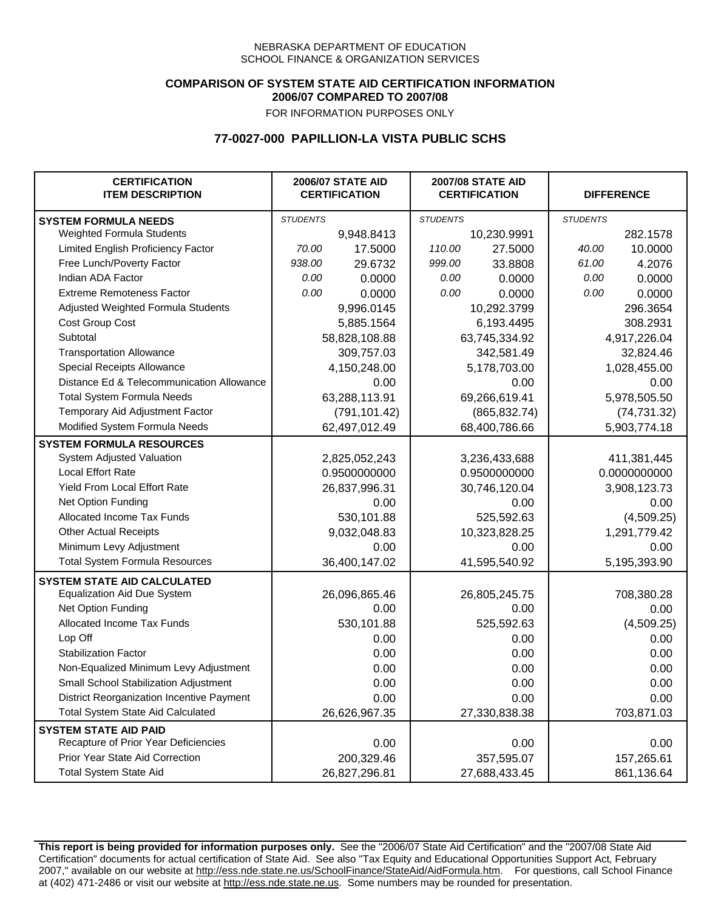NEBRASKA DEPARTMENT OF EDUCATION
SCHOOL FINANCE & ORGANIZATION SERVICES

**COMPARISON OF SYSTEM STATE AID CERTIFICATION INFORMATION**
**2006/07 COMPARED TO 2007/08**
FOR INFORMATION PURPOSES ONLY

## 77-0027-000 PAPILLION-LA VISTA PUBLIC SCHS

| CERTIFICATION ITEM DESCRIPTION | 2006/07 STATE AID CERTIFICATION | | 2007/08 STATE AID CERTIFICATION | | DIFFERENCE | |
|---|---|---|---|---|---|---|
| **SYSTEM FORMULA NEEDS** | *STUDENTS* | | *STUDENTS* | | *STUDENTS* | |
| Weighted Formula Students | | 9,948.8413 | | 10,230.9991 | | 282.1578 |
| Limited English Proficiency Factor | *70.00* | 17.5000 | *110.00* | 27.5000 | *40.00* | 10.0000 |
| Free Lunch/Poverty Factor | *938.00* | 29.6732 | *999.00* | 33.8808 | *61.00* | 4.2076 |
| Indian ADA Factor | *0.00* | 0.0000 | *0.00* | 0.0000 | *0.00* | 0.0000 |
| Extreme Remoteness Factor | *0.00* | 0.0000 | *0.00* | 0.0000 | *0.00* | 0.0000 |
| Adjusted Weighted Formula Students | | 9,996.0145 | | 10,292.3799 | | 296.3654 |
| Cost Group Cost | | 5,885.1564 | | 6,193.4495 | | 308.2931 |
| Subtotal | | 58,828,108.88 | | 63,745,334.92 | | 4,917,226.04 |
| Transportation Allowance | | 309,757.03 | | 342,581.49 | | 32,824.46 |
| Special Receipts Allowance | | 4,150,248.00 | | 5,178,703.00 | | 1,028,455.00 |
| Distance Ed & Telecommunication Allowance | | 0.00 | | 0.00 | | 0.00 |
| Total System Formula Needs | | 63,288,113.91 | | 69,266,619.41 | | 5,978,505.50 |
| Temporary Aid Adjustment Factor | | (791,101.42) | | (865,832.74) | | (74,731.32) |
| Modified System Formula Needs | | 62,497,012.49 | | 68,400,786.66 | | 5,903,774.18 |
| **SYSTEM FORMULA RESOURCES** | | | | | | |
| System Adjusted Valuation | | 2,825,052,243 | | 3,236,433,688 | | 411,381,445 |
| Local Effort Rate | | 0.9500000000 | | 0.9500000000 | | 0.0000000000 |
| Yield From Local Effort Rate | | 26,837,996.31 | | 30,746,120.04 | | 3,908,123.73 |
| Net Option Funding | | 0.00 | | 0.00 | | 0.00 |
| Allocated Income Tax Funds | | 530,101.88 | | 525,592.63 | | (4,509.25) |
| Other Actual Receipts | | 9,032,048.83 | | 10,323,828.25 | | 1,291,779.42 |
| Minimum Levy Adjustment | | 0.00 | | 0.00 | | 0.00 |
| Total System Formula Resources | | 36,400,147.02 | | 41,595,540.92 | | 5,195,393.90 |
| **SYSTEM STATE AID CALCULATED** | | | | | | |
| Equalization Aid Due System | | 26,096,865.46 | | 26,805,245.75 | | 708,380.28 |
| Net Option Funding | | 0.00 | | 0.00 | | 0.00 |
| Allocated Income Tax Funds | | 530,101.88 | | 525,592.63 | | (4,509.25) |
| Lop Off | | 0.00 | | 0.00 | | 0.00 |
| Stabilization Factor | | 0.00 | | 0.00 | | 0.00 |
| Non-Equalized Minimum Levy Adjustment | | 0.00 | | 0.00 | | 0.00 |
| Small School Stabilization Adjustment | | 0.00 | | 0.00 | | 0.00 |
| District Reorganization Incentive Payment | | 0.00 | | 0.00 | | 0.00 |
| Total System State Aid Calculated | | 26,626,967.35 | | 27,330,838.38 | | 703,871.03 |
| **SYSTEM STATE AID PAID** | | | | | | |
| Recapture of Prior Year Deficiencies | | 0.00 | | 0.00 | | 0.00 |
| Prior Year State Aid Correction | | 200,329.46 | | 357,595.07 | | 157,265.61 |
| Total System State Aid | | 26,827,296.81 | | 27,688,433.45 | | 861,136.64 |

**This report is being provided for information purposes only.** See the "2006/07 State Aid Certification" and the "2007/08 State Aid Certification" documents for actual certification of State Aid. See also "Tax Equity and Educational Opportunities Support Act, February 2007," available on our website at http://ess.nde.state.ne.us/SchoolFinance/StateAid/AidFormula.htm. For questions, call School Finance at (402) 471-2486 or visit our website at http://ess.nde.state.ne.us. Some numbers may be rounded for presentation.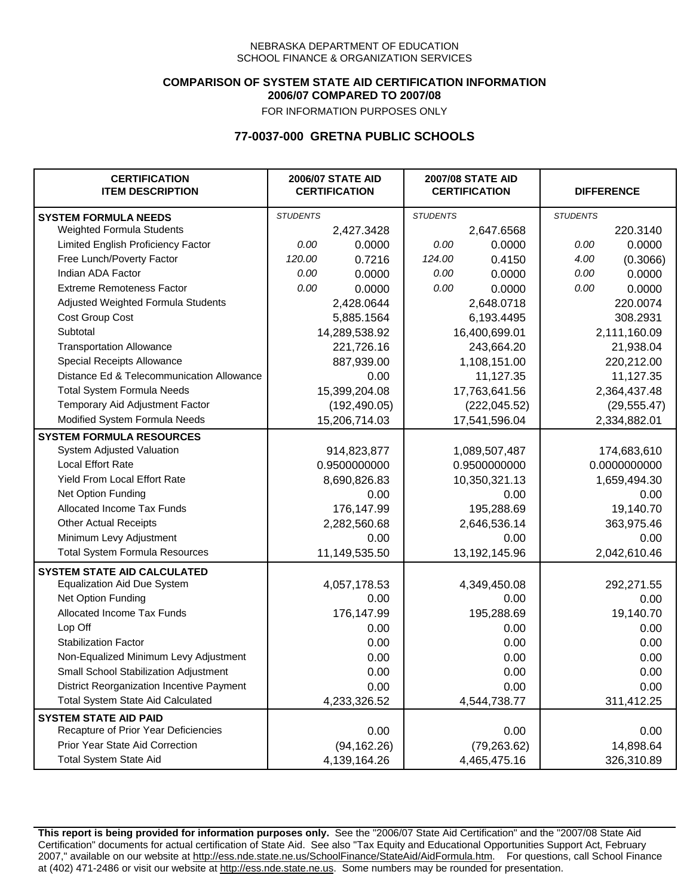NEBRASKA DEPARTMENT OF EDUCATION
SCHOOL FINANCE & ORGANIZATION SERVICES

**COMPARISON OF SYSTEM STATE AID CERTIFICATION INFORMATION**
**2006/07 COMPARED TO 2007/08**
FOR INFORMATION PURPOSES ONLY

## 77-0037-000 GRETNA PUBLIC SCHOOLS

| CERTIFICATION ITEM DESCRIPTION | 2006/07 STATE AID CERTIFICATION | | 2007/08 STATE AID CERTIFICATION | | DIFFERENCE | |
|---|---|---|---|---|---|---|
| **SYSTEM FORMULA NEEDS** | *STUDENTS* | | *STUDENTS* | | *STUDENTS* | |
| Weighted Formula Students | | 2,427.3428 | | 2,647.6568 | | 220.3140 |
| Limited English Proficiency Factor | *0.00* | 0.0000 | *0.00* | 0.0000 | *0.00* | 0.0000 |
| Free Lunch/Poverty Factor | *120.00* | 0.7216 | *124.00* | 0.4150 | *4.00* | (0.3066) |
| Indian ADA Factor | *0.00* | 0.0000 | *0.00* | 0.0000 | *0.00* | 0.0000 |
| Extreme Remoteness Factor | *0.00* | 0.0000 | *0.00* | 0.0000 | *0.00* | 0.0000 |
| Adjusted Weighted Formula Students | | 2,428.0644 | | 2,648.0718 | | 220.0074 |
| Cost Group Cost | | 5,885.1564 | | 6,193.4495 | | 308.2931 |
| Subtotal | | 14,289,538.92 | | 16,400,699.01 | | 2,111,160.09 |
| Transportation Allowance | | 221,726.16 | | 243,664.20 | | 21,938.04 |
| Special Receipts Allowance | | 887,939.00 | | 1,108,151.00 | | 220,212.00 |
| Distance Ed & Telecommunication Allowance | | 0.00 | | 11,127.35 | | 11,127.35 |
| Total System Formula Needs | | 15,399,204.08 | | 17,763,641.56 | | 2,364,437.48 |
| Temporary Aid Adjustment Factor | | (192,490.05) | | (222,045.52) | | (29,555.47) |
| Modified System Formula Needs | | 15,206,714.03 | | 17,541,596.04 | | 2,334,882.01 |
| **SYSTEM FORMULA RESOURCES** | | | | | | |
| System Adjusted Valuation | | 914,823,877 | | 1,089,507,487 | | 174,683,610 |
| Local Effort Rate | | 0.9500000000 | | 0.9500000000 | | 0.0000000000 |
| Yield From Local Effort Rate | | 8,690,826.83 | | 10,350,321.13 | | 1,659,494.30 |
| Net Option Funding | | 0.00 | | 0.00 | | 0.00 |
| Allocated Income Tax Funds | | 176,147.99 | | 195,288.69 | | 19,140.70 |
| Other Actual Receipts | | 2,282,560.68 | | 2,646,536.14 | | 363,975.46 |
| Minimum Levy Adjustment | | 0.00 | | 0.00 | | 0.00 |
| Total System Formula Resources | | 11,149,535.50 | | 13,192,145.96 | | 2,042,610.46 |
| **SYSTEM STATE AID CALCULATED** | | | | | | |
| Equalization Aid Due System | | 4,057,178.53 | | 4,349,450.08 | | 292,271.55 |
| Net Option Funding | | 0.00 | | 0.00 | | 0.00 |
| Allocated Income Tax Funds | | 176,147.99 | | 195,288.69 | | 19,140.70 |
| Lop Off | | 0.00 | | 0.00 | | 0.00 |
| Stabilization Factor | | 0.00 | | 0.00 | | 0.00 |
| Non-Equalized Minimum Levy Adjustment | | 0.00 | | 0.00 | | 0.00 |
| Small School Stabilization Adjustment | | 0.00 | | 0.00 | | 0.00 |
| District Reorganization Incentive Payment | | 0.00 | | 0.00 | | 0.00 |
| Total System State Aid Calculated | | 4,233,326.52 | | 4,544,738.77 | | 311,412.25 |
| **SYSTEM STATE AID PAID** | | | | | | |
| Recapture of Prior Year Deficiencies | | 0.00 | | 0.00 | | 0.00 |
| Prior Year State Aid Correction | | (94,162.26) | | (79,263.62) | | 14,898.64 |
| Total System State Aid | | 4,139,164.26 | | 4,465,475.16 | | 326,310.89 |

**This report is being provided for information purposes only.** See the "2006/07 State Aid Certification" and the "2007/08 State Aid Certification" documents for actual certification of State Aid. See also "Tax Equity and Educational Opportunities Support Act, February 2007," available on our website at http://ess.nde.state.ne.us/SchoolFinance/StateAid/AidFormula.htm. For questions, call School Finance at (402) 471-2486 or visit our website at http://ess.nde.state.ne.us. Some numbers may be rounded for presentation.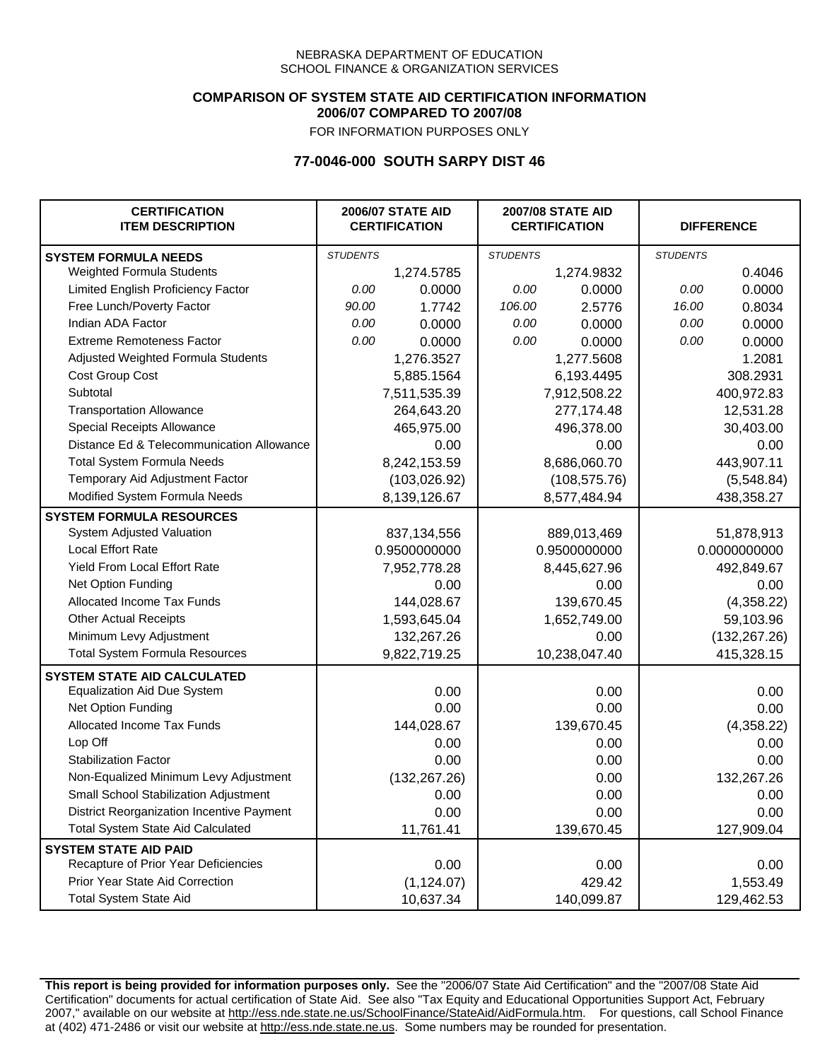NEBRASKA DEPARTMENT OF EDUCATION
SCHOOL FINANCE & ORGANIZATION SERVICES

**COMPARISON OF SYSTEM STATE AID CERTIFICATION INFORMATION**
**2006/07 COMPARED TO 2007/08**
FOR INFORMATION PURPOSES ONLY

## 77-0046-000 SOUTH SARPY DIST 46

| CERTIFICATION ITEM DESCRIPTION | 2006/07 STATE AID CERTIFICATION | | 2007/08 STATE AID CERTIFICATION | | DIFFERENCE | |
|---|---|---|---|---|---|---|
| **SYSTEM FORMULA NEEDS** | *STUDENTS* | | *STUDENTS* | | *STUDENTS* | |
| Weighted Formula Students | | 1,274.5785 | | 1,274.9832 | | 0.4046 |
| Limited English Proficiency Factor | 0.00 | 0.0000 | 0.00 | 0.0000 | 0.00 | 0.0000 |
| Free Lunch/Poverty Factor | 90.00 | 1.7742 | 106.00 | 2.5776 | 16.00 | 0.8034 |
| Indian ADA Factor | 0.00 | 0.0000 | 0.00 | 0.0000 | 0.00 | 0.0000 |
| Extreme Remoteness Factor | 0.00 | 0.0000 | 0.00 | 0.0000 | 0.00 | 0.0000 |
| Adjusted Weighted Formula Students | | 1,276.3527 | | 1,277.5608 | | 1.2081 |
| Cost Group Cost | | 5,885.1564 | | 6,193.4495 | | 308.2931 |
| Subtotal | | 7,511,535.39 | | 7,912,508.22 | | 400,972.83 |
| Transportation Allowance | | 264,643.20 | | 277,174.48 | | 12,531.28 |
| Special Receipts Allowance | | 465,975.00 | | 496,378.00 | | 30,403.00 |
| Distance Ed & Telecommunication Allowance | | 0.00 | | 0.00 | | 0.00 |
| Total System Formula Needs | | 8,242,153.59 | | 8,686,060.70 | | 443,907.11 |
| Temporary Aid Adjustment Factor | | (103,026.92) | | (108,575.76) | | (5,548.84) |
| Modified System Formula Needs | | 8,139,126.67 | | 8,577,484.94 | | 438,358.27 |
| **SYSTEM FORMULA RESOURCES** | | | | | | |
| System Adjusted Valuation | | 837,134,556 | | 889,013,469 | | 51,878,913 |
| Local Effort Rate | | 0.9500000000 | | 0.9500000000 | | 0.0000000000 |
| Yield From Local Effort Rate | | 7,952,778.28 | | 8,445,627.96 | | 492,849.67 |
| Net Option Funding | | 0.00 | | 0.00 | | 0.00 |
| Allocated Income Tax Funds | | 144,028.67 | | 139,670.45 | | (4,358.22) |
| Other Actual Receipts | | 1,593,645.04 | | 1,652,749.00 | | 59,103.96 |
| Minimum Levy Adjustment | | 132,267.26 | | 0.00 | | (132,267.26) |
| Total System Formula Resources | | 9,822,719.25 | | 10,238,047.40 | | 415,328.15 |
| **SYSTEM STATE AID CALCULATED** | | | | | | |
| Equalization Aid Due System | | 0.00 | | 0.00 | | 0.00 |
| Net Option Funding | | 0.00 | | 0.00 | | 0.00 |
| Allocated Income Tax Funds | | 144,028.67 | | 139,670.45 | | (4,358.22) |
| Lop Off | | 0.00 | | 0.00 | | 0.00 |
| Stabilization Factor | | 0.00 | | 0.00 | | 0.00 |
| Non-Equalized Minimum Levy Adjustment | | (132,267.26) | | 0.00 | | 132,267.26 |
| Small School Stabilization Adjustment | | 0.00 | | 0.00 | | 0.00 |
| District Reorganization Incentive Payment | | 0.00 | | 0.00 | | 0.00 |
| Total System State Aid Calculated | | 11,761.41 | | 139,670.45 | | 127,909.04 |
| **SYSTEM STATE AID PAID** | | | | | | |
| Recapture of Prior Year Deficiencies | | 0.00 | | 0.00 | | 0.00 |
| Prior Year State Aid Correction | | (1,124.07) | | 429.42 | | 1,553.49 |
| Total System State Aid | | 10,637.34 | | 140,099.87 | | 129,462.53 |

**This report is being provided for information purposes only.** See the "2006/07 State Aid Certification" and the "2007/08 State Aid Certification" documents for actual certification of State Aid. See also "Tax Equity and Educational Opportunities Support Act, February 2007," available on our website at http://ess.nde.state.ne.us/SchoolFinance/StateAid/AidFormula.htm. For questions, call School Finance at (402) 471-2486 or visit our website at http://ess.nde.state.ne.us. Some numbers may be rounded for presentation.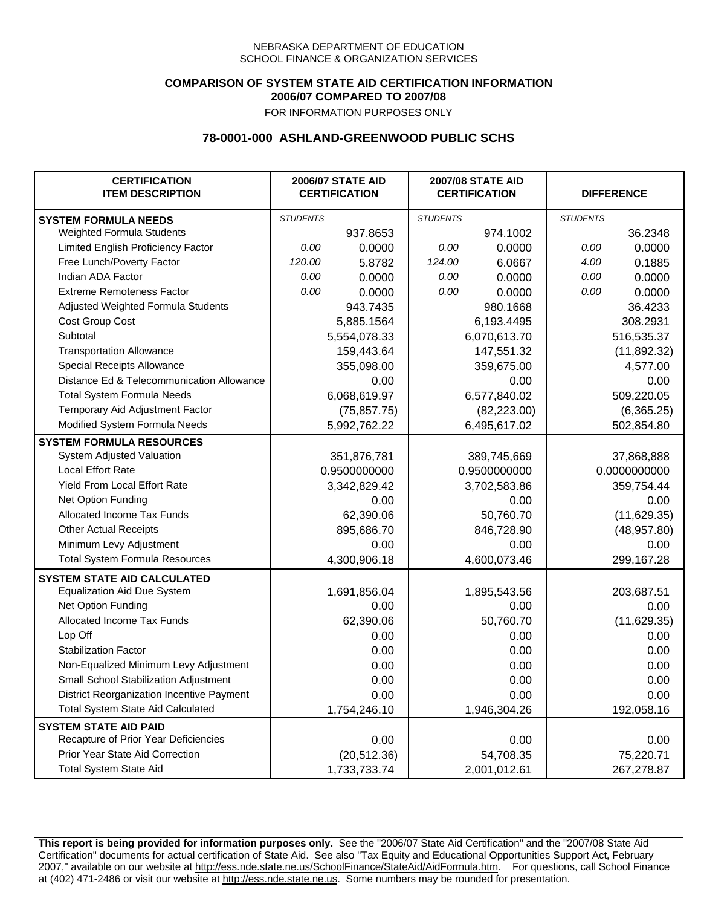NEBRASKA DEPARTMENT OF EDUCATION
SCHOOL FINANCE & ORGANIZATION SERVICES

**COMPARISON OF SYSTEM STATE AID CERTIFICATION INFORMATION**
**2006/07 COMPARED TO 2007/08**
FOR INFORMATION PURPOSES ONLY

## 78-0001-000 ASHLAND-GREENWOOD PUBLIC SCHS

| CERTIFICATION ITEM DESCRIPTION | 2006/07 STATE AID CERTIFICATION | | 2007/08 STATE AID CERTIFICATION | | DIFFERENCE | |
|---|---|---|---|---|---|---|
| **SYSTEM FORMULA NEEDS** | *STUDENTS* | | *STUDENTS* | | *STUDENTS* | |
| Weighted Formula Students | | 937.8653 | | 974.1002 | | 36.2348 |
| Limited English Proficiency Factor | *0.00* | 0.0000 | *0.00* | 0.0000 | *0.00* | 0.0000 |
| Free Lunch/Poverty Factor | *120.00* | 5.8782 | *124.00* | 6.0667 | *4.00* | 0.1885 |
| Indian ADA Factor | *0.00* | 0.0000 | *0.00* | 0.0000 | *0.00* | 0.0000 |
| Extreme Remoteness Factor | *0.00* | 0.0000 | *0.00* | 0.0000 | *0.00* | 0.0000 |
| Adjusted Weighted Formula Students | | 943.7435 | | 980.1668 | | 36.4233 |
| Cost Group Cost | | 5,885.1564 | | 6,193.4495 | | 308.2931 |
| Subtotal | | 5,554,078.33 | | 6,070,613.70 | | 516,535.37 |
| Transportation Allowance | | 159,443.64 | | 147,551.32 | | (11,892.32) |
| Special Receipts Allowance | | 355,098.00 | | 359,675.00 | | 4,577.00 |
| Distance Ed & Telecommunication Allowance | | 0.00 | | 0.00 | | 0.00 |
| Total System Formula Needs | | 6,068,619.97 | | 6,577,840.02 | | 509,220.05 |
| Temporary Aid Adjustment Factor | | (75,857.75) | | (82,223.00) | | (6,365.25) |
| Modified System Formula Needs | | 5,992,762.22 | | 6,495,617.02 | | 502,854.80 |
| **SYSTEM FORMULA RESOURCES** | | | | | | |
| System Adjusted Valuation | | 351,876,781 | | 389,745,669 | | 37,868,888 |
| Local Effort Rate | | 0.9500000000 | | 0.9500000000 | | 0.0000000000 |
| Yield From Local Effort Rate | | 3,342,829.42 | | 3,702,583.86 | | 359,754.44 |
| Net Option Funding | | 0.00 | | 0.00 | | 0.00 |
| Allocated Income Tax Funds | | 62,390.06 | | 50,760.70 | | (11,629.35) |
| Other Actual Receipts | | 895,686.70 | | 846,728.90 | | (48,957.80) |
| Minimum Levy Adjustment | | 0.00 | | 0.00 | | 0.00 |
| Total System Formula Resources | | 4,300,906.18 | | 4,600,073.46 | | 299,167.28 |
| **SYSTEM STATE AID CALCULATED** | | | | | | |
| Equalization Aid Due System | | 1,691,856.04 | | 1,895,543.56 | | 203,687.51 |
| Net Option Funding | | 0.00 | | 0.00 | | 0.00 |
| Allocated Income Tax Funds | | 62,390.06 | | 50,760.70 | | (11,629.35) |
| Lop Off | | 0.00 | | 0.00 | | 0.00 |
| Stabilization Factor | | 0.00 | | 0.00 | | 0.00 |
| Non-Equalized Minimum Levy Adjustment | | 0.00 | | 0.00 | | 0.00 |
| Small School Stabilization Adjustment | | 0.00 | | 0.00 | | 0.00 |
| District Reorganization Incentive Payment | | 0.00 | | 0.00 | | 0.00 |
| Total System State Aid Calculated | | 1,754,246.10 | | 1,946,304.26 | | 192,058.16 |
| **SYSTEM STATE AID PAID** | | | | | | |
| Recapture of Prior Year Deficiencies | | 0.00 | | 0.00 | | 0.00 |
| Prior Year State Aid Correction | | (20,512.36) | | 54,708.35 | | 75,220.71 |
| Total System State Aid | | 1,733,733.74 | | 2,001,012.61 | | 267,278.87 |

**This report is being provided for information purposes only.** See the "2006/07 State Aid Certification" and the "2007/08 State Aid Certification" documents for actual certification of State Aid. See also "Tax Equity and Educational Opportunities Support Act, February 2007," available on our website at http://ess.nde.state.ne.us/SchoolFinance/StateAid/AidFormula.htm. For questions, call School Finance at (402) 471-2486 or visit our website at http://ess.nde.state.ne.us. Some numbers may be rounded for presentation.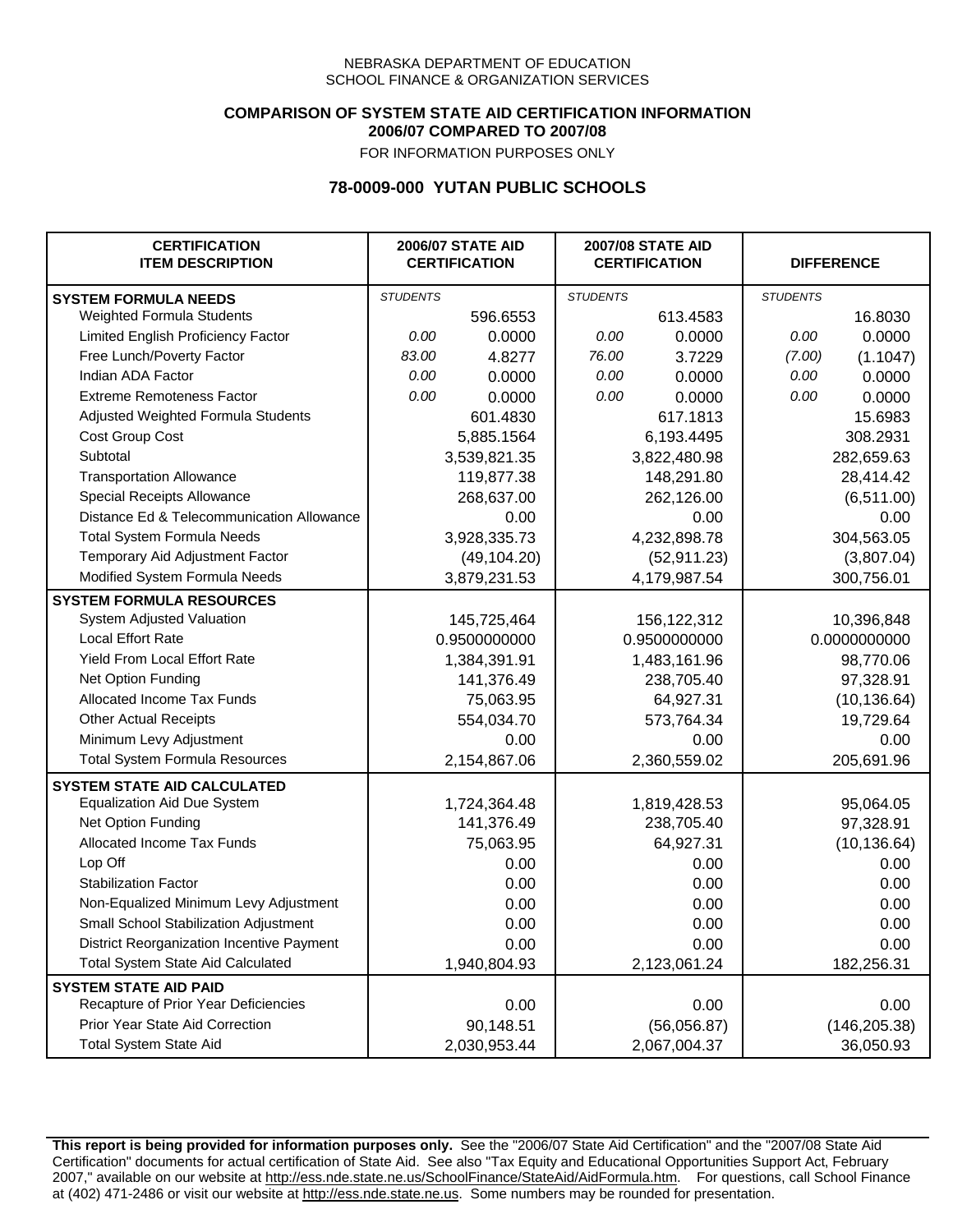NEBRASKA DEPARTMENT OF EDUCATION
SCHOOL FINANCE & ORGANIZATION SERVICES

**COMPARISON OF SYSTEM STATE AID CERTIFICATION INFORMATION**
**2006/07 COMPARED TO 2007/08**
FOR INFORMATION PURPOSES ONLY

## 78-0009-000 YUTAN PUBLIC SCHOOLS

| CERTIFICATION ITEM DESCRIPTION | 2006/07 STATE AID CERTIFICATION | | 2007/08 STATE AID CERTIFICATION | | DIFFERENCE | |
|---|---|---|---|---|---|---|
| **SYSTEM FORMULA NEEDS** | *STUDENTS* | | *STUDENTS* | | *STUDENTS* | |
| Weighted Formula Students | | 596.6553 | | 613.4583 | | 16.8030 |
| Limited English Proficiency Factor | *0.00* | 0.0000 | *0.00* | 0.0000 | *0.00* | 0.0000 |
| Free Lunch/Poverty Factor | *83.00* | 4.8277 | *76.00* | 3.7229 | *(7.00)* | (1.1047) |
| Indian ADA Factor | *0.00* | 0.0000 | *0.00* | 0.0000 | *0.00* | 0.0000 |
| Extreme Remoteness Factor | *0.00* | 0.0000 | *0.00* | 0.0000 | *0.00* | 0.0000 |
| Adjusted Weighted Formula Students | | 601.4830 | | 617.1813 | | 15.6983 |
| Cost Group Cost | | 5,885.1564 | | 6,193.4495 | | 308.2931 |
| Subtotal | | 3,539,821.35 | | 3,822,480.98 | | 282,659.63 |
| Transportation Allowance | | 119,877.38 | | 148,291.80 | | 28,414.42 |
| Special Receipts Allowance | | 268,637.00 | | 262,126.00 | | (6,511.00) |
| Distance Ed & Telecommunication Allowance | | 0.00 | | 0.00 | | 0.00 |
| Total System Formula Needs | | 3,928,335.73 | | 4,232,898.78 | | 304,563.05 |
| Temporary Aid Adjustment Factor | | (49,104.20) | | (52,911.23) | | (3,807.04) |
| Modified System Formula Needs | | 3,879,231.53 | | 4,179,987.54 | | 300,756.01 |
| **SYSTEM FORMULA RESOURCES** | | | | | | |
| System Adjusted Valuation | | 145,725,464 | | 156,122,312 | | 10,396,848 |
| Local Effort Rate | | 0.9500000000 | | 0.9500000000 | | 0.0000000000 |
| Yield From Local Effort Rate | | 1,384,391.91 | | 1,483,161.96 | | 98,770.06 |
| Net Option Funding | | 141,376.49 | | 238,705.40 | | 97,328.91 |
| Allocated Income Tax Funds | | 75,063.95 | | 64,927.31 | | (10,136.64) |
| Other Actual Receipts | | 554,034.70 | | 573,764.34 | | 19,729.64 |
| Minimum Levy Adjustment | | 0.00 | | 0.00 | | 0.00 |
| Total System Formula Resources | | 2,154,867.06 | | 2,360,559.02 | | 205,691.96 |
| **SYSTEM STATE AID CALCULATED** | | | | | | |
| Equalization Aid Due System | | 1,724,364.48 | | 1,819,428.53 | | 95,064.05 |
| Net Option Funding | | 141,376.49 | | 238,705.40 | | 97,328.91 |
| Allocated Income Tax Funds | | 75,063.95 | | 64,927.31 | | (10,136.64) |
| Lop Off | | 0.00 | | 0.00 | | 0.00 |
| Stabilization Factor | | 0.00 | | 0.00 | | 0.00 |
| Non-Equalized Minimum Levy Adjustment | | 0.00 | | 0.00 | | 0.00 |
| Small School Stabilization Adjustment | | 0.00 | | 0.00 | | 0.00 |
| District Reorganization Incentive Payment | | 0.00 | | 0.00 | | 0.00 |
| Total System State Aid Calculated | | 1,940,804.93 | | 2,123,061.24 | | 182,256.31 |
| **SYSTEM STATE AID PAID** | | | | | | |
| Recapture of Prior Year Deficiencies | | 0.00 | | 0.00 | | 0.00 |
| Prior Year State Aid Correction | | 90,148.51 | | (56,056.87) | | (146,205.38) |
| Total System State Aid | | 2,030,953.44 | | 2,067,004.37 | | 36,050.93 |

**This report is being provided for information purposes only.** See the "2006/07 State Aid Certification" and the "2007/08 State Aid Certification" documents for actual certification of State Aid. See also "Tax Equity and Educational Opportunities Support Act, February 2007," available on our website at http://ess.nde.state.ne.us/SchoolFinance/StateAid/AidFormula.htm. For questions, call School Finance at (402) 471-2486 or visit our website at http://ess.nde.state.ne.us. Some numbers may be rounded for presentation.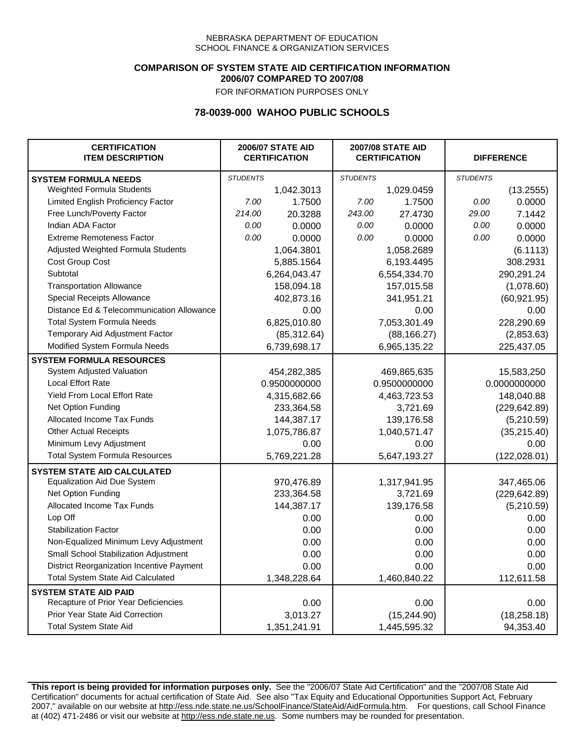NEBRASKA DEPARTMENT OF EDUCATION
SCHOOL FINANCE & ORGANIZATION SERVICES

**COMPARISON OF SYSTEM STATE AID CERTIFICATION INFORMATION**
**2006/07 COMPARED TO 2007/08**
FOR INFORMATION PURPOSES ONLY

## 78-0039-000 WAHOO PUBLIC SCHOOLS

| CERTIFICATION ITEM DESCRIPTION | 2006/07 STATE AID CERTIFICATION | | 2007/08 STATE AID CERTIFICATION | | DIFFERENCE | |
|---|---|---|---|---|---|---|
| **SYSTEM FORMULA NEEDS** | *STUDENTS* | | *STUDENTS* | | *STUDENTS* | |
| Weighted Formula Students | | 1,042.3013 | | 1,029.0459 | | (13.2555) |
| Limited English Proficiency Factor | *7.00* | 1.7500 | *7.00* | 1.7500 | *0.00* | 0.0000 |
| Free Lunch/Poverty Factor | *214.00* | 20.3288 | *243.00* | 27.4730 | *29.00* | 7.1442 |
| Indian ADA Factor | *0.00* | 0.0000 | *0.00* | 0.0000 | *0.00* | 0.0000 |
| Extreme Remoteness Factor | *0.00* | 0.0000 | *0.00* | 0.0000 | *0.00* | 0.0000 |
| Adjusted Weighted Formula Students | | 1,064.3801 | | 1,058.2689 | | (6.1113) |
| Cost Group Cost | | 5,885.1564 | | 6,193.4495 | | 308.2931 |
| Subtotal | | 6,264,043.47 | | 6,554,334.70 | | 290,291.24 |
| Transportation Allowance | | 158,094.18 | | 157,015.58 | | (1,078.60) |
| Special Receipts Allowance | | 402,873.16 | | 341,951.21 | | (60,921.95) |
| Distance Ed & Telecommunication Allowance | | 0.00 | | 0.00 | | 0.00 |
| Total System Formula Needs | | 6,825,010.80 | | 7,053,301.49 | | 228,290.69 |
| Temporary Aid Adjustment Factor | | (85,312.64) | | (88,166.27) | | (2,853.63) |
| Modified System Formula Needs | | 6,739,698.17 | | 6,965,135.22 | | 225,437.05 |
| **SYSTEM FORMULA RESOURCES** | | | | | | |
| System Adjusted Valuation | | 454,282,385 | | 469,865,635 | | 15,583,250 |
| Local Effort Rate | | 0.9500000000 | | 0.9500000000 | | 0.0000000000 |
| Yield From Local Effort Rate | | 4,315,682.66 | | 4,463,723.53 | | 148,040.88 |
| Net Option Funding | | 233,364.58 | | 3,721.69 | | (229,642.89) |
| Allocated Income Tax Funds | | 144,387.17 | | 139,176.58 | | (5,210.59) |
| Other Actual Receipts | | 1,075,786.87 | | 1,040,571.47 | | (35,215.40) |
| Minimum Levy Adjustment | | 0.00 | | 0.00 | | 0.00 |
| Total System Formula Resources | | 5,769,221.28 | | 5,647,193.27 | | (122,028.01) |
| **SYSTEM STATE AID CALCULATED** | | | | | | |
| Equalization Aid Due System | | 970,476.89 | | 1,317,941.95 | | 347,465.06 |
| Net Option Funding | | 233,364.58 | | 3,721.69 | | (229,642.89) |
| Allocated Income Tax Funds | | 144,387.17 | | 139,176.58 | | (5,210.59) |
| Lop Off | | 0.00 | | 0.00 | | 0.00 |
| Stabilization Factor | | 0.00 | | 0.00 | | 0.00 |
| Non-Equalized Minimum Levy Adjustment | | 0.00 | | 0.00 | | 0.00 |
| Small School Stabilization Adjustment | | 0.00 | | 0.00 | | 0.00 |
| District Reorganization Incentive Payment | | 0.00 | | 0.00 | | 0.00 |
| Total System State Aid Calculated | | 1,348,228.64 | | 1,460,840.22 | | 112,611.58 |
| **SYSTEM STATE AID PAID** | | | | | | |
| Recapture of Prior Year Deficiencies | | 0.00 | | 0.00 | | 0.00 |
| Prior Year State Aid Correction | | 3,013.27 | | (15,244.90) | | (18,258.18) |
| Total System State Aid | | 1,351,241.91 | | 1,445,595.32 | | 94,353.40 |

**This report is being provided for information purposes only.** See the "2006/07 State Aid Certification" and the "2007/08 State Aid Certification" documents for actual certification of State Aid. See also "Tax Equity and Educational Opportunities Support Act, February 2007," available on our website at http://ess.nde.state.ne.us/SchoolFinance/StateAid/AidFormula.htm. For questions, call School Finance at (402) 471-2486 or visit our website at http://ess.nde.state.ne.us. Some numbers may be rounded for presentation.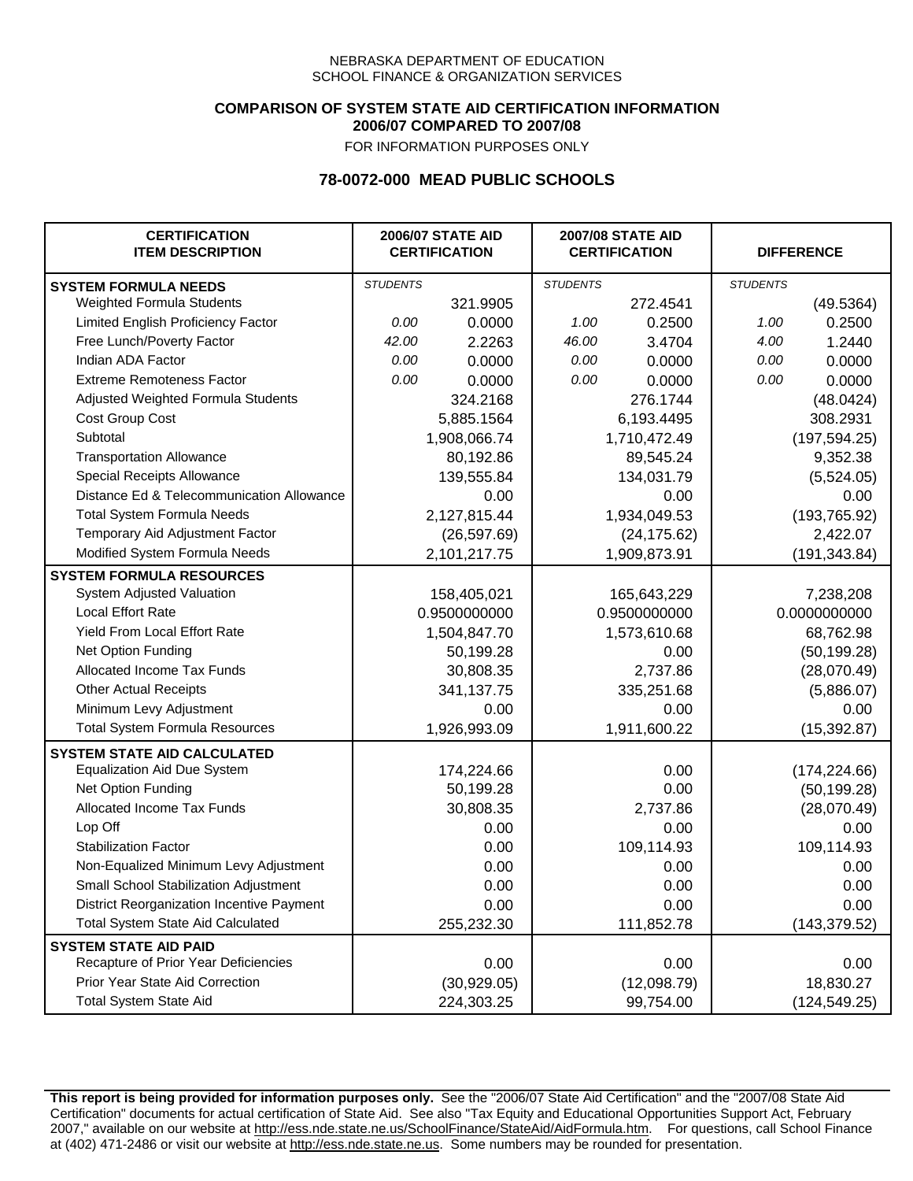NEBRASKA DEPARTMENT OF EDUCATION
SCHOOL FINANCE & ORGANIZATION SERVICES

**COMPARISON OF SYSTEM STATE AID CERTIFICATION INFORMATION**
**2006/07 COMPARED TO 2007/08**
FOR INFORMATION PURPOSES ONLY

## 78-0072-000 MEAD PUBLIC SCHOOLS

| CERTIFICATION ITEM DESCRIPTION | 2006/07 STATE AID CERTIFICATION | | 2007/08 STATE AID CERTIFICATION | | DIFFERENCE | |
|---|---|---|---|---|---|---|
| **SYSTEM FORMULA NEEDS** | *STUDENTS* | | *STUDENTS* | | *STUDENTS* | |
| Weighted Formula Students | | 321.9905 | | 272.4541 | | (49.5364) |
| Limited English Proficiency Factor | *0.00* | 0.0000 | *1.00* | 0.2500 | *1.00* | 0.2500 |
| Free Lunch/Poverty Factor | *42.00* | 2.2263 | *46.00* | 3.4704 | *4.00* | 1.2440 |
| Indian ADA Factor | *0.00* | 0.0000 | *0.00* | 0.0000 | *0.00* | 0.0000 |
| Extreme Remoteness Factor | *0.00* | 0.0000 | *0.00* | 0.0000 | *0.00* | 0.0000 |
| Adjusted Weighted Formula Students | | 324.2168 | | 276.1744 | | (48.0424) |
| Cost Group Cost | | 5,885.1564 | | 6,193.4495 | | 308.2931 |
| Subtotal | | 1,908,066.74 | | 1,710,472.49 | | (197,594.25) |
| Transportation Allowance | | 80,192.86 | | 89,545.24 | | 9,352.38 |
| Special Receipts Allowance | | 139,555.84 | | 134,031.79 | | (5,524.05) |
| Distance Ed & Telecommunication Allowance | | 0.00 | | 0.00 | | 0.00 |
| Total System Formula Needs | | 2,127,815.44 | | 1,934,049.53 | | (193,765.92) |
| Temporary Aid Adjustment Factor | | (26,597.69) | | (24,175.62) | | 2,422.07 |
| Modified System Formula Needs | | 2,101,217.75 | | 1,909,873.91 | | (191,343.84) |
| **SYSTEM FORMULA RESOURCES** | | | | | | |
| System Adjusted Valuation | | 158,405,021 | | 165,643,229 | | 7,238,208 |
| Local Effort Rate | | 0.9500000000 | | 0.9500000000 | | 0.0000000000 |
| Yield From Local Effort Rate | | 1,504,847.70 | | 1,573,610.68 | | 68,762.98 |
| Net Option Funding | | 50,199.28 | | 0.00 | | (50,199.28) |
| Allocated Income Tax Funds | | 30,808.35 | | 2,737.86 | | (28,070.49) |
| Other Actual Receipts | | 341,137.75 | | 335,251.68 | | (5,886.07) |
| Minimum Levy Adjustment | | 0.00 | | 0.00 | | 0.00 |
| Total System Formula Resources | | 1,926,993.09 | | 1,911,600.22 | | (15,392.87) |
| **SYSTEM STATE AID CALCULATED** | | | | | | |
| Equalization Aid Due System | | 174,224.66 | | 0.00 | | (174,224.66) |
| Net Option Funding | | 50,199.28 | | 0.00 | | (50,199.28) |
| Allocated Income Tax Funds | | 30,808.35 | | 2,737.86 | | (28,070.49) |
| Lop Off | | 0.00 | | 0.00 | | 0.00 |
| Stabilization Factor | | 0.00 | | 109,114.93 | | 109,114.93 |
| Non-Equalized Minimum Levy Adjustment | | 0.00 | | 0.00 | | 0.00 |
| Small School Stabilization Adjustment | | 0.00 | | 0.00 | | 0.00 |
| District Reorganization Incentive Payment | | 0.00 | | 0.00 | | 0.00 |
| Total System State Aid Calculated | | 255,232.30 | | 111,852.78 | | (143,379.52) |
| **SYSTEM STATE AID PAID** | | | | | | |
| Recapture of Prior Year Deficiencies | | 0.00 | | 0.00 | | 0.00 |
| Prior Year State Aid Correction | | (30,929.05) | | (12,098.79) | | 18,830.27 |
| Total System State Aid | | 224,303.25 | | 99,754.00 | | (124,549.25) |

**This report is being provided for information purposes only.** See the "2006/07 State Aid Certification" and the "2007/08 State Aid Certification" documents for actual certification of State Aid. See also "Tax Equity and Educational Opportunities Support Act, February 2007," available on our website at http://ess.nde.state.ne.us/SchoolFinance/StateAid/AidFormula.htm. For questions, call School Finance at (402) 471-2486 or visit our website at http://ess.nde.state.ne.us. Some numbers may be rounded for presentation.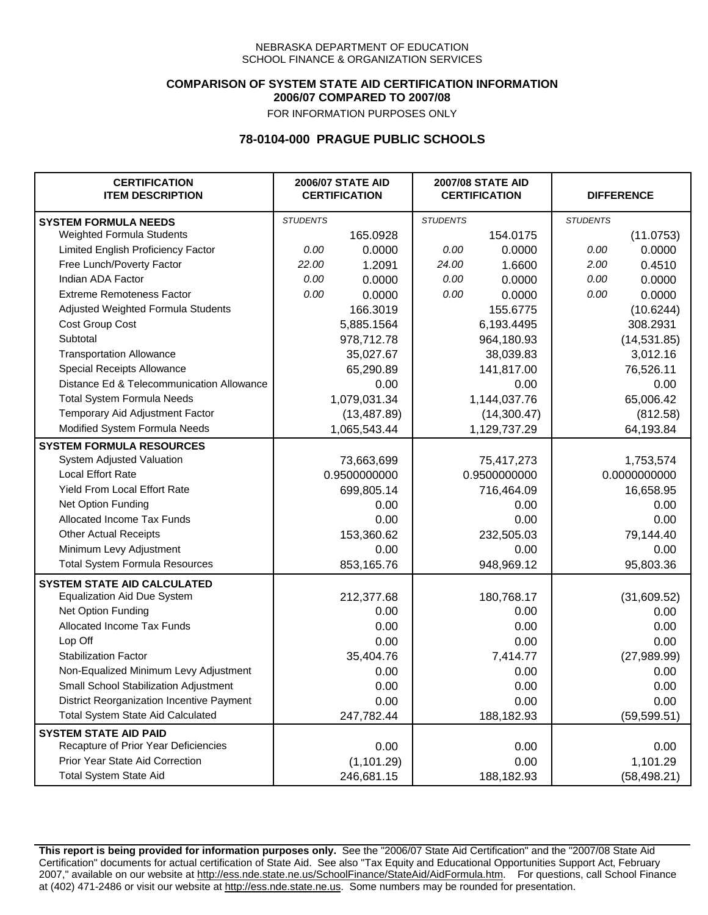NEBRASKA DEPARTMENT OF EDUCATION
SCHOOL FINANCE & ORGANIZATION SERVICES

**COMPARISON OF SYSTEM STATE AID CERTIFICATION INFORMATION**
**2006/07 COMPARED TO 2007/08**
FOR INFORMATION PURPOSES ONLY

## 78-0104-000 PRAGUE PUBLIC SCHOOLS

| CERTIFICATION ITEM DESCRIPTION | 2006/07 STATE AID CERTIFICATION | | 2007/08 STATE AID CERTIFICATION | | DIFFERENCE | |
|---|---|---|---|---|---|---|
| **SYSTEM FORMULA NEEDS** | *STUDENTS* | | *STUDENTS* | | *STUDENTS* | |
| Weighted Formula Students | | 165.0928 | | 154.0175 | | (11.0753) |
| Limited English Proficiency Factor | *0.00* | 0.0000 | *0.00* | 0.0000 | *0.00* | 0.0000 |
| Free Lunch/Poverty Factor | *22.00* | 1.2091 | *24.00* | 1.6600 | *2.00* | 0.4510 |
| Indian ADA Factor | *0.00* | 0.0000 | *0.00* | 0.0000 | *0.00* | 0.0000 |
| Extreme Remoteness Factor | *0.00* | 0.0000 | *0.00* | 0.0000 | *0.00* | 0.0000 |
| Adjusted Weighted Formula Students | | 166.3019 | | 155.6775 | | (10.6244) |
| Cost Group Cost | | 5,885.1564 | | 6,193.4495 | | 308.2931 |
| Subtotal | | 978,712.78 | | 964,180.93 | | (14,531.85) |
| Transportation Allowance | | 35,027.67 | | 38,039.83 | | 3,012.16 |
| Special Receipts Allowance | | 65,290.89 | | 141,817.00 | | 76,526.11 |
| Distance Ed & Telecommunication Allowance | | 0.00 | | 0.00 | | 0.00 |
| Total System Formula Needs | | 1,079,031.34 | | 1,144,037.76 | | 65,006.42 |
| Temporary Aid Adjustment Factor | | (13,487.89) | | (14,300.47) | | (812.58) |
| Modified System Formula Needs | | 1,065,543.44 | | 1,129,737.29 | | 64,193.84 |
| **SYSTEM FORMULA RESOURCES** | | | | | | |
| System Adjusted Valuation | | 73,663,699 | | 75,417,273 | | 1,753,574 |
| Local Effort Rate | | 0.9500000000 | | 0.9500000000 | | 0.0000000000 |
| Yield From Local Effort Rate | | 699,805.14 | | 716,464.09 | | 16,658.95 |
| Net Option Funding | | 0.00 | | 0.00 | | 0.00 |
| Allocated Income Tax Funds | | 0.00 | | 0.00 | | 0.00 |
| Other Actual Receipts | | 153,360.62 | | 232,505.03 | | 79,144.40 |
| Minimum Levy Adjustment | | 0.00 | | 0.00 | | 0.00 |
| Total System Formula Resources | | 853,165.76 | | 948,969.12 | | 95,803.36 |
| **SYSTEM STATE AID CALCULATED** | | | | | | |
| Equalization Aid Due System | | 212,377.68 | | 180,768.17 | | (31,609.52) |
| Net Option Funding | | 0.00 | | 0.00 | | 0.00 |
| Allocated Income Tax Funds | | 0.00 | | 0.00 | | 0.00 |
| Lop Off | | 0.00 | | 0.00 | | 0.00 |
| Stabilization Factor | | 35,404.76 | | 7,414.77 | | (27,989.99) |
| Non-Equalized Minimum Levy Adjustment | | 0.00 | | 0.00 | | 0.00 |
| Small School Stabilization Adjustment | | 0.00 | | 0.00 | | 0.00 |
| District Reorganization Incentive Payment | | 0.00 | | 0.00 | | 0.00 |
| Total System State Aid Calculated | | 247,782.44 | | 188,182.93 | | (59,599.51) |
| **SYSTEM STATE AID PAID** | | | | | | |
| Recapture of Prior Year Deficiencies | | 0.00 | | 0.00 | | 0.00 |
| Prior Year State Aid Correction | | (1,101.29) | | 0.00 | | 1,101.29 |
| Total System State Aid | | 246,681.15 | | 188,182.93 | | (58,498.21) |

**This report is being provided for information purposes only.** See the "2006/07 State Aid Certification" and the "2007/08 State Aid Certification" documents for actual certification of State Aid. See also "Tax Equity and Educational Opportunities Support Act, February 2007," available on our website at http://ess.nde.state.ne.us/SchoolFinance/StateAid/AidFormula.htm. For questions, call School Finance at (402) 471-2486 or visit our website at http://ess.nde.state.ne.us. Some numbers may be rounded for presentation.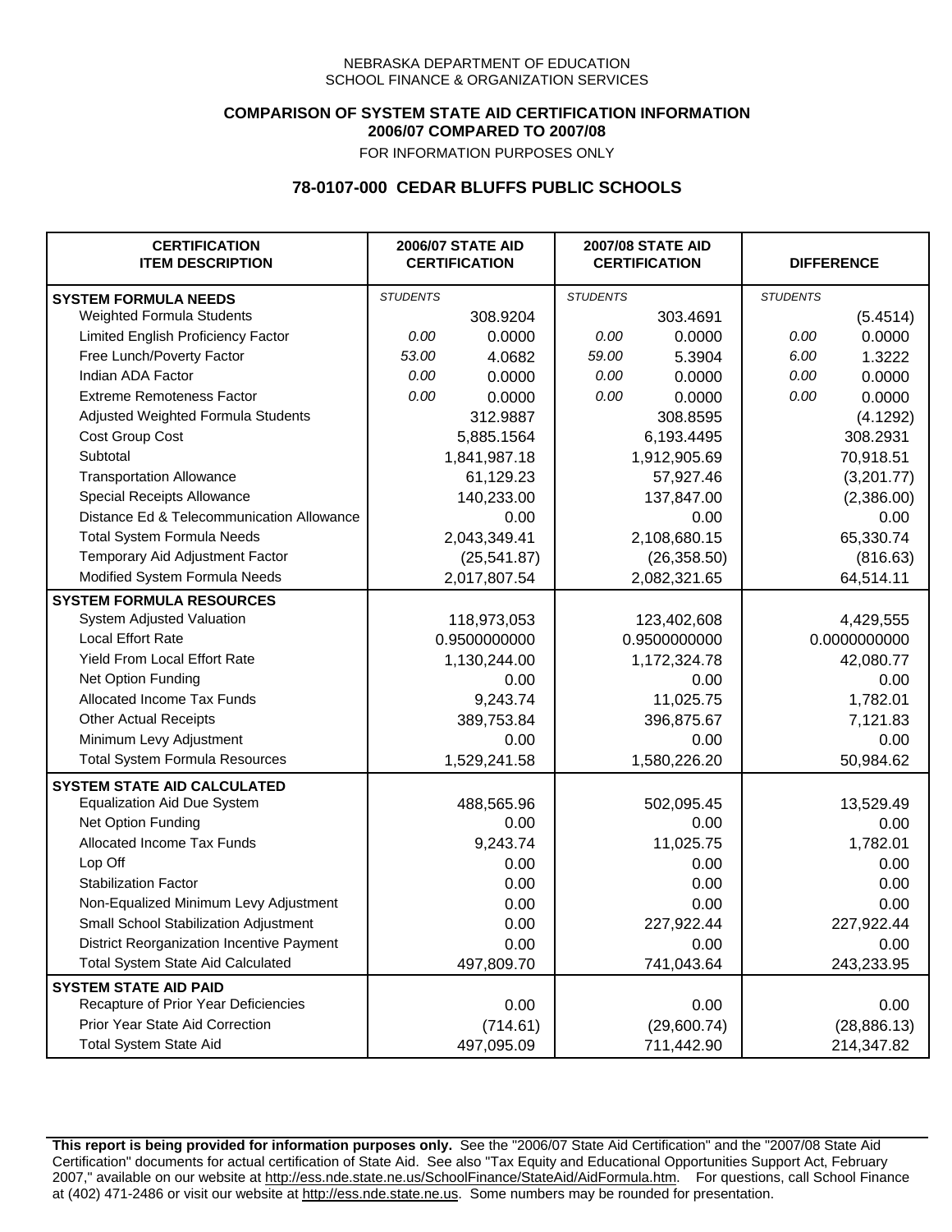NEBRASKA DEPARTMENT OF EDUCATION
SCHOOL FINANCE & ORGANIZATION SERVICES

**COMPARISON OF SYSTEM STATE AID CERTIFICATION INFORMATION**
**2006/07 COMPARED TO 2007/08**
FOR INFORMATION PURPOSES ONLY

## 78-0107-000 CEDAR BLUFFS PUBLIC SCHOOLS

| CERTIFICATION ITEM DESCRIPTION | 2006/07 STATE AID CERTIFICATION | | 2007/08 STATE AID CERTIFICATION | | DIFFERENCE | |
|---|---|---|---|---|---|---|
| **SYSTEM FORMULA NEEDS** | *STUDENTS* | | *STUDENTS* | | *STUDENTS* | |
| Weighted Formula Students | | 308.9204 | | 303.4691 | | (5.4514) |
| Limited English Proficiency Factor | *0.00* | 0.0000 | *0.00* | 0.0000 | *0.00* | 0.0000 |
| Free Lunch/Poverty Factor | *53.00* | 4.0682 | *59.00* | 5.3904 | *6.00* | 1.3222 |
| Indian ADA Factor | *0.00* | 0.0000 | *0.00* | 0.0000 | *0.00* | 0.0000 |
| Extreme Remoteness Factor | *0.00* | 0.0000 | *0.00* | 0.0000 | *0.00* | 0.0000 |
| Adjusted Weighted Formula Students | | 312.9887 | | 308.8595 | | (4.1292) |
| Cost Group Cost | | 5,885.1564 | | 6,193.4495 | | 308.2931 |
| Subtotal | | 1,841,987.18 | | 1,912,905.69 | | 70,918.51 |
| Transportation Allowance | | 61,129.23 | | 57,927.46 | | (3,201.77) |
| Special Receipts Allowance | | 140,233.00 | | 137,847.00 | | (2,386.00) |
| Distance Ed & Telecommunication Allowance | | 0.00 | | 0.00 | | 0.00 |
| Total System Formula Needs | | 2,043,349.41 | | 2,108,680.15 | | 65,330.74 |
| Temporary Aid Adjustment Factor | | (25,541.87) | | (26,358.50) | | (816.63) |
| Modified System Formula Needs | | 2,017,807.54 | | 2,082,321.65 | | 64,514.11 |
| **SYSTEM FORMULA RESOURCES** | | | | | | |
| System Adjusted Valuation | | 118,973,053 | | 123,402,608 | | 4,429,555 |
| Local Effort Rate | | 0.9500000000 | | 0.9500000000 | | 0.0000000000 |
| Yield From Local Effort Rate | | 1,130,244.00 | | 1,172,324.78 | | 42,080.77 |
| Net Option Funding | | 0.00 | | 0.00 | | 0.00 |
| Allocated Income Tax Funds | | 9,243.74 | | 11,025.75 | | 1,782.01 |
| Other Actual Receipts | | 389,753.84 | | 396,875.67 | | 7,121.83 |
| Minimum Levy Adjustment | | 0.00 | | 0.00 | | 0.00 |
| Total System Formula Resources | | 1,529,241.58 | | 1,580,226.20 | | 50,984.62 |
| **SYSTEM STATE AID CALCULATED** | | | | | | |
| Equalization Aid Due System | | 488,565.96 | | 502,095.45 | | 13,529.49 |
| Net Option Funding | | 0.00 | | 0.00 | | 0.00 |
| Allocated Income Tax Funds | | 9,243.74 | | 11,025.75 | | 1,782.01 |
| Lop Off | | 0.00 | | 0.00 | | 0.00 |
| Stabilization Factor | | 0.00 | | 0.00 | | 0.00 |
| Non-Equalized Minimum Levy Adjustment | | 0.00 | | 0.00 | | 0.00 |
| Small School Stabilization Adjustment | | 0.00 | | 227,922.44 | | 227,922.44 |
| District Reorganization Incentive Payment | | 0.00 | | 0.00 | | 0.00 |
| Total System State Aid Calculated | | 497,809.70 | | 741,043.64 | | 243,233.95 |
| **SYSTEM STATE AID PAID** | | | | | | |
| Recapture of Prior Year Deficiencies | | 0.00 | | 0.00 | | 0.00 |
| Prior Year State Aid Correction | | (714.61) | | (29,600.74) | | (28,886.13) |
| Total System State Aid | | 497,095.09 | | 711,442.90 | | 214,347.82 |

**This report is being provided for information purposes only.** See the "2006/07 State Aid Certification" and the "2007/08 State Aid Certification" documents for actual certification of State Aid. See also "Tax Equity and Educational Opportunities Support Act, February 2007," available on our website at http://ess.nde.state.ne.us/SchoolFinance/StateAid/AidFormula.htm. For questions, call School Finance at (402) 471-2486 or visit our website at http://ess.nde.state.ne.us. Some numbers may be rounded for presentation.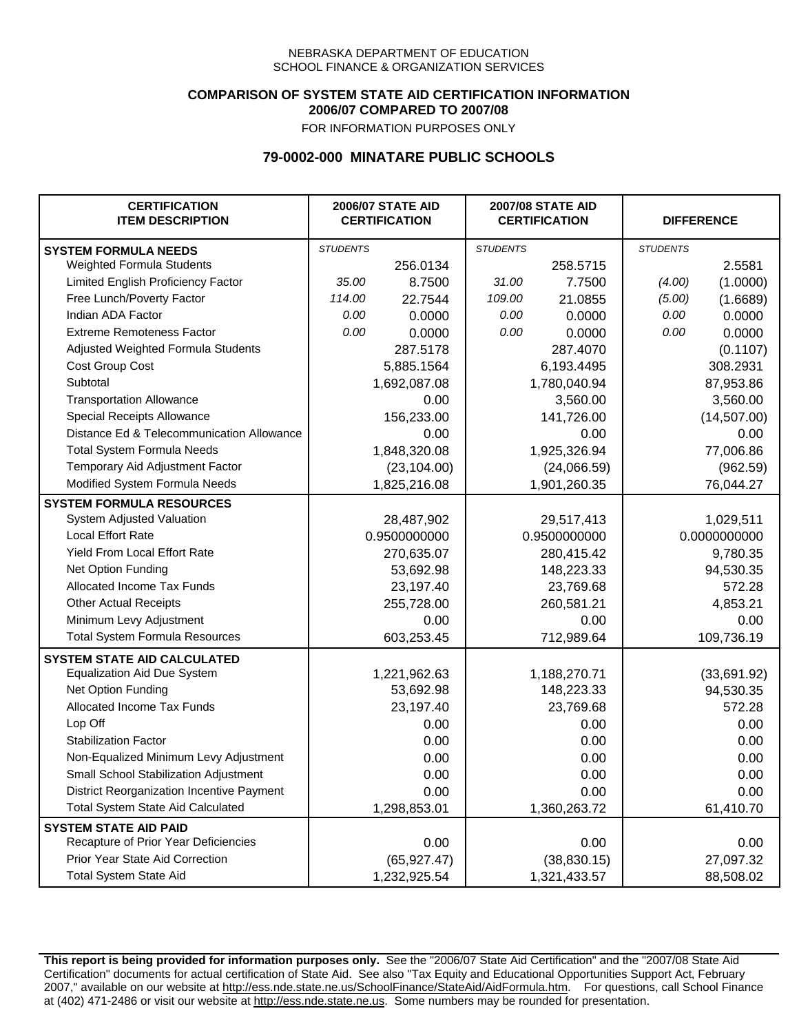NEBRASKA DEPARTMENT OF EDUCATION
SCHOOL FINANCE & ORGANIZATION SERVICES

**COMPARISON OF SYSTEM STATE AID CERTIFICATION INFORMATION**
**2006/07 COMPARED TO 2007/08**
FOR INFORMATION PURPOSES ONLY

## 79-0002-000 MINATARE PUBLIC SCHOOLS

| CERTIFICATION ITEM DESCRIPTION | 2006/07 STATE AID CERTIFICATION | | 2007/08 STATE AID CERTIFICATION | | DIFFERENCE | |
|---|---|---|---|---|---|---|
| **SYSTEM FORMULA NEEDS** | *STUDENTS* | | *STUDENTS* | | *STUDENTS* | |
| Weighted Formula Students | | 256.0134 | | 258.5715 | | 2.5581 |
| Limited English Proficiency Factor | *35.00* | 8.7500 | *31.00* | 7.7500 | *(4.00)* | (1.0000) |
| Free Lunch/Poverty Factor | *114.00* | 22.7544 | *109.00* | 21.0855 | *(5.00)* | (1.6689) |
| Indian ADA Factor | *0.00* | 0.0000 | *0.00* | 0.0000 | *0.00* | 0.0000 |
| Extreme Remoteness Factor | *0.00* | 0.0000 | *0.00* | 0.0000 | *0.00* | 0.0000 |
| Adjusted Weighted Formula Students | | 287.5178 | | 287.4070 | | (0.1107) |
| Cost Group Cost | | 5,885.1564 | | 6,193.4495 | | 308.2931 |
| Subtotal | | 1,692,087.08 | | 1,780,040.94 | | 87,953.86 |
| Transportation Allowance | | 0.00 | | 3,560.00 | | 3,560.00 |
| Special Receipts Allowance | | 156,233.00 | | 141,726.00 | | (14,507.00) |
| Distance Ed & Telecommunication Allowance | | 0.00 | | 0.00 | | 0.00 |
| Total System Formula Needs | | 1,848,320.08 | | 1,925,326.94 | | 77,006.86 |
| Temporary Aid Adjustment Factor | | (23,104.00) | | (24,066.59) | | (962.59) |
| Modified System Formula Needs | | 1,825,216.08 | | 1,901,260.35 | | 76,044.27 |
| **SYSTEM FORMULA RESOURCES** | | | | | | |
| System Adjusted Valuation | | 28,487,902 | | 29,517,413 | | 1,029,511 |
| Local Effort Rate | | 0.9500000000 | | 0.9500000000 | | 0.0000000000 |
| Yield From Local Effort Rate | | 270,635.07 | | 280,415.42 | | 9,780.35 |
| Net Option Funding | | 53,692.98 | | 148,223.33 | | 94,530.35 |
| Allocated Income Tax Funds | | 23,197.40 | | 23,769.68 | | 572.28 |
| Other Actual Receipts | | 255,728.00 | | 260,581.21 | | 4,853.21 |
| Minimum Levy Adjustment | | 0.00 | | 0.00 | | 0.00 |
| Total System Formula Resources | | 603,253.45 | | 712,989.64 | | 109,736.19 |
| **SYSTEM STATE AID CALCULATED** | | | | | | |
| Equalization Aid Due System | | 1,221,962.63 | | 1,188,270.71 | | (33,691.92) |
| Net Option Funding | | 53,692.98 | | 148,223.33 | | 94,530.35 |
| Allocated Income Tax Funds | | 23,197.40 | | 23,769.68 | | 572.28 |
| Lop Off | | 0.00 | | 0.00 | | 0.00 |
| Stabilization Factor | | 0.00 | | 0.00 | | 0.00 |
| Non-Equalized Minimum Levy Adjustment | | 0.00 | | 0.00 | | 0.00 |
| Small School Stabilization Adjustment | | 0.00 | | 0.00 | | 0.00 |
| District Reorganization Incentive Payment | | 0.00 | | 0.00 | | 0.00 |
| Total System State Aid Calculated | | 1,298,853.01 | | 1,360,263.72 | | 61,410.70 |
| **SYSTEM STATE AID PAID** | | | | | | |
| Recapture of Prior Year Deficiencies | | 0.00 | | 0.00 | | 0.00 |
| Prior Year State Aid Correction | | (65,927.47) | | (38,830.15) | | 27,097.32 |
| Total System State Aid | | 1,232,925.54 | | 1,321,433.57 | | 88,508.02 |

**This report is being provided for information purposes only.** See the "2006/07 State Aid Certification" and the "2007/08 State Aid Certification" documents for actual certification of State Aid. See also "Tax Equity and Educational Opportunities Support Act, February 2007," available on our website at http://ess.nde.state.ne.us/SchoolFinance/StateAid/AidFormula.htm. For questions, call School Finance at (402) 471-2486 or visit our website at http://ess.nde.state.ne.us. Some numbers may be rounded for presentation.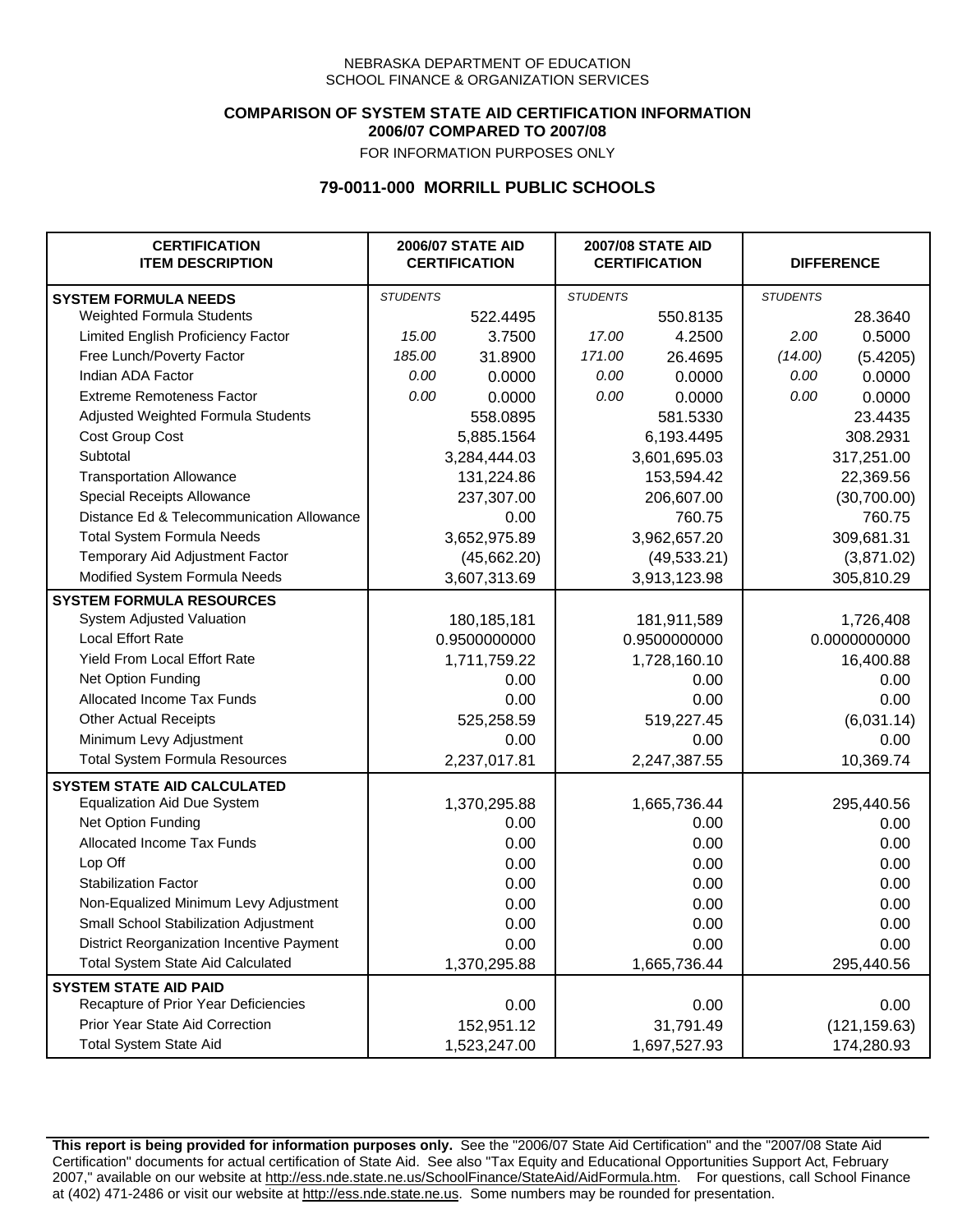NEBRASKA DEPARTMENT OF EDUCATION
SCHOOL FINANCE & ORGANIZATION SERVICES

**COMPARISON OF SYSTEM STATE AID CERTIFICATION INFORMATION**
**2006/07 COMPARED TO 2007/08**
FOR INFORMATION PURPOSES ONLY

## 79-0011-000 MORRILL PUBLIC SCHOOLS

| CERTIFICATION ITEM DESCRIPTION | 2006/07 STATE AID CERTIFICATION | | 2007/08 STATE AID CERTIFICATION | | DIFFERENCE | |
|---|---|---|---|---|---|---|
| **SYSTEM FORMULA NEEDS** | *STUDENTS* | | *STUDENTS* | | *STUDENTS* | |
| Weighted Formula Students | | 522.4495 | | 550.8135 | | 28.3640 |
| Limited English Proficiency Factor | *15.00* | 3.7500 | *17.00* | 4.2500 | *2.00* | 0.5000 |
| Free Lunch/Poverty Factor | *185.00* | 31.8900 | *171.00* | 26.4695 | *(14.00)* | (5.4205) |
| Indian ADA Factor | *0.00* | 0.0000 | *0.00* | 0.0000 | *0.00* | 0.0000 |
| Extreme Remoteness Factor | *0.00* | 0.0000 | *0.00* | 0.0000 | *0.00* | 0.0000 |
| Adjusted Weighted Formula Students | | 558.0895 | | 581.5330 | | 23.4435 |
| Cost Group Cost | | 5,885.1564 | | 6,193.4495 | | 308.2931 |
| Subtotal | | 3,284,444.03 | | 3,601,695.03 | | 317,251.00 |
| Transportation Allowance | | 131,224.86 | | 153,594.42 | | 22,369.56 |
| Special Receipts Allowance | | 237,307.00 | | 206,607.00 | | (30,700.00) |
| Distance Ed & Telecommunication Allowance | | 0.00 | | 760.75 | | 760.75 |
| Total System Formula Needs | | 3,652,975.89 | | 3,962,657.20 | | 309,681.31 |
| Temporary Aid Adjustment Factor | | (45,662.20) | | (49,533.21) | | (3,871.02) |
| Modified System Formula Needs | | 3,607,313.69 | | 3,913,123.98 | | 305,810.29 |
| **SYSTEM FORMULA RESOURCES** | | | | | | |
| System Adjusted Valuation | | 180,185,181 | | 181,911,589 | | 1,726,408 |
| Local Effort Rate | | 0.9500000000 | | 0.9500000000 | | 0.0000000000 |
| Yield From Local Effort Rate | | 1,711,759.22 | | 1,728,160.10 | | 16,400.88 |
| Net Option Funding | | 0.00 | | 0.00 | | 0.00 |
| Allocated Income Tax Funds | | 0.00 | | 0.00 | | 0.00 |
| Other Actual Receipts | | 525,258.59 | | 519,227.45 | | (6,031.14) |
| Minimum Levy Adjustment | | 0.00 | | 0.00 | | 0.00 |
| Total System Formula Resources | | 2,237,017.81 | | 2,247,387.55 | | 10,369.74 |
| **SYSTEM STATE AID CALCULATED** | | | | | | |
| Equalization Aid Due System | | 1,370,295.88 | | 1,665,736.44 | | 295,440.56 |
| Net Option Funding | | 0.00 | | 0.00 | | 0.00 |
| Allocated Income Tax Funds | | 0.00 | | 0.00 | | 0.00 |
| Lop Off | | 0.00 | | 0.00 | | 0.00 |
| Stabilization Factor | | 0.00 | | 0.00 | | 0.00 |
| Non-Equalized Minimum Levy Adjustment | | 0.00 | | 0.00 | | 0.00 |
| Small School Stabilization Adjustment | | 0.00 | | 0.00 | | 0.00 |
| District Reorganization Incentive Payment | | 0.00 | | 0.00 | | 0.00 |
| Total System State Aid Calculated | | 1,370,295.88 | | 1,665,736.44 | | 295,440.56 |
| **SYSTEM STATE AID PAID** | | | | | | |
| Recapture of Prior Year Deficiencies | | 0.00 | | 0.00 | | 0.00 |
| Prior Year State Aid Correction | | 152,951.12 | | 31,791.49 | | (121,159.63) |
| Total System State Aid | | 1,523,247.00 | | 1,697,527.93 | | 174,280.93 |

**This report is being provided for information purposes only.** See the "2006/07 State Aid Certification" and the "2007/08 State Aid Certification" documents for actual certification of State Aid. See also "Tax Equity and Educational Opportunities Support Act, February 2007," available on our website at http://ess.nde.state.ne.us/SchoolFinance/StateAid/AidFormula.htm. For questions, call School Finance at (402) 471-2486 or visit our website at http://ess.nde.state.ne.us. Some numbers may be rounded for presentation.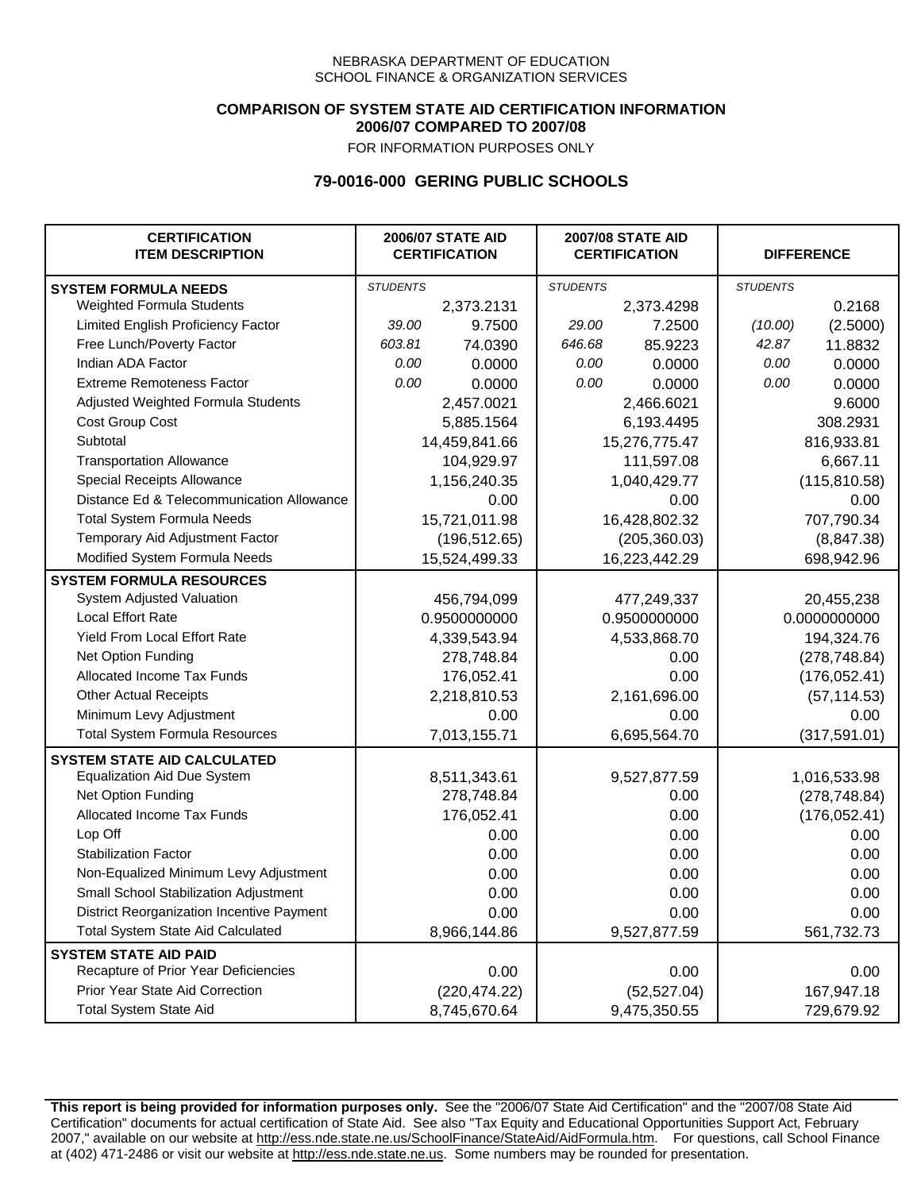NEBRASKA DEPARTMENT OF EDUCATION
SCHOOL FINANCE & ORGANIZATION SERVICES

**COMPARISON OF SYSTEM STATE AID CERTIFICATION INFORMATION**
**2006/07 COMPARED TO 2007/08**
FOR INFORMATION PURPOSES ONLY

## 79-0016-000 GERING PUBLIC SCHOOLS

| CERTIFICATION ITEM DESCRIPTION | 2006/07 STATE AID CERTIFICATION | | 2007/08 STATE AID CERTIFICATION | | DIFFERENCE | |
|---|---|---|---|---|---|---|
| **SYSTEM FORMULA NEEDS** | *STUDENTS* | | *STUDENTS* | | *STUDENTS* | |
| Weighted Formula Students | | 2,373.2131 | | 2,373.4298 | | 0.2168 |
| Limited English Proficiency Factor | *39.00* | 9.7500 | *29.00* | 7.2500 | *(10.00)* | (2.5000) |
| Free Lunch/Poverty Factor | *603.81* | 74.0390 | *646.68* | 85.9223 | *42.87* | 11.8832 |
| Indian ADA Factor | *0.00* | 0.0000 | *0.00* | 0.0000 | *0.00* | 0.0000 |
| Extreme Remoteness Factor | *0.00* | 0.0000 | *0.00* | 0.0000 | *0.00* | 0.0000 |
| Adjusted Weighted Formula Students | | 2,457.0021 | | 2,466.6021 | | 9.6000 |
| Cost Group Cost | | 5,885.1564 | | 6,193.4495 | | 308.2931 |
| Subtotal | | 14,459,841.66 | | 15,276,775.47 | | 816,933.81 |
| Transportation Allowance | | 104,929.97 | | 111,597.08 | | 6,667.11 |
| Special Receipts Allowance | | 1,156,240.35 | | 1,040,429.77 | | (115,810.58) |
| Distance Ed & Telecommunication Allowance | | 0.00 | | 0.00 | | 0.00 |
| Total System Formula Needs | | 15,721,011.98 | | 16,428,802.32 | | 707,790.34 |
| Temporary Aid Adjustment Factor | | (196,512.65) | | (205,360.03) | | (8,847.38) |
| Modified System Formula Needs | | 15,524,499.33 | | 16,223,442.29 | | 698,942.96 |
| **SYSTEM FORMULA RESOURCES** | | | | | | |
| System Adjusted Valuation | | 456,794,099 | | 477,249,337 | | 20,455,238 |
| Local Effort Rate | | 0.9500000000 | | 0.9500000000 | | 0.0000000000 |
| Yield From Local Effort Rate | | 4,339,543.94 | | 4,533,868.70 | | 194,324.76 |
| Net Option Funding | | 278,748.84 | | 0.00 | | (278,748.84) |
| Allocated Income Tax Funds | | 176,052.41 | | 0.00 | | (176,052.41) |
| Other Actual Receipts | | 2,218,810.53 | | 2,161,696.00 | | (57,114.53) |
| Minimum Levy Adjustment | | 0.00 | | 0.00 | | 0.00 |
| Total System Formula Resources | | 7,013,155.71 | | 6,695,564.70 | | (317,591.01) |
| **SYSTEM STATE AID CALCULATED** | | | | | | |
| Equalization Aid Due System | | 8,511,343.61 | | 9,527,877.59 | | 1,016,533.98 |
| Net Option Funding | | 278,748.84 | | 0.00 | | (278,748.84) |
| Allocated Income Tax Funds | | 176,052.41 | | 0.00 | | (176,052.41) |
| Lop Off | | 0.00 | | 0.00 | | 0.00 |
| Stabilization Factor | | 0.00 | | 0.00 | | 0.00 |
| Non-Equalized Minimum Levy Adjustment | | 0.00 | | 0.00 | | 0.00 |
| Small School Stabilization Adjustment | | 0.00 | | 0.00 | | 0.00 |
| District Reorganization Incentive Payment | | 0.00 | | 0.00 | | 0.00 |
| Total System State Aid Calculated | | 8,966,144.86 | | 9,527,877.59 | | 561,732.73 |
| **SYSTEM STATE AID PAID** | | | | | | |
| Recapture of Prior Year Deficiencies | | 0.00 | | 0.00 | | 0.00 |
| Prior Year State Aid Correction | | (220,474.22) | | (52,527.04) | | 167,947.18 |
| Total System State Aid | | 8,745,670.64 | | 9,475,350.55 | | 729,679.92 |

**This report is being provided for information purposes only.** See the "2006/07 State Aid Certification" and the "2007/08 State Aid Certification" documents for actual certification of State Aid. See also "Tax Equity and Educational Opportunities Support Act, February 2007," available on our website at http://ess.nde.state.ne.us/SchoolFinance/StateAid/AidFormula.htm. For questions, call School Finance at (402) 471-2486 or visit our website at http://ess.nde.state.ne.us. Some numbers may be rounded for presentation.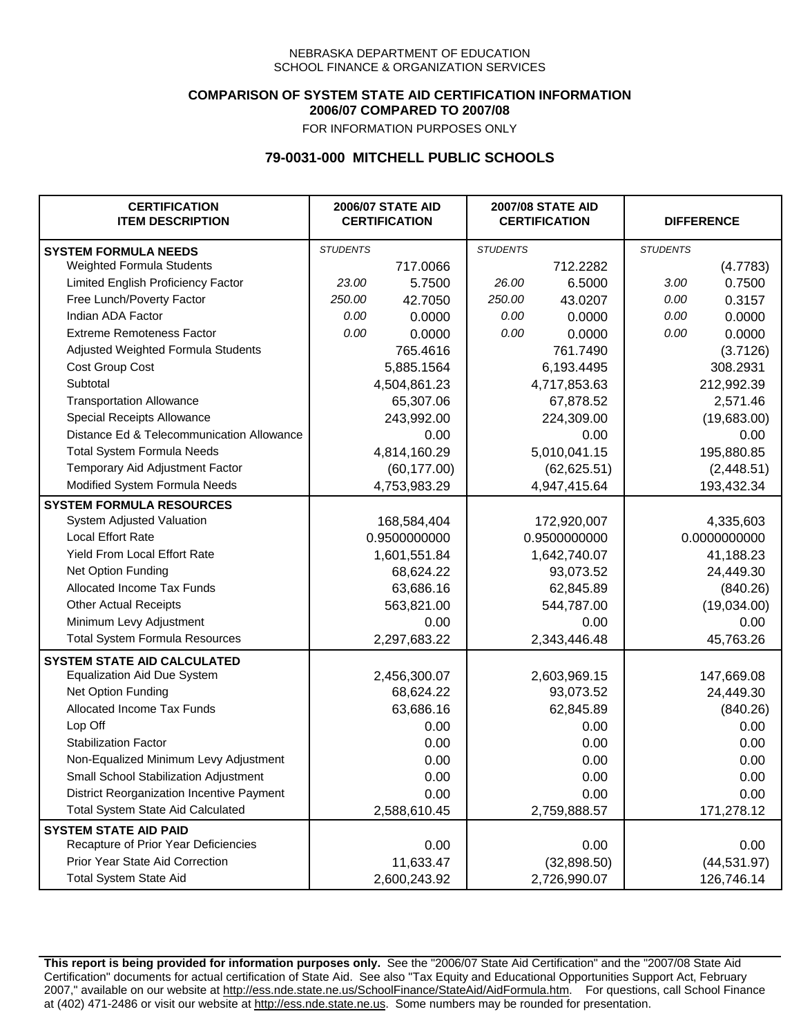NEBRASKA DEPARTMENT OF EDUCATION
SCHOOL FINANCE & ORGANIZATION SERVICES

**COMPARISON OF SYSTEM STATE AID CERTIFICATION INFORMATION**
**2006/07 COMPARED TO 2007/08**
FOR INFORMATION PURPOSES ONLY

## 79-0031-000 MITCHELL PUBLIC SCHOOLS

| CERTIFICATION ITEM DESCRIPTION | 2006/07 STATE AID CERTIFICATION | | 2007/08 STATE AID CERTIFICATION | | DIFFERENCE | |
|---|---|---|---|---|---|---|
| **SYSTEM FORMULA NEEDS** | *STUDENTS* | | *STUDENTS* | | *STUDENTS* | |
| Weighted Formula Students | | 717.0066 | | 712.2282 | | (4.7783) |
| Limited English Proficiency Factor | *23.00* | 5.7500 | *26.00* | 6.5000 | *3.00* | 0.7500 |
| Free Lunch/Poverty Factor | *250.00* | 42.7050 | *250.00* | 43.0207 | *0.00* | 0.3157 |
| Indian ADA Factor | *0.00* | 0.0000 | *0.00* | 0.0000 | *0.00* | 0.0000 |
| Extreme Remoteness Factor | *0.00* | 0.0000 | *0.00* | 0.0000 | *0.00* | 0.0000 |
| Adjusted Weighted Formula Students | | 765.4616 | | 761.7490 | | (3.7126) |
| Cost Group Cost | | 5,885.1564 | | 6,193.4495 | | 308.2931 |
| Subtotal | | 4,504,861.23 | | 4,717,853.63 | | 212,992.39 |
| Transportation Allowance | | 65,307.06 | | 67,878.52 | | 2,571.46 |
| Special Receipts Allowance | | 243,992.00 | | 224,309.00 | | (19,683.00) |
| Distance Ed & Telecommunication Allowance | | 0.00 | | 0.00 | | 0.00 |
| Total System Formula Needs | | 4,814,160.29 | | 5,010,041.15 | | 195,880.85 |
| Temporary Aid Adjustment Factor | | (60,177.00) | | (62,625.51) | | (2,448.51) |
| Modified System Formula Needs | | 4,753,983.29 | | 4,947,415.64 | | 193,432.34 |
| **SYSTEM FORMULA RESOURCES** | | | | | | |
| System Adjusted Valuation | | 168,584,404 | | 172,920,007 | | 4,335,603 |
| Local Effort Rate | | 0.9500000000 | | 0.9500000000 | | 0.0000000000 |
| Yield From Local Effort Rate | | 1,601,551.84 | | 1,642,740.07 | | 41,188.23 |
| Net Option Funding | | 68,624.22 | | 93,073.52 | | 24,449.30 |
| Allocated Income Tax Funds | | 63,686.16 | | 62,845.89 | | (840.26) |
| Other Actual Receipts | | 563,821.00 | | 544,787.00 | | (19,034.00) |
| Minimum Levy Adjustment | | 0.00 | | 0.00 | | 0.00 |
| Total System Formula Resources | | 2,297,683.22 | | 2,343,446.48 | | 45,763.26 |
| **SYSTEM STATE AID CALCULATED** | | | | | | |
| Equalization Aid Due System | | 2,456,300.07 | | 2,603,969.15 | | 147,669.08 |
| Net Option Funding | | 68,624.22 | | 93,073.52 | | 24,449.30 |
| Allocated Income Tax Funds | | 63,686.16 | | 62,845.89 | | (840.26) |
| Lop Off | | 0.00 | | 0.00 | | 0.00 |
| Stabilization Factor | | 0.00 | | 0.00 | | 0.00 |
| Non-Equalized Minimum Levy Adjustment | | 0.00 | | 0.00 | | 0.00 |
| Small School Stabilization Adjustment | | 0.00 | | 0.00 | | 0.00 |
| District Reorganization Incentive Payment | | 0.00 | | 0.00 | | 0.00 |
| Total System State Aid Calculated | | 2,588,610.45 | | 2,759,888.57 | | 171,278.12 |
| **SYSTEM STATE AID PAID** | | | | | | |
| Recapture of Prior Year Deficiencies | | 0.00 | | 0.00 | | 0.00 |
| Prior Year State Aid Correction | | 11,633.47 | | (32,898.50) | | (44,531.97) |
| Total System State Aid | | 2,600,243.92 | | 2,726,990.07 | | 126,746.14 |

**This report is being provided for information purposes only.** See the "2006/07 State Aid Certification" and the "2007/08 State Aid Certification" documents for actual certification of State Aid. See also "Tax Equity and Educational Opportunities Support Act, February 2007," available on our website at http://ess.nde.state.ne.us/SchoolFinance/StateAid/AidFormula.htm. For questions, call School Finance at (402) 471-2486 or visit our website at http://ess.nde.state.ne.us. Some numbers may be rounded for presentation.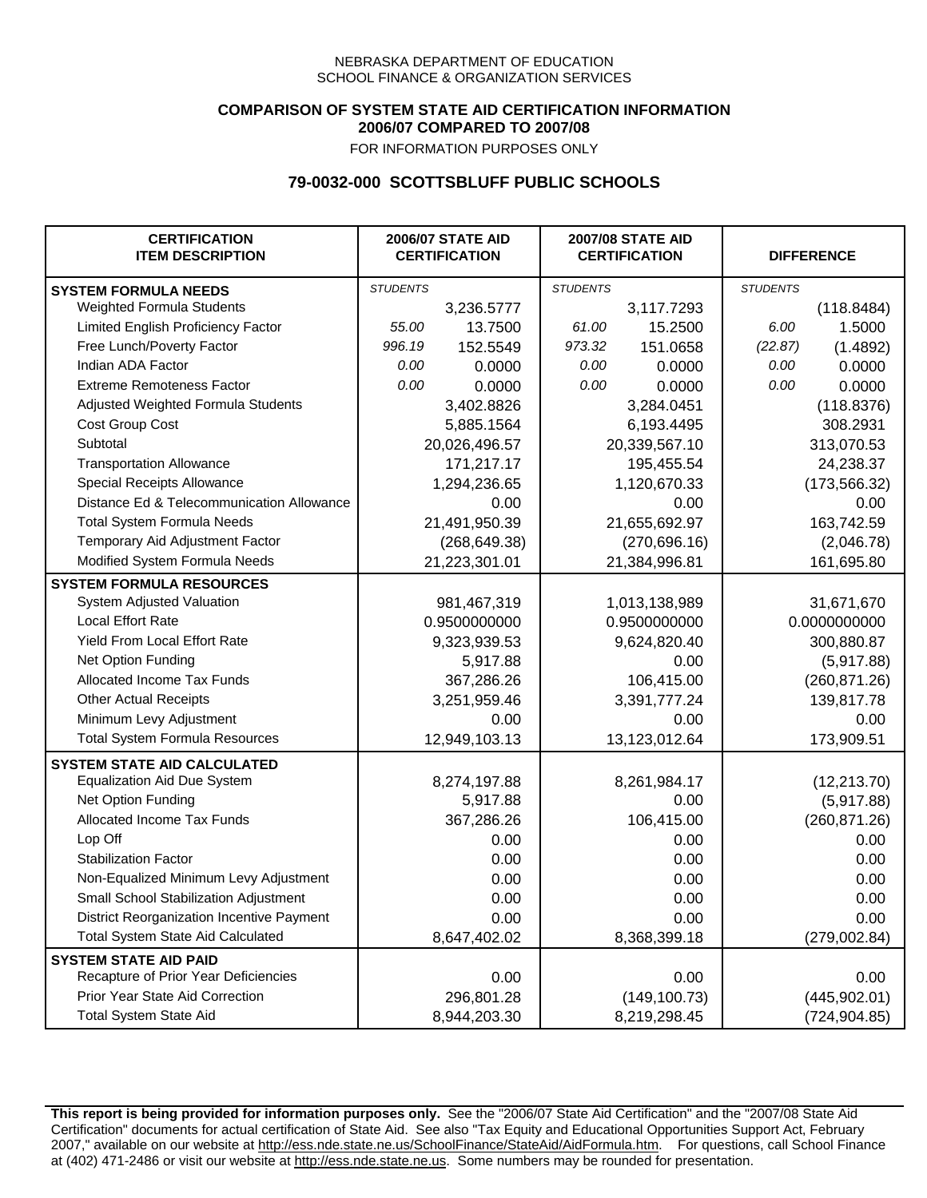NEBRASKA DEPARTMENT OF EDUCATION
SCHOOL FINANCE & ORGANIZATION SERVICES

**COMPARISON OF SYSTEM STATE AID CERTIFICATION INFORMATION**
**2006/07 COMPARED TO 2007/08**
FOR INFORMATION PURPOSES ONLY

## 79-0032-000 SCOTTSBLUFF PUBLIC SCHOOLS

| CERTIFICATION ITEM DESCRIPTION | 2006/07 STATE AID CERTIFICATION | | 2007/08 STATE AID CERTIFICATION | | DIFFERENCE | |
|---|---|---|---|---|---|---|
| **SYSTEM FORMULA NEEDS** | *STUDENTS* | | *STUDENTS* | | *STUDENTS* | |
| Weighted Formula Students | | 3,236.5777 | | 3,117.7293 | | (118.8484) |
| Limited English Proficiency Factor | *55.00* | 13.7500 | *61.00* | 15.2500 | *6.00* | 1.5000 |
| Free Lunch/Poverty Factor | *996.19* | 152.5549 | *973.32* | 151.0658 | *(22.87)* | (1.4892) |
| Indian ADA Factor | *0.00* | 0.0000 | *0.00* | 0.0000 | *0.00* | 0.0000 |
| Extreme Remoteness Factor | *0.00* | 0.0000 | *0.00* | 0.0000 | *0.00* | 0.0000 |
| Adjusted Weighted Formula Students | | 3,402.8826 | | 3,284.0451 | | (118.8376) |
| Cost Group Cost | | 5,885.1564 | | 6,193.4495 | | 308.2931 |
| Subtotal | | 20,026,496.57 | | 20,339,567.10 | | 313,070.53 |
| Transportation Allowance | | 171,217.17 | | 195,455.54 | | 24,238.37 |
| Special Receipts Allowance | | 1,294,236.65 | | 1,120,670.33 | | (173,566.32) |
| Distance Ed & Telecommunication Allowance | | 0.00 | | 0.00 | | 0.00 |
| Total System Formula Needs | | 21,491,950.39 | | 21,655,692.97 | | 163,742.59 |
| Temporary Aid Adjustment Factor | | (268,649.38) | | (270,696.16) | | (2,046.78) |
| Modified System Formula Needs | | 21,223,301.01 | | 21,384,996.81 | | 161,695.80 |
| **SYSTEM FORMULA RESOURCES** | | | | | | |
| System Adjusted Valuation | | 981,467,319 | | 1,013,138,989 | | 31,671,670 |
| Local Effort Rate | | 0.9500000000 | | 0.9500000000 | | 0.0000000000 |
| Yield From Local Effort Rate | | 9,323,939.53 | | 9,624,820.40 | | 300,880.87 |
| Net Option Funding | | 5,917.88 | | 0.00 | | (5,917.88) |
| Allocated Income Tax Funds | | 367,286.26 | | 106,415.00 | | (260,871.26) |
| Other Actual Receipts | | 3,251,959.46 | | 3,391,777.24 | | 139,817.78 |
| Minimum Levy Adjustment | | 0.00 | | 0.00 | | 0.00 |
| Total System Formula Resources | | 12,949,103.13 | | 13,123,012.64 | | 173,909.51 |
| **SYSTEM STATE AID CALCULATED** | | | | | | |
| Equalization Aid Due System | | 8,274,197.88 | | 8,261,984.17 | | (12,213.70) |
| Net Option Funding | | 5,917.88 | | 0.00 | | (5,917.88) |
| Allocated Income Tax Funds | | 367,286.26 | | 106,415.00 | | (260,871.26) |
| Lop Off | | 0.00 | | 0.00 | | 0.00 |
| Stabilization Factor | | 0.00 | | 0.00 | | 0.00 |
| Non-Equalized Minimum Levy Adjustment | | 0.00 | | 0.00 | | 0.00 |
| Small School Stabilization Adjustment | | 0.00 | | 0.00 | | 0.00 |
| District Reorganization Incentive Payment | | 0.00 | | 0.00 | | 0.00 |
| Total System State Aid Calculated | | 8,647,402.02 | | 8,368,399.18 | | (279,002.84) |
| **SYSTEM STATE AID PAID** | | | | | | |
| Recapture of Prior Year Deficiencies | | 0.00 | | 0.00 | | 0.00 |
| Prior Year State Aid Correction | | 296,801.28 | | (149,100.73) | | (445,902.01) |
| Total System State Aid | | 8,944,203.30 | | 8,219,298.45 | | (724,904.85) |

**This report is being provided for information purposes only.** See the "2006/07 State Aid Certification" and the "2007/08 State Aid Certification" documents for actual certification of State Aid. See also "Tax Equity and Educational Opportunities Support Act, February 2007," available on our website at http://ess.nde.state.ne.us/SchoolFinance/StateAid/AidFormula.htm. For questions, call School Finance at (402) 471-2486 or visit our website at http://ess.nde.state.ne.us. Some numbers may be rounded for presentation.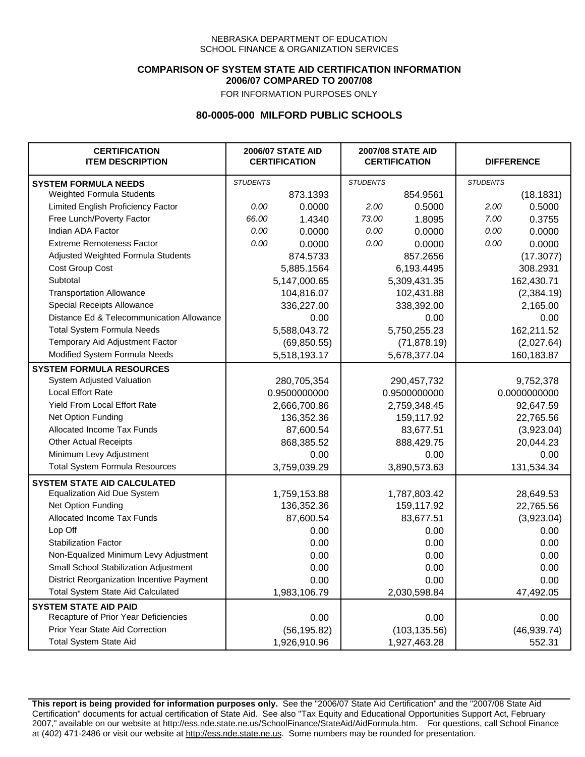NEBRASKA DEPARTMENT OF EDUCATION
SCHOOL FINANCE & ORGANIZATION SERVICES

**COMPARISON OF SYSTEM STATE AID CERTIFICATION INFORMATION**
**2006/07 COMPARED TO 2007/08**
FOR INFORMATION PURPOSES ONLY

## 80-0005-000 MILFORD PUBLIC SCHOOLS

| CERTIFICATION ITEM DESCRIPTION | 2006/07 STATE AID CERTIFICATION | | 2007/08 STATE AID CERTIFICATION | | DIFFERENCE | |
|---|---|---|---|---|---|---|
| **SYSTEM FORMULA NEEDS** | *STUDENTS* | | *STUDENTS* | | *STUDENTS* | |
| Weighted Formula Students | | 873.1393 | | 854.9561 | | (18.1831) |
| Limited English Proficiency Factor | *0.00* | 0.0000 | *2.00* | 0.5000 | *2.00* | 0.5000 |
| Free Lunch/Poverty Factor | *66.00* | 1.4340 | *73.00* | 1.8095 | *7.00* | 0.3755 |
| Indian ADA Factor | *0.00* | 0.0000 | *0.00* | 0.0000 | *0.00* | 0.0000 |
| Extreme Remoteness Factor | *0.00* | 0.0000 | *0.00* | 0.0000 | *0.00* | 0.0000 |
| Adjusted Weighted Formula Students | | 874.5733 | | 857.2656 | | (17.3077) |
| Cost Group Cost | | 5,885.1564 | | 6,193.4495 | | 308.2931 |
| Subtotal | | 5,147,000.65 | | 5,309,431.35 | | 162,430.71 |
| Transportation Allowance | | 104,816.07 | | 102,431.88 | | (2,384.19) |
| Special Receipts Allowance | | 336,227.00 | | 338,392.00 | | 2,165.00 |
| Distance Ed & Telecommunication Allowance | | 0.00 | | 0.00 | | 0.00 |
| Total System Formula Needs | | 5,588,043.72 | | 5,750,255.23 | | 162,211.52 |
| Temporary Aid Adjustment Factor | | (69,850.55) | | (71,878.19) | | (2,027.64) |
| Modified System Formula Needs | | 5,518,193.17 | | 5,678,377.04 | | 160,183.87 |
| **SYSTEM FORMULA RESOURCES** | | | | | | |
| System Adjusted Valuation | | 280,705,354 | | 290,457,732 | | 9,752,378 |
| Local Effort Rate | | 0.9500000000 | | 0.9500000000 | | 0.0000000000 |
| Yield From Local Effort Rate | | 2,666,700.86 | | 2,759,348.45 | | 92,647.59 |
| Net Option Funding | | 136,352.36 | | 159,117.92 | | 22,765.56 |
| Allocated Income Tax Funds | | 87,600.54 | | 83,677.51 | | (3,923.04) |
| Other Actual Receipts | | 868,385.52 | | 888,429.75 | | 20,044.23 |
| Minimum Levy Adjustment | | 0.00 | | 0.00 | | 0.00 |
| Total System Formula Resources | | 3,759,039.29 | | 3,890,573.63 | | 131,534.34 |
| **SYSTEM STATE AID CALCULATED** | | | | | | |
| Equalization Aid Due System | | 1,759,153.88 | | 1,787,803.42 | | 28,649.53 |
| Net Option Funding | | 136,352.36 | | 159,117.92 | | 22,765.56 |
| Allocated Income Tax Funds | | 87,600.54 | | 83,677.51 | | (3,923.04) |
| Lop Off | | 0.00 | | 0.00 | | 0.00 |
| Stabilization Factor | | 0.00 | | 0.00 | | 0.00 |
| Non-Equalized Minimum Levy Adjustment | | 0.00 | | 0.00 | | 0.00 |
| Small School Stabilization Adjustment | | 0.00 | | 0.00 | | 0.00 |
| District Reorganization Incentive Payment | | 0.00 | | 0.00 | | 0.00 |
| Total System State Aid Calculated | | 1,983,106.79 | | 2,030,598.84 | | 47,492.05 |
| **SYSTEM STATE AID PAID** | | | | | | |
| Recapture of Prior Year Deficiencies | | 0.00 | | 0.00 | | 0.00 |
| Prior Year State Aid Correction | | (56,195.82) | | (103,135.56) | | (46,939.74) |
| Total System State Aid | | 1,926,910.96 | | 1,927,463.28 | | 552.31 |

**This report is being provided for information purposes only.** See the "2006/07 State Aid Certification" and the "2007/08 State Aid Certification" documents for actual certification of State Aid. See also "Tax Equity and Educational Opportunities Support Act, February 2007," available on our website at http://ess.nde.state.ne.us/SchoolFinance/StateAid/AidFormula.htm. For questions, call School Finance at (402) 471-2486 or visit our website at http://ess.nde.state.ne.us. Some numbers may be rounded for presentation.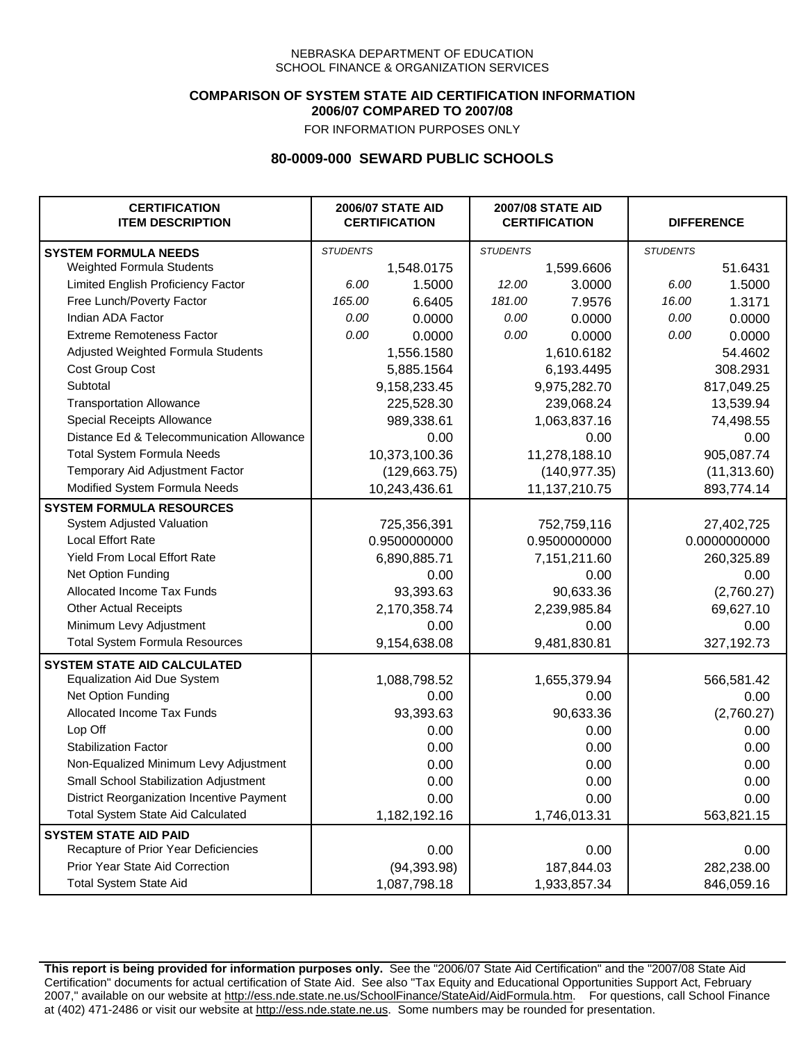NEBRASKA DEPARTMENT OF EDUCATION
SCHOOL FINANCE & ORGANIZATION SERVICES

**COMPARISON OF SYSTEM STATE AID CERTIFICATION INFORMATION**
**2006/07 COMPARED TO 2007/08**
FOR INFORMATION PURPOSES ONLY

## 80-0009-000 SEWARD PUBLIC SCHOOLS

| CERTIFICATION ITEM DESCRIPTION | 2006/07 STATE AID CERTIFICATION | | 2007/08 STATE AID CERTIFICATION | | DIFFERENCE | |
|---|---|---|---|---|---|---|
| **SYSTEM FORMULA NEEDS** | *STUDENTS* | | *STUDENTS* | | *STUDENTS* | |
| Weighted Formula Students | | 1,548.0175 | | 1,599.6606 | | 51.6431 |
| Limited English Proficiency Factor | *6.00* | 1.5000 | *12.00* | 3.0000 | *6.00* | 1.5000 |
| Free Lunch/Poverty Factor | *165.00* | 6.6405 | *181.00* | 7.9576 | *16.00* | 1.3171 |
| Indian ADA Factor | *0.00* | 0.0000 | *0.00* | 0.0000 | *0.00* | 0.0000 |
| Extreme Remoteness Factor | *0.00* | 0.0000 | *0.00* | 0.0000 | *0.00* | 0.0000 |
| Adjusted Weighted Formula Students | | 1,556.1580 | | 1,610.6182 | | 54.4602 |
| Cost Group Cost | | 5,885.1564 | | 6,193.4495 | | 308.2931 |
| Subtotal | | 9,158,233.45 | | 9,975,282.70 | | 817,049.25 |
| Transportation Allowance | | 225,528.30 | | 239,068.24 | | 13,539.94 |
| Special Receipts Allowance | | 989,338.61 | | 1,063,837.16 | | 74,498.55 |
| Distance Ed & Telecommunication Allowance | | 0.00 | | 0.00 | | 0.00 |
| Total System Formula Needs | | 10,373,100.36 | | 11,278,188.10 | | 905,087.74 |
| Temporary Aid Adjustment Factor | | (129,663.75) | | (140,977.35) | | (11,313.60) |
| Modified System Formula Needs | | 10,243,436.61 | | 11,137,210.75 | | 893,774.14 |
| **SYSTEM FORMULA RESOURCES** | | | | | | |
| System Adjusted Valuation | | 725,356,391 | | 752,759,116 | | 27,402,725 |
| Local Effort Rate | | 0.9500000000 | | 0.9500000000 | | 0.0000000000 |
| Yield From Local Effort Rate | | 6,890,885.71 | | 7,151,211.60 | | 260,325.89 |
| Net Option Funding | | 0.00 | | 0.00 | | 0.00 |
| Allocated Income Tax Funds | | 93,393.63 | | 90,633.36 | | (2,760.27) |
| Other Actual Receipts | | 2,170,358.74 | | 2,239,985.84 | | 69,627.10 |
| Minimum Levy Adjustment | | 0.00 | | 0.00 | | 0.00 |
| Total System Formula Resources | | 9,154,638.08 | | 9,481,830.81 | | 327,192.73 |
| **SYSTEM STATE AID CALCULATED** | | | | | | |
| Equalization Aid Due System | | 1,088,798.52 | | 1,655,379.94 | | 566,581.42 |
| Net Option Funding | | 0.00 | | 0.00 | | 0.00 |
| Allocated Income Tax Funds | | 93,393.63 | | 90,633.36 | | (2,760.27) |
| Lop Off | | 0.00 | | 0.00 | | 0.00 |
| Stabilization Factor | | 0.00 | | 0.00 | | 0.00 |
| Non-Equalized Minimum Levy Adjustment | | 0.00 | | 0.00 | | 0.00 |
| Small School Stabilization Adjustment | | 0.00 | | 0.00 | | 0.00 |
| District Reorganization Incentive Payment | | 0.00 | | 0.00 | | 0.00 |
| Total System State Aid Calculated | | 1,182,192.16 | | 1,746,013.31 | | 563,821.15 |
| **SYSTEM STATE AID PAID** | | | | | | |
| Recapture of Prior Year Deficiencies | | 0.00 | | 0.00 | | 0.00 |
| Prior Year State Aid Correction | | (94,393.98) | | 187,844.03 | | 282,238.00 |
| Total System State Aid | | 1,087,798.18 | | 1,933,857.34 | | 846,059.16 |

**This report is being provided for information purposes only.** See the "2006/07 State Aid Certification" and the "2007/08 State Aid Certification" documents for actual certification of State Aid. See also "Tax Equity and Educational Opportunities Support Act, February 2007," available on our website at http://ess.nde.state.ne.us/SchoolFinance/StateAid/AidFormula.htm. For questions, call School Finance at (402) 471-2486 or visit our website at http://ess.nde.state.ne.us. Some numbers may be rounded for presentation.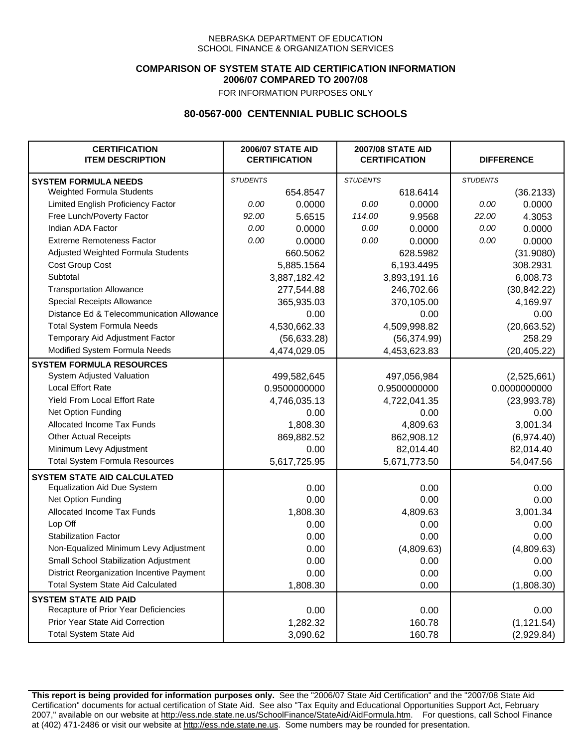NEBRASKA DEPARTMENT OF EDUCATION
SCHOOL FINANCE & ORGANIZATION SERVICES

**COMPARISON OF SYSTEM STATE AID CERTIFICATION INFORMATION**
**2006/07 COMPARED TO 2007/08**
FOR INFORMATION PURPOSES ONLY

## 80-0567-000 CENTENNIAL PUBLIC SCHOOLS

| CERTIFICATION ITEM DESCRIPTION | 2006/07 STATE AID CERTIFICATION | | 2007/08 STATE AID CERTIFICATION | | DIFFERENCE | |
|---|---|---|---|---|---|---|
| **SYSTEM FORMULA NEEDS** | *STUDENTS* | | *STUDENTS* | | *STUDENTS* | |
| Weighted Formula Students | | 654.8547 | | 618.6414 | | (36.2133) |
| Limited English Proficiency Factor | *0.00* | 0.0000 | *0.00* | 0.0000 | *0.00* | 0.0000 |
| Free Lunch/Poverty Factor | *92.00* | 5.6515 | *114.00* | 9.9568 | *22.00* | 4.3053 |
| Indian ADA Factor | *0.00* | 0.0000 | *0.00* | 0.0000 | *0.00* | 0.0000 |
| Extreme Remoteness Factor | *0.00* | 0.0000 | *0.00* | 0.0000 | *0.00* | 0.0000 |
| Adjusted Weighted Formula Students | | 660.5062 | | 628.5982 | | (31.9080) |
| Cost Group Cost | | 5,885.1564 | | 6,193.4495 | | 308.2931 |
| Subtotal | | 3,887,182.42 | | 3,893,191.16 | | 6,008.73 |
| Transportation Allowance | | 277,544.88 | | 246,702.66 | | (30,842.22) |
| Special Receipts Allowance | | 365,935.03 | | 370,105.00 | | 4,169.97 |
| Distance Ed & Telecommunication Allowance | | 0.00 | | 0.00 | | 0.00 |
| Total System Formula Needs | | 4,530,662.33 | | 4,509,998.82 | | (20,663.52) |
| Temporary Aid Adjustment Factor | | (56,633.28) | | (56,374.99) | | 258.29 |
| Modified System Formula Needs | | 4,474,029.05 | | 4,453,623.83 | | (20,405.22) |
| **SYSTEM FORMULA RESOURCES** | | | | | | |
| System Adjusted Valuation | | 499,582,645 | | 497,056,984 | | (2,525,661) |
| Local Effort Rate | | 0.9500000000 | | 0.9500000000 | | 0.0000000000 |
| Yield From Local Effort Rate | | 4,746,035.13 | | 4,722,041.35 | | (23,993.78) |
| Net Option Funding | | 0.00 | | 0.00 | | 0.00 |
| Allocated Income Tax Funds | | 1,808.30 | | 4,809.63 | | 3,001.34 |
| Other Actual Receipts | | 869,882.52 | | 862,908.12 | | (6,974.40) |
| Minimum Levy Adjustment | | 0.00 | | 82,014.40 | | 82,014.40 |
| Total System Formula Resources | | 5,617,725.95 | | 5,671,773.50 | | 54,047.56 |
| **SYSTEM STATE AID CALCULATED** | | | | | | |
| Equalization Aid Due System | | 0.00 | | 0.00 | | 0.00 |
| Net Option Funding | | 0.00 | | 0.00 | | 0.00 |
| Allocated Income Tax Funds | | 1,808.30 | | 4,809.63 | | 3,001.34 |
| Lop Off | | 0.00 | | 0.00 | | 0.00 |
| Stabilization Factor | | 0.00 | | 0.00 | | 0.00 |
| Non-Equalized Minimum Levy Adjustment | | 0.00 | | (4,809.63) | | (4,809.63) |
| Small School Stabilization Adjustment | | 0.00 | | 0.00 | | 0.00 |
| District Reorganization Incentive Payment | | 0.00 | | 0.00 | | 0.00 |
| Total System State Aid Calculated | | 1,808.30 | | 0.00 | | (1,808.30) |
| **SYSTEM STATE AID PAID** | | | | | | |
| Recapture of Prior Year Deficiencies | | 0.00 | | 0.00 | | 0.00 |
| Prior Year State Aid Correction | | 1,282.32 | | 160.78 | | (1,121.54) |
| Total System State Aid | | 3,090.62 | | 160.78 | | (2,929.84) |

**This report is being provided for information purposes only.** See the "2006/07 State Aid Certification" and the "2007/08 State Aid Certification" documents for actual certification of State Aid. See also "Tax Equity and Educational Opportunities Support Act, February 2007," available on our website at http://ess.nde.state.ne.us/SchoolFinance/StateAid/AidFormula.htm. For questions, call School Finance at (402) 471-2486 or visit our website at http://ess.nde.state.ne.us. Some numbers may be rounded for presentation.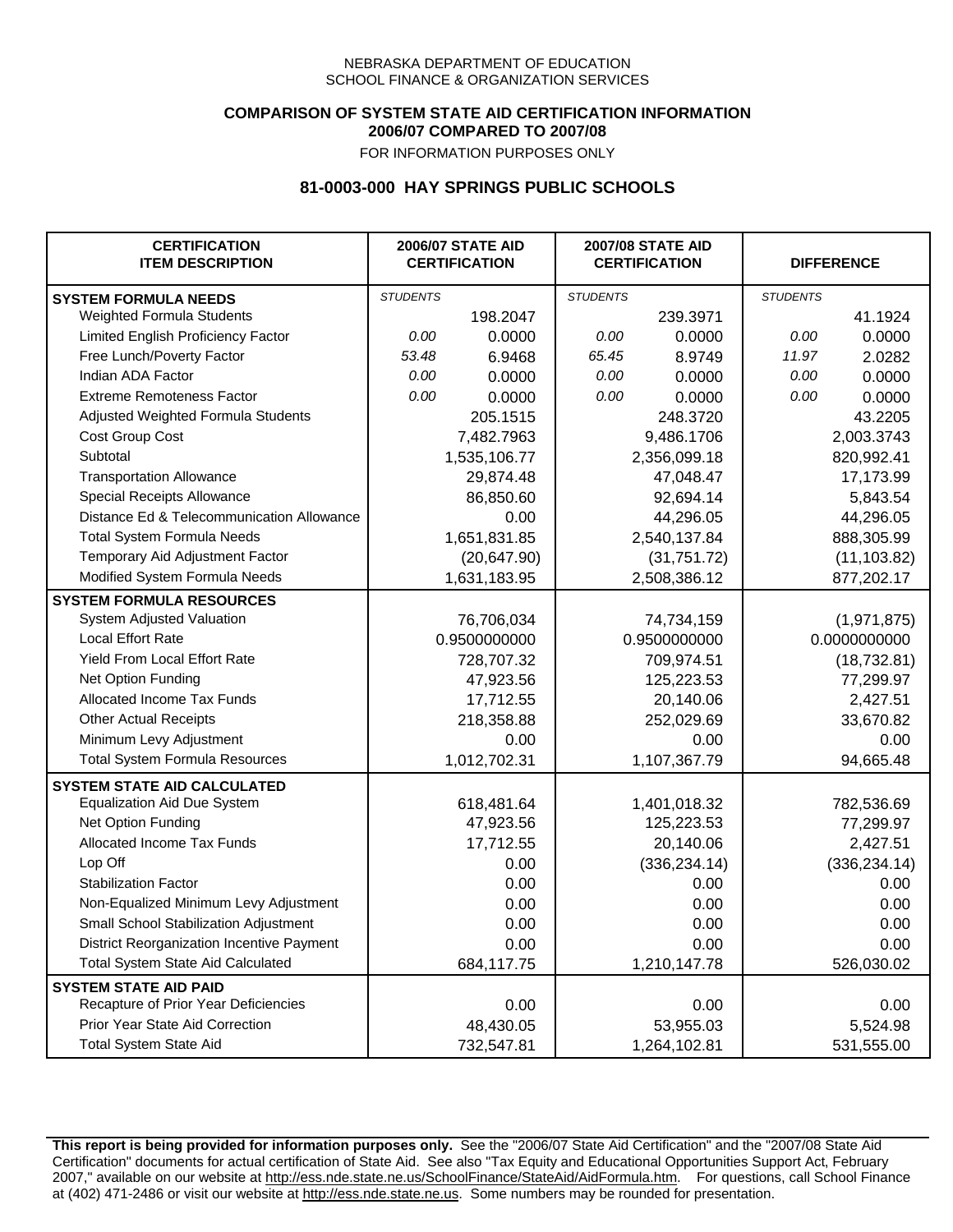NEBRASKA DEPARTMENT OF EDUCATION
SCHOOL FINANCE & ORGANIZATION SERVICES

**COMPARISON OF SYSTEM STATE AID CERTIFICATION INFORMATION**
**2006/07 COMPARED TO 2007/08**
FOR INFORMATION PURPOSES ONLY

## 81-0003-000 HAY SPRINGS PUBLIC SCHOOLS

| CERTIFICATION ITEM DESCRIPTION | 2006/07 STATE AID CERTIFICATION | | 2007/08 STATE AID CERTIFICATION | | DIFFERENCE | |
|---|---|---|---|---|---|---|
| **SYSTEM FORMULA NEEDS** | *STUDENTS* | | *STUDENTS* | | *STUDENTS* | |
| Weighted Formula Students | | 198.2047 | | 239.3971 | | 41.1924 |
| Limited English Proficiency Factor | *0.00* | 0.0000 | *0.00* | 0.0000 | *0.00* | 0.0000 |
| Free Lunch/Poverty Factor | *53.48* | 6.9468 | *65.45* | 8.9749 | *11.97* | 2.0282 |
| Indian ADA Factor | *0.00* | 0.0000 | *0.00* | 0.0000 | *0.00* | 0.0000 |
| Extreme Remoteness Factor | *0.00* | 0.0000 | *0.00* | 0.0000 | *0.00* | 0.0000 |
| Adjusted Weighted Formula Students | | 205.1515 | | 248.3720 | | 43.2205 |
| Cost Group Cost | | 7,482.7963 | | 9,486.1706 | | 2,003.3743 |
| Subtotal | | 1,535,106.77 | | 2,356,099.18 | | 820,992.41 |
| Transportation Allowance | | 29,874.48 | | 47,048.47 | | 17,173.99 |
| Special Receipts Allowance | | 86,850.60 | | 92,694.14 | | 5,843.54 |
| Distance Ed & Telecommunication Allowance | | 0.00 | | 44,296.05 | | 44,296.05 |
| Total System Formula Needs | | 1,651,831.85 | | 2,540,137.84 | | 888,305.99 |
| Temporary Aid Adjustment Factor | | (20,647.90) | | (31,751.72) | | (11,103.82) |
| Modified System Formula Needs | | 1,631,183.95 | | 2,508,386.12 | | 877,202.17 |
| **SYSTEM FORMULA RESOURCES** | | | | | | |
| System Adjusted Valuation | | 76,706,034 | | 74,734,159 | | (1,971,875) |
| Local Effort Rate | | 0.9500000000 | | 0.9500000000 | | 0.0000000000 |
| Yield From Local Effort Rate | | 728,707.32 | | 709,974.51 | | (18,732.81) |
| Net Option Funding | | 47,923.56 | | 125,223.53 | | 77,299.97 |
| Allocated Income Tax Funds | | 17,712.55 | | 20,140.06 | | 2,427.51 |
| Other Actual Receipts | | 218,358.88 | | 252,029.69 | | 33,670.82 |
| Minimum Levy Adjustment | | 0.00 | | 0.00 | | 0.00 |
| Total System Formula Resources | | 1,012,702.31 | | 1,107,367.79 | | 94,665.48 |
| **SYSTEM STATE AID CALCULATED** | | | | | | |
| Equalization Aid Due System | | 618,481.64 | | 1,401,018.32 | | 782,536.69 |
| Net Option Funding | | 47,923.56 | | 125,223.53 | | 77,299.97 |
| Allocated Income Tax Funds | | 17,712.55 | | 20,140.06 | | 2,427.51 |
| Lop Off | | 0.00 | | (336,234.14) | | (336,234.14) |
| Stabilization Factor | | 0.00 | | 0.00 | | 0.00 |
| Non-Equalized Minimum Levy Adjustment | | 0.00 | | 0.00 | | 0.00 |
| Small School Stabilization Adjustment | | 0.00 | | 0.00 | | 0.00 |
| District Reorganization Incentive Payment | | 0.00 | | 0.00 | | 0.00 |
| Total System State Aid Calculated | | 684,117.75 | | 1,210,147.78 | | 526,030.02 |
| **SYSTEM STATE AID PAID** | | | | | | |
| Recapture of Prior Year Deficiencies | | 0.00 | | 0.00 | | 0.00 |
| Prior Year State Aid Correction | | 48,430.05 | | 53,955.03 | | 5,524.98 |
| Total System State Aid | | 732,547.81 | | 1,264,102.81 | | 531,555.00 |

**This report is being provided for information purposes only.** See the "2006/07 State Aid Certification" and the "2007/08 State Aid Certification" documents for actual certification of State Aid. See also "Tax Equity and Educational Opportunities Support Act, February 2007," available on our website at http://ess.nde.state.ne.us/SchoolFinance/StateAid/AidFormula.htm. For questions, call School Finance at (402) 471-2486 or visit our website at http://ess.nde.state.ne.us. Some numbers may be rounded for presentation.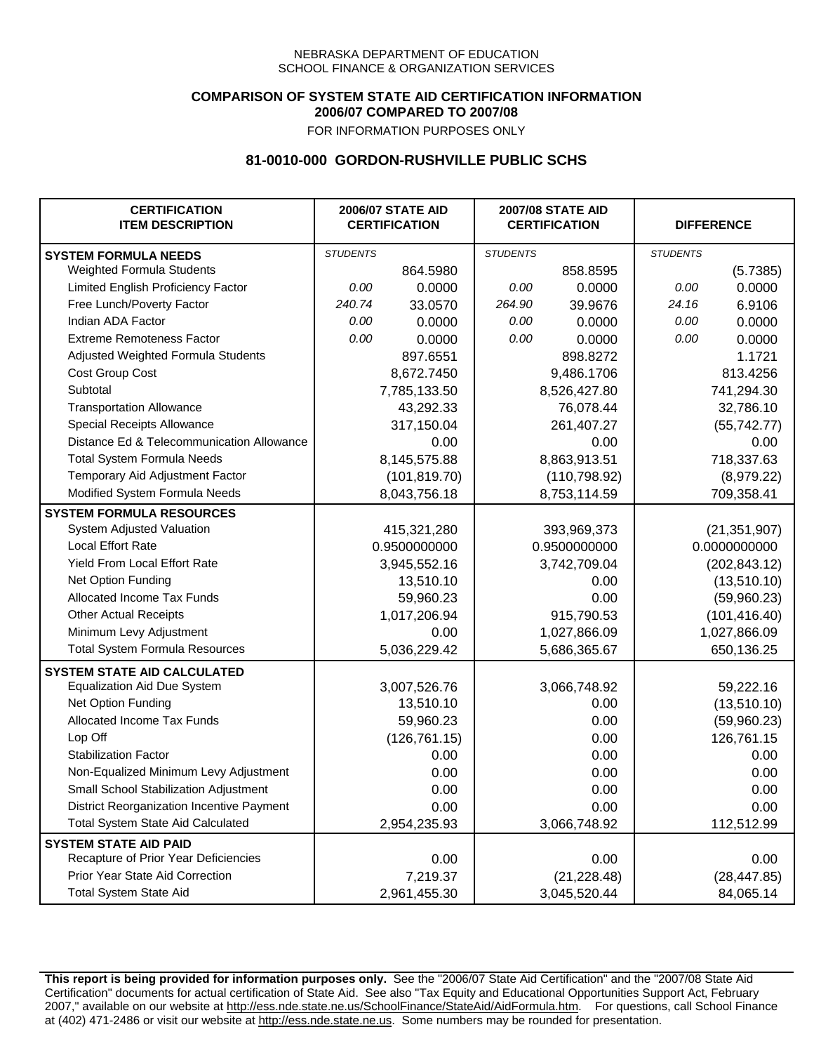NEBRASKA DEPARTMENT OF EDUCATION
SCHOOL FINANCE & ORGANIZATION SERVICES

**COMPARISON OF SYSTEM STATE AID CERTIFICATION INFORMATION**
**2006/07 COMPARED TO 2007/08**

FOR INFORMATION PURPOSES ONLY

## 81-0010-000 GORDON-RUSHVILLE PUBLIC SCHS

| CERTIFICATION ITEM DESCRIPTION | 2006/07 STATE AID CERTIFICATION | | 2007/08 STATE AID CERTIFICATION | | DIFFERENCE | |
|---|---|---|---|---|---|---|
| **SYSTEM FORMULA NEEDS** | *STUDENTS* | | *STUDENTS* | | *STUDENTS* | |
| Weighted Formula Students | | 864.5980 | | 858.8595 | | (5.7385) |
| Limited English Proficiency Factor | *0.00* | 0.0000 | *0.00* | 0.0000 | *0.00* | 0.0000 |
| Free Lunch/Poverty Factor | *240.74* | 33.0570 | *264.90* | 39.9676 | *24.16* | 6.9106 |
| Indian ADA Factor | *0.00* | 0.0000 | *0.00* | 0.0000 | *0.00* | 0.0000 |
| Extreme Remoteness Factor | *0.00* | 0.0000 | *0.00* | 0.0000 | *0.00* | 0.0000 |
| Adjusted Weighted Formula Students | | 897.6551 | | 898.8272 | | 1.1721 |
| Cost Group Cost | | 8,672.7450 | | 9,486.1706 | | 813.4256 |
| Subtotal | | 7,785,133.50 | | 8,526,427.80 | | 741,294.30 |
| Transportation Allowance | | 43,292.33 | | 76,078.44 | | 32,786.10 |
| Special Receipts Allowance | | 317,150.04 | | 261,407.27 | | (55,742.77) |
| Distance Ed & Telecommunication Allowance | | 0.00 | | 0.00 | | 0.00 |
| Total System Formula Needs | | 8,145,575.88 | | 8,863,913.51 | | 718,337.63 |
| Temporary Aid Adjustment Factor | | (101,819.70) | | (110,798.92) | | (8,979.22) |
| Modified System Formula Needs | | 8,043,756.18 | | 8,753,114.59 | | 709,358.41 |
| **SYSTEM FORMULA RESOURCES** | | | | | | |
| System Adjusted Valuation | | 415,321,280 | | 393,969,373 | | (21,351,907) |
| Local Effort Rate | | 0.9500000000 | | 0.9500000000 | | 0.0000000000 |
| Yield From Local Effort Rate | | 3,945,552.16 | | 3,742,709.04 | | (202,843.12) |
| Net Option Funding | | 13,510.10 | | 0.00 | | (13,510.10) |
| Allocated Income Tax Funds | | 59,960.23 | | 0.00 | | (59,960.23) |
| Other Actual Receipts | | 1,017,206.94 | | 915,790.53 | | (101,416.40) |
| Minimum Levy Adjustment | | 0.00 | | 1,027,866.09 | | 1,027,866.09 |
| Total System Formula Resources | | 5,036,229.42 | | 5,686,365.67 | | 650,136.25 |
| **SYSTEM STATE AID CALCULATED** | | | | | | |
| Equalization Aid Due System | | 3,007,526.76 | | 3,066,748.92 | | 59,222.16 |
| Net Option Funding | | 13,510.10 | | 0.00 | | (13,510.10) |
| Allocated Income Tax Funds | | 59,960.23 | | 0.00 | | (59,960.23) |
| Lop Off | | (126,761.15) | | 0.00 | | 126,761.15 |
| Stabilization Factor | | 0.00 | | 0.00 | | 0.00 |
| Non-Equalized Minimum Levy Adjustment | | 0.00 | | 0.00 | | 0.00 |
| Small School Stabilization Adjustment | | 0.00 | | 0.00 | | 0.00 |
| District Reorganization Incentive Payment | | 0.00 | | 0.00 | | 0.00 |
| Total System State Aid Calculated | | 2,954,235.93 | | 3,066,748.92 | | 112,512.99 |
| **SYSTEM STATE AID PAID** | | | | | | |
| Recapture of Prior Year Deficiencies | | 0.00 | | 0.00 | | 0.00 |
| Prior Year State Aid Correction | | 7,219.37 | | (21,228.48) | | (28,447.85) |
| Total System State Aid | | 2,961,455.30 | | 3,045,520.44 | | 84,065.14 |

**This report is being provided for information purposes only.** See the "2006/07 State Aid Certification" and the "2007/08 State Aid Certification" documents for actual certification of State Aid. See also "Tax Equity and Educational Opportunities Support Act, February 2007," available on our website at http://ess.nde.state.ne.us/SchoolFinance/StateAid/AidFormula.htm. For questions, call School Finance at (402) 471-2486 or visit our website at http://ess.nde.state.ne.us. Some numbers may be rounded for presentation.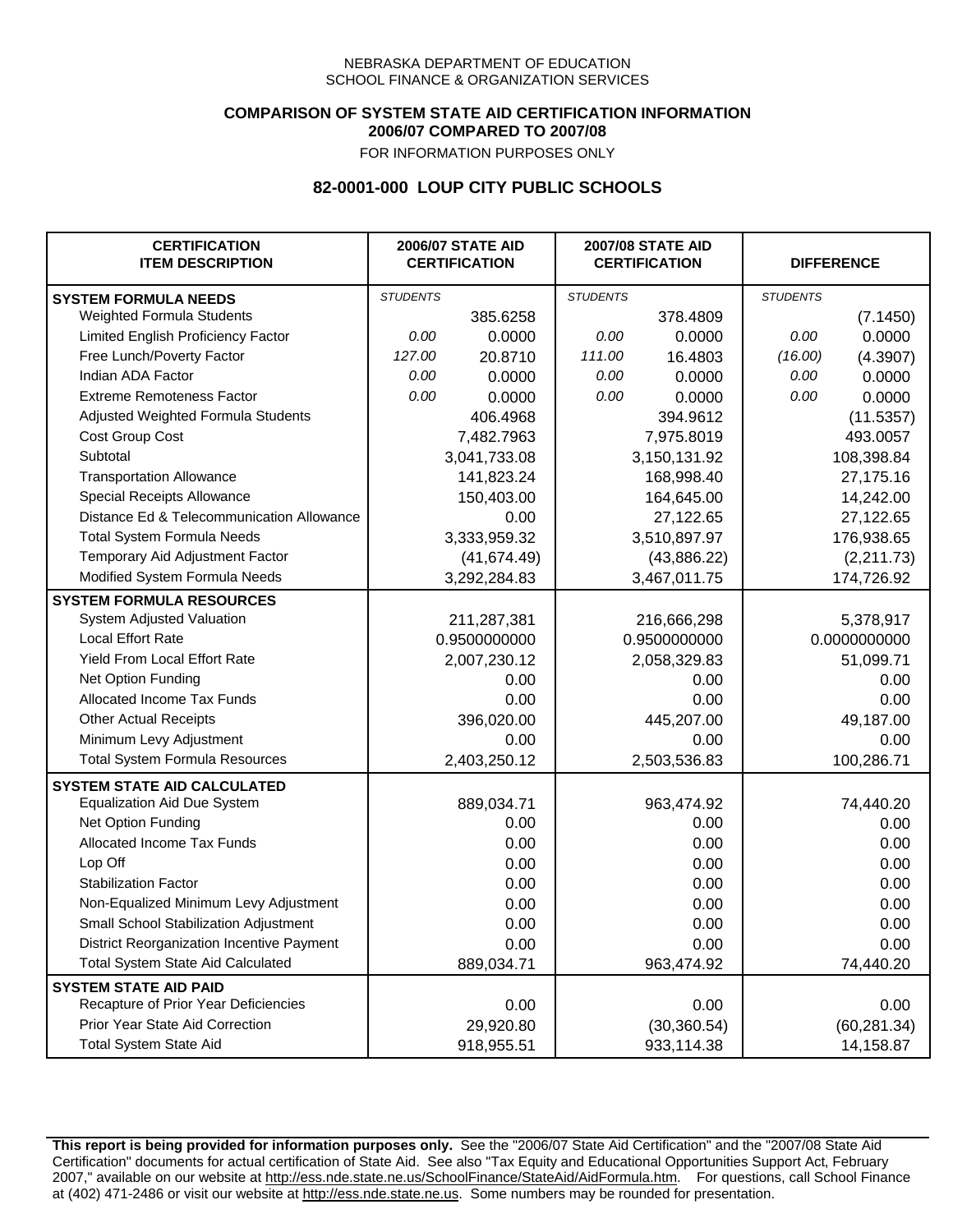NEBRASKA DEPARTMENT OF EDUCATION
SCHOOL FINANCE & ORGANIZATION SERVICES

**COMPARISON OF SYSTEM STATE AID CERTIFICATION INFORMATION**
**2006/07 COMPARED TO 2007/08**
FOR INFORMATION PURPOSES ONLY

## 82-0001-000 LOUP CITY PUBLIC SCHOOLS

| CERTIFICATION ITEM DESCRIPTION | 2006/07 STATE AID CERTIFICATION | | 2007/08 STATE AID CERTIFICATION | | DIFFERENCE | |
|---|---|---|---|---|---|---|
| **SYSTEM FORMULA NEEDS** | *STUDENTS* | | *STUDENTS* | | *STUDENTS* | |
| Weighted Formula Students | | 385.6258 | | 378.4809 | | (7.1450) |
| Limited English Proficiency Factor | *0.00* | 0.0000 | *0.00* | 0.0000 | *0.00* | 0.0000 |
| Free Lunch/Poverty Factor | *127.00* | 20.8710 | *111.00* | 16.4803 | *(16.00)* | (4.3907) |
| Indian ADA Factor | *0.00* | 0.0000 | *0.00* | 0.0000 | *0.00* | 0.0000 |
| Extreme Remoteness Factor | *0.00* | 0.0000 | *0.00* | 0.0000 | *0.00* | 0.0000 |
| Adjusted Weighted Formula Students | | 406.4968 | | 394.9612 | | (11.5357) |
| Cost Group Cost | | 7,482.7963 | | 7,975.8019 | | 493.0057 |
| Subtotal | | 3,041,733.08 | | 3,150,131.92 | | 108,398.84 |
| Transportation Allowance | | 141,823.24 | | 168,998.40 | | 27,175.16 |
| Special Receipts Allowance | | 150,403.00 | | 164,645.00 | | 14,242.00 |
| Distance Ed & Telecommunication Allowance | | 0.00 | | 27,122.65 | | 27,122.65 |
| Total System Formula Needs | | 3,333,959.32 | | 3,510,897.97 | | 176,938.65 |
| Temporary Aid Adjustment Factor | | (41,674.49) | | (43,886.22) | | (2,211.73) |
| Modified System Formula Needs | | 3,292,284.83 | | 3,467,011.75 | | 174,726.92 |
| **SYSTEM FORMULA RESOURCES** | | | | | | |
| System Adjusted Valuation | | 211,287,381 | | 216,666,298 | | 5,378,917 |
| Local Effort Rate | | 0.9500000000 | | 0.9500000000 | | 0.0000000000 |
| Yield From Local Effort Rate | | 2,007,230.12 | | 2,058,329.83 | | 51,099.71 |
| Net Option Funding | | 0.00 | | 0.00 | | 0.00 |
| Allocated Income Tax Funds | | 0.00 | | 0.00 | | 0.00 |
| Other Actual Receipts | | 396,020.00 | | 445,207.00 | | 49,187.00 |
| Minimum Levy Adjustment | | 0.00 | | 0.00 | | 0.00 |
| Total System Formula Resources | | 2,403,250.12 | | 2,503,536.83 | | 100,286.71 |
| **SYSTEM STATE AID CALCULATED** | | | | | | |
| Equalization Aid Due System | | 889,034.71 | | 963,474.92 | | 74,440.20 |
| Net Option Funding | | 0.00 | | 0.00 | | 0.00 |
| Allocated Income Tax Funds | | 0.00 | | 0.00 | | 0.00 |
| Lop Off | | 0.00 | | 0.00 | | 0.00 |
| Stabilization Factor | | 0.00 | | 0.00 | | 0.00 |
| Non-Equalized Minimum Levy Adjustment | | 0.00 | | 0.00 | | 0.00 |
| Small School Stabilization Adjustment | | 0.00 | | 0.00 | | 0.00 |
| District Reorganization Incentive Payment | | 0.00 | | 0.00 | | 0.00 |
| Total System State Aid Calculated | | 889,034.71 | | 963,474.92 | | 74,440.20 |
| **SYSTEM STATE AID PAID** | | | | | | |
| Recapture of Prior Year Deficiencies | | 0.00 | | 0.00 | | 0.00 |
| Prior Year State Aid Correction | | 29,920.80 | | (30,360.54) | | (60,281.34) |
| Total System State Aid | | 918,955.51 | | 933,114.38 | | 14,158.87 |

**This report is being provided for information purposes only.** See the "2006/07 State Aid Certification" and the "2007/08 State Aid Certification" documents for actual certification of State Aid. See also "Tax Equity and Educational Opportunities Support Act, February 2007," available on our website at http://ess.nde.state.ne.us/SchoolFinance/StateAid/AidFormula.htm. For questions, call School Finance at (402) 471-2486 or visit our website at http://ess.nde.state.ne.us. Some numbers may be rounded for presentation.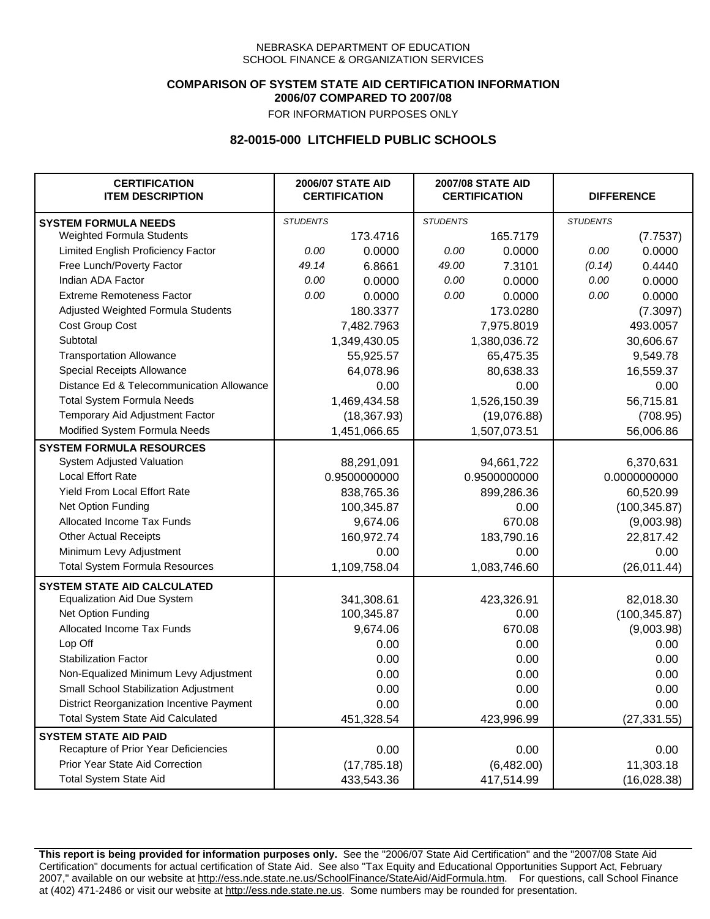NEBRASKA DEPARTMENT OF EDUCATION
SCHOOL FINANCE & ORGANIZATION SERVICES

**COMPARISON OF SYSTEM STATE AID CERTIFICATION INFORMATION**
**2006/07 COMPARED TO 2007/08**
FOR INFORMATION PURPOSES ONLY

## 82-0015-000 LITCHFIELD PUBLIC SCHOOLS

| CERTIFICATION ITEM DESCRIPTION | 2006/07 STATE AID CERTIFICATION | | 2007/08 STATE AID CERTIFICATION | | DIFFERENCE | |
|---|---|---|---|---|---|---|
| **SYSTEM FORMULA NEEDS** | *STUDENTS* | | *STUDENTS* | | *STUDENTS* | |
| Weighted Formula Students | | 173.4716 | | 165.7179 | | (7.7537) |
| Limited English Proficiency Factor | *0.00* | 0.0000 | *0.00* | 0.0000 | *0.00* | 0.0000 |
| Free Lunch/Poverty Factor | *49.14* | 6.8661 | *49.00* | 7.3101 | *(0.14)* | 0.4440 |
| Indian ADA Factor | *0.00* | 0.0000 | *0.00* | 0.0000 | *0.00* | 0.0000 |
| Extreme Remoteness Factor | *0.00* | 0.0000 | *0.00* | 0.0000 | *0.00* | 0.0000 |
| Adjusted Weighted Formula Students | | 180.3377 | | 173.0280 | | (7.3097) |
| Cost Group Cost | | 7,482.7963 | | 7,975.8019 | | 493.0057 |
| Subtotal | | 1,349,430.05 | | 1,380,036.72 | | 30,606.67 |
| Transportation Allowance | | 55,925.57 | | 65,475.35 | | 9,549.78 |
| Special Receipts Allowance | | 64,078.96 | | 80,638.33 | | 16,559.37 |
| Distance Ed & Telecommunication Allowance | | 0.00 | | 0.00 | | 0.00 |
| Total System Formula Needs | | 1,469,434.58 | | 1,526,150.39 | | 56,715.81 |
| Temporary Aid Adjustment Factor | | (18,367.93) | | (19,076.88) | | (708.95) |
| Modified System Formula Needs | | 1,451,066.65 | | 1,507,073.51 | | 56,006.86 |
| **SYSTEM FORMULA RESOURCES** | | | | | | |
| System Adjusted Valuation | | 88,291,091 | | 94,661,722 | | 6,370,631 |
| Local Effort Rate | | 0.9500000000 | | 0.9500000000 | | 0.0000000000 |
| Yield From Local Effort Rate | | 838,765.36 | | 899,286.36 | | 60,520.99 |
| Net Option Funding | | 100,345.87 | | 0.00 | | (100,345.87) |
| Allocated Income Tax Funds | | 9,674.06 | | 670.08 | | (9,003.98) |
| Other Actual Receipts | | 160,972.74 | | 183,790.16 | | 22,817.42 |
| Minimum Levy Adjustment | | 0.00 | | 0.00 | | 0.00 |
| Total System Formula Resources | | 1,109,758.04 | | 1,083,746.60 | | (26,011.44) |
| **SYSTEM STATE AID CALCULATED** | | | | | | |
| Equalization Aid Due System | | 341,308.61 | | 423,326.91 | | 82,018.30 |
| Net Option Funding | | 100,345.87 | | 0.00 | | (100,345.87) |
| Allocated Income Tax Funds | | 9,674.06 | | 670.08 | | (9,003.98) |
| Lop Off | | 0.00 | | 0.00 | | 0.00 |
| Stabilization Factor | | 0.00 | | 0.00 | | 0.00 |
| Non-Equalized Minimum Levy Adjustment | | 0.00 | | 0.00 | | 0.00 |
| Small School Stabilization Adjustment | | 0.00 | | 0.00 | | 0.00 |
| District Reorganization Incentive Payment | | 0.00 | | 0.00 | | 0.00 |
| Total System State Aid Calculated | | 451,328.54 | | 423,996.99 | | (27,331.55) |
| **SYSTEM STATE AID PAID** | | | | | | |
| Recapture of Prior Year Deficiencies | | 0.00 | | 0.00 | | 0.00 |
| Prior Year State Aid Correction | | (17,785.18) | | (6,482.00) | | 11,303.18 |
| Total System State Aid | | 433,543.36 | | 417,514.99 | | (16,028.38) |

**This report is being provided for information purposes only.** See the "2006/07 State Aid Certification" and the "2007/08 State Aid Certification" documents for actual certification of State Aid. See also "Tax Equity and Educational Opportunities Support Act, February 2007," available on our website at http://ess.nde.state.ne.us/SchoolFinance/StateAid/AidFormula.htm. For questions, call School Finance at (402) 471-2486 or visit our website at http://ess.nde.state.ne.us. Some numbers may be rounded for presentation.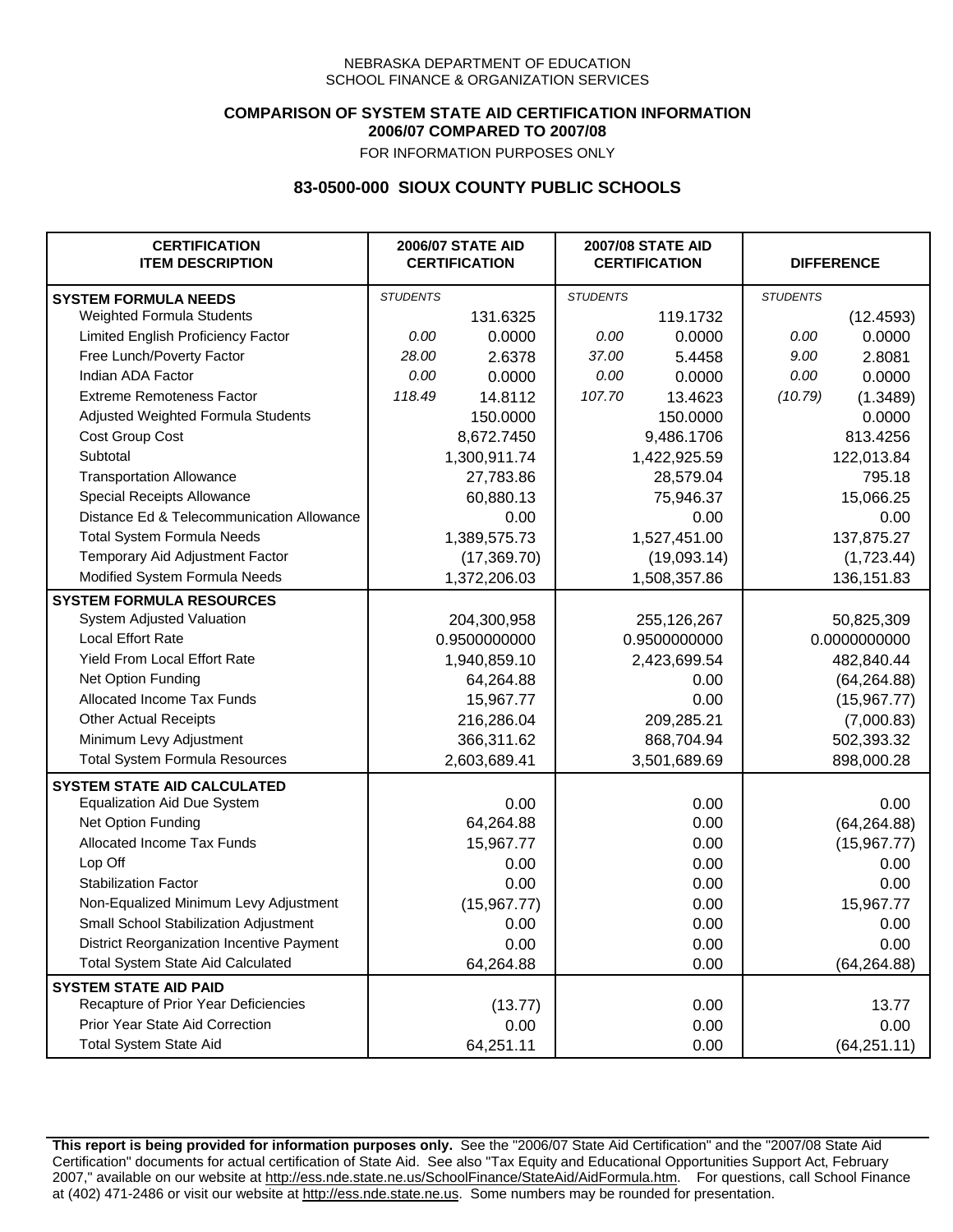NEBRASKA DEPARTMENT OF EDUCATION
SCHOOL FINANCE & ORGANIZATION SERVICES

**COMPARISON OF SYSTEM STATE AID CERTIFICATION INFORMATION**
**2006/07 COMPARED TO 2007/08**
FOR INFORMATION PURPOSES ONLY

## 83-0500-000 SIOUX COUNTY PUBLIC SCHOOLS

| CERTIFICATION ITEM DESCRIPTION | 2006/07 STATE AID CERTIFICATION | | 2007/08 STATE AID CERTIFICATION | | DIFFERENCE | |
|---|---|---|---|---|---|---|
| **SYSTEM FORMULA NEEDS** | *STUDENTS* | | *STUDENTS* | | *STUDENTS* | |
| Weighted Formula Students | | 131.6325 | | 119.1732 | | (12.4593) |
| Limited English Proficiency Factor | *0.00* | 0.0000 | *0.00* | 0.0000 | *0.00* | 0.0000 |
| Free Lunch/Poverty Factor | *28.00* | 2.6378 | *37.00* | 5.4458 | *9.00* | 2.8081 |
| Indian ADA Factor | *0.00* | 0.0000 | *0.00* | 0.0000 | *0.00* | 0.0000 |
| Extreme Remoteness Factor | *118.49* | 14.8112 | *107.70* | 13.4623 | *(10.79)* | (1.3489) |
| Adjusted Weighted Formula Students | | 150.0000 | | 150.0000 | | 0.0000 |
| Cost Group Cost | | 8,672.7450 | | 9,486.1706 | | 813.4256 |
| Subtotal | | 1,300,911.74 | | 1,422,925.59 | | 122,013.84 |
| Transportation Allowance | | 27,783.86 | | 28,579.04 | | 795.18 |
| Special Receipts Allowance | | 60,880.13 | | 75,946.37 | | 15,066.25 |
| Distance Ed & Telecommunication Allowance | | 0.00 | | 0.00 | | 0.00 |
| Total System Formula Needs | | 1,389,575.73 | | 1,527,451.00 | | 137,875.27 |
| Temporary Aid Adjustment Factor | | (17,369.70) | | (19,093.14) | | (1,723.44) |
| Modified System Formula Needs | | 1,372,206.03 | | 1,508,357.86 | | 136,151.83 |
| **SYSTEM FORMULA RESOURCES** | | | | | | |
| System Adjusted Valuation | | 204,300,958 | | 255,126,267 | | 50,825,309 |
| Local Effort Rate | | 0.9500000000 | | 0.9500000000 | | 0.0000000000 |
| Yield From Local Effort Rate | | 1,940,859.10 | | 2,423,699.54 | | 482,840.44 |
| Net Option Funding | | 64,264.88 | | 0.00 | | (64,264.88) |
| Allocated Income Tax Funds | | 15,967.77 | | 0.00 | | (15,967.77) |
| Other Actual Receipts | | 216,286.04 | | 209,285.21 | | (7,000.83) |
| Minimum Levy Adjustment | | 366,311.62 | | 868,704.94 | | 502,393.32 |
| Total System Formula Resources | | 2,603,689.41 | | 3,501,689.69 | | 898,000.28 |
| **SYSTEM STATE AID CALCULATED** | | | | | | |
| Equalization Aid Due System | | 0.00 | | 0.00 | | 0.00 |
| Net Option Funding | | 64,264.88 | | 0.00 | | (64,264.88) |
| Allocated Income Tax Funds | | 15,967.77 | | 0.00 | | (15,967.77) |
| Lop Off | | 0.00 | | 0.00 | | 0.00 |
| Stabilization Factor | | 0.00 | | 0.00 | | 0.00 |
| Non-Equalized Minimum Levy Adjustment | | (15,967.77) | | 0.00 | | 15,967.77 |
| Small School Stabilization Adjustment | | 0.00 | | 0.00 | | 0.00 |
| District Reorganization Incentive Payment | | 0.00 | | 0.00 | | 0.00 |
| Total System State Aid Calculated | | 64,264.88 | | 0.00 | | (64,264.88) |
| **SYSTEM STATE AID PAID** | | | | | | |
| Recapture of Prior Year Deficiencies | | (13.77) | | 0.00 | | 13.77 |
| Prior Year State Aid Correction | | 0.00 | | 0.00 | | 0.00 |
| Total System State Aid | | 64,251.11 | | 0.00 | | (64,251.11) |

**This report is being provided for information purposes only.** See the "2006/07 State Aid Certification" and the "2007/08 State Aid Certification" documents for actual certification of State Aid. See also "Tax Equity and Educational Opportunities Support Act, February 2007," available on our website at http://ess.nde.state.ne.us/SchoolFinance/StateAid/AidFormula.htm. For questions, call School Finance at (402) 471-2486 or visit our website at http://ess.nde.state.ne.us. Some numbers may be rounded for presentation.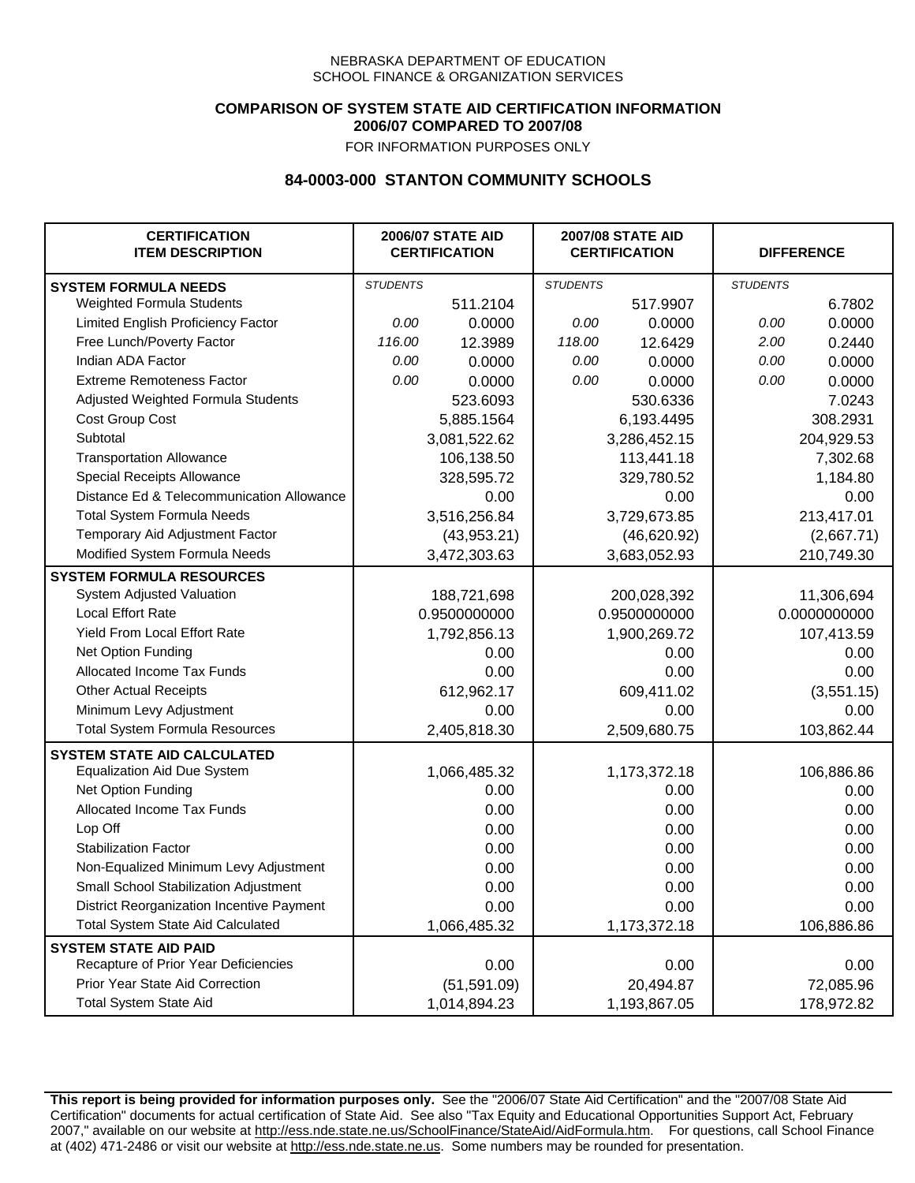NEBRASKA DEPARTMENT OF EDUCATION
SCHOOL FINANCE & ORGANIZATION SERVICES

**COMPARISON OF SYSTEM STATE AID CERTIFICATION INFORMATION**
**2006/07 COMPARED TO 2007/08**
FOR INFORMATION PURPOSES ONLY

## 84-0003-000 STANTON COMMUNITY SCHOOLS

| CERTIFICATION ITEM DESCRIPTION | 2006/07 STATE AID CERTIFICATION | | 2007/08 STATE AID CERTIFICATION | | DIFFERENCE | |
|---|---|---|---|---|---|---|
| **SYSTEM FORMULA NEEDS** | *STUDENTS* | | *STUDENTS* | | *STUDENTS* | |
| Weighted Formula Students | | 511.2104 | | 517.9907 | | 6.7802 |
| Limited English Proficiency Factor | *0.00* | 0.0000 | *0.00* | 0.0000 | *0.00* | 0.0000 |
| Free Lunch/Poverty Factor | *116.00* | 12.3989 | *118.00* | 12.6429 | *2.00* | 0.2440 |
| Indian ADA Factor | *0.00* | 0.0000 | *0.00* | 0.0000 | *0.00* | 0.0000 |
| Extreme Remoteness Factor | *0.00* | 0.0000 | *0.00* | 0.0000 | *0.00* | 0.0000 |
| Adjusted Weighted Formula Students | | 523.6093 | | 530.6336 | | 7.0243 |
| Cost Group Cost | | 5,885.1564 | | 6,193.4495 | | 308.2931 |
| Subtotal | | 3,081,522.62 | | 3,286,452.15 | | 204,929.53 |
| Transportation Allowance | | 106,138.50 | | 113,441.18 | | 7,302.68 |
| Special Receipts Allowance | | 328,595.72 | | 329,780.52 | | 1,184.80 |
| Distance Ed & Telecommunication Allowance | | 0.00 | | 0.00 | | 0.00 |
| Total System Formula Needs | | 3,516,256.84 | | 3,729,673.85 | | 213,417.01 |
| Temporary Aid Adjustment Factor | | (43,953.21) | | (46,620.92) | | (2,667.71) |
| Modified System Formula Needs | | 3,472,303.63 | | 3,683,052.93 | | 210,749.30 |
| **SYSTEM FORMULA RESOURCES** | | | | | | |
| System Adjusted Valuation | | 188,721,698 | | 200,028,392 | | 11,306,694 |
| Local Effort Rate | | 0.9500000000 | | 0.9500000000 | | 0.0000000000 |
| Yield From Local Effort Rate | | 1,792,856.13 | | 1,900,269.72 | | 107,413.59 |
| Net Option Funding | | 0.00 | | 0.00 | | 0.00 |
| Allocated Income Tax Funds | | 0.00 | | 0.00 | | 0.00 |
| Other Actual Receipts | | 612,962.17 | | 609,411.02 | | (3,551.15) |
| Minimum Levy Adjustment | | 0.00 | | 0.00 | | 0.00 |
| Total System Formula Resources | | 2,405,818.30 | | 2,509,680.75 | | 103,862.44 |
| **SYSTEM STATE AID CALCULATED** | | | | | | |
| Equalization Aid Due System | | 1,066,485.32 | | 1,173,372.18 | | 106,886.86 |
| Net Option Funding | | 0.00 | | 0.00 | | 0.00 |
| Allocated Income Tax Funds | | 0.00 | | 0.00 | | 0.00 |
| Lop Off | | 0.00 | | 0.00 | | 0.00 |
| Stabilization Factor | | 0.00 | | 0.00 | | 0.00 |
| Non-Equalized Minimum Levy Adjustment | | 0.00 | | 0.00 | | 0.00 |
| Small School Stabilization Adjustment | | 0.00 | | 0.00 | | 0.00 |
| District Reorganization Incentive Payment | | 0.00 | | 0.00 | | 0.00 |
| Total System State Aid Calculated | | 1,066,485.32 | | 1,173,372.18 | | 106,886.86 |
| **SYSTEM STATE AID PAID** | | | | | | |
| Recapture of Prior Year Deficiencies | | 0.00 | | 0.00 | | 0.00 |
| Prior Year State Aid Correction | | (51,591.09) | | 20,494.87 | | 72,085.96 |
| Total System State Aid | | 1,014,894.23 | | 1,193,867.05 | | 178,972.82 |

**This report is being provided for information purposes only.** See the "2006/07 State Aid Certification" and the "2007/08 State Aid Certification" documents for actual certification of State Aid. See also "Tax Equity and Educational Opportunities Support Act, February 2007," available on our website at http://ess.nde.state.ne.us/SchoolFinance/StateAid/AidFormula.htm. For questions, call School Finance at (402) 471-2486 or visit our website at http://ess.nde.state.ne.us. Some numbers may be rounded for presentation.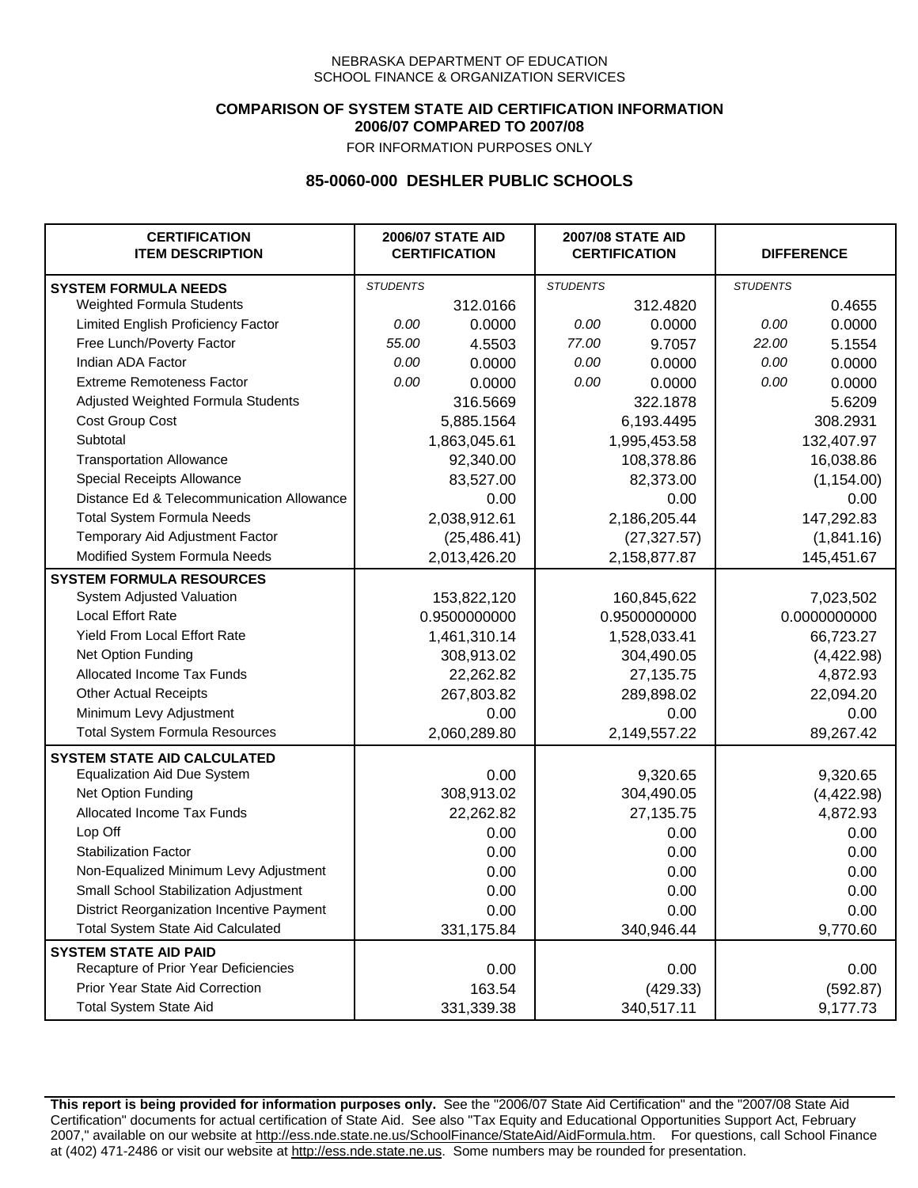NEBRASKA DEPARTMENT OF EDUCATION
SCHOOL FINANCE & ORGANIZATION SERVICES

**COMPARISON OF SYSTEM STATE AID CERTIFICATION INFORMATION**
**2006/07 COMPARED TO 2007/08**

FOR INFORMATION PURPOSES ONLY

## 85-0060-000 DESHLER PUBLIC SCHOOLS

| CERTIFICATION ITEM DESCRIPTION | 2006/07 STATE AID CERTIFICATION | | 2007/08 STATE AID CERTIFICATION | | DIFFERENCE | |
|---|---|---|---|---|---|---|
| **SYSTEM FORMULA NEEDS** | *STUDENTS* | | *STUDENTS* | | *STUDENTS* | |
| Weighted Formula Students | | 312.0166 | | 312.4820 | | 0.4655 |
| Limited English Proficiency Factor | *0.00* | 0.0000 | *0.00* | 0.0000 | *0.00* | 0.0000 |
| Free Lunch/Poverty Factor | *55.00* | 4.5503 | *77.00* | 9.7057 | *22.00* | 5.1554 |
| Indian ADA Factor | *0.00* | 0.0000 | *0.00* | 0.0000 | *0.00* | 0.0000 |
| Extreme Remoteness Factor | *0.00* | 0.0000 | *0.00* | 0.0000 | *0.00* | 0.0000 |
| Adjusted Weighted Formula Students | | 316.5669 | | 322.1878 | | 5.6209 |
| Cost Group Cost | | 5,885.1564 | | 6,193.4495 | | 308.2931 |
| Subtotal | | 1,863,045.61 | | 1,995,453.58 | | 132,407.97 |
| Transportation Allowance | | 92,340.00 | | 108,378.86 | | 16,038.86 |
| Special Receipts Allowance | | 83,527.00 | | 82,373.00 | | (1,154.00) |
| Distance Ed & Telecommunication Allowance | | 0.00 | | 0.00 | | 0.00 |
| Total System Formula Needs | | 2,038,912.61 | | 2,186,205.44 | | 147,292.83 |
| Temporary Aid Adjustment Factor | | (25,486.41) | | (27,327.57) | | (1,841.16) |
| Modified System Formula Needs | | 2,013,426.20 | | 2,158,877.87 | | 145,451.67 |
| **SYSTEM FORMULA RESOURCES** | | | | | | |
| System Adjusted Valuation | | 153,822,120 | | 160,845,622 | | 7,023,502 |
| Local Effort Rate | | 0.9500000000 | | 0.9500000000 | | 0.0000000000 |
| Yield From Local Effort Rate | | 1,461,310.14 | | 1,528,033.41 | | 66,723.27 |
| Net Option Funding | | 308,913.02 | | 304,490.05 | | (4,422.98) |
| Allocated Income Tax Funds | | 22,262.82 | | 27,135.75 | | 4,872.93 |
| Other Actual Receipts | | 267,803.82 | | 289,898.02 | | 22,094.20 |
| Minimum Levy Adjustment | | 0.00 | | 0.00 | | 0.00 |
| Total System Formula Resources | | 2,060,289.80 | | 2,149,557.22 | | 89,267.42 |
| **SYSTEM STATE AID CALCULATED** | | | | | | |
| Equalization Aid Due System | | 0.00 | | 9,320.65 | | 9,320.65 |
| Net Option Funding | | 308,913.02 | | 304,490.05 | | (4,422.98) |
| Allocated Income Tax Funds | | 22,262.82 | | 27,135.75 | | 4,872.93 |
| Lop Off | | 0.00 | | 0.00 | | 0.00 |
| Stabilization Factor | | 0.00 | | 0.00 | | 0.00 |
| Non-Equalized Minimum Levy Adjustment | | 0.00 | | 0.00 | | 0.00 |
| Small School Stabilization Adjustment | | 0.00 | | 0.00 | | 0.00 |
| District Reorganization Incentive Payment | | 0.00 | | 0.00 | | 0.00 |
| Total System State Aid Calculated | | 331,175.84 | | 340,946.44 | | 9,770.60 |
| **SYSTEM STATE AID PAID** | | | | | | |
| Recapture of Prior Year Deficiencies | | 0.00 | | 0.00 | | 0.00 |
| Prior Year State Aid Correction | | 163.54 | | (429.33) | | (592.87) |
| Total System State Aid | | 331,339.38 | | 340,517.11 | | 9,177.73 |

**This report is being provided for information purposes only.** See the "2006/07 State Aid Certification" and the "2007/08 State Aid Certification" documents for actual certification of State Aid. See also "Tax Equity and Educational Opportunities Support Act, February 2007," available on our website at http://ess.nde.state.ne.us/SchoolFinance/StateAid/AidFormula.htm. For questions, call School Finance at (402) 471-2486 or visit our website at http://ess.nde.state.ne.us. Some numbers may be rounded for presentation.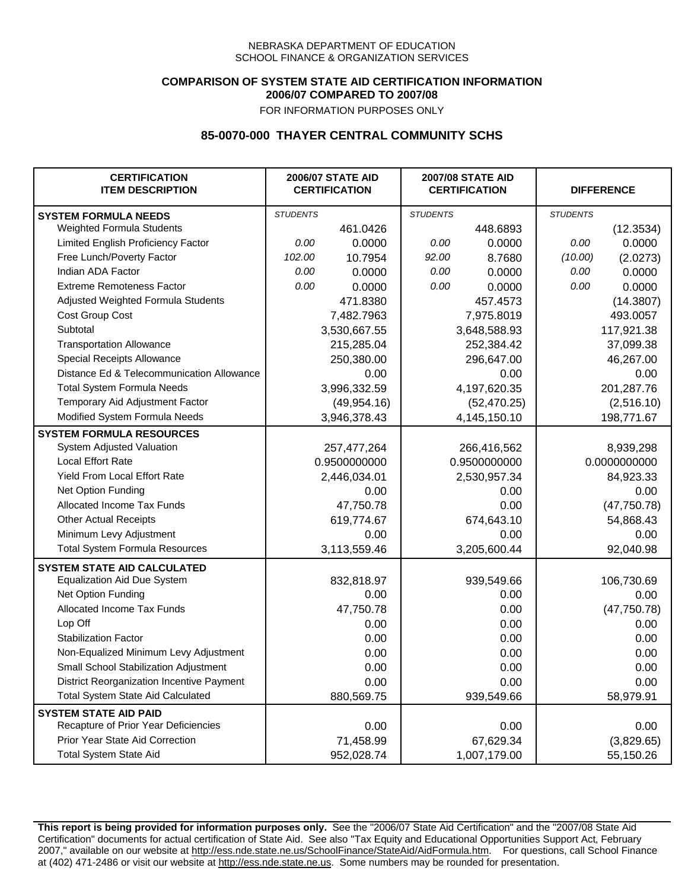NEBRASKA DEPARTMENT OF EDUCATION
SCHOOL FINANCE & ORGANIZATION SERVICES

**COMPARISON OF SYSTEM STATE AID CERTIFICATION INFORMATION**
**2006/07 COMPARED TO 2007/08**
FOR INFORMATION PURPOSES ONLY

## 85-0070-000 THAYER CENTRAL COMMUNITY SCHS

| CERTIFICATION ITEM DESCRIPTION | 2006/07 STATE AID CERTIFICATION | | 2007/08 STATE AID CERTIFICATION | | DIFFERENCE | |
|---|---|---|---|---|---|---|
| **SYSTEM FORMULA NEEDS** | *STUDENTS* | | *STUDENTS* | | *STUDENTS* | |
| Weighted Formula Students | | 461.0426 | | 448.6893 | | (12.3534) |
| Limited English Proficiency Factor | *0.00* | 0.0000 | *0.00* | 0.0000 | *0.00* | 0.0000 |
| Free Lunch/Poverty Factor | *102.00* | 10.7954 | *92.00* | 8.7680 | *(10.00)* | (2.0273) |
| Indian ADA Factor | *0.00* | 0.0000 | *0.00* | 0.0000 | *0.00* | 0.0000 |
| Extreme Remoteness Factor | *0.00* | 0.0000 | *0.00* | 0.0000 | *0.00* | 0.0000 |
| Adjusted Weighted Formula Students | | 471.8380 | | 457.4573 | | (14.3807) |
| Cost Group Cost | | 7,482.7963 | | 7,975.8019 | | 493.0057 |
| Subtotal | | 3,530,667.55 | | 3,648,588.93 | | 117,921.38 |
| Transportation Allowance | | 215,285.04 | | 252,384.42 | | 37,099.38 |
| Special Receipts Allowance | | 250,380.00 | | 296,647.00 | | 46,267.00 |
| Distance Ed & Telecommunication Allowance | | 0.00 | | 0.00 | | 0.00 |
| Total System Formula Needs | | 3,996,332.59 | | 4,197,620.35 | | 201,287.76 |
| Temporary Aid Adjustment Factor | | (49,954.16) | | (52,470.25) | | (2,516.10) |
| Modified System Formula Needs | | 3,946,378.43 | | 4,145,150.10 | | 198,771.67 |
| **SYSTEM FORMULA RESOURCES** | | | | | | |
| System Adjusted Valuation | | 257,477,264 | | 266,416,562 | | 8,939,298 |
| Local Effort Rate | | 0.9500000000 | | 0.9500000000 | | 0.0000000000 |
| Yield From Local Effort Rate | | 2,446,034.01 | | 2,530,957.34 | | 84,923.33 |
| Net Option Funding | | 0.00 | | 0.00 | | 0.00 |
| Allocated Income Tax Funds | | 47,750.78 | | 0.00 | | (47,750.78) |
| Other Actual Receipts | | 619,774.67 | | 674,643.10 | | 54,868.43 |
| Minimum Levy Adjustment | | 0.00 | | 0.00 | | 0.00 |
| Total System Formula Resources | | 3,113,559.46 | | 3,205,600.44 | | 92,040.98 |
| **SYSTEM STATE AID CALCULATED** | | | | | | |
| Equalization Aid Due System | | 832,818.97 | | 939,549.66 | | 106,730.69 |
| Net Option Funding | | 0.00 | | 0.00 | | 0.00 |
| Allocated Income Tax Funds | | 47,750.78 | | 0.00 | | (47,750.78) |
| Lop Off | | 0.00 | | 0.00 | | 0.00 |
| Stabilization Factor | | 0.00 | | 0.00 | | 0.00 |
| Non-Equalized Minimum Levy Adjustment | | 0.00 | | 0.00 | | 0.00 |
| Small School Stabilization Adjustment | | 0.00 | | 0.00 | | 0.00 |
| District Reorganization Incentive Payment | | 0.00 | | 0.00 | | 0.00 |
| Total System State Aid Calculated | | 880,569.75 | | 939,549.66 | | 58,979.91 |
| **SYSTEM STATE AID PAID** | | | | | | |
| Recapture of Prior Year Deficiencies | | 0.00 | | 0.00 | | 0.00 |
| Prior Year State Aid Correction | | 71,458.99 | | 67,629.34 | | (3,829.65) |
| Total System State Aid | | 952,028.74 | | 1,007,179.00 | | 55,150.26 |

**This report is being provided for information purposes only.** See the "2006/07 State Aid Certification" and the "2007/08 State Aid Certification" documents for actual certification of State Aid. See also "Tax Equity and Educational Opportunities Support Act, February 2007," available on our website at http://ess.nde.state.ne.us/SchoolFinance/StateAid/AidFormula.htm. For questions, call School Finance at (402) 471-2486 or visit our website at http://ess.nde.state.ne.us. Some numbers may be rounded for presentation.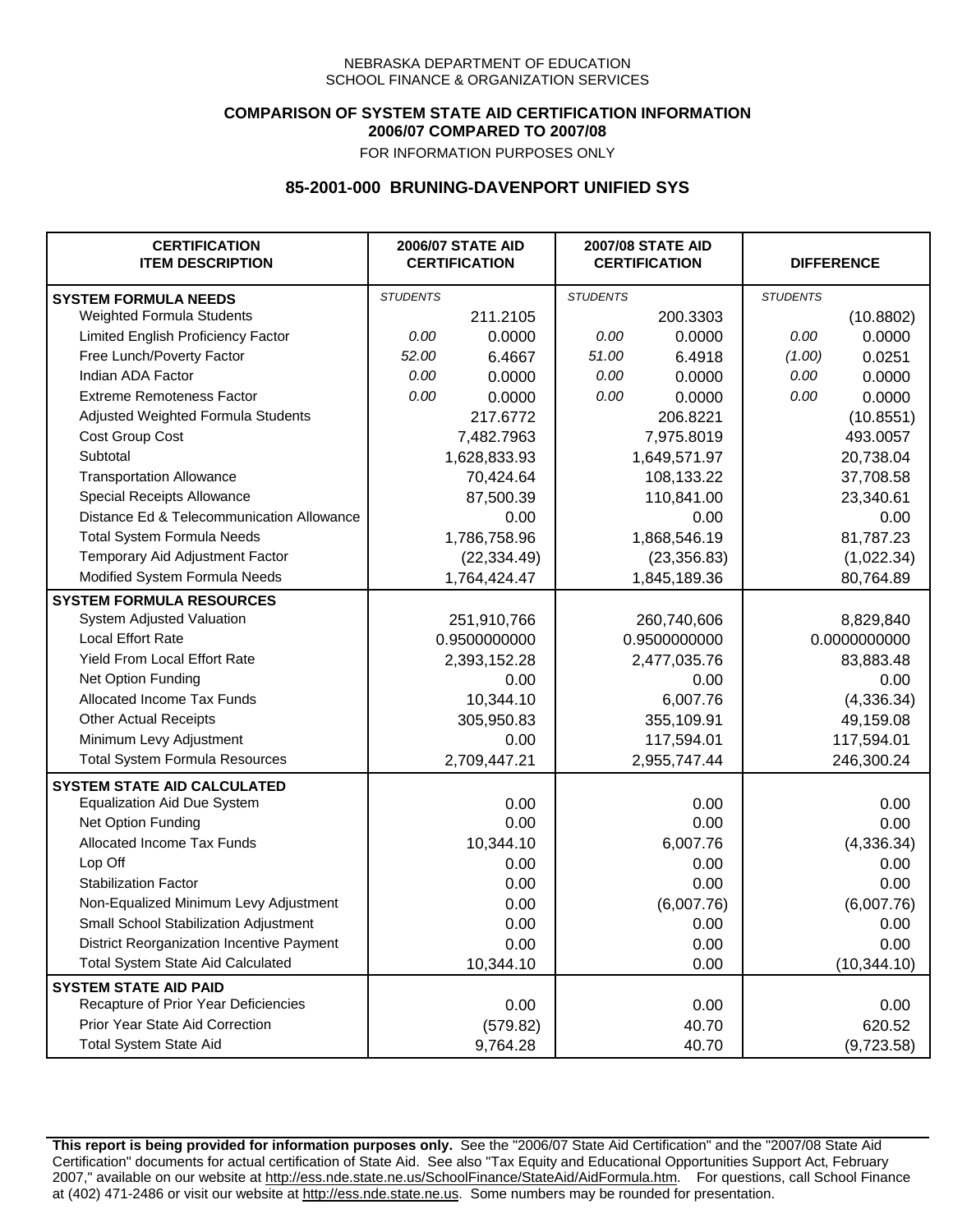NEBRASKA DEPARTMENT OF EDUCATION
SCHOOL FINANCE & ORGANIZATION SERVICES

**COMPARISON OF SYSTEM STATE AID CERTIFICATION INFORMATION**
**2006/07 COMPARED TO 2007/08**
FOR INFORMATION PURPOSES ONLY

## 85-2001-000 BRUNING-DAVENPORT UNIFIED SYS

| CERTIFICATION ITEM DESCRIPTION | 2006/07 STATE AID CERTIFICATION | | 2007/08 STATE AID CERTIFICATION | | DIFFERENCE | |
|---|---|---|---|---|---|---|
| **SYSTEM FORMULA NEEDS** | *STUDENTS* | | *STUDENTS* | | *STUDENTS* | |
| Weighted Formula Students | | 211.2105 | | 200.3303 | | (10.8802) |
| Limited English Proficiency Factor | *0.00* | 0.0000 | *0.00* | 0.0000 | *0.00* | 0.0000 |
| Free Lunch/Poverty Factor | *52.00* | 6.4667 | *51.00* | 6.4918 | *(1.00)* | 0.0251 |
| Indian ADA Factor | *0.00* | 0.0000 | *0.00* | 0.0000 | *0.00* | 0.0000 |
| Extreme Remoteness Factor | *0.00* | 0.0000 | *0.00* | 0.0000 | *0.00* | 0.0000 |
| Adjusted Weighted Formula Students | | 217.6772 | | 206.8221 | | (10.8551) |
| Cost Group Cost | | 7,482.7963 | | 7,975.8019 | | 493.0057 |
| Subtotal | | 1,628,833.93 | | 1,649,571.97 | | 20,738.04 |
| Transportation Allowance | | 70,424.64 | | 108,133.22 | | 37,708.58 |
| Special Receipts Allowance | | 87,500.39 | | 110,841.00 | | 23,340.61 |
| Distance Ed & Telecommunication Allowance | | 0.00 | | 0.00 | | 0.00 |
| Total System Formula Needs | | 1,786,758.96 | | 1,868,546.19 | | 81,787.23 |
| Temporary Aid Adjustment Factor | | (22,334.49) | | (23,356.83) | | (1,022.34) |
| Modified System Formula Needs | | 1,764,424.47 | | 1,845,189.36 | | 80,764.89 |
| **SYSTEM FORMULA RESOURCES** | | | | | | |
| System Adjusted Valuation | | 251,910,766 | | 260,740,606 | | 8,829,840 |
| Local Effort Rate | | 0.9500000000 | | 0.9500000000 | | 0.0000000000 |
| Yield From Local Effort Rate | | 2,393,152.28 | | 2,477,035.76 | | 83,883.48 |
| Net Option Funding | | 0.00 | | 0.00 | | 0.00 |
| Allocated Income Tax Funds | | 10,344.10 | | 6,007.76 | | (4,336.34) |
| Other Actual Receipts | | 305,950.83 | | 355,109.91 | | 49,159.08 |
| Minimum Levy Adjustment | | 0.00 | | 117,594.01 | | 117,594.01 |
| Total System Formula Resources | | 2,709,447.21 | | 2,955,747.44 | | 246,300.24 |
| **SYSTEM STATE AID CALCULATED** | | | | | | |
| Equalization Aid Due System | | 0.00 | | 0.00 | | 0.00 |
| Net Option Funding | | 0.00 | | 0.00 | | 0.00 |
| Allocated Income Tax Funds | | 10,344.10 | | 6,007.76 | | (4,336.34) |
| Lop Off | | 0.00 | | 0.00 | | 0.00 |
| Stabilization Factor | | 0.00 | | 0.00 | | 0.00 |
| Non-Equalized Minimum Levy Adjustment | | 0.00 | | (6,007.76) | | (6,007.76) |
| Small School Stabilization Adjustment | | 0.00 | | 0.00 | | 0.00 |
| District Reorganization Incentive Payment | | 0.00 | | 0.00 | | 0.00 |
| Total System State Aid Calculated | | 10,344.10 | | 0.00 | | (10,344.10) |
| **SYSTEM STATE AID PAID** | | | | | | |
| Recapture of Prior Year Deficiencies | | 0.00 | | 0.00 | | 0.00 |
| Prior Year State Aid Correction | | (579.82) | | 40.70 | | 620.52 |
| Total System State Aid | | 9,764.28 | | 40.70 | | (9,723.58) |

**This report is being provided for information purposes only.** See the "2006/07 State Aid Certification" and the "2007/08 State Aid Certification" documents for actual certification of State Aid. See also "Tax Equity and Educational Opportunities Support Act, February 2007," available on our website at http://ess.nde.state.ne.us/SchoolFinance/StateAid/AidFormula.htm. For questions, call School Finance at (402) 471-2486 or visit our website at http://ess.nde.state.ne.us. Some numbers may be rounded for presentation.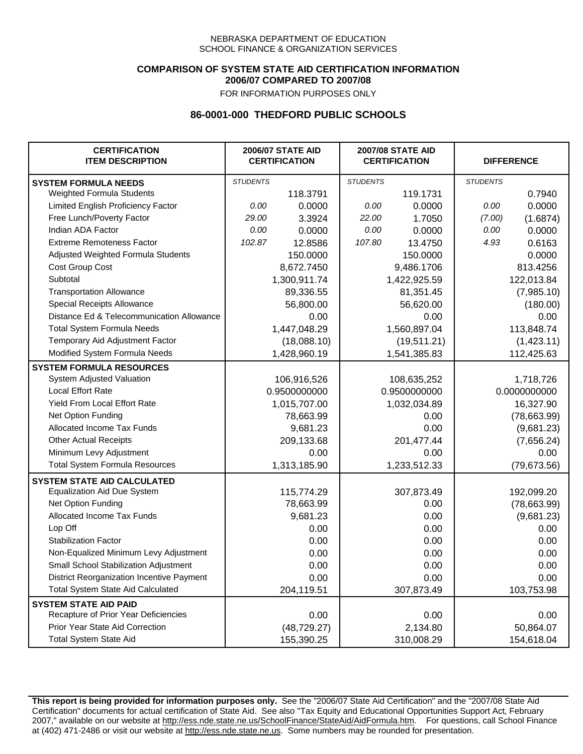NEBRASKA DEPARTMENT OF EDUCATION
SCHOOL FINANCE & ORGANIZATION SERVICES

**COMPARISON OF SYSTEM STATE AID CERTIFICATION INFORMATION**
**2006/07 COMPARED TO 2007/08**
FOR INFORMATION PURPOSES ONLY

## 86-0001-000 THEDFORD PUBLIC SCHOOLS

| CERTIFICATION ITEM DESCRIPTION | 2006/07 STATE AID CERTIFICATION | | 2007/08 STATE AID CERTIFICATION | | DIFFERENCE | |
|---|---|---|---|---|---|---|
| **SYSTEM FORMULA NEEDS** | *STUDENTS* | | *STUDENTS* | | *STUDENTS* | |
| Weighted Formula Students | | 118.3791 | | 119.1731 | | 0.7940 |
| Limited English Proficiency Factor | *0.00* | 0.0000 | *0.00* | 0.0000 | *0.00* | 0.0000 |
| Free Lunch/Poverty Factor | *29.00* | 3.3924 | *22.00* | 1.7050 | *(7.00)* | (1.6874) |
| Indian ADA Factor | *0.00* | 0.0000 | *0.00* | 0.0000 | *0.00* | 0.0000 |
| Extreme Remoteness Factor | *102.87* | 12.8586 | *107.80* | 13.4750 | *4.93* | 0.6163 |
| Adjusted Weighted Formula Students | | 150.0000 | | 150.0000 | | 0.0000 |
| Cost Group Cost | | 8,672.7450 | | 9,486.1706 | | 813.4256 |
| Subtotal | | 1,300,911.74 | | 1,422,925.59 | | 122,013.84 |
| Transportation Allowance | | 89,336.55 | | 81,351.45 | | (7,985.10) |
| Special Receipts Allowance | | 56,800.00 | | 56,620.00 | | (180.00) |
| Distance Ed & Telecommunication Allowance | | 0.00 | | 0.00 | | 0.00 |
| Total System Formula Needs | | 1,447,048.29 | | 1,560,897.04 | | 113,848.74 |
| Temporary Aid Adjustment Factor | | (18,088.10) | | (19,511.21) | | (1,423.11) |
| Modified System Formula Needs | | 1,428,960.19 | | 1,541,385.83 | | 112,425.63 |
| **SYSTEM FORMULA RESOURCES** | | | | | | |
| System Adjusted Valuation | | 106,916,526 | | 108,635,252 | | 1,718,726 |
| Local Effort Rate | | 0.9500000000 | | 0.9500000000 | | 0.0000000000 |
| Yield From Local Effort Rate | | 1,015,707.00 | | 1,032,034.89 | | 16,327.90 |
| Net Option Funding | | 78,663.99 | | 0.00 | | (78,663.99) |
| Allocated Income Tax Funds | | 9,681.23 | | 0.00 | | (9,681.23) |
| Other Actual Receipts | | 209,133.68 | | 201,477.44 | | (7,656.24) |
| Minimum Levy Adjustment | | 0.00 | | 0.00 | | 0.00 |
| Total System Formula Resources | | 1,313,185.90 | | 1,233,512.33 | | (79,673.56) |
| **SYSTEM STATE AID CALCULATED** | | | | | | |
| Equalization Aid Due System | | 115,774.29 | | 307,873.49 | | 192,099.20 |
| Net Option Funding | | 78,663.99 | | 0.00 | | (78,663.99) |
| Allocated Income Tax Funds | | 9,681.23 | | 0.00 | | (9,681.23) |
| Lop Off | | 0.00 | | 0.00 | | 0.00 |
| Stabilization Factor | | 0.00 | | 0.00 | | 0.00 |
| Non-Equalized Minimum Levy Adjustment | | 0.00 | | 0.00 | | 0.00 |
| Small School Stabilization Adjustment | | 0.00 | | 0.00 | | 0.00 |
| District Reorganization Incentive Payment | | 0.00 | | 0.00 | | 0.00 |
| Total System State Aid Calculated | | 204,119.51 | | 307,873.49 | | 103,753.98 |
| **SYSTEM STATE AID PAID** | | | | | | |
| Recapture of Prior Year Deficiencies | | 0.00 | | 0.00 | | 0.00 |
| Prior Year State Aid Correction | | (48,729.27) | | 2,134.80 | | 50,864.07 |
| Total System State Aid | | 155,390.25 | | 310,008.29 | | 154,618.04 |

**This report is being provided for information purposes only.** See the "2006/07 State Aid Certification" and the "2007/08 State Aid Certification" documents for actual certification of State Aid. See also "Tax Equity and Educational Opportunities Support Act, February 2007," available on our website at http://ess.nde.state.ne.us/SchoolFinance/StateAid/AidFormula.htm. For questions, call School Finance at (402) 471-2486 or visit our website at http://ess.nde.state.ne.us. Some numbers may be rounded for presentation.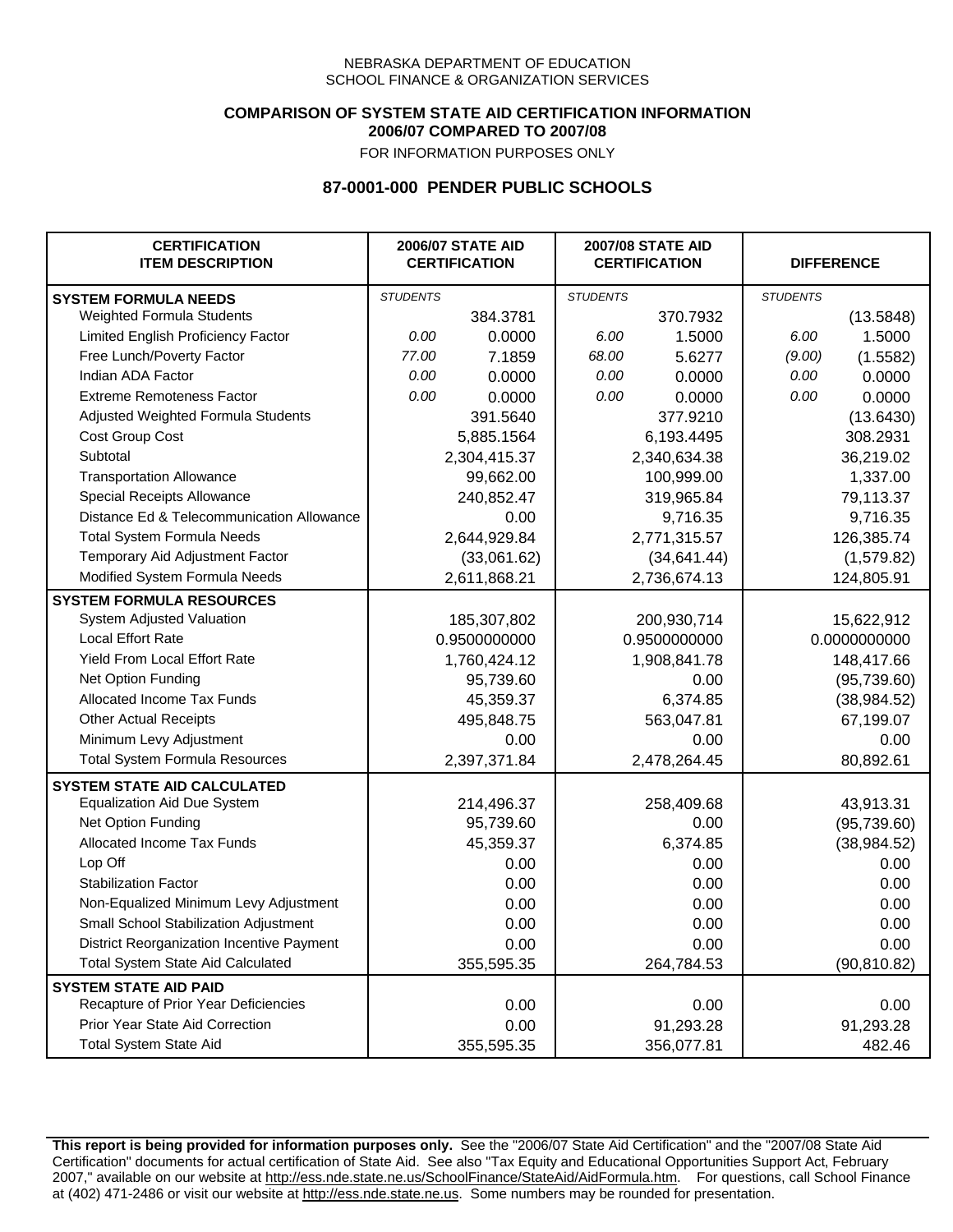NEBRASKA DEPARTMENT OF EDUCATION
SCHOOL FINANCE & ORGANIZATION SERVICES

**COMPARISON OF SYSTEM STATE AID CERTIFICATION INFORMATION**
**2006/07 COMPARED TO 2007/08**

FOR INFORMATION PURPOSES ONLY

## 87-0001-000 PENDER PUBLIC SCHOOLS

| CERTIFICATION ITEM DESCRIPTION | 2006/07 STATE AID CERTIFICATION | | 2007/08 STATE AID CERTIFICATION | | DIFFERENCE | |
|---|---|---|---|---|---|---|
| **SYSTEM FORMULA NEEDS** | *STUDENTS* | | *STUDENTS* | | *STUDENTS* | |
| Weighted Formula Students | | 384.3781 | | 370.7932 | | (13.5848) |
| Limited English Proficiency Factor | *0.00* | 0.0000 | *6.00* | 1.5000 | *6.00* | 1.5000 |
| Free Lunch/Poverty Factor | *77.00* | 7.1859 | *68.00* | 5.6277 | *(9.00)* | (1.5582) |
| Indian ADA Factor | *0.00* | 0.0000 | *0.00* | 0.0000 | *0.00* | 0.0000 |
| Extreme Remoteness Factor | *0.00* | 0.0000 | *0.00* | 0.0000 | *0.00* | 0.0000 |
| Adjusted Weighted Formula Students | | 391.5640 | | 377.9210 | | (13.6430) |
| Cost Group Cost | | 5,885.1564 | | 6,193.4495 | | 308.2931 |
| Subtotal | | 2,304,415.37 | | 2,340,634.38 | | 36,219.02 |
| Transportation Allowance | | 99,662.00 | | 100,999.00 | | 1,337.00 |
| Special Receipts Allowance | | 240,852.47 | | 319,965.84 | | 79,113.37 |
| Distance Ed & Telecommunication Allowance | | 0.00 | | 9,716.35 | | 9,716.35 |
| Total System Formula Needs | | 2,644,929.84 | | 2,771,315.57 | | 126,385.74 |
| Temporary Aid Adjustment Factor | | (33,061.62) | | (34,641.44) | | (1,579.82) |
| Modified System Formula Needs | | 2,611,868.21 | | 2,736,674.13 | | 124,805.91 |
| **SYSTEM FORMULA RESOURCES** | | | | | | |
| System Adjusted Valuation | | 185,307,802 | | 200,930,714 | | 15,622,912 |
| Local Effort Rate | | 0.9500000000 | | 0.9500000000 | | 0.0000000000 |
| Yield From Local Effort Rate | | 1,760,424.12 | | 1,908,841.78 | | 148,417.66 |
| Net Option Funding | | 95,739.60 | | 0.00 | | (95,739.60) |
| Allocated Income Tax Funds | | 45,359.37 | | 6,374.85 | | (38,984.52) |
| Other Actual Receipts | | 495,848.75 | | 563,047.81 | | 67,199.07 |
| Minimum Levy Adjustment | | 0.00 | | 0.00 | | 0.00 |
| Total System Formula Resources | | 2,397,371.84 | | 2,478,264.45 | | 80,892.61 |
| **SYSTEM STATE AID CALCULATED** | | | | | | |
| Equalization Aid Due System | | 214,496.37 | | 258,409.68 | | 43,913.31 |
| Net Option Funding | | 95,739.60 | | 0.00 | | (95,739.60) |
| Allocated Income Tax Funds | | 45,359.37 | | 6,374.85 | | (38,984.52) |
| Lop Off | | 0.00 | | 0.00 | | 0.00 |
| Stabilization Factor | | 0.00 | | 0.00 | | 0.00 |
| Non-Equalized Minimum Levy Adjustment | | 0.00 | | 0.00 | | 0.00 |
| Small School Stabilization Adjustment | | 0.00 | | 0.00 | | 0.00 |
| District Reorganization Incentive Payment | | 0.00 | | 0.00 | | 0.00 |
| Total System State Aid Calculated | | 355,595.35 | | 264,784.53 | | (90,810.82) |
| **SYSTEM STATE AID PAID** | | | | | | |
| Recapture of Prior Year Deficiencies | | 0.00 | | 0.00 | | 0.00 |
| Prior Year State Aid Correction | | 0.00 | | 91,293.28 | | 91,293.28 |
| Total System State Aid | | 355,595.35 | | 356,077.81 | | 482.46 |

**This report is being provided for information purposes only.** See the "2006/07 State Aid Certification" and the "2007/08 State Aid Certification" documents for actual certification of State Aid. See also "Tax Equity and Educational Opportunities Support Act, February 2007," available on our website at http://ess.nde.state.ne.us/SchoolFinance/StateAid/AidFormula.htm. For questions, call School Finance at (402) 471-2486 or visit our website at http://ess.nde.state.ne.us. Some numbers may be rounded for presentation.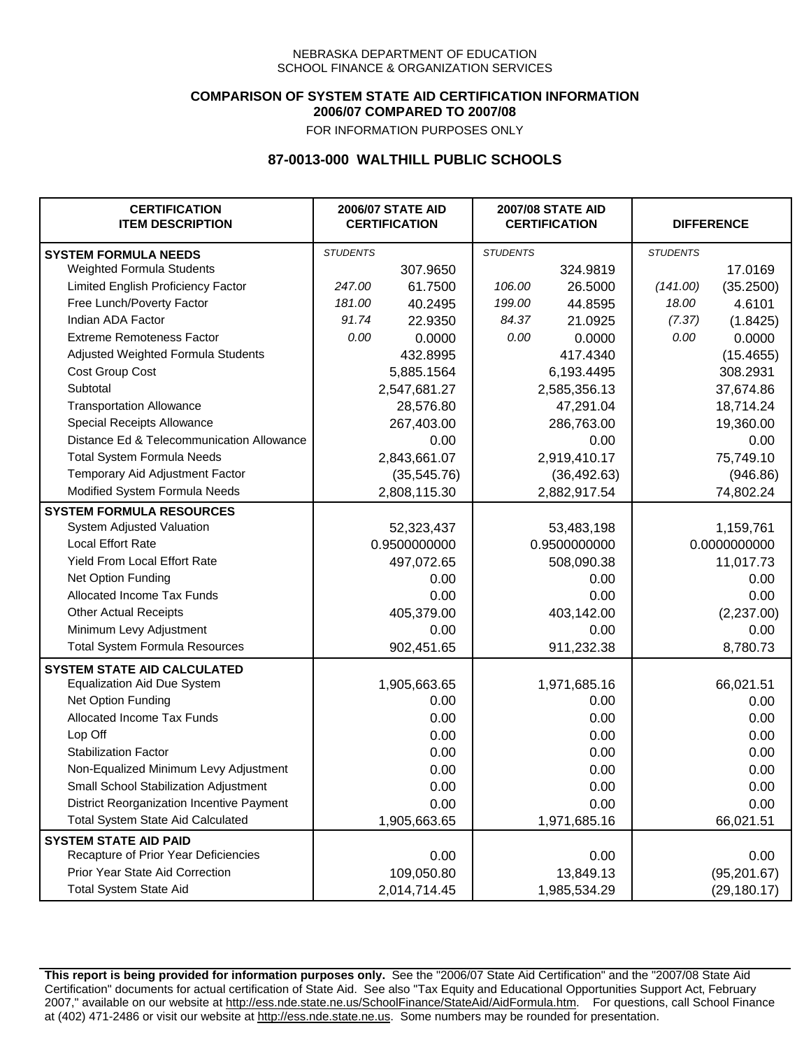NEBRASKA DEPARTMENT OF EDUCATION
SCHOOL FINANCE & ORGANIZATION SERVICES

**COMPARISON OF SYSTEM STATE AID CERTIFICATION INFORMATION**
**2006/07 COMPARED TO 2007/08**
FOR INFORMATION PURPOSES ONLY

## 87-0013-000 WALTHILL PUBLIC SCHOOLS

| CERTIFICATION ITEM DESCRIPTION | 2006/07 STATE AID CERTIFICATION | | 2007/08 STATE AID CERTIFICATION | | DIFFERENCE | |
|---|---|---|---|---|---|---|
| **SYSTEM FORMULA NEEDS** | *STUDENTS* | | *STUDENTS* | | *STUDENTS* | |
| Weighted Formula Students | | 307.9650 | | 324.9819 | | 17.0169 |
| Limited English Proficiency Factor | *247.00* | 61.7500 | *106.00* | 26.5000 | *(141.00)* | (35.2500) |
| Free Lunch/Poverty Factor | *181.00* | 40.2495 | *199.00* | 44.8595 | *18.00* | 4.6101 |
| Indian ADA Factor | *91.74* | 22.9350 | *84.37* | 21.0925 | *(7.37)* | (1.8425) |
| Extreme Remoteness Factor | *0.00* | 0.0000 | *0.00* | 0.0000 | *0.00* | 0.0000 |
| Adjusted Weighted Formula Students | | 432.8995 | | 417.4340 | | (15.4655) |
| Cost Group Cost | | 5,885.1564 | | 6,193.4495 | | 308.2931 |
| Subtotal | | 2,547,681.27 | | 2,585,356.13 | | 37,674.86 |
| Transportation Allowance | | 28,576.80 | | 47,291.04 | | 18,714.24 |
| Special Receipts Allowance | | 267,403.00 | | 286,763.00 | | 19,360.00 |
| Distance Ed & Telecommunication Allowance | | 0.00 | | 0.00 | | 0.00 |
| Total System Formula Needs | | 2,843,661.07 | | 2,919,410.17 | | 75,749.10 |
| Temporary Aid Adjustment Factor | | (35,545.76) | | (36,492.63) | | (946.86) |
| Modified System Formula Needs | | 2,808,115.30 | | 2,882,917.54 | | 74,802.24 |
| **SYSTEM FORMULA RESOURCES** | | | | | | |
| System Adjusted Valuation | | 52,323,437 | | 53,483,198 | | 1,159,761 |
| Local Effort Rate | | 0.9500000000 | | 0.9500000000 | | 0.0000000000 |
| Yield From Local Effort Rate | | 497,072.65 | | 508,090.38 | | 11,017.73 |
| Net Option Funding | | 0.00 | | 0.00 | | 0.00 |
| Allocated Income Tax Funds | | 0.00 | | 0.00 | | 0.00 |
| Other Actual Receipts | | 405,379.00 | | 403,142.00 | | (2,237.00) |
| Minimum Levy Adjustment | | 0.00 | | 0.00 | | 0.00 |
| Total System Formula Resources | | 902,451.65 | | 911,232.38 | | 8,780.73 |
| **SYSTEM STATE AID CALCULATED** | | | | | | |
| Equalization Aid Due System | | 1,905,663.65 | | 1,971,685.16 | | 66,021.51 |
| Net Option Funding | | 0.00 | | 0.00 | | 0.00 |
| Allocated Income Tax Funds | | 0.00 | | 0.00 | | 0.00 |
| Lop Off | | 0.00 | | 0.00 | | 0.00 |
| Stabilization Factor | | 0.00 | | 0.00 | | 0.00 |
| Non-Equalized Minimum Levy Adjustment | | 0.00 | | 0.00 | | 0.00 |
| Small School Stabilization Adjustment | | 0.00 | | 0.00 | | 0.00 |
| District Reorganization Incentive Payment | | 0.00 | | 0.00 | | 0.00 |
| Total System State Aid Calculated | | 1,905,663.65 | | 1,971,685.16 | | 66,021.51 |
| **SYSTEM STATE AID PAID** | | | | | | |
| Recapture of Prior Year Deficiencies | | 0.00 | | 0.00 | | 0.00 |
| Prior Year State Aid Correction | | 109,050.80 | | 13,849.13 | | (95,201.67) |
| Total System State Aid | | 2,014,714.45 | | 1,985,534.29 | | (29,180.17) |

**This report is being provided for information purposes only.** See the "2006/07 State Aid Certification" and the "2007/08 State Aid Certification" documents for actual certification of State Aid. See also "Tax Equity and Educational Opportunities Support Act, February 2007," available on our website at http://ess.nde.state.ne.us/SchoolFinance/StateAid/AidFormula.htm. For questions, call School Finance at (402) 471-2486 or visit our website at http://ess.nde.state.ne.us. Some numbers may be rounded for presentation.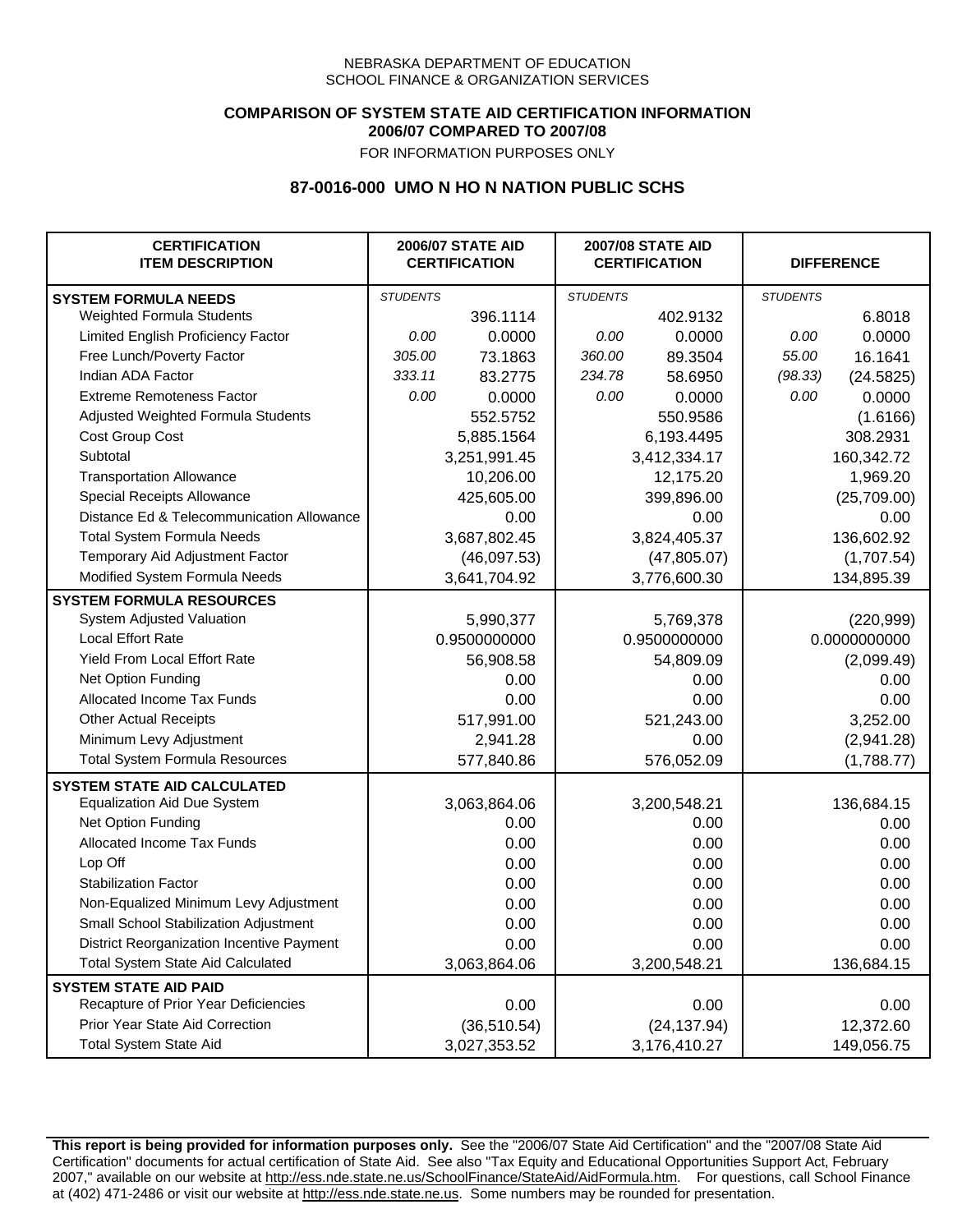NEBRASKA DEPARTMENT OF EDUCATION
SCHOOL FINANCE & ORGANIZATION SERVICES

**COMPARISON OF SYSTEM STATE AID CERTIFICATION INFORMATION**
**2006/07 COMPARED TO 2007/08**
FOR INFORMATION PURPOSES ONLY

## 87-0016-000 UMO N HO N NATION PUBLIC SCHS

| CERTIFICATION ITEM DESCRIPTION | 2006/07 STATE AID CERTIFICATION | | 2007/08 STATE AID CERTIFICATION | | DIFFERENCE | |
|---|---|---|---|---|---|---|
| **SYSTEM FORMULA NEEDS** | *STUDENTS* | | *STUDENTS* | | *STUDENTS* | |
| Weighted Formula Students | | 396.1114 | | 402.9132 | | 6.8018 |
| Limited English Proficiency Factor | 0.00 | 0.0000 | 0.00 | 0.0000 | 0.00 | 0.0000 |
| Free Lunch/Poverty Factor | 305.00 | 73.1863 | 360.00 | 89.3504 | 55.00 | 16.1641 |
| Indian ADA Factor | 333.11 | 83.2775 | 234.78 | 58.6950 | (98.33) | (24.5825) |
| Extreme Remoteness Factor | 0.00 | 0.0000 | 0.00 | 0.0000 | 0.00 | 0.0000 |
| Adjusted Weighted Formula Students | | 552.5752 | | 550.9586 | | (1.6166) |
| Cost Group Cost | | 5,885.1564 | | 6,193.4495 | | 308.2931 |
| Subtotal | | 3,251,991.45 | | 3,412,334.17 | | 160,342.72 |
| Transportation Allowance | | 10,206.00 | | 12,175.20 | | 1,969.20 |
| Special Receipts Allowance | | 425,605.00 | | 399,896.00 | | (25,709.00) |
| Distance Ed & Telecommunication Allowance | | 0.00 | | 0.00 | | 0.00 |
| Total System Formula Needs | | 3,687,802.45 | | 3,824,405.37 | | 136,602.92 |
| Temporary Aid Adjustment Factor | | (46,097.53) | | (47,805.07) | | (1,707.54) |
| Modified System Formula Needs | | 3,641,704.92 | | 3,776,600.30 | | 134,895.39 |
| **SYSTEM FORMULA RESOURCES** | | | | | | |
| System Adjusted Valuation | | 5,990,377 | | 5,769,378 | | (220,999) |
| Local Effort Rate | | 0.9500000000 | | 0.9500000000 | | 0.0000000000 |
| Yield From Local Effort Rate | | 56,908.58 | | 54,809.09 | | (2,099.49) |
| Net Option Funding | | 0.00 | | 0.00 | | 0.00 |
| Allocated Income Tax Funds | | 0.00 | | 0.00 | | 0.00 |
| Other Actual Receipts | | 517,991.00 | | 521,243.00 | | 3,252.00 |
| Minimum Levy Adjustment | | 2,941.28 | | 0.00 | | (2,941.28) |
| Total System Formula Resources | | 577,840.86 | | 576,052.09 | | (1,788.77) |
| **SYSTEM STATE AID CALCULATED** | | | | | | |
| Equalization Aid Due System | | 3,063,864.06 | | 3,200,548.21 | | 136,684.15 |
| Net Option Funding | | 0.00 | | 0.00 | | 0.00 |
| Allocated Income Tax Funds | | 0.00 | | 0.00 | | 0.00 |
| Lop Off | | 0.00 | | 0.00 | | 0.00 |
| Stabilization Factor | | 0.00 | | 0.00 | | 0.00 |
| Non-Equalized Minimum Levy Adjustment | | 0.00 | | 0.00 | | 0.00 |
| Small School Stabilization Adjustment | | 0.00 | | 0.00 | | 0.00 |
| District Reorganization Incentive Payment | | 0.00 | | 0.00 | | 0.00 |
| Total System State Aid Calculated | | 3,063,864.06 | | 3,200,548.21 | | 136,684.15 |
| **SYSTEM STATE AID PAID** | | | | | | |
| Recapture of Prior Year Deficiencies | | 0.00 | | 0.00 | | 0.00 |
| Prior Year State Aid Correction | | (36,510.54) | | (24,137.94) | | 12,372.60 |
| Total System State Aid | | 3,027,353.52 | | 3,176,410.27 | | 149,056.75 |

**This report is being provided for information purposes only.** See the "2006/07 State Aid Certification" and the "2007/08 State Aid Certification" documents for actual certification of State Aid. See also "Tax Equity and Educational Opportunities Support Act, February 2007," available on our website at http://ess.nde.state.ne.us/SchoolFinance/StateAid/AidFormula.htm. For questions, call School Finance at (402) 471-2486 or visit our website at http://ess.nde.state.ne.us. Some numbers may be rounded for presentation.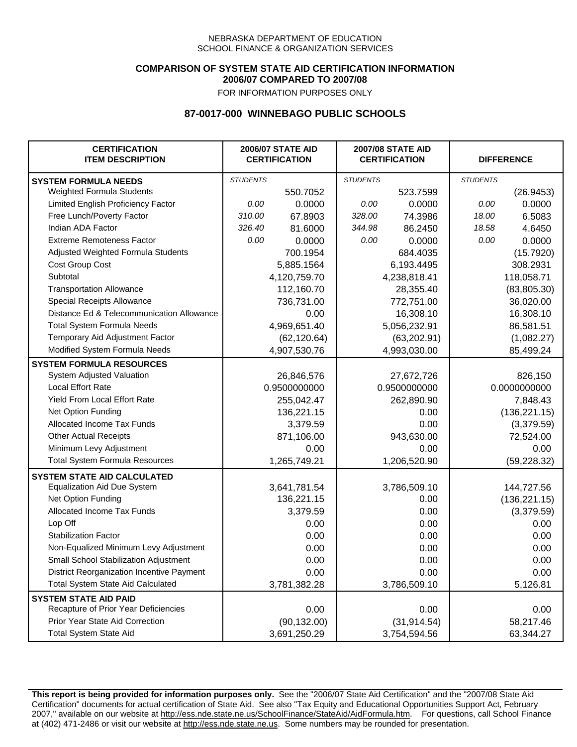NEBRASKA DEPARTMENT OF EDUCATION
SCHOOL FINANCE & ORGANIZATION SERVICES

**COMPARISON OF SYSTEM STATE AID CERTIFICATION INFORMATION**
**2006/07 COMPARED TO 2007/08**
FOR INFORMATION PURPOSES ONLY

## 87-0017-000 WINNEBAGO PUBLIC SCHOOLS

| CERTIFICATION ITEM DESCRIPTION | 2006/07 STATE AID CERTIFICATION | | 2007/08 STATE AID CERTIFICATION | | DIFFERENCE | |
|---|---|---|---|---|---|---|
| **SYSTEM FORMULA NEEDS** | *STUDENTS* | | *STUDENTS* | | *STUDENTS* | |
| Weighted Formula Students | | 550.7052 | | 523.7599 | | (26.9453) |
| Limited English Proficiency Factor | 0.00 | 0.0000 | 0.00 | 0.0000 | 0.00 | 0.0000 |
| Free Lunch/Poverty Factor | 310.00 | 67.8903 | 328.00 | 74.3986 | 18.00 | 6.5083 |
| Indian ADA Factor | 326.40 | 81.6000 | 344.98 | 86.2450 | 18.58 | 4.6450 |
| Extreme Remoteness Factor | 0.00 | 0.0000 | 0.00 | 0.0000 | 0.00 | 0.0000 |
| Adjusted Weighted Formula Students | | 700.1954 | | 684.4035 | | (15.7920) |
| Cost Group Cost | | 5,885.1564 | | 6,193.4495 | | 308.2931 |
| Subtotal | | 4,120,759.70 | | 4,238,818.41 | | 118,058.71 |
| Transportation Allowance | | 112,160.70 | | 28,355.40 | | (83,805.30) |
| Special Receipts Allowance | | 736,731.00 | | 772,751.00 | | 36,020.00 |
| Distance Ed & Telecommunication Allowance | | 0.00 | | 16,308.10 | | 16,308.10 |
| Total System Formula Needs | | 4,969,651.40 | | 5,056,232.91 | | 86,581.51 |
| Temporary Aid Adjustment Factor | | (62,120.64) | | (63,202.91) | | (1,082.27) |
| Modified System Formula Needs | | 4,907,530.76 | | 4,993,030.00 | | 85,499.24 |
| **SYSTEM FORMULA RESOURCES** | | | | | | |
| System Adjusted Valuation | | 26,846,576 | | 27,672,726 | | 826,150 |
| Local Effort Rate | | 0.9500000000 | | 0.9500000000 | | 0.0000000000 |
| Yield From Local Effort Rate | | 255,042.47 | | 262,890.90 | | 7,848.43 |
| Net Option Funding | | 136,221.15 | | 0.00 | | (136,221.15) |
| Allocated Income Tax Funds | | 3,379.59 | | 0.00 | | (3,379.59) |
| Other Actual Receipts | | 871,106.00 | | 943,630.00 | | 72,524.00 |
| Minimum Levy Adjustment | | 0.00 | | 0.00 | | 0.00 |
| Total System Formula Resources | | 1,265,749.21 | | 1,206,520.90 | | (59,228.32) |
| **SYSTEM STATE AID CALCULATED** | | | | | | |
| Equalization Aid Due System | | 3,641,781.54 | | 3,786,509.10 | | 144,727.56 |
| Net Option Funding | | 136,221.15 | | 0.00 | | (136,221.15) |
| Allocated Income Tax Funds | | 3,379.59 | | 0.00 | | (3,379.59) |
| Lop Off | | 0.00 | | 0.00 | | 0.00 |
| Stabilization Factor | | 0.00 | | 0.00 | | 0.00 |
| Non-Equalized Minimum Levy Adjustment | | 0.00 | | 0.00 | | 0.00 |
| Small School Stabilization Adjustment | | 0.00 | | 0.00 | | 0.00 |
| District Reorganization Incentive Payment | | 0.00 | | 0.00 | | 0.00 |
| Total System State Aid Calculated | | 3,781,382.28 | | 3,786,509.10 | | 5,126.81 |
| **SYSTEM STATE AID PAID** | | | | | | |
| Recapture of Prior Year Deficiencies | | 0.00 | | 0.00 | | 0.00 |
| Prior Year State Aid Correction | | (90,132.00) | | (31,914.54) | | 58,217.46 |
| Total System State Aid | | 3,691,250.29 | | 3,754,594.56 | | 63,344.27 |

**This report is being provided for information purposes only.** See the "2006/07 State Aid Certification" and the "2007/08 State Aid Certification" documents for actual certification of State Aid. See also "Tax Equity and Educational Opportunities Support Act, February 2007," available on our website at http://ess.nde.state.ne.us/SchoolFinance/StateAid/AidFormula.htm. For questions, call School Finance at (402) 471-2486 or visit our website at http://ess.nde.state.ne.us. Some numbers may be rounded for presentation.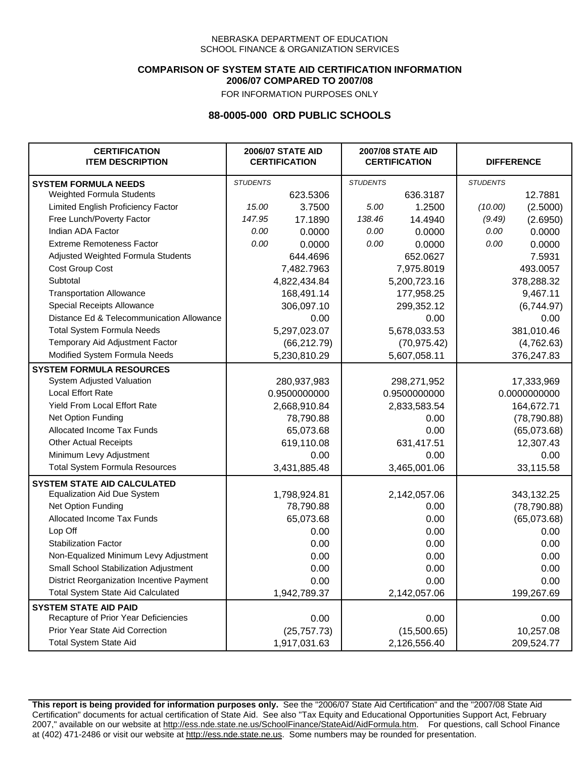NEBRASKA DEPARTMENT OF EDUCATION
SCHOOL FINANCE & ORGANIZATION SERVICES

**COMPARISON OF SYSTEM STATE AID CERTIFICATION INFORMATION**
**2006/07 COMPARED TO 2007/08**

FOR INFORMATION PURPOSES ONLY

## 88-0005-000 ORD PUBLIC SCHOOLS

| CERTIFICATION ITEM DESCRIPTION | 2006/07 STATE AID CERTIFICATION | | 2007/08 STATE AID CERTIFICATION | | DIFFERENCE | |
|---|---|---|---|---|---|---|
| **SYSTEM FORMULA NEEDS** | *STUDENTS* | | *STUDENTS* | | *STUDENTS* | |
| Weighted Formula Students | | 623.5306 | | 636.3187 | | 12.7881 |
| Limited English Proficiency Factor | *15.00* | 3.7500 | *5.00* | 1.2500 | *(10.00)* | (2.5000) |
| Free Lunch/Poverty Factor | *147.95* | 17.1890 | *138.46* | 14.4940 | *(9.49)* | (2.6950) |
| Indian ADA Factor | *0.00* | 0.0000 | *0.00* | 0.0000 | *0.00* | 0.0000 |
| Extreme Remoteness Factor | *0.00* | 0.0000 | *0.00* | 0.0000 | *0.00* | 0.0000 |
| Adjusted Weighted Formula Students | | 644.4696 | | 652.0627 | | 7.5931 |
| Cost Group Cost | | 7,482.7963 | | 7,975.8019 | | 493.0057 |
| Subtotal | | 4,822,434.84 | | 5,200,723.16 | | 378,288.32 |
| Transportation Allowance | | 168,491.14 | | 177,958.25 | | 9,467.11 |
| Special Receipts Allowance | | 306,097.10 | | 299,352.12 | | (6,744.97) |
| Distance Ed & Telecommunication Allowance | | 0.00 | | 0.00 | | 0.00 |
| Total System Formula Needs | | 5,297,023.07 | | 5,678,033.53 | | 381,010.46 |
| Temporary Aid Adjustment Factor | | (66,212.79) | | (70,975.42) | | (4,762.63) |
| Modified System Formula Needs | | 5,230,810.29 | | 5,607,058.11 | | 376,247.83 |
| **SYSTEM FORMULA RESOURCES** | | | | | | |
| System Adjusted Valuation | | 280,937,983 | | 298,271,952 | | 17,333,969 |
| Local Effort Rate | | 0.9500000000 | | 0.9500000000 | | 0.0000000000 |
| Yield From Local Effort Rate | | 2,668,910.84 | | 2,833,583.54 | | 164,672.71 |
| Net Option Funding | | 78,790.88 | | 0.00 | | (78,790.88) |
| Allocated Income Tax Funds | | 65,073.68 | | 0.00 | | (65,073.68) |
| Other Actual Receipts | | 619,110.08 | | 631,417.51 | | 12,307.43 |
| Minimum Levy Adjustment | | 0.00 | | 0.00 | | 0.00 |
| Total System Formula Resources | | 3,431,885.48 | | 3,465,001.06 | | 33,115.58 |
| **SYSTEM STATE AID CALCULATED** | | | | | | |
| Equalization Aid Due System | | 1,798,924.81 | | 2,142,057.06 | | 343,132.25 |
| Net Option Funding | | 78,790.88 | | 0.00 | | (78,790.88) |
| Allocated Income Tax Funds | | 65,073.68 | | 0.00 | | (65,073.68) |
| Lop Off | | 0.00 | | 0.00 | | 0.00 |
| Stabilization Factor | | 0.00 | | 0.00 | | 0.00 |
| Non-Equalized Minimum Levy Adjustment | | 0.00 | | 0.00 | | 0.00 |
| Small School Stabilization Adjustment | | 0.00 | | 0.00 | | 0.00 |
| District Reorganization Incentive Payment | | 0.00 | | 0.00 | | 0.00 |
| Total System State Aid Calculated | | 1,942,789.37 | | 2,142,057.06 | | 199,267.69 |
| **SYSTEM STATE AID PAID** | | | | | | |
| Recapture of Prior Year Deficiencies | | 0.00 | | 0.00 | | 0.00 |
| Prior Year State Aid Correction | | (25,757.73) | | (15,500.65) | | 10,257.08 |
| Total System State Aid | | 1,917,031.63 | | 2,126,556.40 | | 209,524.77 |

**This report is being provided for information purposes only.** See the "2006/07 State Aid Certification" and the "2007/08 State Aid Certification" documents for actual certification of State Aid. See also "Tax Equity and Educational Opportunities Support Act, February 2007," available on our website at http://ess.nde.state.ne.us/SchoolFinance/StateAid/AidFormula.htm. For questions, call School Finance at (402) 471-2486 or visit our website at http://ess.nde.state.ne.us. Some numbers may be rounded for presentation.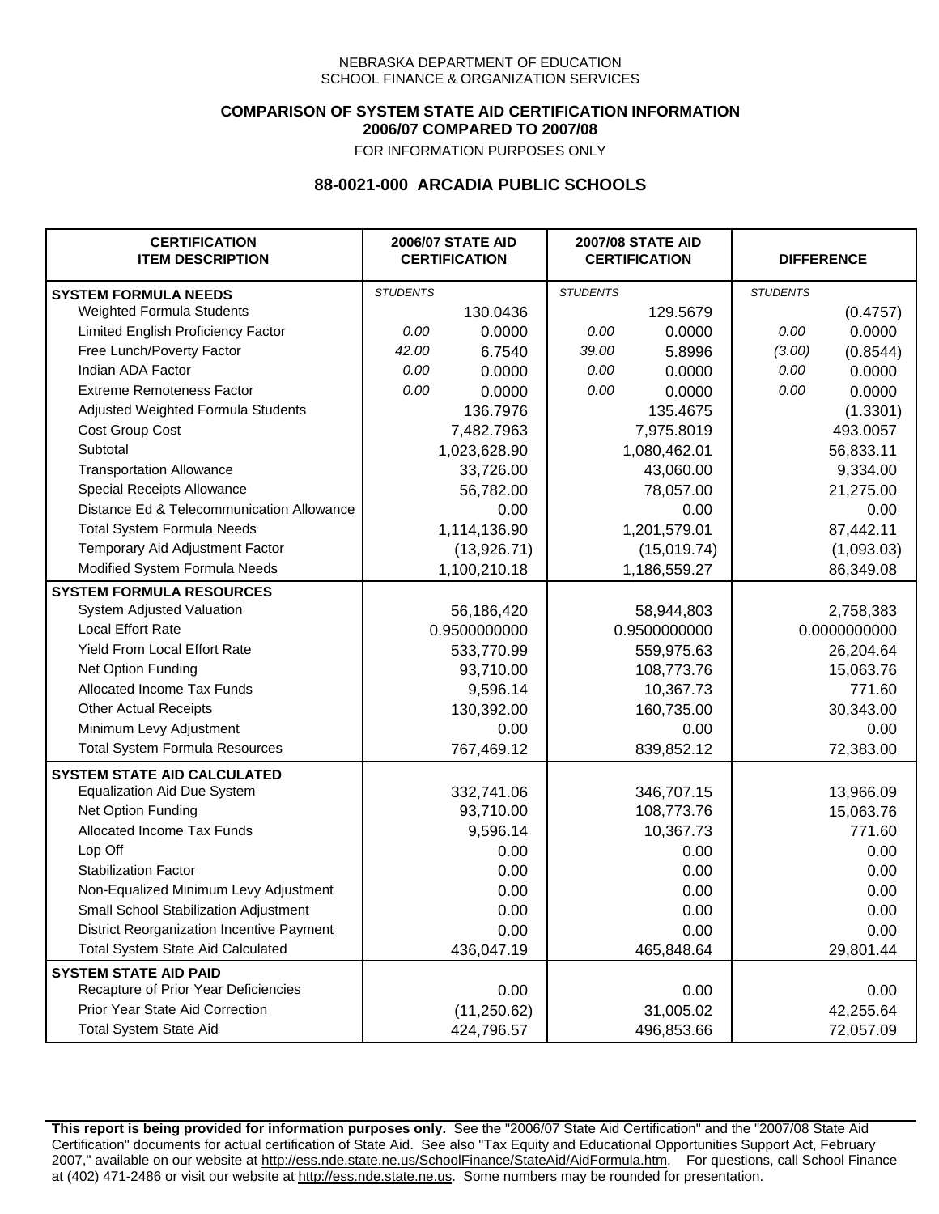NEBRASKA DEPARTMENT OF EDUCATION
SCHOOL FINANCE & ORGANIZATION SERVICES

**COMPARISON OF SYSTEM STATE AID CERTIFICATION INFORMATION**
**2006/07 COMPARED TO 2007/08**
FOR INFORMATION PURPOSES ONLY

## 88-0021-000 ARCADIA PUBLIC SCHOOLS

| CERTIFICATION ITEM DESCRIPTION | 2006/07 STATE AID CERTIFICATION | | 2007/08 STATE AID CERTIFICATION | | DIFFERENCE | |
|---|---|---|---|---|---|---|
| **SYSTEM FORMULA NEEDS** | *STUDENTS* | | *STUDENTS* | | *STUDENTS* | |
| Weighted Formula Students | | 130.0436 | | 129.5679 | | (0.4757) |
| Limited English Proficiency Factor | *0.00* | 0.0000 | *0.00* | 0.0000 | *0.00* | 0.0000 |
| Free Lunch/Poverty Factor | *42.00* | 6.7540 | *39.00* | 5.8996 | *(3.00)* | (0.8544) |
| Indian ADA Factor | *0.00* | 0.0000 | *0.00* | 0.0000 | *0.00* | 0.0000 |
| Extreme Remoteness Factor | *0.00* | 0.0000 | *0.00* | 0.0000 | *0.00* | 0.0000 |
| Adjusted Weighted Formula Students | | 136.7976 | | 135.4675 | | (1.3301) |
| Cost Group Cost | | 7,482.7963 | | 7,975.8019 | | 493.0057 |
| Subtotal | | 1,023,628.90 | | 1,080,462.01 | | 56,833.11 |
| Transportation Allowance | | 33,726.00 | | 43,060.00 | | 9,334.00 |
| Special Receipts Allowance | | 56,782.00 | | 78,057.00 | | 21,275.00 |
| Distance Ed & Telecommunication Allowance | | 0.00 | | 0.00 | | 0.00 |
| Total System Formula Needs | | 1,114,136.90 | | 1,201,579.01 | | 87,442.11 |
| Temporary Aid Adjustment Factor | | (13,926.71) | | (15,019.74) | | (1,093.03) |
| Modified System Formula Needs | | 1,100,210.18 | | 1,186,559.27 | | 86,349.08 |
| **SYSTEM FORMULA RESOURCES** | | | | | | |
| System Adjusted Valuation | | 56,186,420 | | 58,944,803 | | 2,758,383 |
| Local Effort Rate | | 0.9500000000 | | 0.9500000000 | | 0.0000000000 |
| Yield From Local Effort Rate | | 533,770.99 | | 559,975.63 | | 26,204.64 |
| Net Option Funding | | 93,710.00 | | 108,773.76 | | 15,063.76 |
| Allocated Income Tax Funds | | 9,596.14 | | 10,367.73 | | 771.60 |
| Other Actual Receipts | | 130,392.00 | | 160,735.00 | | 30,343.00 |
| Minimum Levy Adjustment | | 0.00 | | 0.00 | | 0.00 |
| Total System Formula Resources | | 767,469.12 | | 839,852.12 | | 72,383.00 |
| **SYSTEM STATE AID CALCULATED** | | | | | | |
| Equalization Aid Due System | | 332,741.06 | | 346,707.15 | | 13,966.09 |
| Net Option Funding | | 93,710.00 | | 108,773.76 | | 15,063.76 |
| Allocated Income Tax Funds | | 9,596.14 | | 10,367.73 | | 771.60 |
| Lop Off | | 0.00 | | 0.00 | | 0.00 |
| Stabilization Factor | | 0.00 | | 0.00 | | 0.00 |
| Non-Equalized Minimum Levy Adjustment | | 0.00 | | 0.00 | | 0.00 |
| Small School Stabilization Adjustment | | 0.00 | | 0.00 | | 0.00 |
| District Reorganization Incentive Payment | | 0.00 | | 0.00 | | 0.00 |
| Total System State Aid Calculated | | 436,047.19 | | 465,848.64 | | 29,801.44 |
| **SYSTEM STATE AID PAID** | | | | | | |
| Recapture of Prior Year Deficiencies | | 0.00 | | 0.00 | | 0.00 |
| Prior Year State Aid Correction | | (11,250.62) | | 31,005.02 | | 42,255.64 |
| Total System State Aid | | 424,796.57 | | 496,853.66 | | 72,057.09 |

**This report is being provided for information purposes only.** See the "2006/07 State Aid Certification" and the "2007/08 State Aid Certification" documents for actual certification of State Aid. See also "Tax Equity and Educational Opportunities Support Act, February 2007," available on our website at http://ess.nde.state.ne.us/SchoolFinance/StateAid/AidFormula.htm. For questions, call School Finance at (402) 471-2486 or visit our website at http://ess.nde.state.ne.us. Some numbers may be rounded for presentation.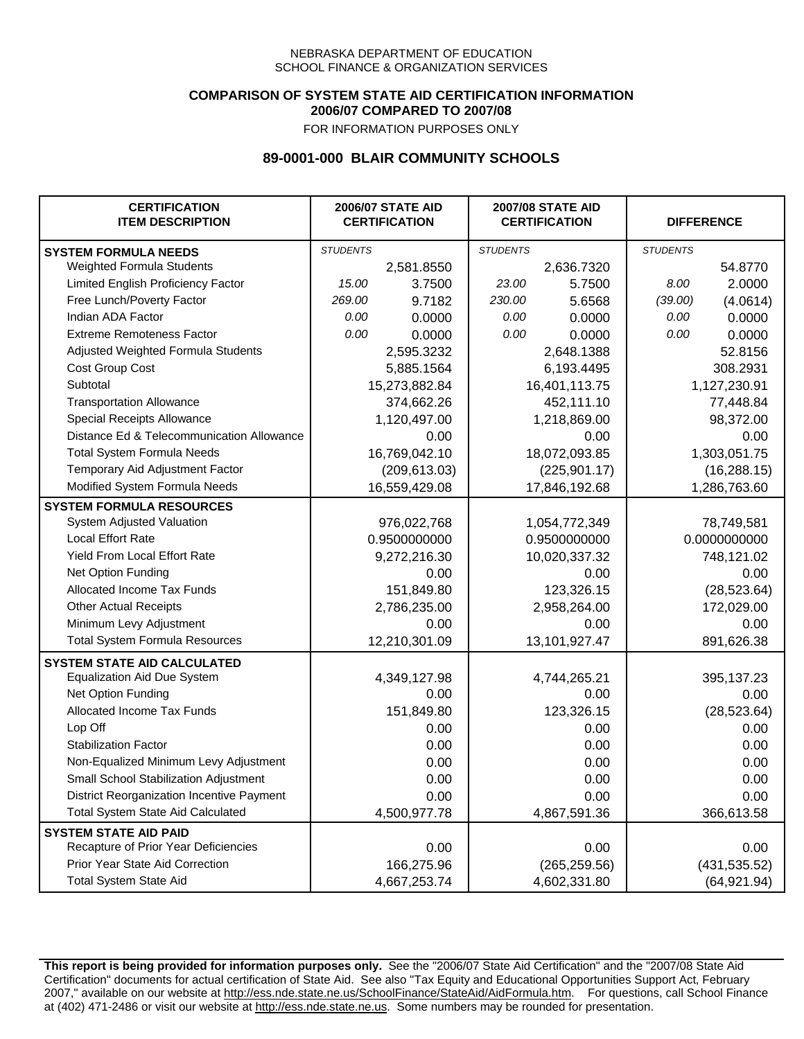NEBRASKA DEPARTMENT OF EDUCATION
SCHOOL FINANCE & ORGANIZATION SERVICES

**COMPARISON OF SYSTEM STATE AID CERTIFICATION INFORMATION**
**2006/07 COMPARED TO 2007/08**
FOR INFORMATION PURPOSES ONLY

## 89-0001-000 BLAIR COMMUNITY SCHOOLS

| CERTIFICATION ITEM DESCRIPTION | 2006/07 STATE AID CERTIFICATION | | 2007/08 STATE AID CERTIFICATION | | DIFFERENCE | |
|---|---|---|---|---|---|---|
| **SYSTEM FORMULA NEEDS** | *STUDENTS* | | *STUDENTS* | | *STUDENTS* | |
| Weighted Formula Students | | 2,581.8550 | | 2,636.7320 | | 54.8770 |
| Limited English Proficiency Factor | *15.00* | 3.7500 | *23.00* | 5.7500 | *8.00* | 2.0000 |
| Free Lunch/Poverty Factor | *269.00* | 9.7182 | *230.00* | 5.6568 | *(39.00)* | (4.0614) |
| Indian ADA Factor | *0.00* | 0.0000 | *0.00* | 0.0000 | *0.00* | 0.0000 |
| Extreme Remoteness Factor | *0.00* | 0.0000 | *0.00* | 0.0000 | *0.00* | 0.0000 |
| Adjusted Weighted Formula Students | | 2,595.3232 | | 2,648.1388 | | 52.8156 |
| Cost Group Cost | | 5,885.1564 | | 6,193.4495 | | 308.2931 |
| Subtotal | | 15,273,882.84 | | 16,401,113.75 | | 1,127,230.91 |
| Transportation Allowance | | 374,662.26 | | 452,111.10 | | 77,448.84 |
| Special Receipts Allowance | | 1,120,497.00 | | 1,218,869.00 | | 98,372.00 |
| Distance Ed & Telecommunication Allowance | | 0.00 | | 0.00 | | 0.00 |
| Total System Formula Needs | | 16,769,042.10 | | 18,072,093.85 | | 1,303,051.75 |
| Temporary Aid Adjustment Factor | | (209,613.03) | | (225,901.17) | | (16,288.15) |
| Modified System Formula Needs | | 16,559,429.08 | | 17,846,192.68 | | 1,286,763.60 |
| **SYSTEM FORMULA RESOURCES** | | | | | | |
| System Adjusted Valuation | | 976,022,768 | | 1,054,772,349 | | 78,749,581 |
| Local Effort Rate | | 0.9500000000 | | 0.9500000000 | | 0.0000000000 |
| Yield From Local Effort Rate | | 9,272,216.30 | | 10,020,337.32 | | 748,121.02 |
| Net Option Funding | | 0.00 | | 0.00 | | 0.00 |
| Allocated Income Tax Funds | | 151,849.80 | | 123,326.15 | | (28,523.64) |
| Other Actual Receipts | | 2,786,235.00 | | 2,958,264.00 | | 172,029.00 |
| Minimum Levy Adjustment | | 0.00 | | 0.00 | | 0.00 |
| Total System Formula Resources | | 12,210,301.09 | | 13,101,927.47 | | 891,626.38 |
| **SYSTEM STATE AID CALCULATED** | | | | | | |
| Equalization Aid Due System | | 4,349,127.98 | | 4,744,265.21 | | 395,137.23 |
| Net Option Funding | | 0.00 | | 0.00 | | 0.00 |
| Allocated Income Tax Funds | | 151,849.80 | | 123,326.15 | | (28,523.64) |
| Lop Off | | 0.00 | | 0.00 | | 0.00 |
| Stabilization Factor | | 0.00 | | 0.00 | | 0.00 |
| Non-Equalized Minimum Levy Adjustment | | 0.00 | | 0.00 | | 0.00 |
| Small School Stabilization Adjustment | | 0.00 | | 0.00 | | 0.00 |
| District Reorganization Incentive Payment | | 0.00 | | 0.00 | | 0.00 |
| Total System State Aid Calculated | | 4,500,977.78 | | 4,867,591.36 | | 366,613.58 |
| **SYSTEM STATE AID PAID** | | | | | | |
| Recapture of Prior Year Deficiencies | | 0.00 | | 0.00 | | 0.00 |
| Prior Year State Aid Correction | | 166,275.96 | | (265,259.56) | | (431,535.52) |
| Total System State Aid | | 4,667,253.74 | | 4,602,331.80 | | (64,921.94) |

**This report is being provided for information purposes only.** See the "2006/07 State Aid Certification" and the "2007/08 State Aid Certification" documents for actual certification of State Aid. See also "Tax Equity and Educational Opportunities Support Act, February 2007," available on our website at http://ess.nde.state.ne.us/SchoolFinance/StateAid/AidFormula.htm. For questions, call School Finance at (402) 471-2486 or visit our website at http://ess.nde.state.ne.us. Some numbers may be rounded for presentation.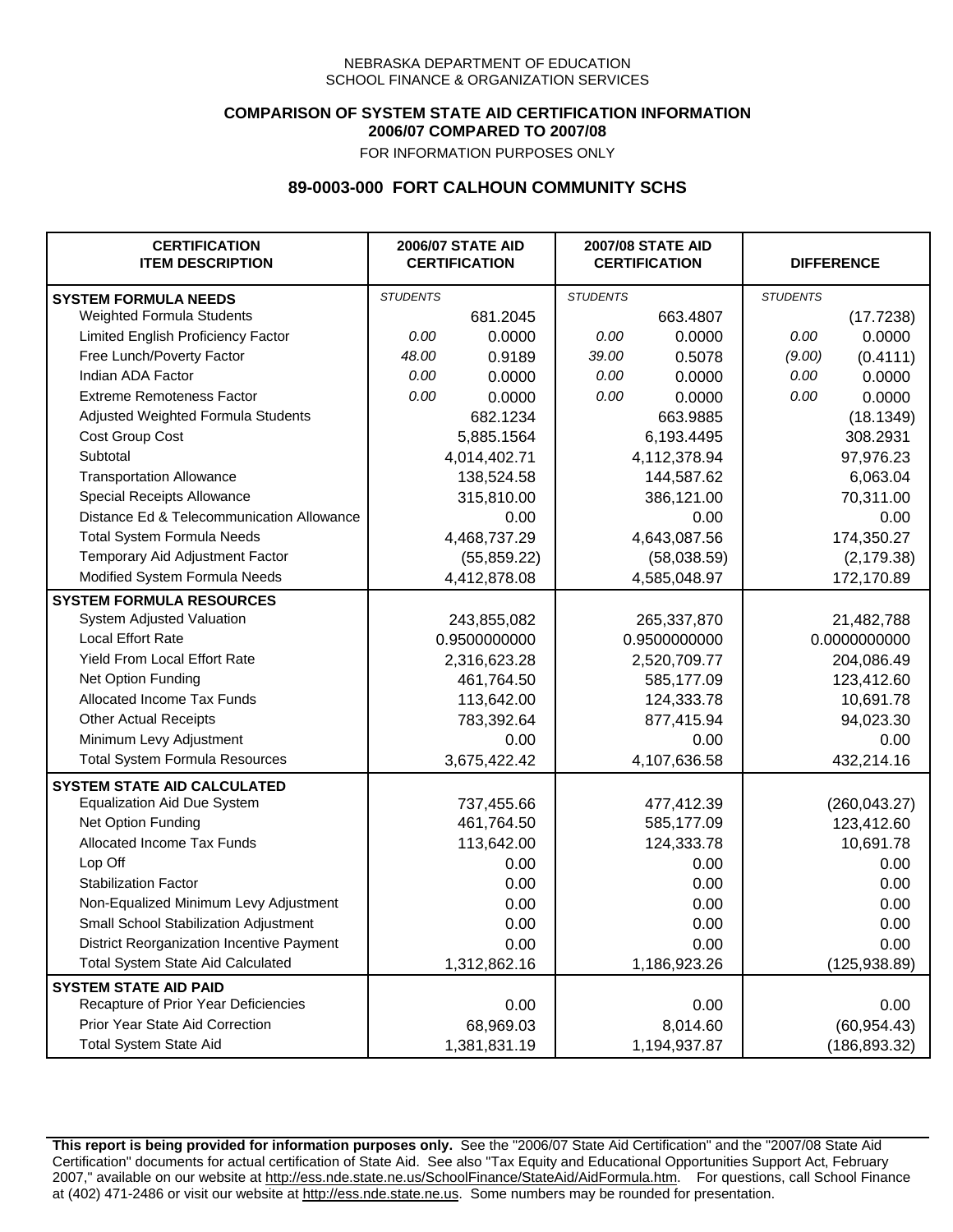NEBRASKA DEPARTMENT OF EDUCATION
SCHOOL FINANCE & ORGANIZATION SERVICES

**COMPARISON OF SYSTEM STATE AID CERTIFICATION INFORMATION**
**2006/07 COMPARED TO 2007/08**
FOR INFORMATION PURPOSES ONLY

## 89-0003-000 FORT CALHOUN COMMUNITY SCHS

| CERTIFICATION ITEM DESCRIPTION | 2006/07 STATE AID CERTIFICATION | | 2007/08 STATE AID CERTIFICATION | | DIFFERENCE | |
|---|---|---|---|---|---|---|
| **SYSTEM FORMULA NEEDS** | *STUDENTS* | | *STUDENTS* | | *STUDENTS* | |
| Weighted Formula Students | | 681.2045 | | 663.4807 | | (17.7238) |
| Limited English Proficiency Factor | *0.00* | 0.0000 | *0.00* | 0.0000 | *0.00* | 0.0000 |
| Free Lunch/Poverty Factor | *48.00* | 0.9189 | *39.00* | 0.5078 | *(9.00)* | (0.4111) |
| Indian ADA Factor | *0.00* | 0.0000 | *0.00* | 0.0000 | *0.00* | 0.0000 |
| Extreme Remoteness Factor | *0.00* | 0.0000 | *0.00* | 0.0000 | *0.00* | 0.0000 |
| Adjusted Weighted Formula Students | | 682.1234 | | 663.9885 | | (18.1349) |
| Cost Group Cost | | 5,885.1564 | | 6,193.4495 | | 308.2931 |
| Subtotal | | 4,014,402.71 | | 4,112,378.94 | | 97,976.23 |
| Transportation Allowance | | 138,524.58 | | 144,587.62 | | 6,063.04 |
| Special Receipts Allowance | | 315,810.00 | | 386,121.00 | | 70,311.00 |
| Distance Ed & Telecommunication Allowance | | 0.00 | | 0.00 | | 0.00 |
| Total System Formula Needs | | 4,468,737.29 | | 4,643,087.56 | | 174,350.27 |
| Temporary Aid Adjustment Factor | | (55,859.22) | | (58,038.59) | | (2,179.38) |
| Modified System Formula Needs | | 4,412,878.08 | | 4,585,048.97 | | 172,170.89 |
| **SYSTEM FORMULA RESOURCES** | | | | | | |
| System Adjusted Valuation | | 243,855,082 | | 265,337,870 | | 21,482,788 |
| Local Effort Rate | | 0.9500000000 | | 0.9500000000 | | 0.0000000000 |
| Yield From Local Effort Rate | | 2,316,623.28 | | 2,520,709.77 | | 204,086.49 |
| Net Option Funding | | 461,764.50 | | 585,177.09 | | 123,412.60 |
| Allocated Income Tax Funds | | 113,642.00 | | 124,333.78 | | 10,691.78 |
| Other Actual Receipts | | 783,392.64 | | 877,415.94 | | 94,023.30 |
| Minimum Levy Adjustment | | 0.00 | | 0.00 | | 0.00 |
| Total System Formula Resources | | 3,675,422.42 | | 4,107,636.58 | | 432,214.16 |
| **SYSTEM STATE AID CALCULATED** | | | | | | |
| Equalization Aid Due System | | 737,455.66 | | 477,412.39 | | (260,043.27) |
| Net Option Funding | | 461,764.50 | | 585,177.09 | | 123,412.60 |
| Allocated Income Tax Funds | | 113,642.00 | | 124,333.78 | | 10,691.78 |
| Lop Off | | 0.00 | | 0.00 | | 0.00 |
| Stabilization Factor | | 0.00 | | 0.00 | | 0.00 |
| Non-Equalized Minimum Levy Adjustment | | 0.00 | | 0.00 | | 0.00 |
| Small School Stabilization Adjustment | | 0.00 | | 0.00 | | 0.00 |
| District Reorganization Incentive Payment | | 0.00 | | 0.00 | | 0.00 |
| Total System State Aid Calculated | | 1,312,862.16 | | 1,186,923.26 | | (125,938.89) |
| **SYSTEM STATE AID PAID** | | | | | | |
| Recapture of Prior Year Deficiencies | | 0.00 | | 0.00 | | 0.00 |
| Prior Year State Aid Correction | | 68,969.03 | | 8,014.60 | | (60,954.43) |
| Total System State Aid | | 1,381,831.19 | | 1,194,937.87 | | (186,893.32) |

**This report is being provided for information purposes only.** See the "2006/07 State Aid Certification" and the "2007/08 State Aid Certification" documents for actual certification of State Aid. See also "Tax Equity and Educational Opportunities Support Act, February 2007," available on our website at http://ess.nde.state.ne.us/SchoolFinance/StateAid/AidFormula.htm. For questions, call School Finance at (402) 471-2486 or visit our website at http://ess.nde.state.ne.us. Some numbers may be rounded for presentation.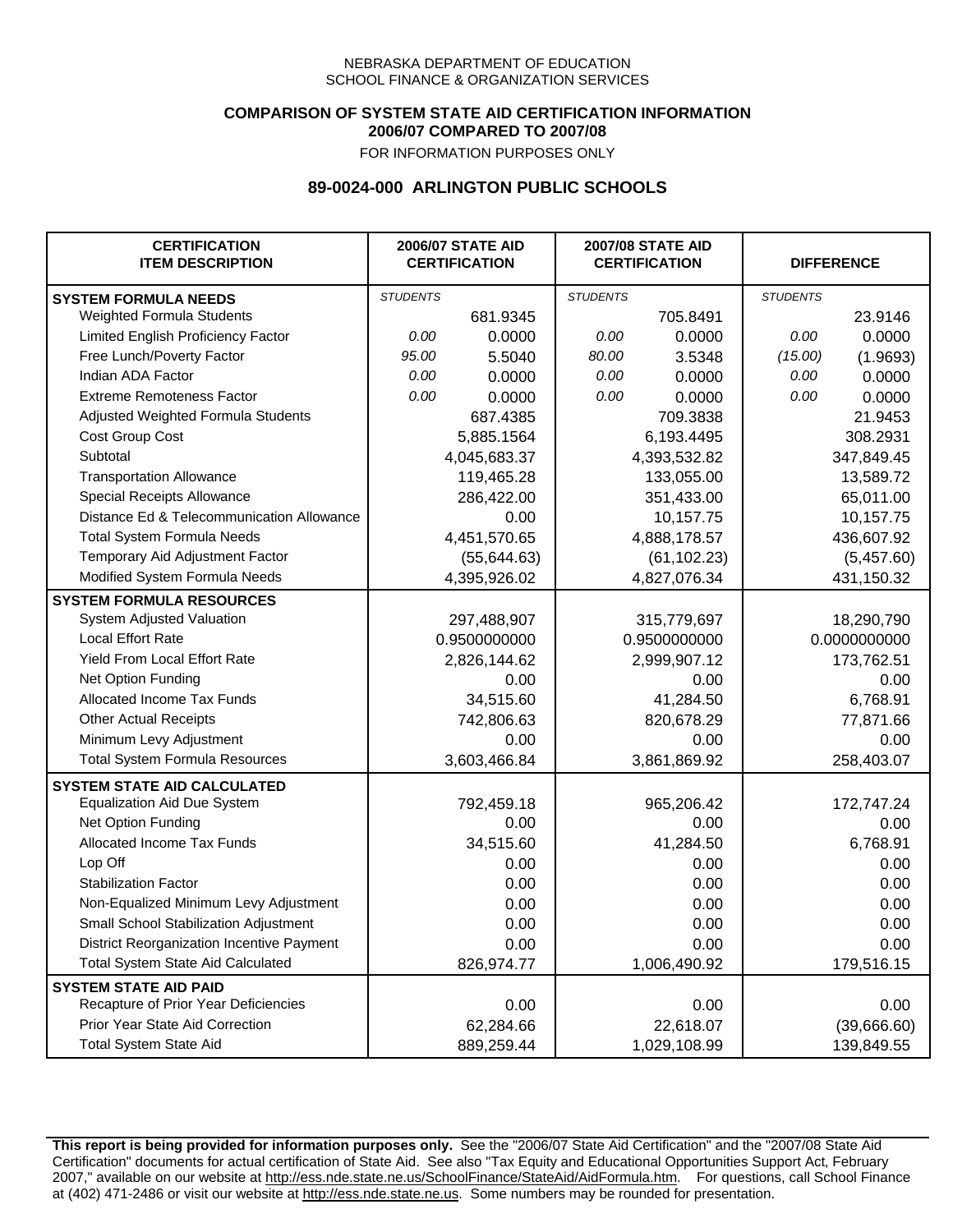NEBRASKA DEPARTMENT OF EDUCATION
SCHOOL FINANCE & ORGANIZATION SERVICES

**COMPARISON OF SYSTEM STATE AID CERTIFICATION INFORMATION**
**2006/07 COMPARED TO 2007/08**
FOR INFORMATION PURPOSES ONLY

## 89-0024-000 ARLINGTON PUBLIC SCHOOLS

| CERTIFICATION ITEM DESCRIPTION | 2006/07 STATE AID CERTIFICATION | | 2007/08 STATE AID CERTIFICATION | | DIFFERENCE | |
|---|---|---|---|---|---|---|
| **SYSTEM FORMULA NEEDS** | *STUDENTS* | | *STUDENTS* | | *STUDENTS* | |
| Weighted Formula Students | | 681.9345 | | 705.8491 | | 23.9146 |
| Limited English Proficiency Factor | *0.00* | 0.0000 | *0.00* | 0.0000 | *0.00* | 0.0000 |
| Free Lunch/Poverty Factor | *95.00* | 5.5040 | *80.00* | 3.5348 | *(15.00)* | (1.9693) |
| Indian ADA Factor | *0.00* | 0.0000 | *0.00* | 0.0000 | *0.00* | 0.0000 |
| Extreme Remoteness Factor | *0.00* | 0.0000 | *0.00* | 0.0000 | *0.00* | 0.0000 |
| Adjusted Weighted Formula Students | | 687.4385 | | 709.3838 | | 21.9453 |
| Cost Group Cost | | 5,885.1564 | | 6,193.4495 | | 308.2931 |
| Subtotal | | 4,045,683.37 | | 4,393,532.82 | | 347,849.45 |
| Transportation Allowance | | 119,465.28 | | 133,055.00 | | 13,589.72 |
| Special Receipts Allowance | | 286,422.00 | | 351,433.00 | | 65,011.00 |
| Distance Ed & Telecommunication Allowance | | 0.00 | | 10,157.75 | | 10,157.75 |
| Total System Formula Needs | | 4,451,570.65 | | 4,888,178.57 | | 436,607.92 |
| Temporary Aid Adjustment Factor | | (55,644.63) | | (61,102.23) | | (5,457.60) |
| Modified System Formula Needs | | 4,395,926.02 | | 4,827,076.34 | | 431,150.32 |
| **SYSTEM FORMULA RESOURCES** | | | | | | |
| System Adjusted Valuation | | 297,488,907 | | 315,779,697 | | 18,290,790 |
| Local Effort Rate | | 0.9500000000 | | 0.9500000000 | | 0.0000000000 |
| Yield From Local Effort Rate | | 2,826,144.62 | | 2,999,907.12 | | 173,762.51 |
| Net Option Funding | | 0.00 | | 0.00 | | 0.00 |
| Allocated Income Tax Funds | | 34,515.60 | | 41,284.50 | | 6,768.91 |
| Other Actual Receipts | | 742,806.63 | | 820,678.29 | | 77,871.66 |
| Minimum Levy Adjustment | | 0.00 | | 0.00 | | 0.00 |
| Total System Formula Resources | | 3,603,466.84 | | 3,861,869.92 | | 258,403.07 |
| **SYSTEM STATE AID CALCULATED** | | | | | | |
| Equalization Aid Due System | | 792,459.18 | | 965,206.42 | | 172,747.24 |
| Net Option Funding | | 0.00 | | 0.00 | | 0.00 |
| Allocated Income Tax Funds | | 34,515.60 | | 41,284.50 | | 6,768.91 |
| Lop Off | | 0.00 | | 0.00 | | 0.00 |
| Stabilization Factor | | 0.00 | | 0.00 | | 0.00 |
| Non-Equalized Minimum Levy Adjustment | | 0.00 | | 0.00 | | 0.00 |
| Small School Stabilization Adjustment | | 0.00 | | 0.00 | | 0.00 |
| District Reorganization Incentive Payment | | 0.00 | | 0.00 | | 0.00 |
| Total System State Aid Calculated | | 826,974.77 | | 1,006,490.92 | | 179,516.15 |
| **SYSTEM STATE AID PAID** | | | | | | |
| Recapture of Prior Year Deficiencies | | 0.00 | | 0.00 | | 0.00 |
| Prior Year State Aid Correction | | 62,284.66 | | 22,618.07 | | (39,666.60) |
| Total System State Aid | | 889,259.44 | | 1,029,108.99 | | 139,849.55 |

**This report is being provided for information purposes only.** See the "2006/07 State Aid Certification" and the "2007/08 State Aid Certification" documents for actual certification of State Aid. See also "Tax Equity and Educational Opportunities Support Act, February 2007," available on our website at http://ess.nde.state.ne.us/SchoolFinance/StateAid/AidFormula.htm. For questions, call School Finance at (402) 471-2486 or visit our website at http://ess.nde.state.ne.us. Some numbers may be rounded for presentation.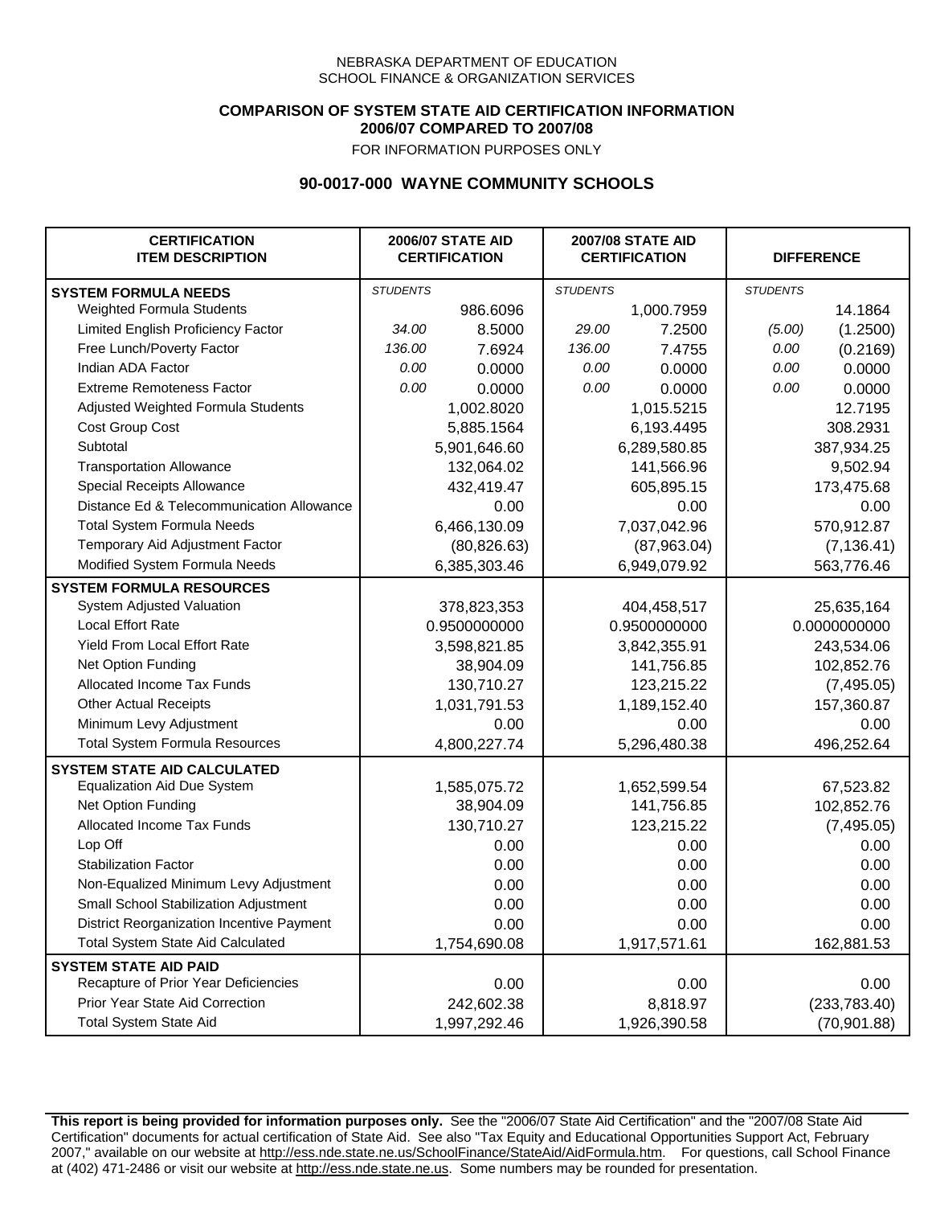NEBRASKA DEPARTMENT OF EDUCATION
SCHOOL FINANCE & ORGANIZATION SERVICES

**COMPARISON OF SYSTEM STATE AID CERTIFICATION INFORMATION**
**2006/07 COMPARED TO 2007/08**
FOR INFORMATION PURPOSES ONLY

## 90-0017-000 WAYNE COMMUNITY SCHOOLS

| CERTIFICATION ITEM DESCRIPTION | 2006/07 STATE AID CERTIFICATION | | 2007/08 STATE AID CERTIFICATION | | DIFFERENCE | |
|---|---|---|---|---|---|---|
| **SYSTEM FORMULA NEEDS** | *STUDENTS* | | *STUDENTS* | | *STUDENTS* | |
| Weighted Formula Students | | 986.6096 | | 1,000.7959 | | 14.1864 |
| Limited English Proficiency Factor | *34.00* | 8.5000 | *29.00* | 7.2500 | *(5.00)* | (1.2500) |
| Free Lunch/Poverty Factor | *136.00* | 7.6924 | *136.00* | 7.4755 | *0.00* | (0.2169) |
| Indian ADA Factor | *0.00* | 0.0000 | *0.00* | 0.0000 | *0.00* | 0.0000 |
| Extreme Remoteness Factor | *0.00* | 0.0000 | *0.00* | 0.0000 | *0.00* | 0.0000 |
| Adjusted Weighted Formula Students | | 1,002.8020 | | 1,015.5215 | | 12.7195 |
| Cost Group Cost | | 5,885.1564 | | 6,193.4495 | | 308.2931 |
| Subtotal | | 5,901,646.60 | | 6,289,580.85 | | 387,934.25 |
| Transportation Allowance | | 132,064.02 | | 141,566.96 | | 9,502.94 |
| Special Receipts Allowance | | 432,419.47 | | 605,895.15 | | 173,475.68 |
| Distance Ed & Telecommunication Allowance | | 0.00 | | 0.00 | | 0.00 |
| Total System Formula Needs | | 6,466,130.09 | | 7,037,042.96 | | 570,912.87 |
| Temporary Aid Adjustment Factor | | (80,826.63) | | (87,963.04) | | (7,136.41) |
| Modified System Formula Needs | | 6,385,303.46 | | 6,949,079.92 | | 563,776.46 |
| **SYSTEM FORMULA RESOURCES** | | | | | | |
| System Adjusted Valuation | | 378,823,353 | | 404,458,517 | | 25,635,164 |
| Local Effort Rate | | 0.9500000000 | | 0.9500000000 | | 0.0000000000 |
| Yield From Local Effort Rate | | 3,598,821.85 | | 3,842,355.91 | | 243,534.06 |
| Net Option Funding | | 38,904.09 | | 141,756.85 | | 102,852.76 |
| Allocated Income Tax Funds | | 130,710.27 | | 123,215.22 | | (7,495.05) |
| Other Actual Receipts | | 1,031,791.53 | | 1,189,152.40 | | 157,360.87 |
| Minimum Levy Adjustment | | 0.00 | | 0.00 | | 0.00 |
| Total System Formula Resources | | 4,800,227.74 | | 5,296,480.38 | | 496,252.64 |
| **SYSTEM STATE AID CALCULATED** | | | | | | |
| Equalization Aid Due System | | 1,585,075.72 | | 1,652,599.54 | | 67,523.82 |
| Net Option Funding | | 38,904.09 | | 141,756.85 | | 102,852.76 |
| Allocated Income Tax Funds | | 130,710.27 | | 123,215.22 | | (7,495.05) |
| Lop Off | | 0.00 | | 0.00 | | 0.00 |
| Stabilization Factor | | 0.00 | | 0.00 | | 0.00 |
| Non-Equalized Minimum Levy Adjustment | | 0.00 | | 0.00 | | 0.00 |
| Small School Stabilization Adjustment | | 0.00 | | 0.00 | | 0.00 |
| District Reorganization Incentive Payment | | 0.00 | | 0.00 | | 0.00 |
| Total System State Aid Calculated | | 1,754,690.08 | | 1,917,571.61 | | 162,881.53 |
| **SYSTEM STATE AID PAID** | | | | | | |
| Recapture of Prior Year Deficiencies | | 0.00 | | 0.00 | | 0.00 |
| Prior Year State Aid Correction | | 242,602.38 | | 8,818.97 | | (233,783.40) |
| Total System State Aid | | 1,997,292.46 | | 1,926,390.58 | | (70,901.88) |

**This report is being provided for information purposes only.** See the "2006/07 State Aid Certification" and the "2007/08 State Aid Certification" documents for actual certification of State Aid. See also "Tax Equity and Educational Opportunities Support Act, February 2007," available on our website at http://ess.nde.state.ne.us/SchoolFinance/StateAid/AidFormula.htm. For questions, call School Finance at (402) 471-2486 or visit our website at http://ess.nde.state.ne.us. Some numbers may be rounded for presentation.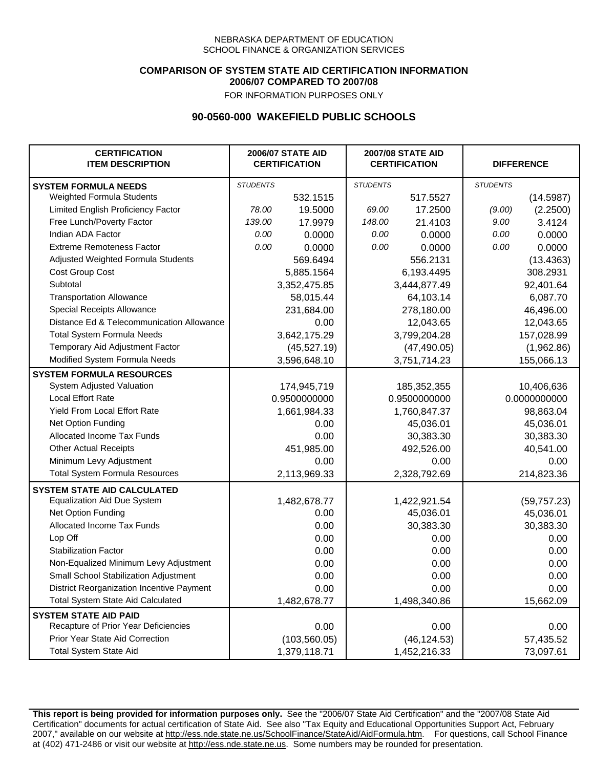NEBRASKA DEPARTMENT OF EDUCATION
SCHOOL FINANCE & ORGANIZATION SERVICES

**COMPARISON OF SYSTEM STATE AID CERTIFICATION INFORMATION**
**2006/07 COMPARED TO 2007/08**
FOR INFORMATION PURPOSES ONLY

## 90-0560-000 WAKEFIELD PUBLIC SCHOOLS

| CERTIFICATION ITEM DESCRIPTION | 2006/07 STATE AID CERTIFICATION | | 2007/08 STATE AID CERTIFICATION | | DIFFERENCE | |
|---|---|---|---|---|---|---|
| **SYSTEM FORMULA NEEDS** | *STUDENTS* | | *STUDENTS* | | *STUDENTS* | |
| Weighted Formula Students | | 532.1515 | | 517.5527 | | (14.5987) |
| Limited English Proficiency Factor | *78.00* | 19.5000 | *69.00* | 17.2500 | *(9.00)* | (2.2500) |
| Free Lunch/Poverty Factor | *139.00* | 17.9979 | *148.00* | 21.4103 | *9.00* | 3.4124 |
| Indian ADA Factor | *0.00* | 0.0000 | *0.00* | 0.0000 | *0.00* | 0.0000 |
| Extreme Remoteness Factor | *0.00* | 0.0000 | *0.00* | 0.0000 | *0.00* | 0.0000 |
| Adjusted Weighted Formula Students | | 569.6494 | | 556.2131 | | (13.4363) |
| Cost Group Cost | | 5,885.1564 | | 6,193.4495 | | 308.2931 |
| Subtotal | | 3,352,475.85 | | 3,444,877.49 | | 92,401.64 |
| Transportation Allowance | | 58,015.44 | | 64,103.14 | | 6,087.70 |
| Special Receipts Allowance | | 231,684.00 | | 278,180.00 | | 46,496.00 |
| Distance Ed & Telecommunication Allowance | | 0.00 | | 12,043.65 | | 12,043.65 |
| Total System Formula Needs | | 3,642,175.29 | | 3,799,204.28 | | 157,028.99 |
| Temporary Aid Adjustment Factor | | (45,527.19) | | (47,490.05) | | (1,962.86) |
| Modified System Formula Needs | | 3,596,648.10 | | 3,751,714.23 | | 155,066.13 |
| **SYSTEM FORMULA RESOURCES** | | | | | | |
| System Adjusted Valuation | | 174,945,719 | | 185,352,355 | | 10,406,636 |
| Local Effort Rate | | 0.9500000000 | | 0.9500000000 | | 0.0000000000 |
| Yield From Local Effort Rate | | 1,661,984.33 | | 1,760,847.37 | | 98,863.04 |
| Net Option Funding | | 0.00 | | 45,036.01 | | 45,036.01 |
| Allocated Income Tax Funds | | 0.00 | | 30,383.30 | | 30,383.30 |
| Other Actual Receipts | | 451,985.00 | | 492,526.00 | | 40,541.00 |
| Minimum Levy Adjustment | | 0.00 | | 0.00 | | 0.00 |
| Total System Formula Resources | | 2,113,969.33 | | 2,328,792.69 | | 214,823.36 |
| **SYSTEM STATE AID CALCULATED** | | | | | | |
| Equalization Aid Due System | | 1,482,678.77 | | 1,422,921.54 | | (59,757.23) |
| Net Option Funding | | 0.00 | | 45,036.01 | | 45,036.01 |
| Allocated Income Tax Funds | | 0.00 | | 30,383.30 | | 30,383.30 |
| Lop Off | | 0.00 | | 0.00 | | 0.00 |
| Stabilization Factor | | 0.00 | | 0.00 | | 0.00 |
| Non-Equalized Minimum Levy Adjustment | | 0.00 | | 0.00 | | 0.00 |
| Small School Stabilization Adjustment | | 0.00 | | 0.00 | | 0.00 |
| District Reorganization Incentive Payment | | 0.00 | | 0.00 | | 0.00 |
| Total System State Aid Calculated | | 1,482,678.77 | | 1,498,340.86 | | 15,662.09 |
| **SYSTEM STATE AID PAID** | | | | | | |
| Recapture of Prior Year Deficiencies | | 0.00 | | 0.00 | | 0.00 |
| Prior Year State Aid Correction | | (103,560.05) | | (46,124.53) | | 57,435.52 |
| Total System State Aid | | 1,379,118.71 | | 1,452,216.33 | | 73,097.61 |

**This report is being provided for information purposes only.** See the "2006/07 State Aid Certification" and the "2007/08 State Aid Certification" documents for actual certification of State Aid. See also "Tax Equity and Educational Opportunities Support Act, February 2007," available on our website at http://ess.nde.state.ne.us/SchoolFinance/StateAid/AidFormula.htm. For questions, call School Finance at (402) 471-2486 or visit our website at http://ess.nde.state.ne.us. Some numbers may be rounded for presentation.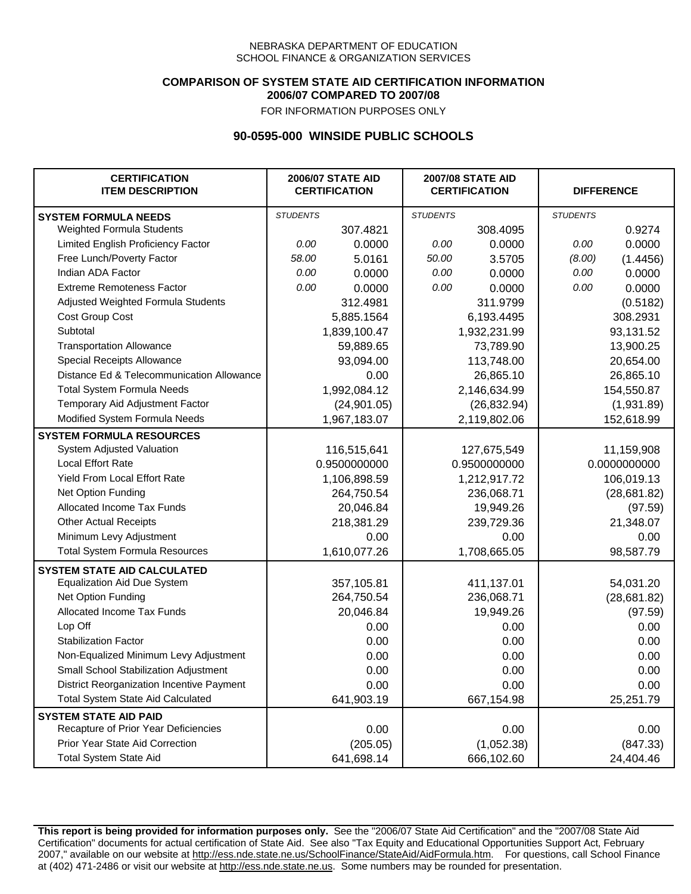NEBRASKA DEPARTMENT OF EDUCATION
SCHOOL FINANCE & ORGANIZATION SERVICES

**COMPARISON OF SYSTEM STATE AID CERTIFICATION INFORMATION**
**2006/07 COMPARED TO 2007/08**
FOR INFORMATION PURPOSES ONLY

## 90-0595-000 WINSIDE PUBLIC SCHOOLS

| CERTIFICATION ITEM DESCRIPTION | 2006/07 STATE AID CERTIFICATION | | 2007/08 STATE AID CERTIFICATION | | DIFFERENCE | |
|---|---|---|---|---|---|---|
| **SYSTEM FORMULA NEEDS** | *STUDENTS* | | *STUDENTS* | | *STUDENTS* | |
| Weighted Formula Students | | 307.4821 | | 308.4095 | | 0.9274 |
| Limited English Proficiency Factor | *0.00* | 0.0000 | *0.00* | 0.0000 | *0.00* | 0.0000 |
| Free Lunch/Poverty Factor | *58.00* | 5.0161 | *50.00* | 3.5705 | *(8.00)* | (1.4456) |
| Indian ADA Factor | *0.00* | 0.0000 | *0.00* | 0.0000 | *0.00* | 0.0000 |
| Extreme Remoteness Factor | *0.00* | 0.0000 | *0.00* | 0.0000 | *0.00* | 0.0000 |
| Adjusted Weighted Formula Students | | 312.4981 | | 311.9799 | | (0.5182) |
| Cost Group Cost | | 5,885.1564 | | 6,193.4495 | | 308.2931 |
| Subtotal | | 1,839,100.47 | | 1,932,231.99 | | 93,131.52 |
| Transportation Allowance | | 59,889.65 | | 73,789.90 | | 13,900.25 |
| Special Receipts Allowance | | 93,094.00 | | 113,748.00 | | 20,654.00 |
| Distance Ed & Telecommunication Allowance | | 0.00 | | 26,865.10 | | 26,865.10 |
| Total System Formula Needs | | 1,992,084.12 | | 2,146,634.99 | | 154,550.87 |
| Temporary Aid Adjustment Factor | | (24,901.05) | | (26,832.94) | | (1,931.89) |
| Modified System Formula Needs | | 1,967,183.07 | | 2,119,802.06 | | 152,618.99 |
| **SYSTEM FORMULA RESOURCES** | | | | | | |
| System Adjusted Valuation | | 116,515,641 | | 127,675,549 | | 11,159,908 |
| Local Effort Rate | | 0.9500000000 | | 0.9500000000 | | 0.0000000000 |
| Yield From Local Effort Rate | | 1,106,898.59 | | 1,212,917.72 | | 106,019.13 |
| Net Option Funding | | 264,750.54 | | 236,068.71 | | (28,681.82) |
| Allocated Income Tax Funds | | 20,046.84 | | 19,949.26 | | (97.59) |
| Other Actual Receipts | | 218,381.29 | | 239,729.36 | | 21,348.07 |
| Minimum Levy Adjustment | | 0.00 | | 0.00 | | 0.00 |
| Total System Formula Resources | | 1,610,077.26 | | 1,708,665.05 | | 98,587.79 |
| **SYSTEM STATE AID CALCULATED** | | | | | | |
| Equalization Aid Due System | | 357,105.81 | | 411,137.01 | | 54,031.20 |
| Net Option Funding | | 264,750.54 | | 236,068.71 | | (28,681.82) |
| Allocated Income Tax Funds | | 20,046.84 | | 19,949.26 | | (97.59) |
| Lop Off | | 0.00 | | 0.00 | | 0.00 |
| Stabilization Factor | | 0.00 | | 0.00 | | 0.00 |
| Non-Equalized Minimum Levy Adjustment | | 0.00 | | 0.00 | | 0.00 |
| Small School Stabilization Adjustment | | 0.00 | | 0.00 | | 0.00 |
| District Reorganization Incentive Payment | | 0.00 | | 0.00 | | 0.00 |
| Total System State Aid Calculated | | 641,903.19 | | 667,154.98 | | 25,251.79 |
| **SYSTEM STATE AID PAID** | | | | | | |
| Recapture of Prior Year Deficiencies | | 0.00 | | 0.00 | | 0.00 |
| Prior Year State Aid Correction | | (205.05) | | (1,052.38) | | (847.33) |
| Total System State Aid | | 641,698.14 | | 666,102.60 | | 24,404.46 |

**This report is being provided for information purposes only.** See the "2006/07 State Aid Certification" and the "2007/08 State Aid Certification" documents for actual certification of State Aid. See also "Tax Equity and Educational Opportunities Support Act, February 2007," available on our website at http://ess.nde.state.ne.us/SchoolFinance/StateAid/AidFormula.htm. For questions, call School Finance at (402) 471-2486 or visit our website at http://ess.nde.state.ne.us. Some numbers may be rounded for presentation.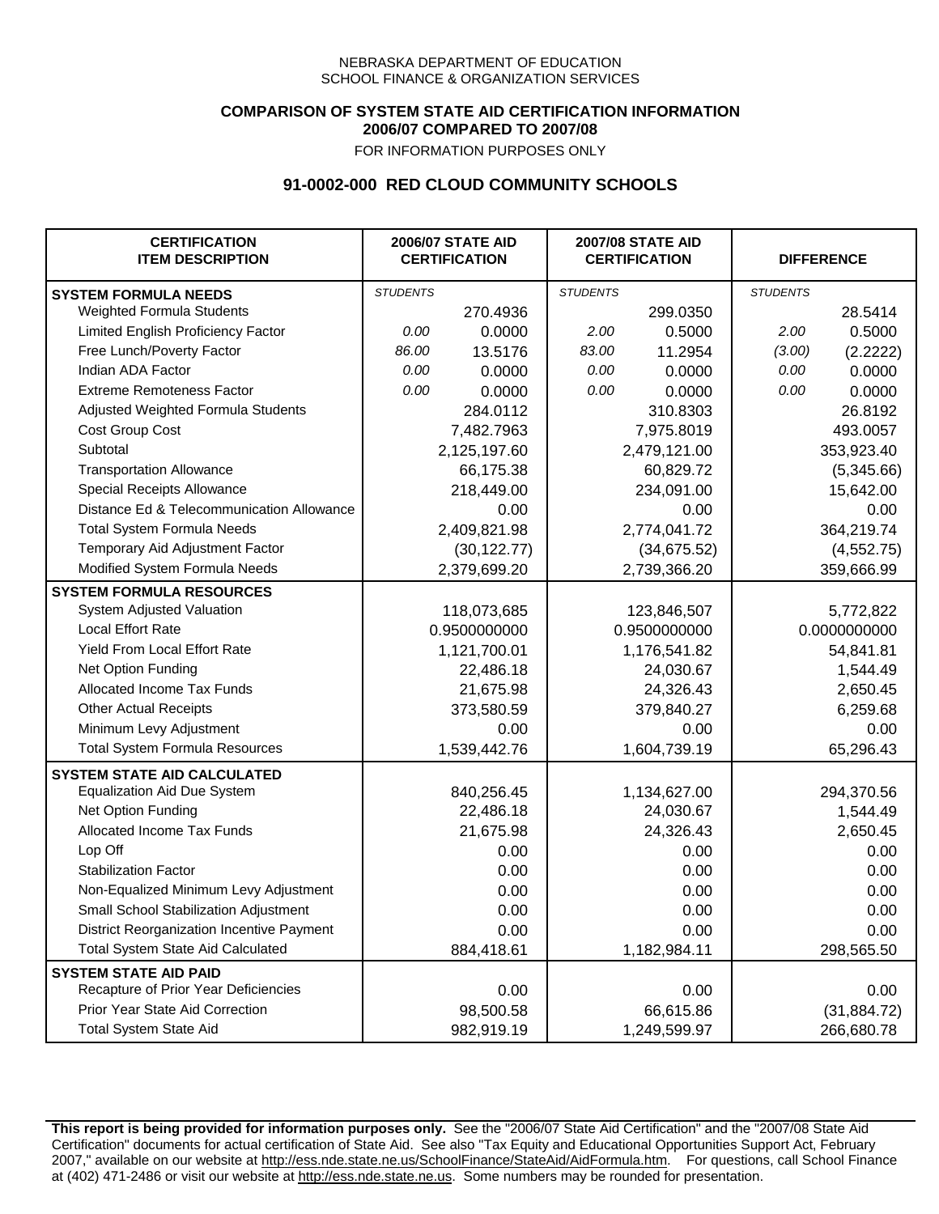NEBRASKA DEPARTMENT OF EDUCATION
SCHOOL FINANCE & ORGANIZATION SERVICES

**COMPARISON OF SYSTEM STATE AID CERTIFICATION INFORMATION**
**2006/07 COMPARED TO 2007/08**
FOR INFORMATION PURPOSES ONLY

## 91-0002-000 RED CLOUD COMMUNITY SCHOOLS

| CERTIFICATION ITEM DESCRIPTION | 2006/07 STATE AID CERTIFICATION | | 2007/08 STATE AID CERTIFICATION | | DIFFERENCE | |
|---|---|---|---|---|---|---|
| **SYSTEM FORMULA NEEDS** | *STUDENTS* | | *STUDENTS* | | *STUDENTS* | |
| Weighted Formula Students | | 270.4936 | | 299.0350 | | 28.5414 |
| Limited English Proficiency Factor | *0.00* | 0.0000 | *2.00* | 0.5000 | *2.00* | 0.5000 |
| Free Lunch/Poverty Factor | *86.00* | 13.5176 | *83.00* | 11.2954 | *(3.00)* | (2.2222) |
| Indian ADA Factor | *0.00* | 0.0000 | *0.00* | 0.0000 | *0.00* | 0.0000 |
| Extreme Remoteness Factor | *0.00* | 0.0000 | *0.00* | 0.0000 | *0.00* | 0.0000 |
| Adjusted Weighted Formula Students | | 284.0112 | | 310.8303 | | 26.8192 |
| Cost Group Cost | | 7,482.7963 | | 7,975.8019 | | 493.0057 |
| Subtotal | | 2,125,197.60 | | 2,479,121.00 | | 353,923.40 |
| Transportation Allowance | | 66,175.38 | | 60,829.72 | | (5,345.66) |
| Special Receipts Allowance | | 218,449.00 | | 234,091.00 | | 15,642.00 |
| Distance Ed & Telecommunication Allowance | | 0.00 | | 0.00 | | 0.00 |
| Total System Formula Needs | | 2,409,821.98 | | 2,774,041.72 | | 364,219.74 |
| Temporary Aid Adjustment Factor | | (30,122.77) | | (34,675.52) | | (4,552.75) |
| Modified System Formula Needs | | 2,379,699.20 | | 2,739,366.20 | | 359,666.99 |
| **SYSTEM FORMULA RESOURCES** | | | | | | |
| System Adjusted Valuation | | 118,073,685 | | 123,846,507 | | 5,772,822 |
| Local Effort Rate | | 0.9500000000 | | 0.9500000000 | | 0.0000000000 |
| Yield From Local Effort Rate | | 1,121,700.01 | | 1,176,541.82 | | 54,841.81 |
| Net Option Funding | | 22,486.18 | | 24,030.67 | | 1,544.49 |
| Allocated Income Tax Funds | | 21,675.98 | | 24,326.43 | | 2,650.45 |
| Other Actual Receipts | | 373,580.59 | | 379,840.27 | | 6,259.68 |
| Minimum Levy Adjustment | | 0.00 | | 0.00 | | 0.00 |
| Total System Formula Resources | | 1,539,442.76 | | 1,604,739.19 | | 65,296.43 |
| **SYSTEM STATE AID CALCULATED** | | | | | | |
| Equalization Aid Due System | | 840,256.45 | | 1,134,627.00 | | 294,370.56 |
| Net Option Funding | | 22,486.18 | | 24,030.67 | | 1,544.49 |
| Allocated Income Tax Funds | | 21,675.98 | | 24,326.43 | | 2,650.45 |
| Lop Off | | 0.00 | | 0.00 | | 0.00 |
| Stabilization Factor | | 0.00 | | 0.00 | | 0.00 |
| Non-Equalized Minimum Levy Adjustment | | 0.00 | | 0.00 | | 0.00 |
| Small School Stabilization Adjustment | | 0.00 | | 0.00 | | 0.00 |
| District Reorganization Incentive Payment | | 0.00 | | 0.00 | | 0.00 |
| Total System State Aid Calculated | | 884,418.61 | | 1,182,984.11 | | 298,565.50 |
| **SYSTEM STATE AID PAID** | | | | | | |
| Recapture of Prior Year Deficiencies | | 0.00 | | 0.00 | | 0.00 |
| Prior Year State Aid Correction | | 98,500.58 | | 66,615.86 | | (31,884.72) |
| Total System State Aid | | 982,919.19 | | 1,249,599.97 | | 266,680.78 |

**This report is being provided for information purposes only.** See the "2006/07 State Aid Certification" and the "2007/08 State Aid Certification" documents for actual certification of State Aid. See also "Tax Equity and Educational Opportunities Support Act, February 2007," available on our website at http://ess.nde.state.ne.us/SchoolFinance/StateAid/AidFormula.htm. For questions, call School Finance at (402) 471-2486 or visit our website at http://ess.nde.state.ne.us. Some numbers may be rounded for presentation.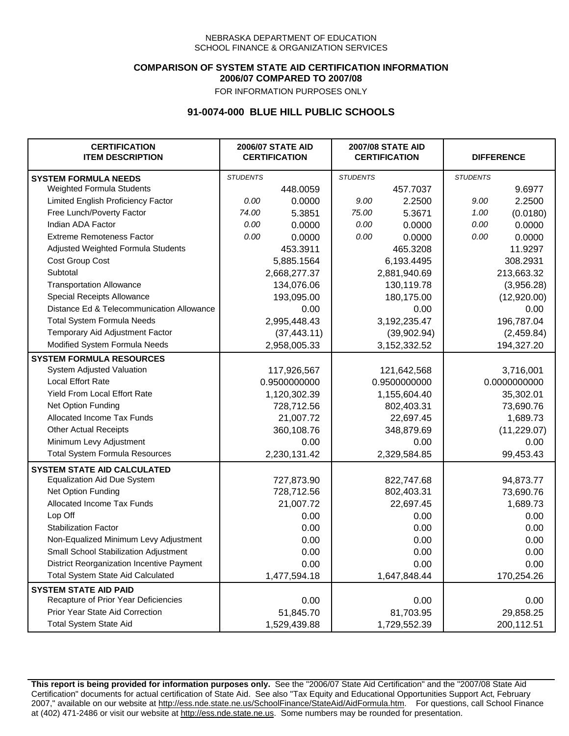NEBRASKA DEPARTMENT OF EDUCATION
SCHOOL FINANCE & ORGANIZATION SERVICES

**COMPARISON OF SYSTEM STATE AID CERTIFICATION INFORMATION**
**2006/07 COMPARED TO 2007/08**
FOR INFORMATION PURPOSES ONLY

## 91-0074-000 BLUE HILL PUBLIC SCHOOLS

| CERTIFICATION ITEM DESCRIPTION | 2006/07 STATE AID CERTIFICATION | | 2007/08 STATE AID CERTIFICATION | | DIFFERENCE | |
|---|---|---|---|---|---|---|
| **SYSTEM FORMULA NEEDS** | *STUDENTS* | | *STUDENTS* | | *STUDENTS* | |
| Weighted Formula Students | | 448.0059 | | 457.7037 | | 9.6977 |
| Limited English Proficiency Factor | *0.00* | 0.0000 | *9.00* | 2.2500 | *9.00* | 2.2500 |
| Free Lunch/Poverty Factor | *74.00* | 5.3851 | *75.00* | 5.3671 | *1.00* | (0.0180) |
| Indian ADA Factor | *0.00* | 0.0000 | *0.00* | 0.0000 | *0.00* | 0.0000 |
| Extreme Remoteness Factor | *0.00* | 0.0000 | *0.00* | 0.0000 | *0.00* | 0.0000 |
| Adjusted Weighted Formula Students | | 453.3911 | | 465.3208 | | 11.9297 |
| Cost Group Cost | | 5,885.1564 | | 6,193.4495 | | 308.2931 |
| Subtotal | | 2,668,277.37 | | 2,881,940.69 | | 213,663.32 |
| Transportation Allowance | | 134,076.06 | | 130,119.78 | | (3,956.28) |
| Special Receipts Allowance | | 193,095.00 | | 180,175.00 | | (12,920.00) |
| Distance Ed & Telecommunication Allowance | | 0.00 | | 0.00 | | 0.00 |
| Total System Formula Needs | | 2,995,448.43 | | 3,192,235.47 | | 196,787.04 |
| Temporary Aid Adjustment Factor | | (37,443.11) | | (39,902.94) | | (2,459.84) |
| Modified System Formula Needs | | 2,958,005.33 | | 3,152,332.52 | | 194,327.20 |
| **SYSTEM FORMULA RESOURCES** | | | | | | |
| System Adjusted Valuation | | 117,926,567 | | 121,642,568 | | 3,716,001 |
| Local Effort Rate | | 0.9500000000 | | 0.9500000000 | | 0.0000000000 |
| Yield From Local Effort Rate | | 1,120,302.39 | | 1,155,604.40 | | 35,302.01 |
| Net Option Funding | | 728,712.56 | | 802,403.31 | | 73,690.76 |
| Allocated Income Tax Funds | | 21,007.72 | | 22,697.45 | | 1,689.73 |
| Other Actual Receipts | | 360,108.76 | | 348,879.69 | | (11,229.07) |
| Minimum Levy Adjustment | | 0.00 | | 0.00 | | 0.00 |
| Total System Formula Resources | | 2,230,131.42 | | 2,329,584.85 | | 99,453.43 |
| **SYSTEM STATE AID CALCULATED** | | | | | | |
| Equalization Aid Due System | | 727,873.90 | | 822,747.68 | | 94,873.77 |
| Net Option Funding | | 728,712.56 | | 802,403.31 | | 73,690.76 |
| Allocated Income Tax Funds | | 21,007.72 | | 22,697.45 | | 1,689.73 |
| Lop Off | | 0.00 | | 0.00 | | 0.00 |
| Stabilization Factor | | 0.00 | | 0.00 | | 0.00 |
| Non-Equalized Minimum Levy Adjustment | | 0.00 | | 0.00 | | 0.00 |
| Small School Stabilization Adjustment | | 0.00 | | 0.00 | | 0.00 |
| District Reorganization Incentive Payment | | 0.00 | | 0.00 | | 0.00 |
| Total System State Aid Calculated | | 1,477,594.18 | | 1,647,848.44 | | 170,254.26 |
| **SYSTEM STATE AID PAID** | | | | | | |
| Recapture of Prior Year Deficiencies | | 0.00 | | 0.00 | | 0.00 |
| Prior Year State Aid Correction | | 51,845.70 | | 81,703.95 | | 29,858.25 |
| Total System State Aid | | 1,529,439.88 | | 1,729,552.39 | | 200,112.51 |

**This report is being provided for information purposes only.** See the "2006/07 State Aid Certification" and the "2007/08 State Aid Certification" documents for actual certification of State Aid. See also "Tax Equity and Educational Opportunities Support Act, February 2007," available on our website at http://ess.nde.state.ne.us/SchoolFinance/StateAid/AidFormula.htm. For questions, call School Finance at (402) 471-2486 or visit our website at http://ess.nde.state.ne.us. Some numbers may be rounded for presentation.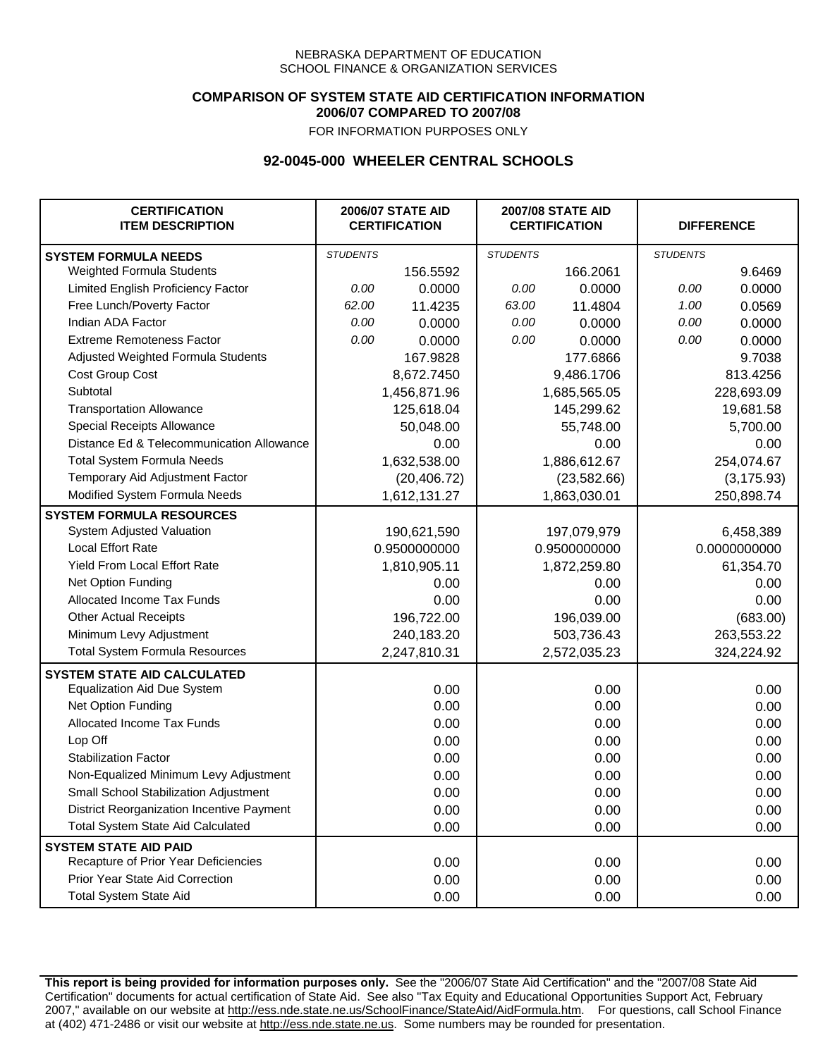NEBRASKA DEPARTMENT OF EDUCATION
SCHOOL FINANCE & ORGANIZATION SERVICES

**COMPARISON OF SYSTEM STATE AID CERTIFICATION INFORMATION**
**2006/07 COMPARED TO 2007/08**
FOR INFORMATION PURPOSES ONLY

## 92-0045-000 WHEELER CENTRAL SCHOOLS

| CERTIFICATION ITEM DESCRIPTION | 2006/07 STATE AID CERTIFICATION | | 2007/08 STATE AID CERTIFICATION | | DIFFERENCE | |
|---|---|---|---|---|---|---|
| **SYSTEM FORMULA NEEDS** | *STUDENTS* | | *STUDENTS* | | *STUDENTS* | |
| Weighted Formula Students | | 156.5592 | | 166.2061 | | 9.6469 |
| Limited English Proficiency Factor | *0.00* | 0.0000 | *0.00* | 0.0000 | *0.00* | 0.0000 |
| Free Lunch/Poverty Factor | *62.00* | 11.4235 | *63.00* | 11.4804 | *1.00* | 0.0569 |
| Indian ADA Factor | *0.00* | 0.0000 | *0.00* | 0.0000 | *0.00* | 0.0000 |
| Extreme Remoteness Factor | *0.00* | 0.0000 | *0.00* | 0.0000 | *0.00* | 0.0000 |
| Adjusted Weighted Formula Students | | 167.9828 | | 177.6866 | | 9.7038 |
| Cost Group Cost | | 8,672.7450 | | 9,486.1706 | | 813.4256 |
| Subtotal | | 1,456,871.96 | | 1,685,565.05 | | 228,693.09 |
| Transportation Allowance | | 125,618.04 | | 145,299.62 | | 19,681.58 |
| Special Receipts Allowance | | 50,048.00 | | 55,748.00 | | 5,700.00 |
| Distance Ed & Telecommunication Allowance | | 0.00 | | 0.00 | | 0.00 |
| Total System Formula Needs | | 1,632,538.00 | | 1,886,612.67 | | 254,074.67 |
| Temporary Aid Adjustment Factor | | (20,406.72) | | (23,582.66) | | (3,175.93) |
| Modified System Formula Needs | | 1,612,131.27 | | 1,863,030.01 | | 250,898.74 |
| **SYSTEM FORMULA RESOURCES** | | | | | | |
| System Adjusted Valuation | | 190,621,590 | | 197,079,979 | | 6,458,389 |
| Local Effort Rate | | 0.9500000000 | | 0.9500000000 | | 0.0000000000 |
| Yield From Local Effort Rate | | 1,810,905.11 | | 1,872,259.80 | | 61,354.70 |
| Net Option Funding | | 0.00 | | 0.00 | | 0.00 |
| Allocated Income Tax Funds | | 0.00 | | 0.00 | | 0.00 |
| Other Actual Receipts | | 196,722.00 | | 196,039.00 | | (683.00) |
| Minimum Levy Adjustment | | 240,183.20 | | 503,736.43 | | 263,553.22 |
| Total System Formula Resources | | 2,247,810.31 | | 2,572,035.23 | | 324,224.92 |
| **SYSTEM STATE AID CALCULATED** | | | | | | |
| Equalization Aid Due System | | 0.00 | | 0.00 | | 0.00 |
| Net Option Funding | | 0.00 | | 0.00 | | 0.00 |
| Allocated Income Tax Funds | | 0.00 | | 0.00 | | 0.00 |
| Lop Off | | 0.00 | | 0.00 | | 0.00 |
| Stabilization Factor | | 0.00 | | 0.00 | | 0.00 |
| Non-Equalized Minimum Levy Adjustment | | 0.00 | | 0.00 | | 0.00 |
| Small School Stabilization Adjustment | | 0.00 | | 0.00 | | 0.00 |
| District Reorganization Incentive Payment | | 0.00 | | 0.00 | | 0.00 |
| Total System State Aid Calculated | | 0.00 | | 0.00 | | 0.00 |
| **SYSTEM STATE AID PAID** | | | | | | |
| Recapture of Prior Year Deficiencies | | 0.00 | | 0.00 | | 0.00 |
| Prior Year State Aid Correction | | 0.00 | | 0.00 | | 0.00 |
| Total System State Aid | | 0.00 | | 0.00 | | 0.00 |

**This report is being provided for information purposes only.** See the "2006/07 State Aid Certification" and the "2007/08 State Aid Certification" documents for actual certification of State Aid. See also "Tax Equity and Educational Opportunities Support Act, February 2007," available on our website at http://ess.nde.state.ne.us/SchoolFinance/StateAid/AidFormula.htm. For questions, call School Finance at (402) 471-2486 or visit our website at http://ess.nde.state.ne.us. Some numbers may be rounded for presentation.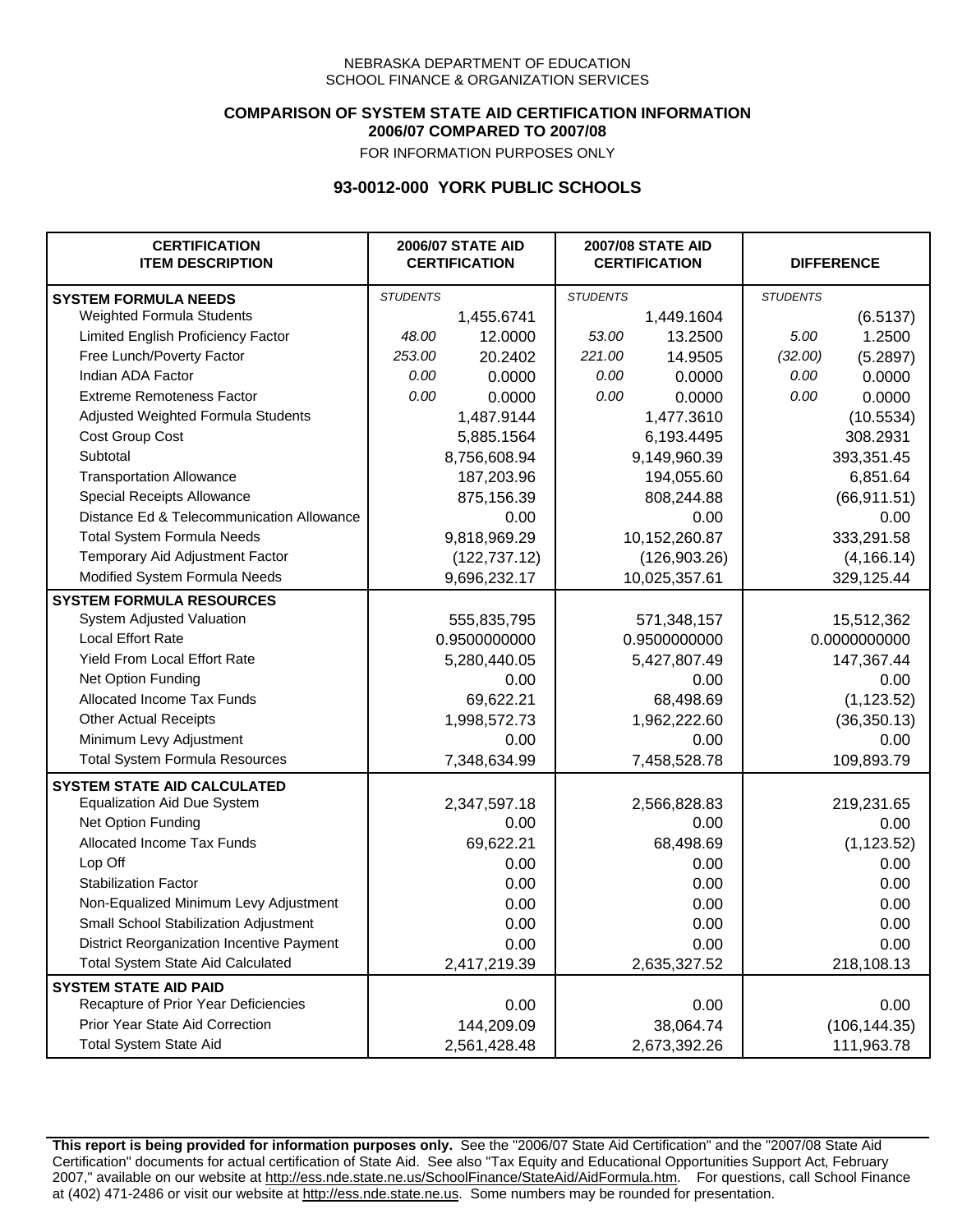NEBRASKA DEPARTMENT OF EDUCATION
SCHOOL FINANCE & ORGANIZATION SERVICES

**COMPARISON OF SYSTEM STATE AID CERTIFICATION INFORMATION**
**2006/07 COMPARED TO 2007/08**
FOR INFORMATION PURPOSES ONLY

## 93-0012-000 YORK PUBLIC SCHOOLS

| CERTIFICATION ITEM DESCRIPTION | 2006/07 STATE AID CERTIFICATION | | 2007/08 STATE AID CERTIFICATION | | DIFFERENCE | |
|---|---|---|---|---|---|---|
| **SYSTEM FORMULA NEEDS** | *STUDENTS* | | *STUDENTS* | | *STUDENTS* | |
| Weighted Formula Students | | 1,455.6741 | | 1,449.1604 | | (6.5137) |
| Limited English Proficiency Factor | *48.00* | 12.0000 | *53.00* | 13.2500 | *5.00* | 1.2500 |
| Free Lunch/Poverty Factor | *253.00* | 20.2402 | *221.00* | 14.9505 | *(32.00)* | (5.2897) |
| Indian ADA Factor | *0.00* | 0.0000 | *0.00* | 0.0000 | *0.00* | 0.0000 |
| Extreme Remoteness Factor | *0.00* | 0.0000 | *0.00* | 0.0000 | *0.00* | 0.0000 |
| Adjusted Weighted Formula Students | | 1,487.9144 | | 1,477.3610 | | (10.5534) |
| Cost Group Cost | | 5,885.1564 | | 6,193.4495 | | 308.2931 |
| Subtotal | | 8,756,608.94 | | 9,149,960.39 | | 393,351.45 |
| Transportation Allowance | | 187,203.96 | | 194,055.60 | | 6,851.64 |
| Special Receipts Allowance | | 875,156.39 | | 808,244.88 | | (66,911.51) |
| Distance Ed & Telecommunication Allowance | | 0.00 | | 0.00 | | 0.00 |
| Total System Formula Needs | | 9,818,969.29 | | 10,152,260.87 | | 333,291.58 |
| Temporary Aid Adjustment Factor | | (122,737.12) | | (126,903.26) | | (4,166.14) |
| Modified System Formula Needs | | 9,696,232.17 | | 10,025,357.61 | | 329,125.44 |
| **SYSTEM FORMULA RESOURCES** | | | | | | |
| System Adjusted Valuation | | 555,835,795 | | 571,348,157 | | 15,512,362 |
| Local Effort Rate | | 0.9500000000 | | 0.9500000000 | | 0.0000000000 |
| Yield From Local Effort Rate | | 5,280,440.05 | | 5,427,807.49 | | 147,367.44 |
| Net Option Funding | | 0.00 | | 0.00 | | 0.00 |
| Allocated Income Tax Funds | | 69,622.21 | | 68,498.69 | | (1,123.52) |
| Other Actual Receipts | | 1,998,572.73 | | 1,962,222.60 | | (36,350.13) |
| Minimum Levy Adjustment | | 0.00 | | 0.00 | | 0.00 |
| Total System Formula Resources | | 7,348,634.99 | | 7,458,528.78 | | 109,893.79 |
| **SYSTEM STATE AID CALCULATED** | | | | | | |
| Equalization Aid Due System | | 2,347,597.18 | | 2,566,828.83 | | 219,231.65 |
| Net Option Funding | | 0.00 | | 0.00 | | 0.00 |
| Allocated Income Tax Funds | | 69,622.21 | | 68,498.69 | | (1,123.52) |
| Lop Off | | 0.00 | | 0.00 | | 0.00 |
| Stabilization Factor | | 0.00 | | 0.00 | | 0.00 |
| Non-Equalized Minimum Levy Adjustment | | 0.00 | | 0.00 | | 0.00 |
| Small School Stabilization Adjustment | | 0.00 | | 0.00 | | 0.00 |
| District Reorganization Incentive Payment | | 0.00 | | 0.00 | | 0.00 |
| Total System State Aid Calculated | | 2,417,219.39 | | 2,635,327.52 | | 218,108.13 |
| **SYSTEM STATE AID PAID** | | | | | | |
| Recapture of Prior Year Deficiencies | | 0.00 | | 0.00 | | 0.00 |
| Prior Year State Aid Correction | | 144,209.09 | | 38,064.74 | | (106,144.35) |
| Total System State Aid | | 2,561,428.48 | | 2,673,392.26 | | 111,963.78 |

**This report is being provided for information purposes only.** See the "2006/07 State Aid Certification" and the "2007/08 State Aid Certification" documents for actual certification of State Aid. See also "Tax Equity and Educational Opportunities Support Act, February 2007," available on our website at http://ess.nde.state.ne.us/SchoolFinance/StateAid/AidFormula.htm. For questions, call School Finance at (402) 471-2486 or visit our website at http://ess.nde.state.ne.us. Some numbers may be rounded for presentation.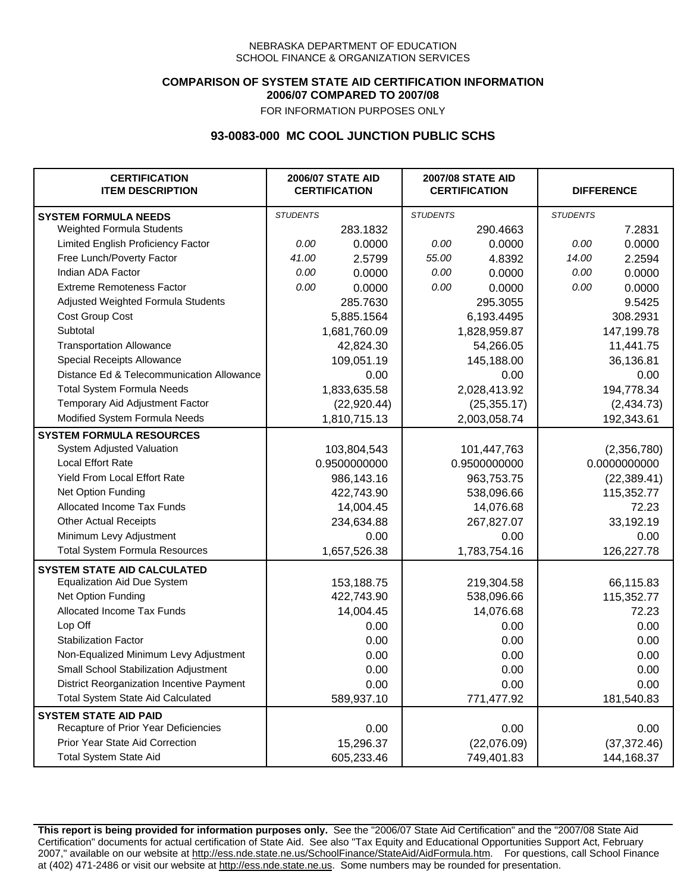NEBRASKA DEPARTMENT OF EDUCATION
SCHOOL FINANCE & ORGANIZATION SERVICES

**COMPARISON OF SYSTEM STATE AID CERTIFICATION INFORMATION**
**2006/07 COMPARED TO 2007/08**
FOR INFORMATION PURPOSES ONLY

## 93-0083-000 MC COOL JUNCTION PUBLIC SCHS

| CERTIFICATION ITEM DESCRIPTION | 2006/07 STATE AID CERTIFICATION | | 2007/08 STATE AID CERTIFICATION | | DIFFERENCE | |
|---|---|---|---|---|---|---|
| **SYSTEM FORMULA NEEDS** | *STUDENTS* | | *STUDENTS* | | *STUDENTS* | |
| Weighted Formula Students | | 283.1832 | | 290.4663 | | 7.2831 |
| Limited English Proficiency Factor | *0.00* | 0.0000 | *0.00* | 0.0000 | *0.00* | 0.0000 |
| Free Lunch/Poverty Factor | *41.00* | 2.5799 | *55.00* | 4.8392 | *14.00* | 2.2594 |
| Indian ADA Factor | *0.00* | 0.0000 | *0.00* | 0.0000 | *0.00* | 0.0000 |
| Extreme Remoteness Factor | *0.00* | 0.0000 | *0.00* | 0.0000 | *0.00* | 0.0000 |
| Adjusted Weighted Formula Students | | 285.7630 | | 295.3055 | | 9.5425 |
| Cost Group Cost | | 5,885.1564 | | 6,193.4495 | | 308.2931 |
| Subtotal | | 1,681,760.09 | | 1,828,959.87 | | 147,199.78 |
| Transportation Allowance | | 42,824.30 | | 54,266.05 | | 11,441.75 |
| Special Receipts Allowance | | 109,051.19 | | 145,188.00 | | 36,136.81 |
| Distance Ed & Telecommunication Allowance | | 0.00 | | 0.00 | | 0.00 |
| Total System Formula Needs | | 1,833,635.58 | | 2,028,413.92 | | 194,778.34 |
| Temporary Aid Adjustment Factor | | (22,920.44) | | (25,355.17) | | (2,434.73) |
| Modified System Formula Needs | | 1,810,715.13 | | 2,003,058.74 | | 192,343.61 |
| **SYSTEM FORMULA RESOURCES** | | | | | | |
| System Adjusted Valuation | | 103,804,543 | | 101,447,763 | | (2,356,780) |
| Local Effort Rate | | 0.9500000000 | | 0.9500000000 | | 0.0000000000 |
| Yield From Local Effort Rate | | 986,143.16 | | 963,753.75 | | (22,389.41) |
| Net Option Funding | | 422,743.90 | | 538,096.66 | | 115,352.77 |
| Allocated Income Tax Funds | | 14,004.45 | | 14,076.68 | | 72.23 |
| Other Actual Receipts | | 234,634.88 | | 267,827.07 | | 33,192.19 |
| Minimum Levy Adjustment | | 0.00 | | 0.00 | | 0.00 |
| Total System Formula Resources | | 1,657,526.38 | | 1,783,754.16 | | 126,227.78 |
| **SYSTEM STATE AID CALCULATED** | | | | | | |
| Equalization Aid Due System | | 153,188.75 | | 219,304.58 | | 66,115.83 |
| Net Option Funding | | 422,743.90 | | 538,096.66 | | 115,352.77 |
| Allocated Income Tax Funds | | 14,004.45 | | 14,076.68 | | 72.23 |
| Lop Off | | 0.00 | | 0.00 | | 0.00 |
| Stabilization Factor | | 0.00 | | 0.00 | | 0.00 |
| Non-Equalized Minimum Levy Adjustment | | 0.00 | | 0.00 | | 0.00 |
| Small School Stabilization Adjustment | | 0.00 | | 0.00 | | 0.00 |
| District Reorganization Incentive Payment | | 0.00 | | 0.00 | | 0.00 |
| Total System State Aid Calculated | | 589,937.10 | | 771,477.92 | | 181,540.83 |
| **SYSTEM STATE AID PAID** | | | | | | |
| Recapture of Prior Year Deficiencies | | 0.00 | | 0.00 | | 0.00 |
| Prior Year State Aid Correction | | 15,296.37 | | (22,076.09) | | (37,372.46) |
| Total System State Aid | | 605,233.46 | | 749,401.83 | | 144,168.37 |

**This report is being provided for information purposes only.** See the "2006/07 State Aid Certification" and the "2007/08 State Aid Certification" documents for actual certification of State Aid. See also "Tax Equity and Educational Opportunities Support Act, February 2007," available on our website at http://ess.nde.state.ne.us/SchoolFinance/StateAid/AidFormula.htm. For questions, call School Finance at (402) 471-2486 or visit our website at http://ess.nde.state.ne.us. Some numbers may be rounded for presentation.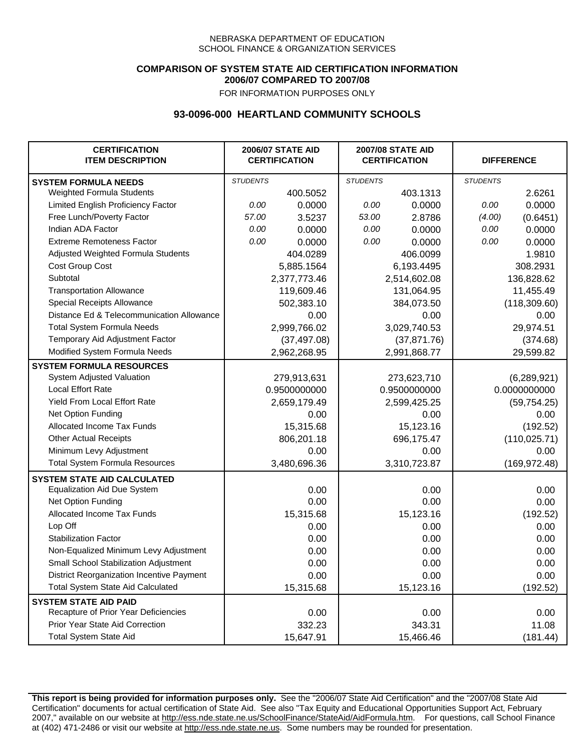NEBRASKA DEPARTMENT OF EDUCATION
SCHOOL FINANCE & ORGANIZATION SERVICES

**COMPARISON OF SYSTEM STATE AID CERTIFICATION INFORMATION**
**2006/07 COMPARED TO 2007/08**
FOR INFORMATION PURPOSES ONLY

## 93-0096-000 HEARTLAND COMMUNITY SCHOOLS

| CERTIFICATION ITEM DESCRIPTION | 2006/07 STATE AID CERTIFICATION | | 2007/08 STATE AID CERTIFICATION | | DIFFERENCE | |
|---|---|---|---|---|---|---|
| **SYSTEM FORMULA NEEDS** | *STUDENTS* | | *STUDENTS* | | *STUDENTS* | |
| Weighted Formula Students | | 400.5052 | | 403.1313 | | 2.6261 |
| Limited English Proficiency Factor | 0.00 | 0.0000 | 0.00 | 0.0000 | 0.00 | 0.0000 |
| Free Lunch/Poverty Factor | 57.00 | 3.5237 | 53.00 | 2.8786 | (4.00) | (0.6451) |
| Indian ADA Factor | 0.00 | 0.0000 | 0.00 | 0.0000 | 0.00 | 0.0000 |
| Extreme Remoteness Factor | 0.00 | 0.0000 | 0.00 | 0.0000 | 0.00 | 0.0000 |
| Adjusted Weighted Formula Students | | 404.0289 | | 406.0099 | | 1.9810 |
| Cost Group Cost | | 5,885.1564 | | 6,193.4495 | | 308.2931 |
| Subtotal | | 2,377,773.46 | | 2,514,602.08 | | 136,828.62 |
| Transportation Allowance | | 119,609.46 | | 131,064.95 | | 11,455.49 |
| Special Receipts Allowance | | 502,383.10 | | 384,073.50 | | (118,309.60) |
| Distance Ed & Telecommunication Allowance | | 0.00 | | 0.00 | | 0.00 |
| Total System Formula Needs | | 2,999,766.02 | | 3,029,740.53 | | 29,974.51 |
| Temporary Aid Adjustment Factor | | (37,497.08) | | (37,871.76) | | (374.68) |
| Modified System Formula Needs | | 2,962,268.95 | | 2,991,868.77 | | 29,599.82 |
| **SYSTEM FORMULA RESOURCES** | | | | | | |
| System Adjusted Valuation | | 279,913,631 | | 273,623,710 | | (6,289,921) |
| Local Effort Rate | | 0.9500000000 | | 0.9500000000 | | 0.0000000000 |
| Yield From Local Effort Rate | | 2,659,179.49 | | 2,599,425.25 | | (59,754.25) |
| Net Option Funding | | 0.00 | | 0.00 | | 0.00 |
| Allocated Income Tax Funds | | 15,315.68 | | 15,123.16 | | (192.52) |
| Other Actual Receipts | | 806,201.18 | | 696,175.47 | | (110,025.71) |
| Minimum Levy Adjustment | | 0.00 | | 0.00 | | 0.00 |
| Total System Formula Resources | | 3,480,696.36 | | 3,310,723.87 | | (169,972.48) |
| **SYSTEM STATE AID CALCULATED** | | | | | | |
| Equalization Aid Due System | | 0.00 | | 0.00 | | 0.00 |
| Net Option Funding | | 0.00 | | 0.00 | | 0.00 |
| Allocated Income Tax Funds | | 15,315.68 | | 15,123.16 | | (192.52) |
| Lop Off | | 0.00 | | 0.00 | | 0.00 |
| Stabilization Factor | | 0.00 | | 0.00 | | 0.00 |
| Non-Equalized Minimum Levy Adjustment | | 0.00 | | 0.00 | | 0.00 |
| Small School Stabilization Adjustment | | 0.00 | | 0.00 | | 0.00 |
| District Reorganization Incentive Payment | | 0.00 | | 0.00 | | 0.00 |
| Total System State Aid Calculated | | 15,315.68 | | 15,123.16 | | (192.52) |
| **SYSTEM STATE AID PAID** | | | | | | |
| Recapture of Prior Year Deficiencies | | 0.00 | | 0.00 | | 0.00 |
| Prior Year State Aid Correction | | 332.23 | | 343.31 | | 11.08 |
| Total System State Aid | | 15,647.91 | | 15,466.46 | | (181.44) |

**This report is being provided for information purposes only.** See the "2006/07 State Aid Certification" and the "2007/08 State Aid Certification" documents for actual certification of State Aid. See also "Tax Equity and Educational Opportunities Support Act, February 2007," available on our website at http://ess.nde.state.ne.us/SchoolFinance/StateAid/AidFormula.htm. For questions, call School Finance at (402) 471-2486 or visit our website at http://ess.nde.state.ne.us. Some numbers may be rounded for presentation.